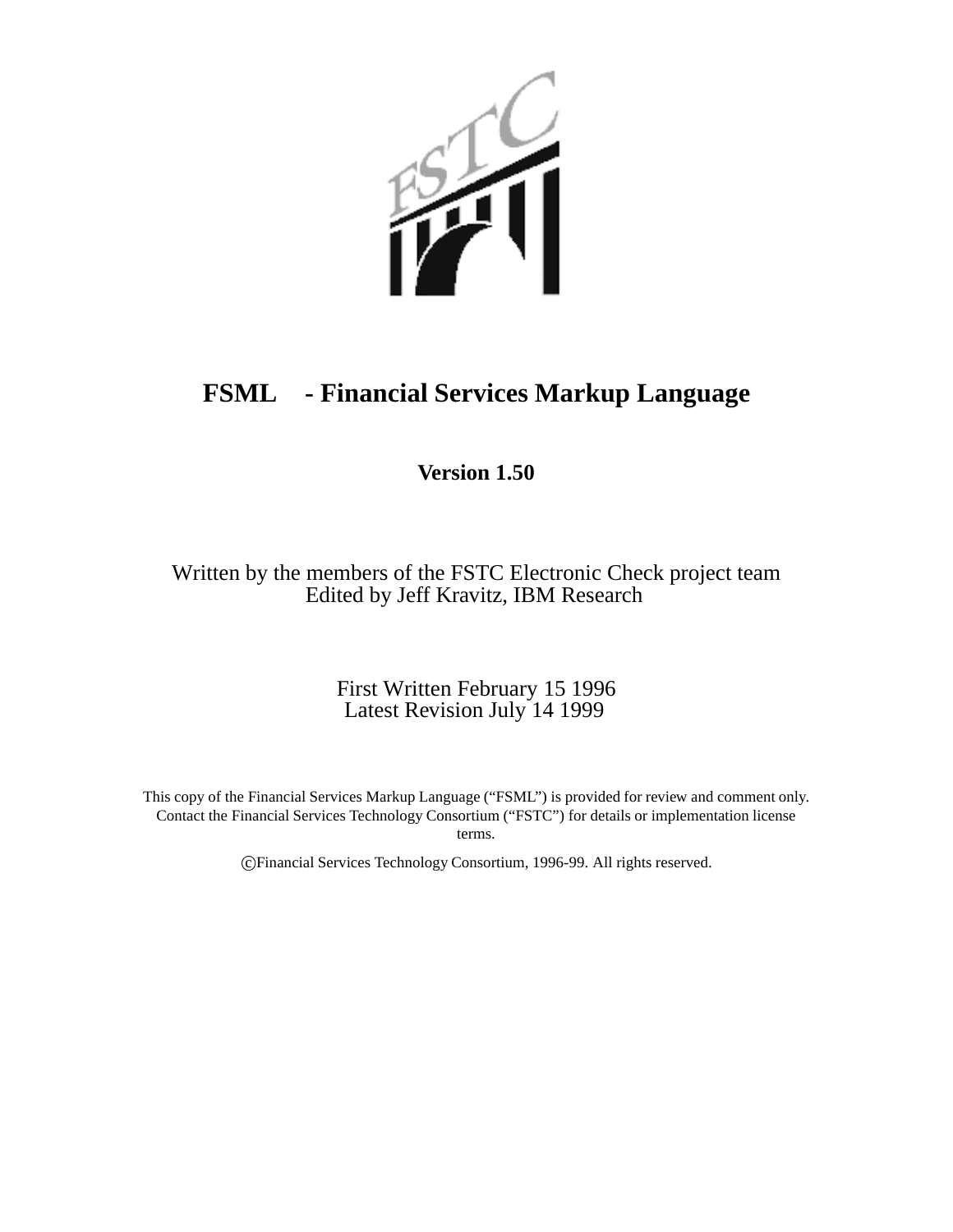# FSML - Financial Services Markup Language

**Version 1.50**

Written by the members of the FSTC Electronic Check project team
Edited by Jeff Kravitz, IBM Research

First Written February 15 1996
Latest Revision July 14 1999

This copy of the Financial Services Markup Language ("FSML") is provided for review and comment only. Contact the Financial Services Technology Consortium ("FSTC") for details or implementation license terms.

©Financial Services Technology Consortium, 1996-99. All rights reserved.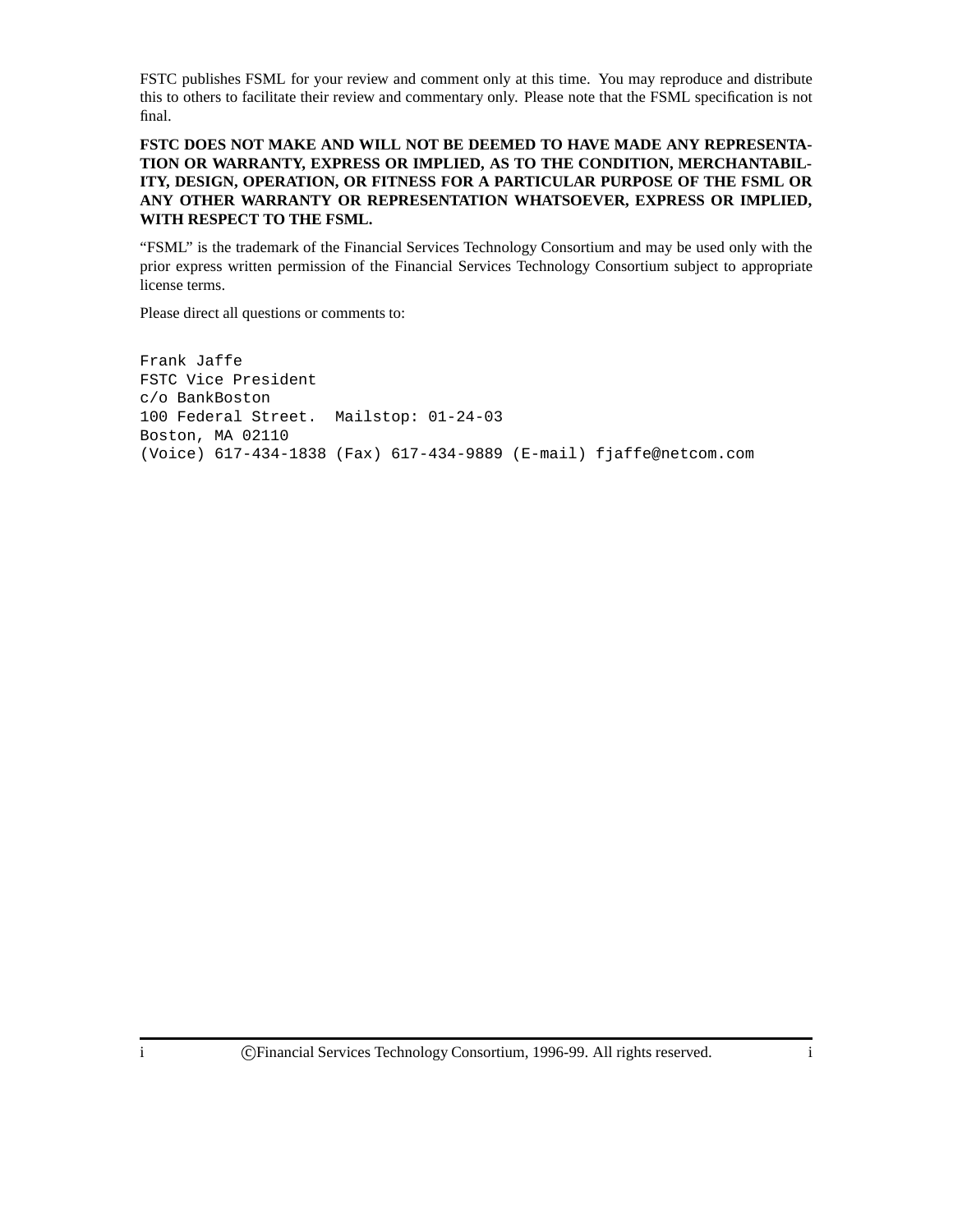FSTC publishes FSML for your review and comment only at this time. You may reproduce and distribute this to others to facilitate their review and commentary only. Please note that the FSML specification is not final.

**FSTC DOES NOT MAKE AND WILL NOT BE DEEMED TO HAVE MADE ANY REPRESENTATION OR WARRANTY, EXPRESS OR IMPLIED, AS TO THE CONDITION, MERCHANTABILITY, DESIGN, OPERATION, OR FITNESS FOR A PARTICULAR PURPOSE OF THE FSML OR ANY OTHER WARRANTY OR REPRESENTATION WHATSOEVER, EXPRESS OR IMPLIED, WITH RESPECT TO THE FSML.**

"FSML" is the trademark of the Financial Services Technology Consortium and may be used only with the prior express written permission of the Financial Services Technology Consortium subject to appropriate license terms.

Please direct all questions or comments to:

```
Frank Jaffe
FSTC Vice President
c/o BankBoston
100 Federal Street.  Mailstop: 01-24-03
Boston, MA 02110
(Voice) 617-434-1838 (Fax) 617-434-9889 (E-mail) fjaffe@netcom.com
```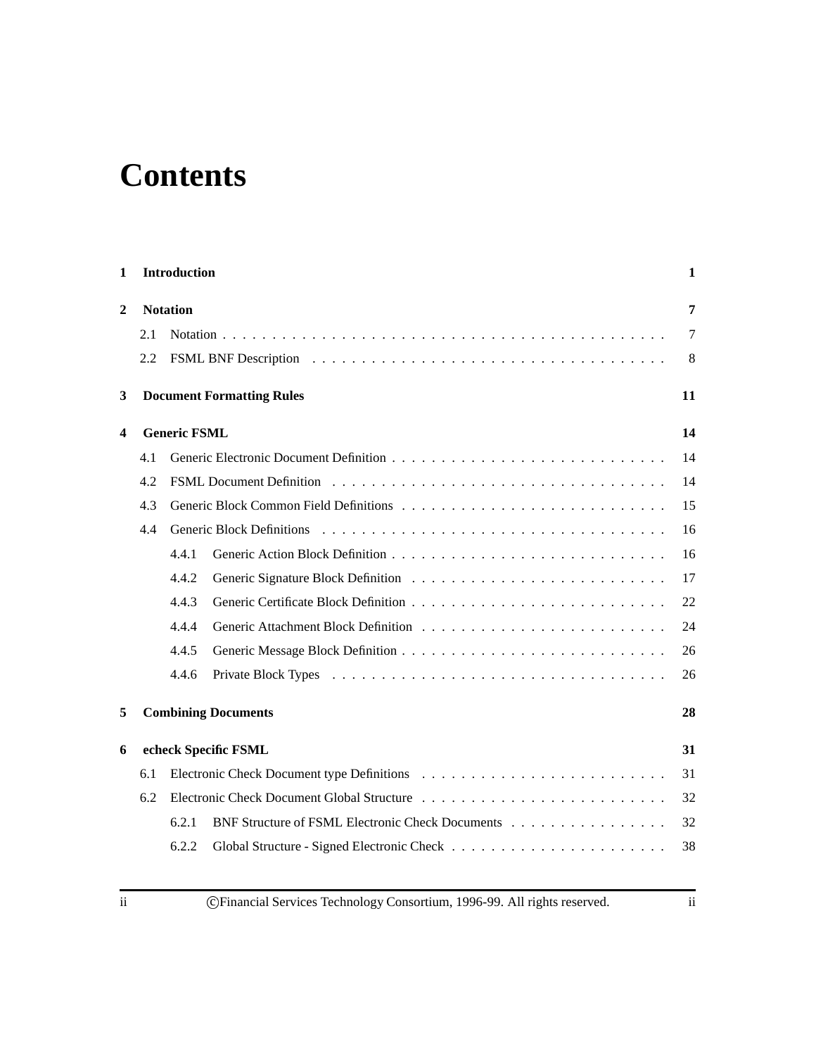# Contents

| | | | |
|---|---|---|---|
| **1** | **Introduction** | | **1** |
| **2** | **Notation** | | **7** |
| | 2.1 | Notation | 7 |
| | 2.2 | FSML BNF Description | 8 |
| **3** | **Document Formatting Rules** | | **11** |
| **4** | **Generic FSML** | | **14** |
| | 4.1 | Generic Electronic Document Definition | 14 |
| | 4.2 | FSML Document Definition | 14 |
| | 4.3 | Generic Block Common Field Definitions | 15 |
| | 4.4 | Generic Block Definitions | 16 |
| | 4.4.1 | Generic Action Block Definition | 16 |
| | 4.4.2 | Generic Signature Block Definition | 17 |
| | 4.4.3 | Generic Certificate Block Definition | 22 |
| | 4.4.4 | Generic Attachment Block Definition | 24 |
| | 4.4.5 | Generic Message Block Definition | 26 |
| | 4.4.6 | Private Block Types | 26 |
| **5** | **Combining Documents** | | **28** |
| **6** | **echeck Specific FSML** | | **31** |
| | 6.1 | Electronic Check Document type Definitions | 31 |
| | 6.2 | Electronic Check Document Global Structure | 32 |
| | 6.2.1 | BNF Structure of FSML Electronic Check Documents | 32 |
| | 6.2.2 | Global Structure - Signed Electronic Check | 38 |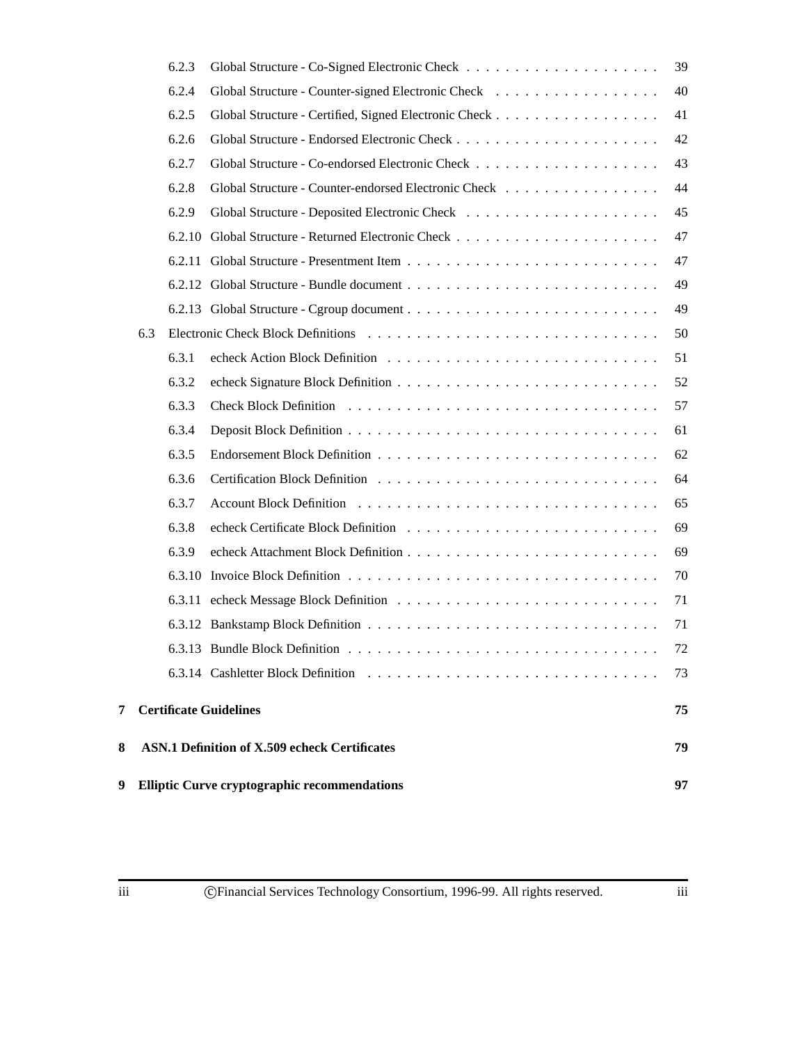- 6.2.3 Global Structure - Co-Signed Electronic Check . . . . . 39
- 6.2.4 Global Structure - Counter-signed Electronic Check . . . . . 40
- 6.2.5 Global Structure - Certified, Signed Electronic Check . . . . . 41
- 6.2.6 Global Structure - Endorsed Electronic Check . . . . . 42
- 6.2.7 Global Structure - Co-endorsed Electronic Check . . . . . 43
- 6.2.8 Global Structure - Counter-endorsed Electronic Check . . . . . 44
- 6.2.9 Global Structure - Deposited Electronic Check . . . . . 45
- 6.2.10 Global Structure - Returned Electronic Check . . . . . 47
- 6.2.11 Global Structure - Presentment Item . . . . . 47
- 6.2.12 Global Structure - Bundle document . . . . . 49
- 6.2.13 Global Structure - Cgroup document . . . . . 49

6.3 Electronic Check Block Definitions . . . . . 50

- 6.3.1 echeck Action Block Definition . . . . . 51
- 6.3.2 echeck Signature Block Definition . . . . . 52
- 6.3.3 Check Block Definition . . . . . 57
- 6.3.4 Deposit Block Definition . . . . . 61
- 6.3.5 Endorsement Block Definition . . . . . 62
- 6.3.6 Certification Block Definition . . . . . 64
- 6.3.7 Account Block Definition . . . . . 65
- 6.3.8 echeck Certificate Block Definition . . . . . 69
- 6.3.9 echeck Attachment Block Definition . . . . . 69
- 6.3.10 Invoice Block Definition . . . . . 70
- 6.3.11 echeck Message Block Definition . . . . . 71
- 6.3.12 Bankstamp Block Definition . . . . . 71
- 6.3.13 Bundle Block Definition . . . . . 72
- 6.3.14 Cashletter Block Definition . . . . . 73

**7 Certificate Guidelines** **75**

**8 ASN.1 Definition of X.509 echeck Certificates** **79**

**9 Elliptic Curve cryptographic recommendations** **97**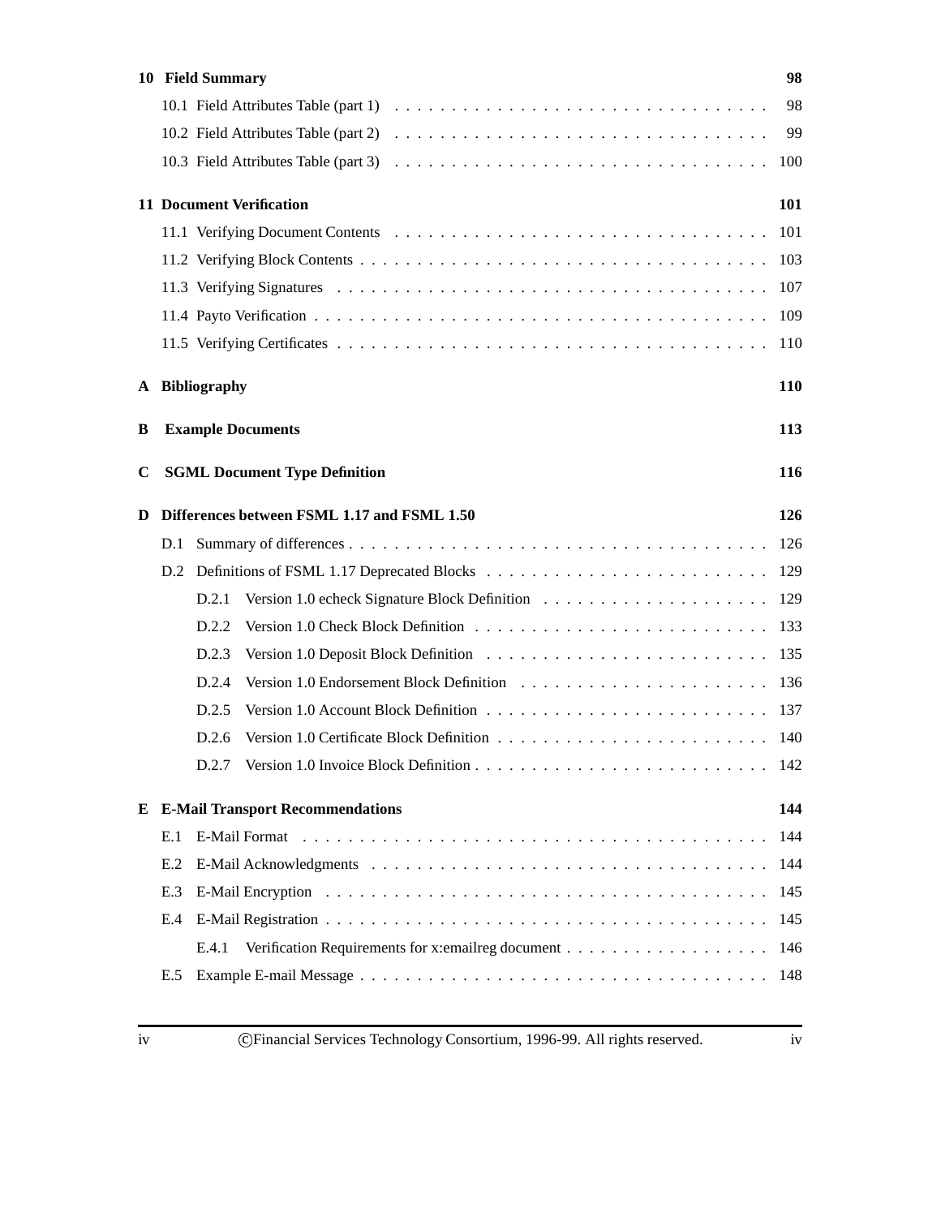**10 Field Summary** 98

- 10.1 Field Attributes Table (part 1) . . . . . 98
- 10.2 Field Attributes Table (part 2) . . . . . 99
- 10.3 Field Attributes Table (part 3) . . . . . 100

**11 Document Verification** 101

- 11.1 Verifying Document Contents . . . . . 101
- 11.2 Verifying Block Contents . . . . . 103
- 11.3 Verifying Signatures . . . . . 107
- 11.4 Payto Verification . . . . . 109
- 11.5 Verifying Certificates . . . . . 110

**A Bibliography** 110

**B Example Documents** 113

**C SGML Document Type Definition** 116

**D Differences between FSML 1.17 and FSML 1.50** 126

- D.1 Summary of differences . . . . . 126
- D.2 Definitions of FSML 1.17 Deprecated Blocks . . . . . 129
  - D.2.1 Version 1.0 echeck Signature Block Definition . . . . . 129
  - D.2.2 Version 1.0 Check Block Definition . . . . . 133
  - D.2.3 Version 1.0 Deposit Block Definition . . . . . 135
  - D.2.4 Version 1.0 Endorsement Block Definition . . . . . 136
  - D.2.5 Version 1.0 Account Block Definition . . . . . 137
  - D.2.6 Version 1.0 Certificate Block Definition . . . . . 140
  - D.2.7 Version 1.0 Invoice Block Definition . . . . . 142

**E E-Mail Transport Recommendations** 144

- E.1 E-Mail Format . . . . . 144
- E.2 E-Mail Acknowledgments . . . . . 144
- E.3 E-Mail Encryption . . . . . 145
- E.4 E-Mail Registration . . . . . 145
  - E.4.1 Verification Requirements for x:emailreg document . . . . . 146
- E.5 Example E-mail Message . . . . . 148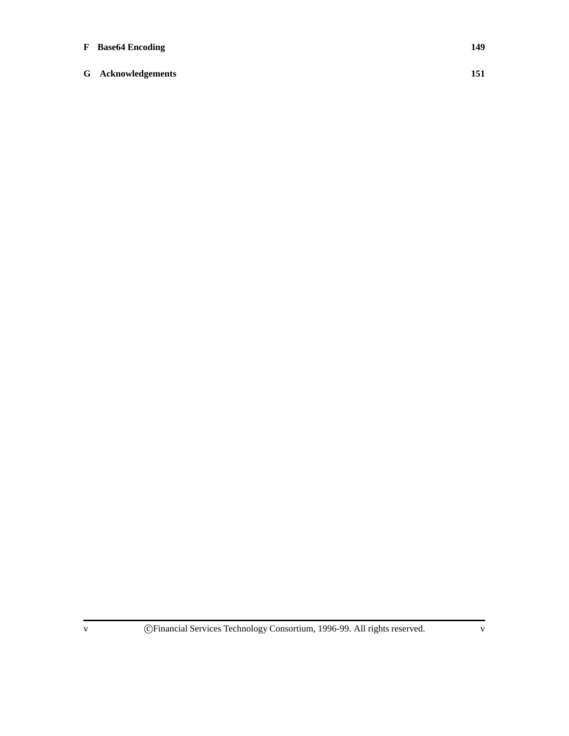**F Base64 Encoding** **149**

**G Acknowledgements** **151**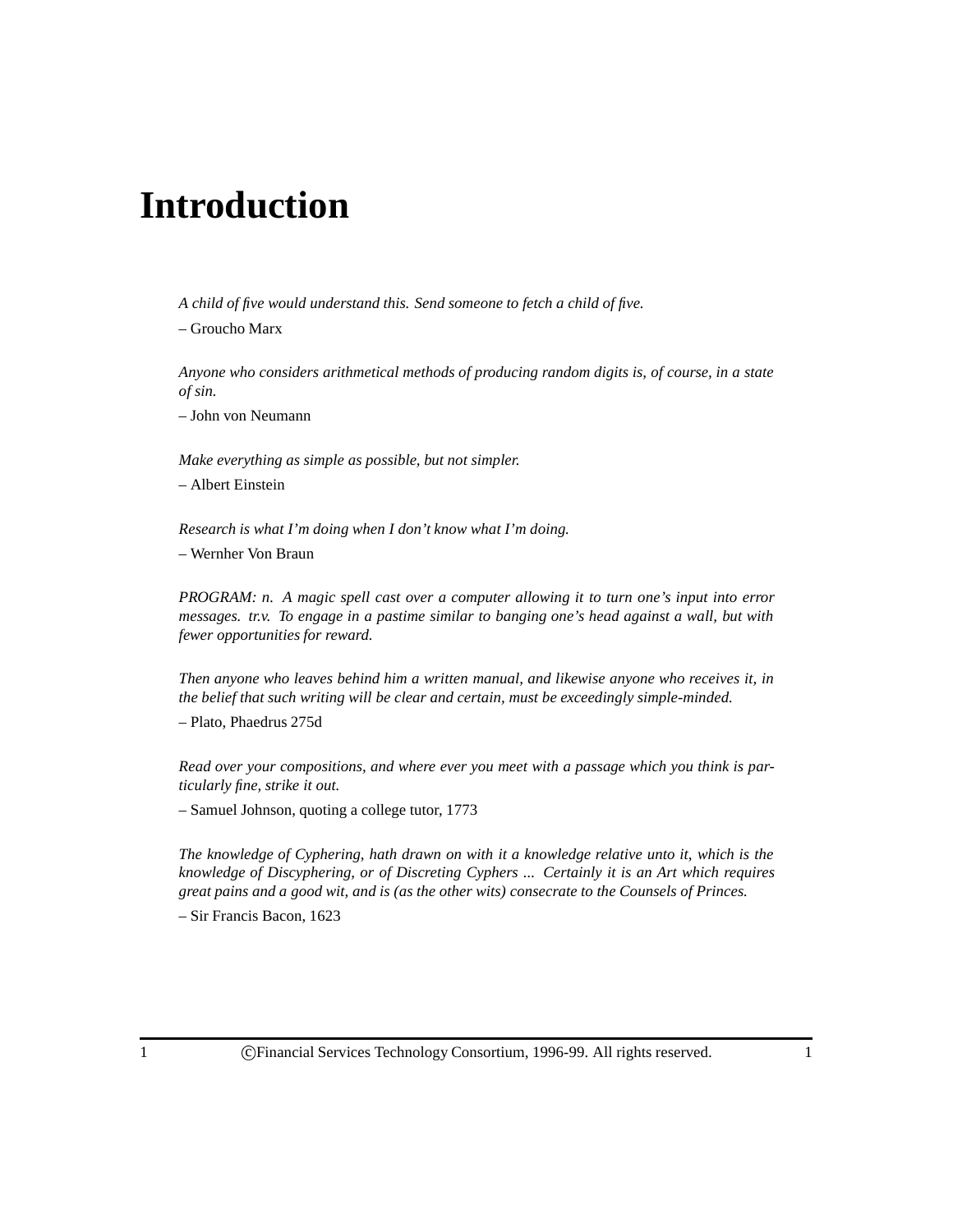# Introduction

*A child of five would understand this. Send someone to fetch a child of five.*

– Groucho Marx

*Anyone who considers arithmetical methods of producing random digits is, of course, in a state of sin.*

– John von Neumann

*Make everything as simple as possible, but not simpler.*

– Albert Einstein

*Research is what I'm doing when I don't know what I'm doing.*

– Wernher Von Braun

*PROGRAM: n. A magic spell cast over a computer allowing it to turn one's input into error messages. tr.v. To engage in a pastime similar to banging one's head against a wall, but with fewer opportunities for reward.*

*Then anyone who leaves behind him a written manual, and likewise anyone who receives it, in the belief that such writing will be clear and certain, must be exceedingly simple-minded.*

– Plato, Phaedrus 275d

*Read over your compositions, and where ever you meet with a passage which you think is particularly fine, strike it out.*

– Samuel Johnson, quoting a college tutor, 1773

*The knowledge of Cyphering, hath drawn on with it a knowledge relative unto it, which is the knowledge of Discyphering, or of Discreting Cyphers ... Certainly it is an Art which requires great pains and a good wit, and is (as the other wits) consecrate to the Counsels of Princes.*

– Sir Francis Bacon, 1623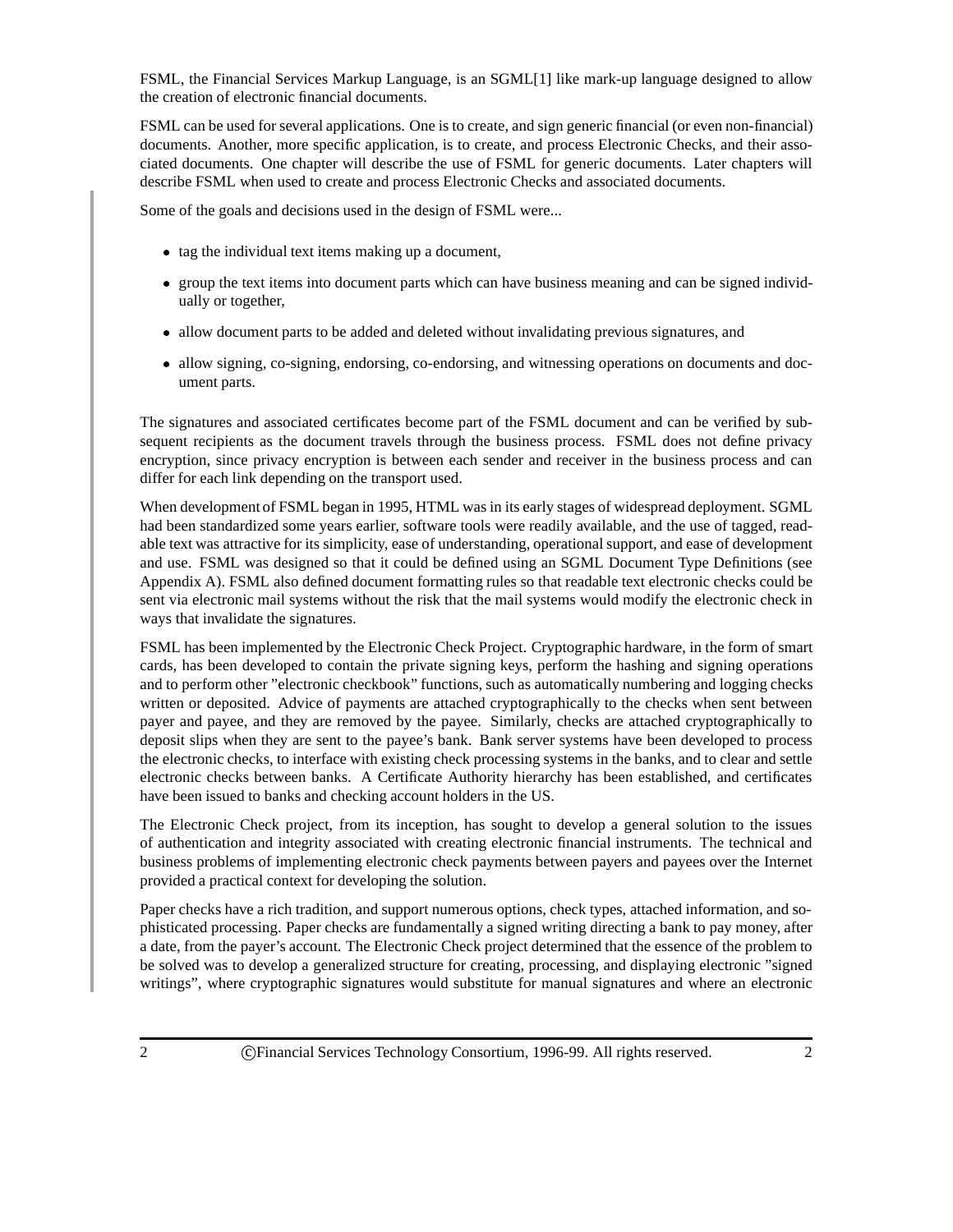FSML, the Financial Services Markup Language, is an SGML[1] like mark-up language designed to allow the creation of electronic financial documents.

FSML can be used for several applications. One is to create, and sign generic financial (or even non-financial) documents. Another, more specific application, is to create, and process Electronic Checks, and their associated documents. One chapter will describe the use of FSML for generic documents. Later chapters will describe FSML when used to create and process Electronic Checks and associated documents.

Some of the goals and decisions used in the design of FSML were...

- tag the individual text items making up a document,
- group the text items into document parts which can have business meaning and can be signed individually or together,
- allow document parts to be added and deleted without invalidating previous signatures, and
- allow signing, co-signing, endorsing, co-endorsing, and witnessing operations on documents and document parts.

The signatures and associated certificates become part of the FSML document and can be verified by subsequent recipients as the document travels through the business process. FSML does not define privacy encryption, since privacy encryption is between each sender and receiver in the business process and can differ for each link depending on the transport used.

When development of FSML began in 1995, HTML was in its early stages of widespread deployment. SGML had been standardized some years earlier, software tools were readily available, and the use of tagged, readable text was attractive for its simplicity, ease of understanding, operational support, and ease of development and use. FSML was designed so that it could be defined using an SGML Document Type Definitions (see Appendix A). FSML also defined document formatting rules so that readable text electronic checks could be sent via electronic mail systems without the risk that the mail systems would modify the electronic check in ways that invalidate the signatures.

FSML has been implemented by the Electronic Check Project. Cryptographic hardware, in the form of smart cards, has been developed to contain the private signing keys, perform the hashing and signing operations and to perform other "electronic checkbook" functions, such as automatically numbering and logging checks written or deposited. Advice of payments are attached cryptographically to the checks when sent between payer and payee, and they are removed by the payee. Similarly, checks are attached cryptographically to deposit slips when they are sent to the payee's bank. Bank server systems have been developed to process the electronic checks, to interface with existing check processing systems in the banks, and to clear and settle electronic checks between banks. A Certificate Authority hierarchy has been established, and certificates have been issued to banks and checking account holders in the US.

The Electronic Check project, from its inception, has sought to develop a general solution to the issues of authentication and integrity associated with creating electronic financial instruments. The technical and business problems of implementing electronic check payments between payers and payees over the Internet provided a practical context for developing the solution.

Paper checks have a rich tradition, and support numerous options, check types, attached information, and sophisticated processing. Paper checks are fundamentally a signed writing directing a bank to pay money, after a date, from the payer's account. The Electronic Check project determined that the essence of the problem to be solved was to develop a generalized structure for creating, processing, and displaying electronic "signed writings", where cryptographic signatures would substitute for manual signatures and where an electronic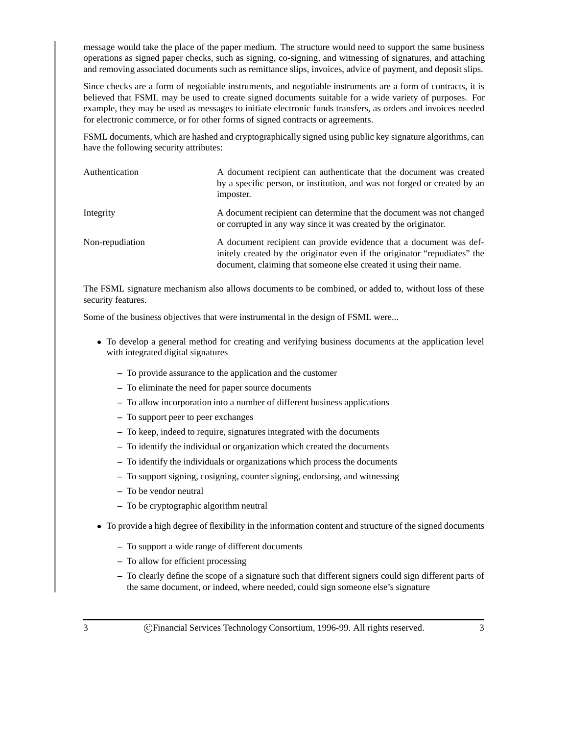message would take the place of the paper medium. The structure would need to support the same business operations as signed paper checks, such as signing, co-signing, and witnessing of signatures, and attaching and removing associated documents such as remittance slips, invoices, advice of payment, and deposit slips.

Since checks are a form of negotiable instruments, and negotiable instruments are a form of contracts, it is believed that FSML may be used to create signed documents suitable for a wide variety of purposes. For example, they may be used as messages to initiate electronic funds transfers, as orders and invoices needed for electronic commerce, or for other forms of signed contracts or agreements.

FSML documents, which are hashed and cryptographically signed using public key signature algorithms, can have the following security attributes:

| | |
|---|---|
| Authentication | A document recipient can authenticate that the document was created by a specific person, or institution, and was not forged or created by an imposter. |
| Integrity | A document recipient can determine that the document was not changed or corrupted in any way since it was created by the originator. |
| Non-repudiation | A document recipient can provide evidence that a document was definitely created by the originator even if the originator "repudiates" the document, claiming that someone else created it using their name. |

The FSML signature mechanism also allows documents to be combined, or added to, without loss of these security features.

Some of the business objectives that were instrumental in the design of FSML were...

- To develop a general method for creating and verifying business documents at the application level with integrated digital signatures
  - To provide assurance to the application and the customer
  - To eliminate the need for paper source documents
  - To allow incorporation into a number of different business applications
  - To support peer to peer exchanges
  - To keep, indeed to require, signatures integrated with the documents
  - To identify the individual or organization which created the documents
  - To identify the individuals or organizations which process the documents
  - To support signing, cosigning, counter signing, endorsing, and witnessing
  - To be vendor neutral
  - To be cryptographic algorithm neutral
- To provide a high degree of flexibility in the information content and structure of the signed documents
  - To support a wide range of different documents
  - To allow for efficient processing
  - To clearly define the scope of a signature such that different signers could sign different parts of the same document, or indeed, where needed, could sign someone else's signature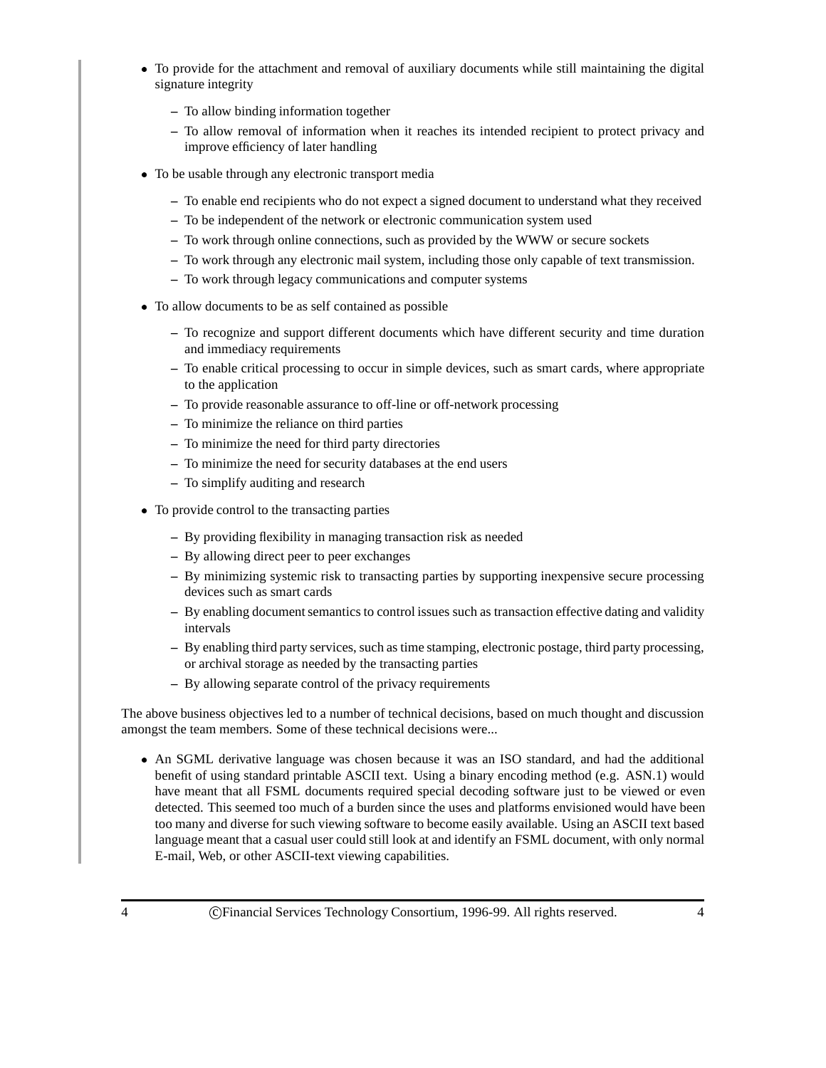- To provide for the attachment and removal of auxiliary documents while still maintaining the digital signature integrity
  - To allow binding information together
  - To allow removal of information when it reaches its intended recipient to protect privacy and improve efficiency of later handling
- To be usable through any electronic transport media
  - To enable end recipients who do not expect a signed document to understand what they received
  - To be independent of the network or electronic communication system used
  - To work through online connections, such as provided by the WWW or secure sockets
  - To work through any electronic mail system, including those only capable of text transmission.
  - To work through legacy communications and computer systems
- To allow documents to be as self contained as possible
  - To recognize and support different documents which have different security and time duration and immediacy requirements
  - To enable critical processing to occur in simple devices, such as smart cards, where appropriate to the application
  - To provide reasonable assurance to off-line or off-network processing
  - To minimize the reliance on third parties
  - To minimize the need for third party directories
  - To minimize the need for security databases at the end users
  - To simplify auditing and research
- To provide control to the transacting parties
  - By providing flexibility in managing transaction risk as needed
  - By allowing direct peer to peer exchanges
  - By minimizing systemic risk to transacting parties by supporting inexpensive secure processing devices such as smart cards
  - By enabling document semantics to control issues such as transaction effective dating and validity intervals
  - By enabling third party services, such as time stamping, electronic postage, third party processing, or archival storage as needed by the transacting parties
  - By allowing separate control of the privacy requirements

The above business objectives led to a number of technical decisions, based on much thought and discussion amongst the team members. Some of these technical decisions were...

- An SGML derivative language was chosen because it was an ISO standard, and had the additional benefit of using standard printable ASCII text. Using a binary encoding method (e.g. ASN.1) would have meant that all FSML documents required special decoding software just to be viewed or even detected. This seemed too much of a burden since the uses and platforms envisioned would have been too many and diverse for such viewing software to become easily available. Using an ASCII text based language meant that a casual user could still look at and identify an FSML document, with only normal E-mail, Web, or other ASCII-text viewing capabilities.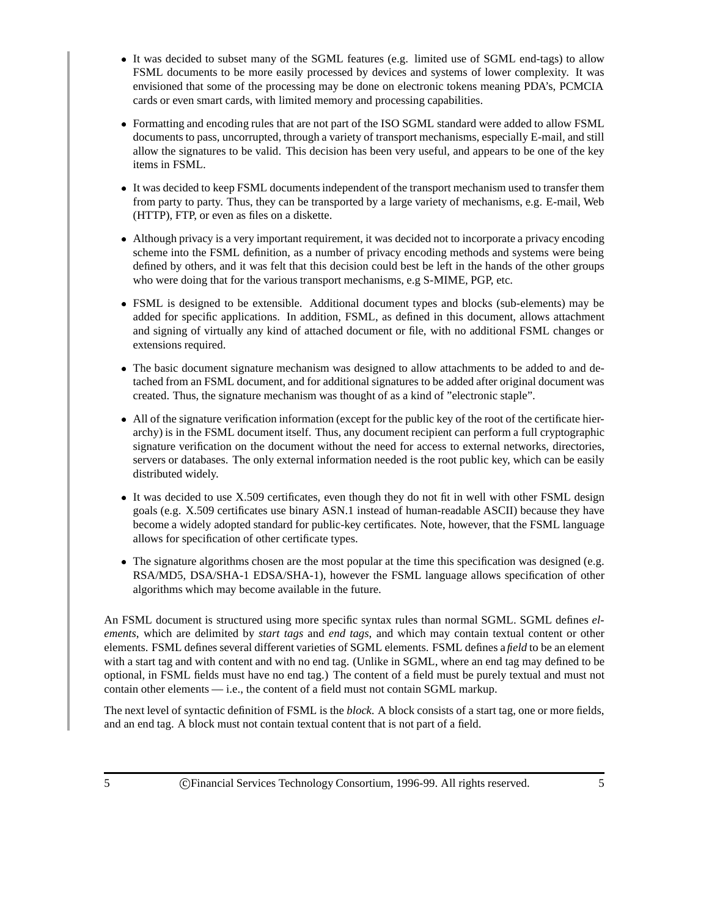- It was decided to subset many of the SGML features (e.g. limited use of SGML end-tags) to allow FSML documents to be more easily processed by devices and systems of lower complexity. It was envisioned that some of the processing may be done on electronic tokens meaning PDA's, PCMCIA cards or even smart cards, with limited memory and processing capabilities.

- Formatting and encoding rules that are not part of the ISO SGML standard were added to allow FSML documents to pass, uncorrupted, through a variety of transport mechanisms, especially E-mail, and still allow the signatures to be valid. This decision has been very useful, and appears to be one of the key items in FSML.

- It was decided to keep FSML documents independent of the transport mechanism used to transfer them from party to party. Thus, they can be transported by a large variety of mechanisms, e.g. E-mail, Web (HTTP), FTP, or even as files on a diskette.

- Although privacy is a very important requirement, it was decided not to incorporate a privacy encoding scheme into the FSML definition, as a number of privacy encoding methods and systems were being defined by others, and it was felt that this decision could best be left in the hands of the other groups who were doing that for the various transport mechanisms, e.g S-MIME, PGP, etc.

- FSML is designed to be extensible. Additional document types and blocks (sub-elements) may be added for specific applications. In addition, FSML, as defined in this document, allows attachment and signing of virtually any kind of attached document or file, with no additional FSML changes or extensions required.

- The basic document signature mechanism was designed to allow attachments to be added to and detached from an FSML document, and for additional signatures to be added after original document was created. Thus, the signature mechanism was thought of as a kind of "electronic staple".

- All of the signature verification information (except for the public key of the root of the certificate hierarchy) is in the FSML document itself. Thus, any document recipient can perform a full cryptographic signature verification on the document without the need for access to external networks, directories, servers or databases. The only external information needed is the root public key, which can be easily distributed widely.

- It was decided to use X.509 certificates, even though they do not fit in well with other FSML design goals (e.g. X.509 certificates use binary ASN.1 instead of human-readable ASCII) because they have become a widely adopted standard for public-key certificates. Note, however, that the FSML language allows for specification of other certificate types.

- The signature algorithms chosen are the most popular at the time this specification was designed (e.g. RSA/MD5, DSA/SHA-1 EDSA/SHA-1), however the FSML language allows specification of other algorithms which may become available in the future.

An FSML document is structured using more specific syntax rules than normal SGML. SGML defines *elements*, which are delimited by *start tags* and *end tags*, and which may contain textual content or other elements. FSML defines several different varieties of SGML elements. FSML defines a *field* to be an element with a start tag and with content and with no end tag. (Unlike in SGML, where an end tag may defined to be optional, in FSML fields must have no end tag.) The content of a field must be purely textual and must not contain other elements — i.e., the content of a field must not contain SGML markup.

The next level of syntactic definition of FSML is the *block*. A block consists of a start tag, one or more fields, and an end tag. A block must not contain textual content that is not part of a field.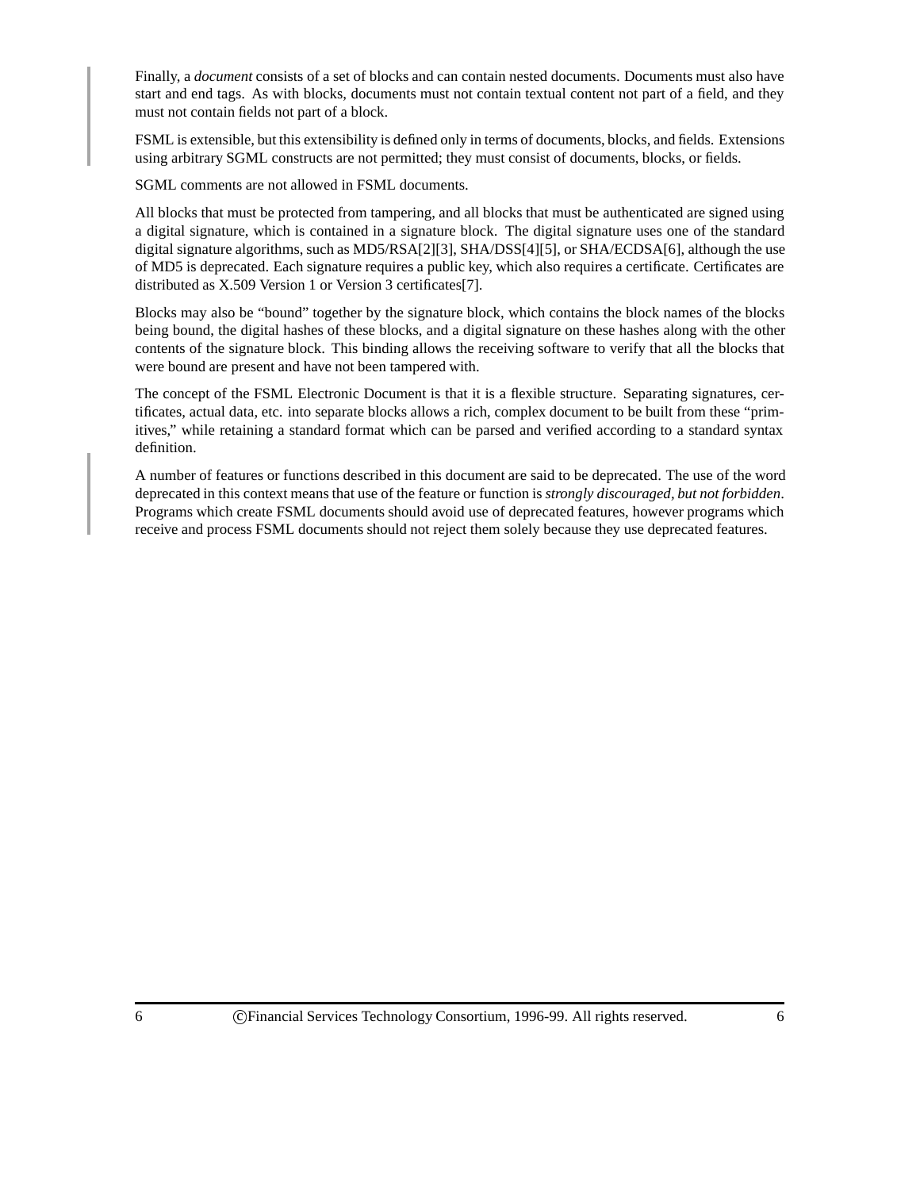Finally, a *document* consists of a set of blocks and can contain nested documents. Documents must also have start and end tags. As with blocks, documents must not contain textual content not part of a field, and they must not contain fields not part of a block.

FSML is extensible, but this extensibility is defined only in terms of documents, blocks, and fields. Extensions using arbitrary SGML constructs are not permitted; they must consist of documents, blocks, or fields.

SGML comments are not allowed in FSML documents.

All blocks that must be protected from tampering, and all blocks that must be authenticated are signed using a digital signature, which is contained in a signature block. The digital signature uses one of the standard digital signature algorithms, such as MD5/RSA[2][3], SHA/DSS[4][5], or SHA/ECDSA[6], although the use of MD5 is deprecated. Each signature requires a public key, which also requires a certificate. Certificates are distributed as X.509 Version 1 or Version 3 certificates[7].

Blocks may also be "bound" together by the signature block, which contains the block names of the blocks being bound, the digital hashes of these blocks, and a digital signature on these hashes along with the other contents of the signature block. This binding allows the receiving software to verify that all the blocks that were bound are present and have not been tampered with.

The concept of the FSML Electronic Document is that it is a flexible structure. Separating signatures, certificates, actual data, etc. into separate blocks allows a rich, complex document to be built from these "primitives," while retaining a standard format which can be parsed and verified according to a standard syntax definition.

A number of features or functions described in this document are said to be deprecated. The use of the word deprecated in this context means that use of the feature or function is *strongly discouraged, but not forbidden*. Programs which create FSML documents should avoid use of deprecated features, however programs which receive and process FSML documents should not reject them solely because they use deprecated features.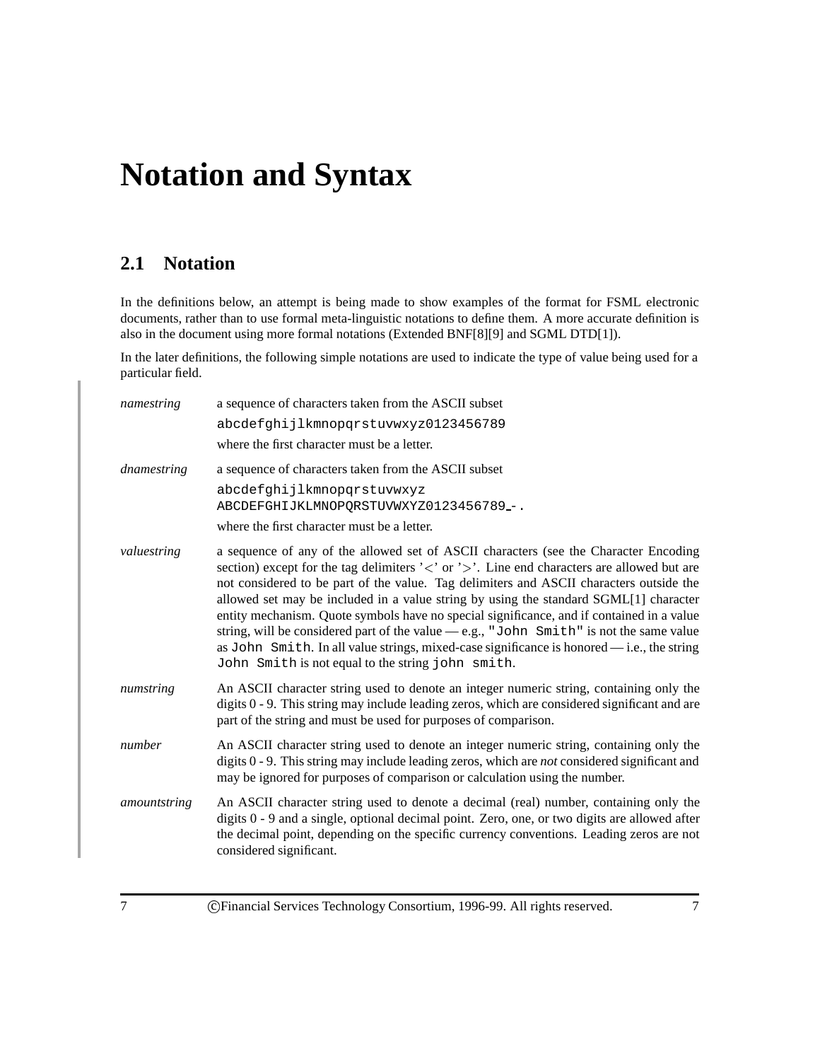# Notation and Syntax

## 2.1 Notation

In the definitions below, an attempt is being made to show examples of the format for FSML electronic documents, rather than to use formal meta-linguistic notations to define them. A more accurate definition is also in the document using more formal notations (Extended BNF[8][9] and SGML DTD[1]).

In the later definitions, the following simple notations are used to indicate the type of value being used for a particular field.

*namestring* a sequence of characters taken from the ASCII subset

`abcdefghijlkmnopqrstuvwxyz0123456789`

where the first character must be a letter.

*dnamestring* a sequence of characters taken from the ASCII subset

`abcdefghijlkmnopqrstuvwxyz`
`ABCDEFGHIJKLMNOPQRSTUVWXYZ0123456789_-.`

where the first character must be a letter.

*valuestring* a sequence of any of the allowed set of ASCII characters (see the Character Encoding section) except for the tag delimiters '<' or '>'. Line end characters are allowed but are not considered to be part of the value. Tag delimiters and ASCII characters outside the allowed set may be included in a value string by using the standard SGML[1] character entity mechanism. Quote symbols have no special significance, and if contained in a value string, will be considered part of the value — e.g., `"John Smith"` is not the same value as `John Smith`. In all value strings, mixed-case significance is honored — i.e., the string `John Smith` is not equal to the string `john smith`.

*numstring* An ASCII character string used to denote an integer numeric string, containing only the digits 0 - 9. This string may include leading zeros, which are considered significant and are part of the string and must be used for purposes of comparison.

*number* An ASCII character string used to denote an integer numeric string, containing only the digits 0 - 9. This string may include leading zeros, which are *not* considered significant and may be ignored for purposes of comparison or calculation using the number.

*amountstring* An ASCII character string used to denote a decimal (real) number, containing only the digits 0 - 9 and a single, optional decimal point. Zero, one, or two digits are allowed after the decimal point, depending on the specific currency conventions. Leading zeros are not considered significant.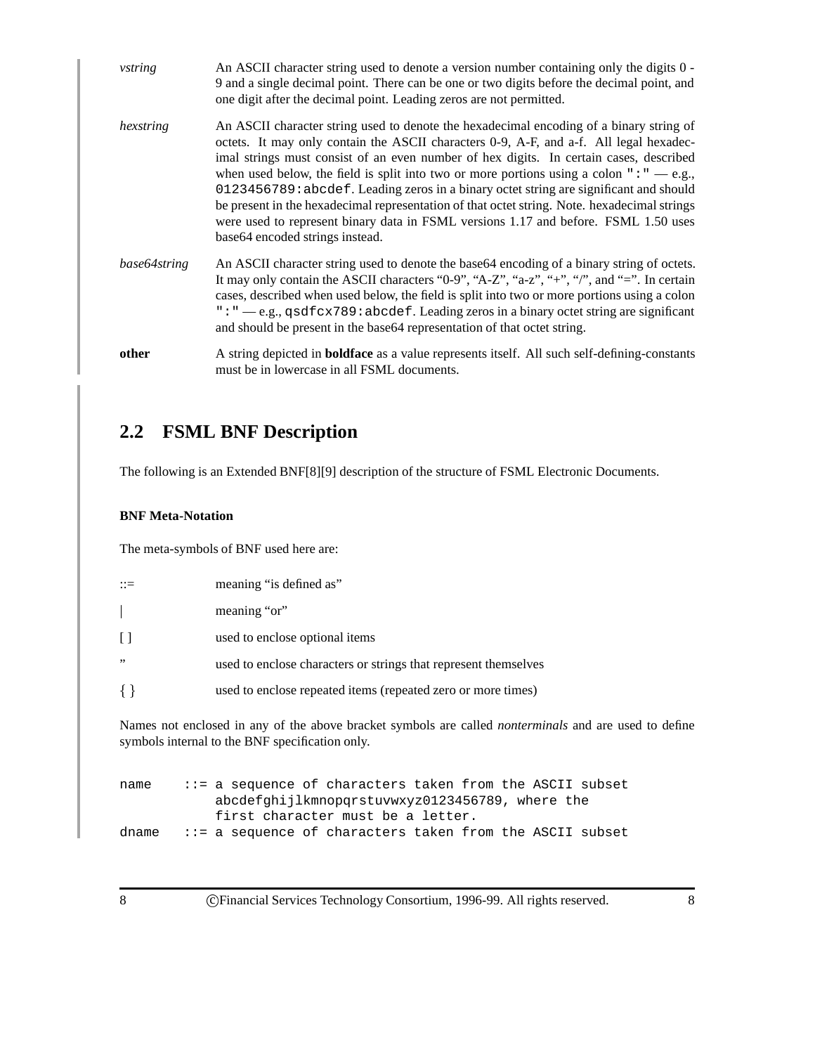| | |
|---|---|
| *vstring* | An ASCII character string used to denote a version number containing only the digits 0 - 9 and a single decimal point. There can be one or two digits before the decimal point, and one digit after the decimal point. Leading zeros are not permitted. |
| *hexstring* | An ASCII character string used to denote the hexadecimal encoding of a binary string of octets. It may only contain the ASCII characters 0-9, A-F, and a-f. All legal hexadecimal strings must consist of an even number of hex digits. In certain cases, described when used below, the field is split into two or more portions using a colon `":"` — e.g., `0123456789:abcdef`. Leading zeros in a binary octet string are significant and should be present in the hexadecimal representation of that octet string. Note. hexadecimal strings were used to represent binary data in FSML versions 1.17 and before. FSML 1.50 uses base64 encoded strings instead. |
| *base64string* | An ASCII character string used to denote the base64 encoding of a binary string of octets. It may only contain the ASCII characters "0-9", "A-Z", "a-z", "+", "/", and "=". In certain cases, described when used below, the field is split into two or more portions using a colon `":"` — e.g., `qsdfcx789:abcdef`. Leading zeros in a binary octet string are significant and should be present in the base64 representation of that octet string. |
| **other** | A string depicted in **boldface** as a value represents itself. All such self-defining-constants must be in lowercase in all FSML documents. |

## 2.2 FSML BNF Description

The following is an Extended BNF[8][9] description of the structure of FSML Electronic Documents.

#### BNF Meta-Notation

The meta-symbols of BNF used here are:

| | |
|---|---|
| ::= | meaning "is defined as" |
| \| | meaning "or" |
| [ ] | used to enclose optional items |
| " | used to enclose characters or strings that represent themselves |
| { } | used to enclose repeated items (repeated zero or more times) |

Names not enclosed in any of the above bracket symbols are called *nonterminals* and are used to define symbols internal to the BNF specification only.

```
name    ::= a sequence of characters taken from the ASCII subset
            abcdefghijlkmnopqrstuvwxyz0123456789, where the
            first character must be a letter.
dname   ::= a sequence of characters taken from the ASCII subset
```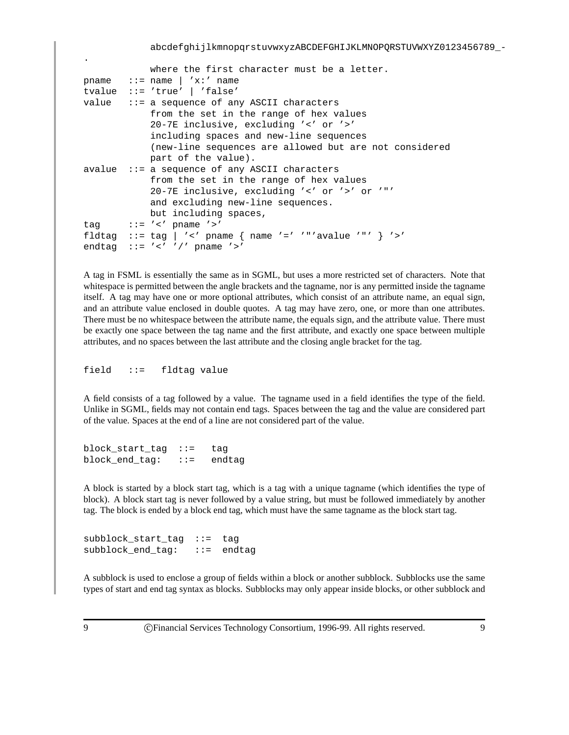```
            abcdefghijlkmnopqrstuvwxyzABCDEFGHIJKLMNOPQRSTUVWXYZ0123456789_-
.
            where the first character must be a letter.
pname   ::= name | 'x:' name
tvalue  ::= 'true' | 'false'
value   ::= a sequence of any ASCII characters
            from the set in the range of hex values
            20-7E inclusive, excluding '<' or '>'
            including spaces and new-line sequences
            (new-line sequences are allowed but are not considered
            part of the value).
avalue  ::= a sequence of any ASCII characters
            from the set in the range of hex values
            20-7E inclusive, excluding '<' or '>' or '"'
            and excluding new-line sequences.
            but including spaces,
tag     ::= '<' pname '>'
fldtag  ::= tag | '<' pname { name '=' '"'avalue '"' } '>'
endtag  ::= '<' '/' pname '>'
```

A tag in FSML is essentially the same as in SGML, but uses a more restricted set of characters. Note that whitespace is permitted between the angle brackets and the tagname, nor is any permitted inside the tagname itself. A tag may have one or more optional attributes, which consist of an attribute name, an equal sign, and an attribute value enclosed in double quotes. A tag may have zero, one, or more than one attributes. There must be no whitespace between the attribute name, the equals sign, and the attribute value. There must be exactly one space between the tag name and the first attribute, and exactly one space between multiple attributes, and no spaces between the last attribute and the closing angle bracket for the tag.

```
field   ::=   fldtag value
```

A field consists of a tag followed by a value. The tagname used in a field identifies the type of the field. Unlike in SGML, fields may not contain end tags. Spaces between the tag and the value are considered part of the value. Spaces at the end of a line are not considered part of the value.

```
block_start_tag  ::=   tag
block_end_tag:   ::=   endtag
```

A block is started by a block start tag, which is a tag with a unique tagname (which identifies the type of block). A block start tag is never followed by a value string, but must be followed immediately by another tag. The block is ended by a block end tag, which must have the same tagname as the block start tag.

```
subblock_start_tag  ::=  tag
subblock_end_tag:   ::=  endtag
```

A subblock is used to enclose a group of fields within a block or another subblock. Subblocks use the same types of start and end tag syntax as blocks. Subblocks may only appear inside blocks, or other subblock and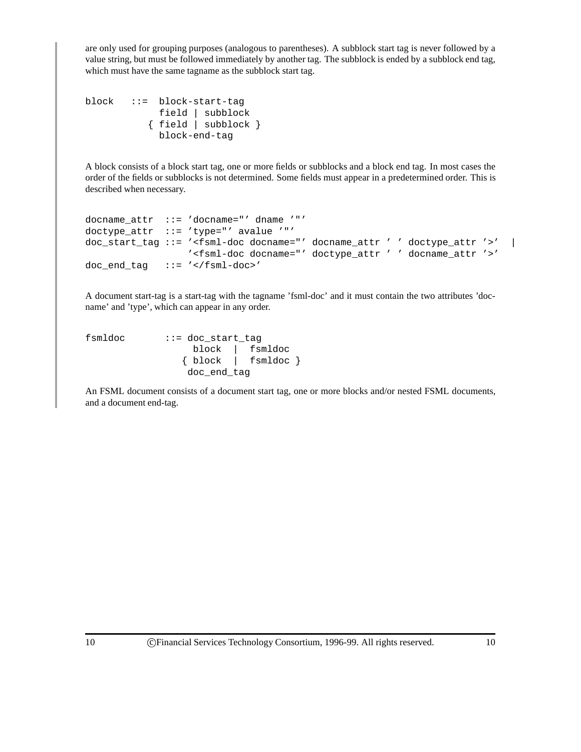are only used for grouping purposes (analogous to parentheses). A subblock start tag is never followed by a value string, but must be followed immediately by another tag. The subblock is ended by a subblock end tag, which must have the same tagname as the subblock start tag.

```
block   ::=  block-start-tag
             field | subblock
           { field | subblock }
             block-end-tag
```

A block consists of a block start tag, one or more fields or subblocks and a block end tag. In most cases the order of the fields or subblocks is not determined. Some fields must appear in a predetermined order. This is described when necessary.

```
docname_attr  ::= 'docname="' dname '"'
doctype_attr  ::= 'type="' avalue '"'
doc_start_tag ::= '<fsml-doc docname="' docname_attr ' ' doctype_attr '>'  |
                  '<fsml-doc docname="' doctype_attr ' ' docname_attr '>'
doc_end_tag   ::= '</fsml-doc>'
```

A document start-tag is a start-tag with the tagname 'fsml-doc' and it must contain the two attributes 'docname' and 'type', which can appear in any order.

```
fsmldoc       ::= doc_start_tag
                   block  |  fsmldoc
                 { block  |  fsmldoc }
                  doc_end_tag
```

An FSML document consists of a document start tag, one or more blocks and/or nested FSML documents, and a document end-tag.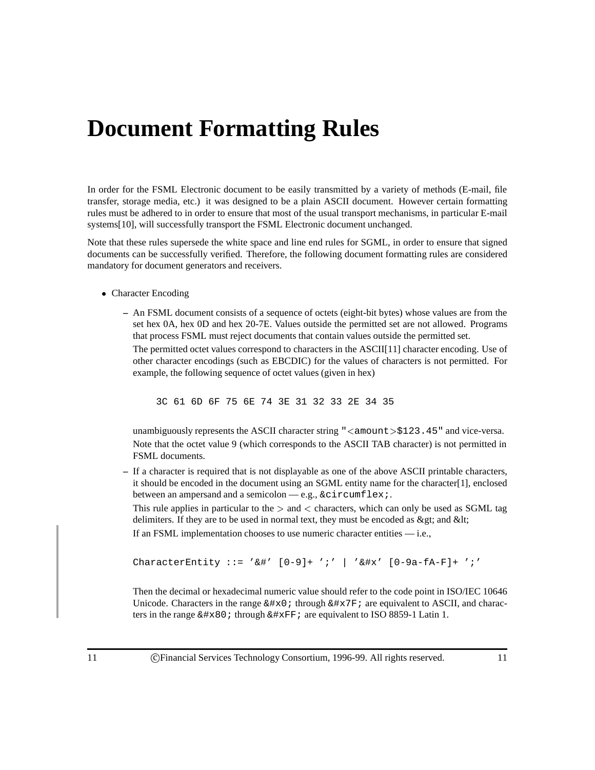# Document Formatting Rules

In order for the FSML Electronic document to be easily transmitted by a variety of methods (E-mail, file transfer, storage media, etc.) it was designed to be a plain ASCII document. However certain formatting rules must be adhered to in order to ensure that most of the usual transport mechanisms, in particular E-mail systems[10], will successfully transport the FSML Electronic document unchanged.

Note that these rules supersede the white space and line end rules for SGML, in order to ensure that signed documents can be successfully verified. Therefore, the following document formatting rules are considered mandatory for document generators and receivers.

- Character Encoding
  - An FSML document consists of a sequence of octets (eight-bit bytes) whose values are from the set hex 0A, hex 0D and hex 20-7E. Values outside the permitted set are not allowed. Programs that process FSML must reject documents that contain values outside the permitted set.

    The permitted octet values correspond to characters in the ASCII[11] character encoding. Use of other character encodings (such as EBCDIC) for the values of characters is not permitted. For example, the following sequence of octet values (given in hex)

    ```
    3C 61 6D 6F 75 6E 74 3E 31 32 33 2E 34 35
    ```

    unambiguously represents the ASCII character string `"<amount>$123.45"` and vice-versa.

    Note that the octet value 9 (which corresponds to the ASCII TAB character) is not permitted in FSML documents.

  - If a character is required that is not displayable as one of the above ASCII printable characters, it should be encoded in the document using an SGML entity name for the character[1], enclosed between an ampersand and a semicolon — e.g., `&circumflex;`.

    This rule applies in particular to the > and < characters, which can only be used as SGML tag delimiters. If they are to be used in normal text, they must be encoded as &gt; and &lt;

    If an FSML implementation chooses to use numeric character entities — i.e.,

    ```
    CharacterEntity ::= '&#' [0-9]+ ';' | '&#x' [0-9a-fA-F]+ ';'
    ```

    Then the decimal or hexadecimal numeric value should refer to the code point in ISO/IEC 10646 Unicode. Characters in the range `&#x0;` through `&#x7F;` are equivalent to ASCII, and characters in the range `&#x80;` through `&#xFF;` are equivalent to ISO 8859-1 Latin 1.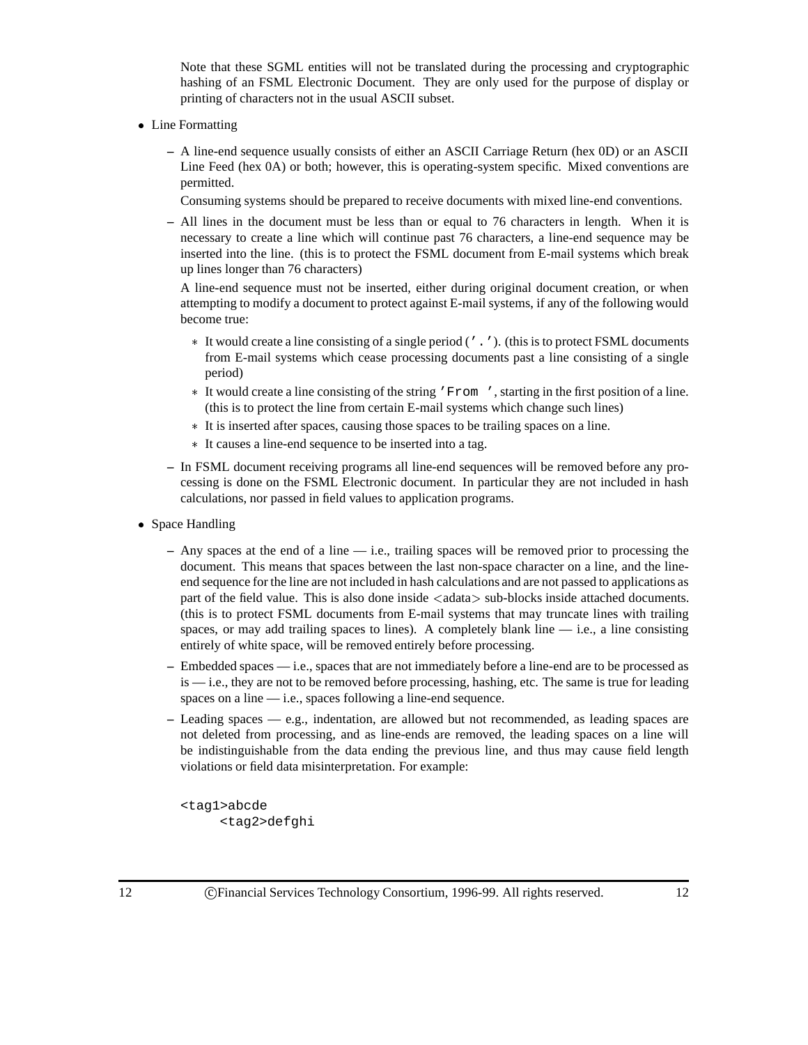Note that these SGML entities will not be translated during the processing and cryptographic hashing of an FSML Electronic Document. They are only used for the purpose of display or printing of characters not in the usual ASCII subset.

- Line Formatting
  - A line-end sequence usually consists of either an ASCII Carriage Return (hex 0D) or an ASCII Line Feed (hex 0A) or both; however, this is operating-system specific. Mixed conventions are permitted.

    Consuming systems should be prepared to receive documents with mixed line-end conventions.
  - All lines in the document must be less than or equal to 76 characters in length. When it is necessary to create a line which will continue past 76 characters, a line-end sequence may be inserted into the line. (this is to protect the FSML document from E-mail systems which break up lines longer than 76 characters)

    A line-end sequence must not be inserted, either during original document creation, or when attempting to modify a document to protect against E-mail systems, if any of the following would become true:
    - It would create a line consisting of a single period (`'.'`). (this is to protect FSML documents from E-mail systems which cease processing documents past a line consisting of a single period)
    - It would create a line consisting of the string `'From '`, starting in the first position of a line. (this is to protect the line from certain E-mail systems which change such lines)
    - It is inserted after spaces, causing those spaces to be trailing spaces on a line.
    - It causes a line-end sequence to be inserted into a tag.
  - In FSML document receiving programs all line-end sequences will be removed before any processing is done on the FSML Electronic document. In particular they are not included in hash calculations, nor passed in field values to application programs.
- Space Handling
  - Any spaces at the end of a line — i.e., trailing spaces will be removed prior to processing the document. This means that spaces between the last non-space character on a line, and the line-end sequence for the line are not included in hash calculations and are not passed to applications as part of the field value. This is also done inside <adata> sub-blocks inside attached documents. (this is to protect FSML documents from E-mail systems that may truncate lines with trailing spaces, or may add trailing spaces to lines). A completely blank line — i.e., a line consisting entirely of white space, will be removed entirely before processing.
  - Embedded spaces — i.e., spaces that are not immediately before a line-end are to be processed as is — i.e., they are not to be removed before processing, hashing, etc. The same is true for leading spaces on a line — i.e., spaces following a line-end sequence.
  - Leading spaces — e.g., indentation, are allowed but not recommended, as leading spaces are not deleted from processing, and as line-ends are removed, the leading spaces on a line will be indistinguishable from the data ending the previous line, and thus may cause field length violations or field data misinterpretation. For example:

```
<tag1>abcde
     <tag2>defghi
```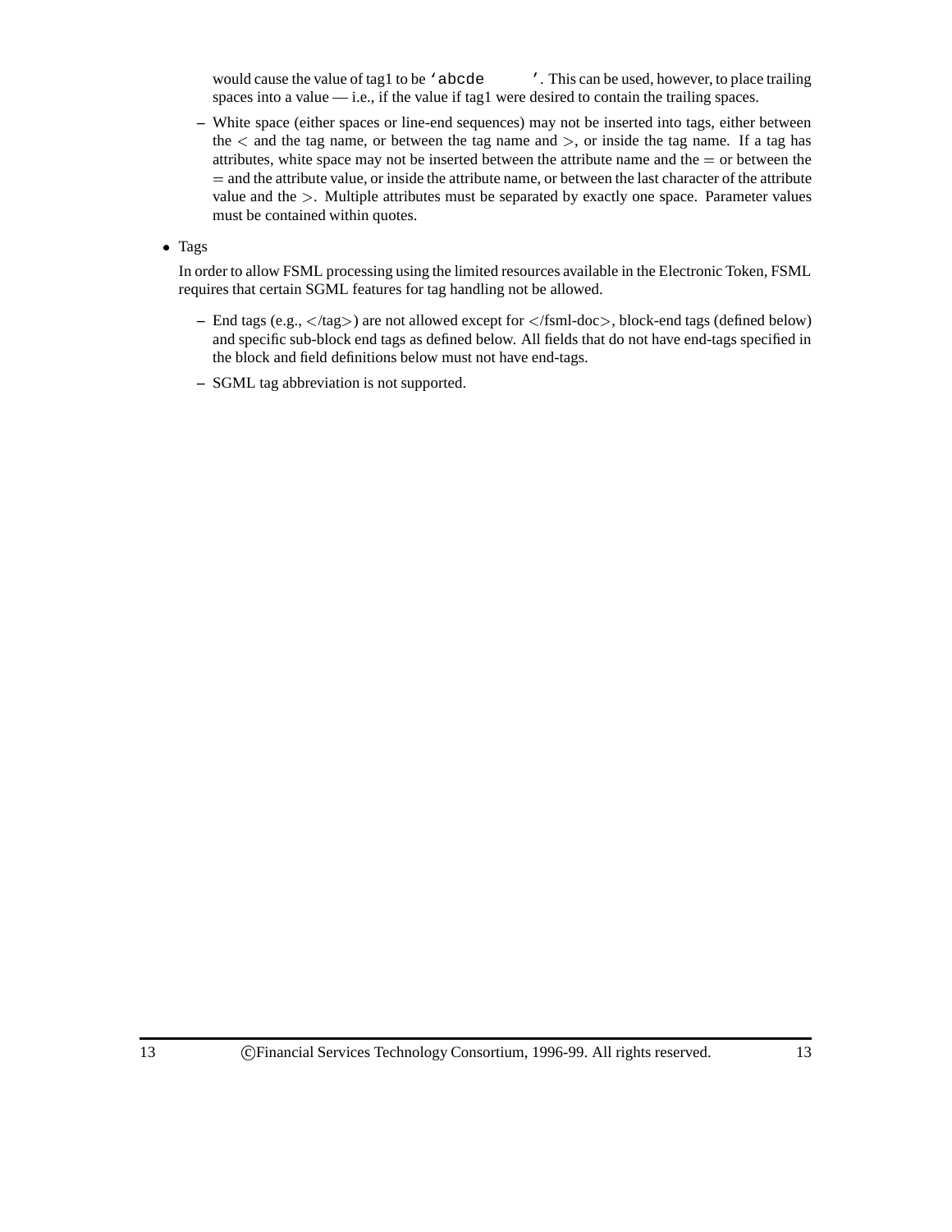would cause the value of tag1 to be `'abcde      '`. This can be used, however, to place trailing spaces into a value — i.e., if the value if tag1 were desired to contain the trailing spaces.

  - White space (either spaces or line-end sequences) may not be inserted into tags, either between the < and the tag name, or between the tag name and >, or inside the tag name. If a tag has attributes, white space may not be inserted between the attribute name and the = or between the = and the attribute value, or inside the attribute name, or between the last character of the attribute value and the >. Multiple attributes must be separated by exactly one space. Parameter values must be contained within quotes.

- Tags

  In order to allow FSML processing using the limited resources available in the Electronic Token, FSML requires that certain SGML features for tag handling not be allowed.

  - End tags (e.g., </tag>) are not allowed except for </fsml-doc>, block-end tags (defined below) and specific sub-block end tags as defined below. All fields that do not have end-tags specified in the block and field definitions below must not have end-tags.
  - SGML tag abbreviation is not supported.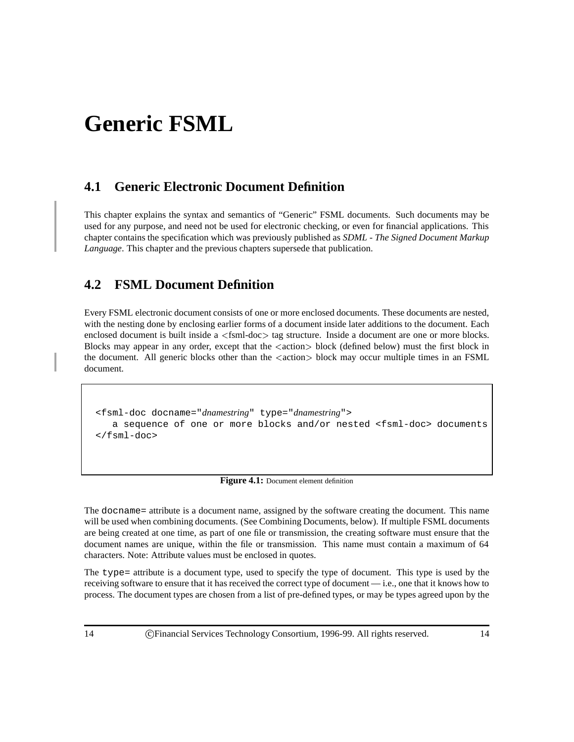# Generic FSML

## 4.1 Generic Electronic Document Definition

This chapter explains the syntax and semantics of "Generic" FSML documents. Such documents may be used for any purpose, and need not be used for electronic checking, or even for financial applications. This chapter contains the specification which was previously published as *SDML - The Signed Document Markup Language*. This chapter and the previous chapters supersede that publication.

## 4.2 FSML Document Definition

Every FSML electronic document consists of one or more enclosed documents. These documents are nested, with the nesting done by enclosing earlier forms of a document inside later additions to the document. Each enclosed document is built inside a <fsml-doc> tag structure. Inside a document are one or more blocks. Blocks may appear in any order, except that the <action> block (defined below) must the first block in the document. All generic blocks other than the <action> block may occur multiple times in an FSML document.

```
<fsml-doc docname="dnamestring" type="dnamestring">
   a sequence of one or more blocks and/or nested <fsml-doc> documents
</fsml-doc>
```

**Figure 4.1:** Document element definition

The `docname=` attribute is a document name, assigned by the software creating the document. This name will be used when combining documents. (See Combining Documents, below). If multiple FSML documents are being created at one time, as part of one file or transmission, the creating software must ensure that the document names are unique, within the file or transmission. This name must contain a maximum of 64 characters. Note: Attribute values must be enclosed in quotes.

The `type=` attribute is a document type, used to specify the type of document. This type is used by the receiving software to ensure that it has received the correct type of document — i.e., one that it knows how to process. The document types are chosen from a list of pre-defined types, or may be types agreed upon by the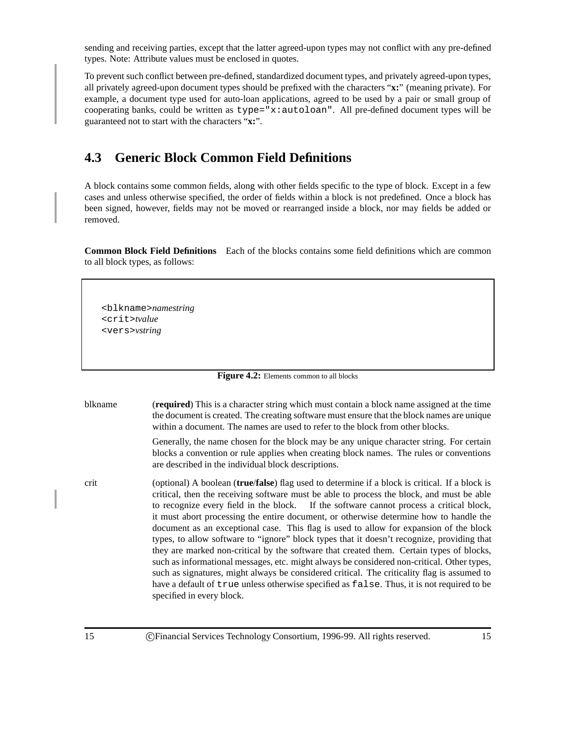sending and receiving parties, except that the latter agreed-upon types may not conflict with any pre-defined types. Note: Attribute values must be enclosed in quotes.

To prevent such conflict between pre-defined, standardized document types, and privately agreed-upon types, all privately agreed-upon document types should be prefixed with the characters "**x:**" (meaning private). For example, a document type used for auto-loan applications, agreed to be used by a pair or small group of cooperating banks, could be written as `type="x:autoloan"`. All pre-defined document types will be guaranteed not to start with the characters "**x:**".

## 4.3 Generic Block Common Field Definitions

A block contains some common fields, along with other fields specific to the type of block. Except in a few cases and unless otherwise specified, the order of fields within a block is not predefined. Once a block has been signed, however, fields may not be moved or rearranged inside a block, nor may fields be added or removed.

**Common Block Field Definitions** Each of the blocks contains some field definitions which are common to all block types, as follows:

```
<blkname>namestring
<crit>tvalue
<vers>vstring
```

**Figure 4.2:** Elements common to all blocks

blkname (**required**) This is a character string which must contain a block name assigned at the time the document is created. The creating software must ensure that the block names are unique within a document. The names are used to refer to the block from other blocks.

Generally, the name chosen for the block may be any unique character string. For certain blocks a convention or rule applies when creating block names. The rules or conventions are described in the individual block descriptions.

crit (optional) A boolean (**true**/**false**) flag used to determine if a block is critical. If a block is critical, then the receiving software must be able to process the block, and must be able to recognize every field in the block. If the software cannot process a critical block, it must abort processing the entire document, or otherwise determine how to handle the document as an exceptional case. This flag is used to allow for expansion of the block types, to allow software to "ignore" block types that it doesn't recognize, providing that they are marked non-critical by the software that created them. Certain types of blocks, such as informational messages, etc. might always be considered non-critical. Other types, such as signatures, might always be considered critical. The criticality flag is assumed to have a default of `true` unless otherwise specified as `false`. Thus, it is not required to be specified in every block.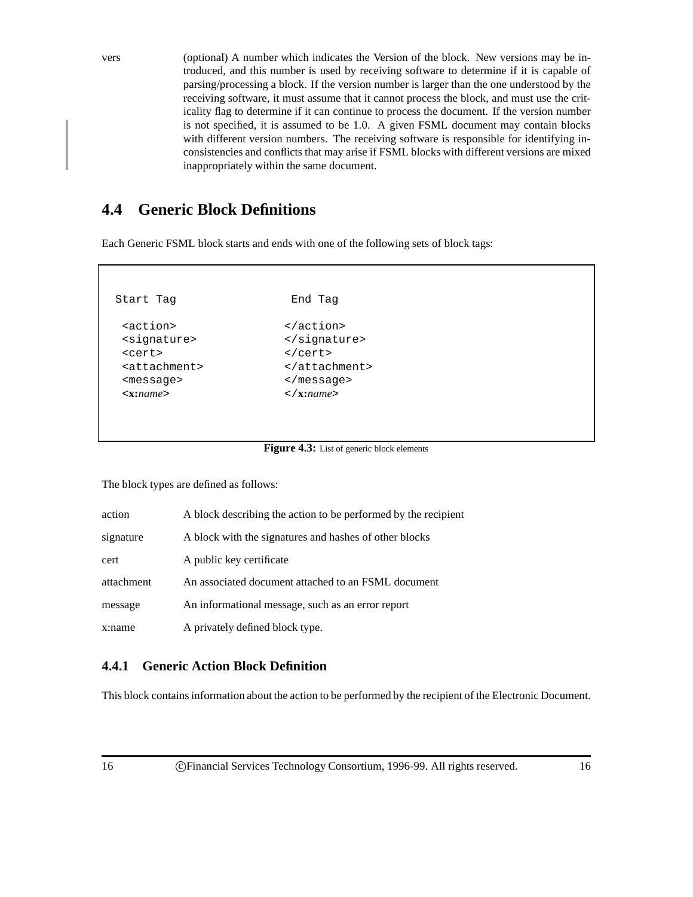vers (optional) A number which indicates the Version of the block. New versions may be introduced, and this number is used by receiving software to determine if it is capable of parsing/processing a block. If the version number is larger than the one understood by the receiving software, it must assume that it cannot process the block, and must use the criticality flag to determine if it can continue to process the document. If the version number is not specified, it is assumed to be 1.0. A given FSML document may contain blocks with different version numbers. The receiving software is responsible for identifying inconsistencies and conflicts that may arise if FSML blocks with different versions are mixed inappropriately within the same document.

## 4.4 Generic Block Definitions

Each Generic FSML block starts and ends with one of the following sets of block tags:

```
Start Tag              End Tag

 <action>              </action>
 <signature>           </signature>
 <cert>                </cert>
 <attachment>          </attachment>
 <message>             </message>
 <x:name>              </x:name>
```

**Figure 4.3:** List of generic block elements

The block types are defined as follows:

action A block describing the action to be performed by the recipient

signature A block with the signatures and hashes of other blocks

cert A public key certificate

attachment An associated document attached to an FSML document

message An informational message, such as an error report

x:name A privately defined block type.

### 4.4.1 Generic Action Block Definition

This block contains information about the action to be performed by the recipient of the Electronic Document.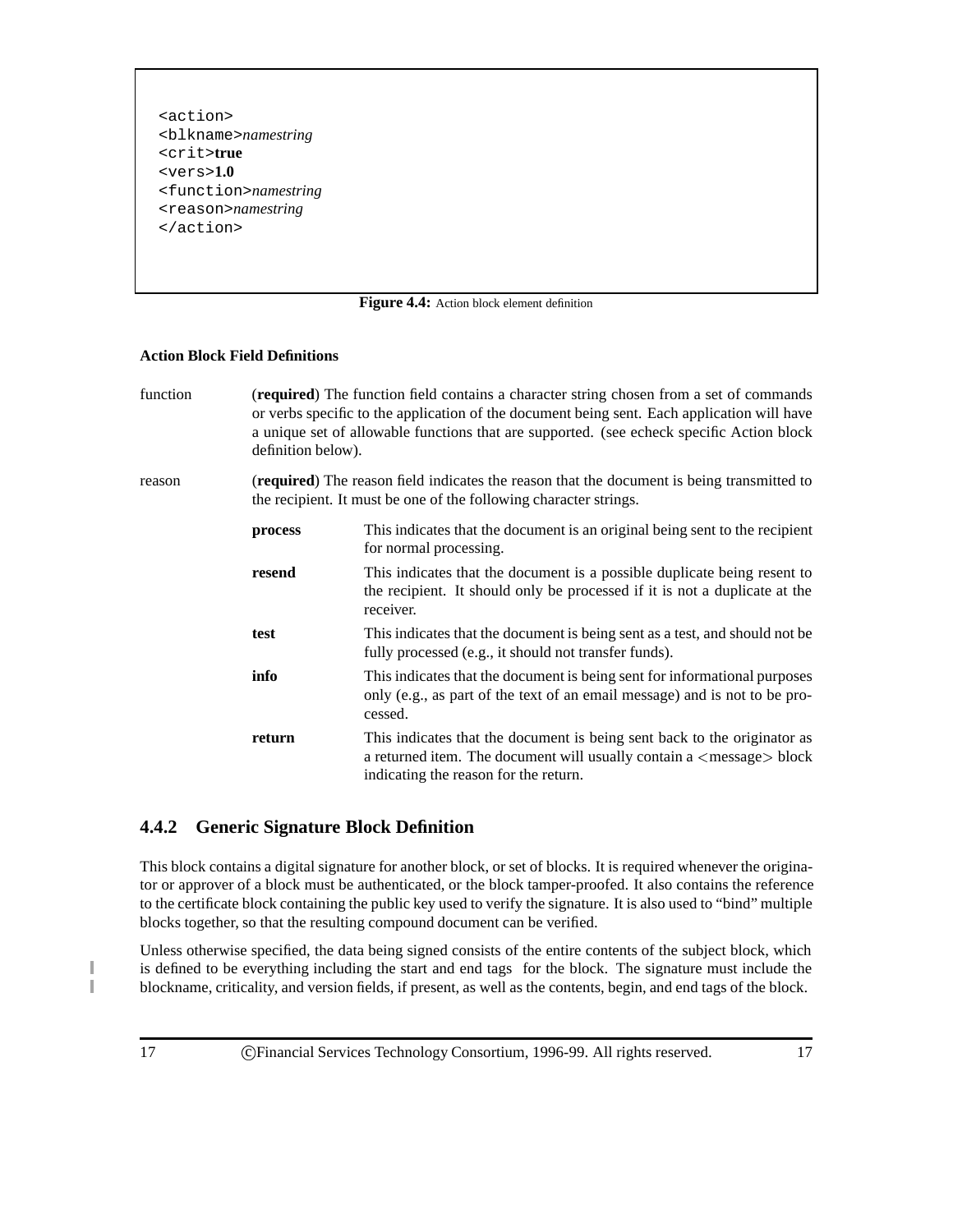```
<action>
<blkname>namestring
<crit>true
<vers>1.0
<function>namestring
<reason>namestring
</action>
```

**Figure 4.4:** Action block element definition

**Action Block Field Definitions**

function (**required**) The function field contains a character string chosen from a set of commands or verbs specific to the application of the document being sent. Each application will have a unique set of allowable functions that are supported. (see echeck specific Action block definition below).

reason (**required**) The reason field indicates the reason that the document is being transmitted to the recipient. It must be one of the following character strings.

- **process** This indicates that the document is an original being sent to the recipient for normal processing.
- **resend** This indicates that the document is a possible duplicate being resent to the recipient. It should only be processed if it is not a duplicate at the receiver.
- **test** This indicates that the document is being sent as a test, and should not be fully processed (e.g., it should not transfer funds).
- **info** This indicates that the document is being sent for informational purposes only (e.g., as part of the text of an email message) and is not to be processed.
- **return** This indicates that the document is being sent back to the originator as a returned item. The document will usually contain a <message> block indicating the reason for the return.

### 4.4.2 Generic Signature Block Definition

This block contains a digital signature for another block, or set of blocks. It is required whenever the originator or approver of a block must be authenticated, or the block tamper-proofed. It also contains the reference to the certificate block containing the public key used to verify the signature. It is also used to "bind" multiple blocks together, so that the resulting compound document can be verified.

Unless otherwise specified, the data being signed consists of the entire contents of the subject block, which is defined to be everything including the start and end tags for the block. The signature must include the blockname, criticality, and version fields, if present, as well as the contents, begin, and end tags of the block.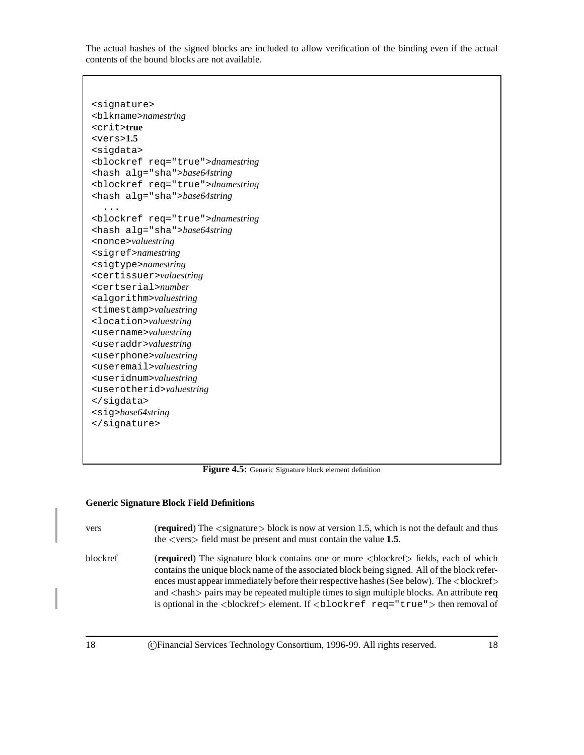The actual hashes of the signed blocks are included to allow verification of the binding even if the actual contents of the bound blocks are not available.

```
<signature>
<blkname>namestring
<crit>true
<vers>1.5
<sigdata>
<blockref req="true">dnamestring
<hash alg="sha">base64string
<blockref req="true">dnamestring
<hash alg="sha">base64string
  ...
<blockref req="true">dnamestring
<hash alg="sha">base64string
<nonce>valuestring
<sigref>namestring
<sigtype>namestring
<certissuer>valuestring
<certserial>number
<algorithm>valuestring
<timestamp>valuestring
<location>valuestring
<username>valuestring
<useraddr>valuestring
<userphone>valuestring
<useremail>valuestring
<useridnum>valuestring
<userotherid>valuestring
</sigdata>
<sig>base64string
</signature>
```

**Figure 4.5:** Generic Signature block element definition

### Generic Signature Block Field Definitions

vers — (**required**) The <signature> block is now at version 1.5, which is not the default and thus the <vers> field must be present and must contain the value **1.5**.

blockref — (**required**) The signature block contains one or more <blockref> fields, each of which contains the unique block name of the associated block being signed. All of the block references must appear immediately before their respective hashes (See below). The <blockref> and <hash> pairs may be repeated multiple times to sign multiple blocks. An attribute **req** is optional in the <blockref> element. If `<blockref req="true">` then removal of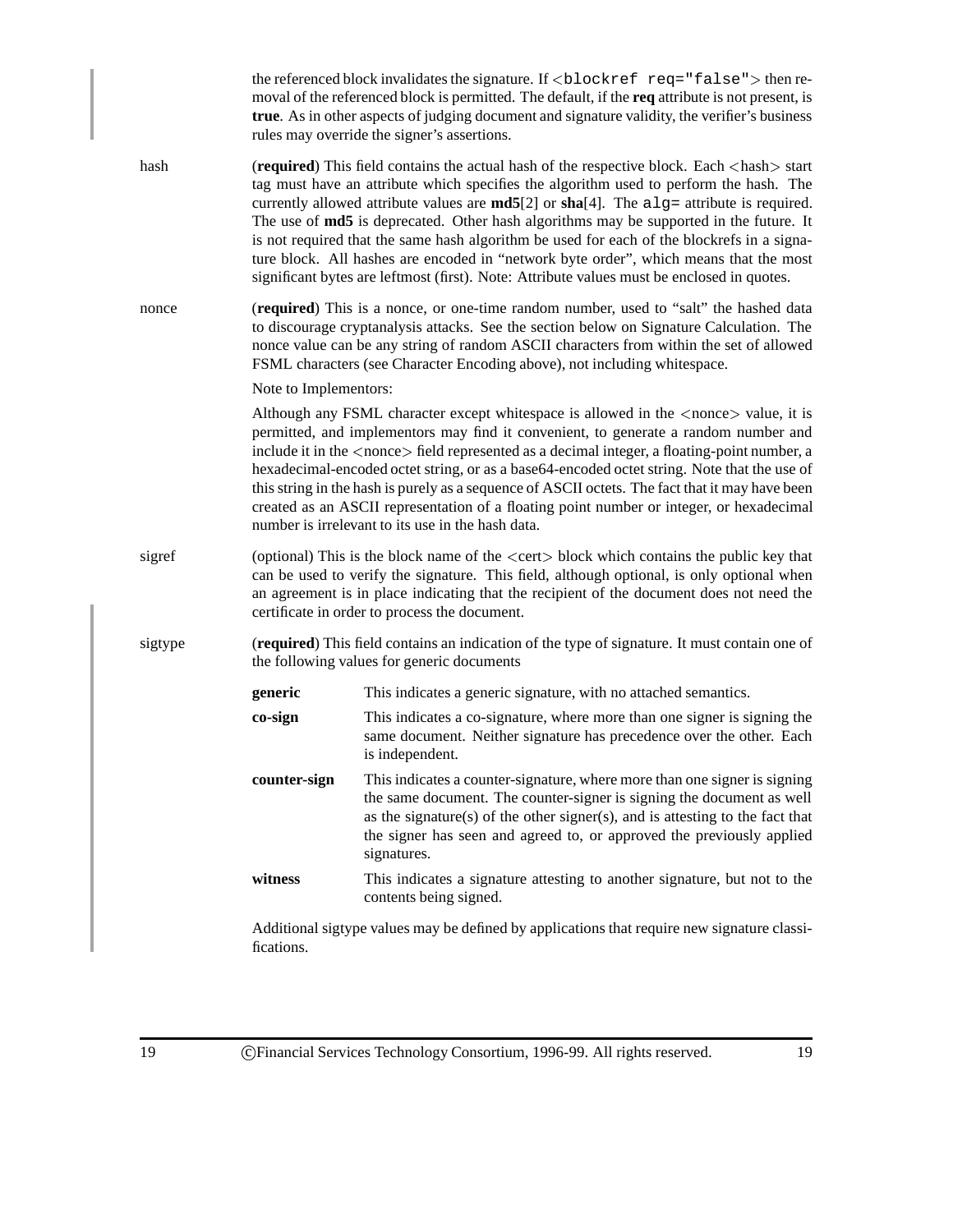the referenced block invalidates the signature. If `<blockref req="false">` then removal of the referenced block is permitted. The default, if the **req** attribute is not present, is **true**. As in other aspects of judging document and signature validity, the verifier's business rules may override the signer's assertions.

**hash** (**required**) This field contains the actual hash of the respective block. Each <hash> start tag must have an attribute which specifies the algorithm used to perform the hash. The currently allowed attribute values are **md5**[2] or **sha**[4]. The `alg=` attribute is required. The use of **md5** is deprecated. Other hash algorithms may be supported in the future. It is not required that the same hash algorithm be used for each of the blockrefs in a signature block. All hashes are encoded in "network byte order", which means that the most significant bytes are leftmost (first). Note: Attribute values must be enclosed in quotes.

**nonce** (**required**) This is a nonce, or one-time random number, used to "salt" the hashed data to discourage cryptanalysis attacks. See the section below on Signature Calculation. The nonce value can be any string of random ASCII characters from within the set of allowed FSML characters (see Character Encoding above), not including whitespace.

Note to Implementors:

Although any FSML character except whitespace is allowed in the <nonce> value, it is permitted, and implementors may find it convenient, to generate a random number and include it in the <nonce> field represented as a decimal integer, a floating-point number, a hexadecimal-encoded octet string, or as a base64-encoded octet string. Note that the use of this string in the hash is purely as a sequence of ASCII octets. The fact that it may have been created as an ASCII representation of a floating point number or integer, or hexadecimal number is irrelevant to its use in the hash data.

**sigref** (optional) This is the block name of the <cert> block which contains the public key that can be used to verify the signature. This field, although optional, is only optional when an agreement is in place indicating that the recipient of the document does not need the certificate in order to process the document.

**sigtype** (**required**) This field contains an indication of the type of signature. It must contain one of the following values for generic documents

- **generic** — This indicates a generic signature, with no attached semantics.
- **co-sign** — This indicates a co-signature, where more than one signer is signing the same document. Neither signature has precedence over the other. Each is independent.
- **counter-sign** — This indicates a counter-signature, where more than one signer is signing the same document. The counter-signer is signing the document as well as the signature(s) of the other signer(s), and is attesting to the fact that the signer has seen and agreed to, or approved the previously applied signatures.
- **witness** — This indicates a signature attesting to another signature, but not to the contents being signed.

Additional sigtype values may be defined by applications that require new signature classifications.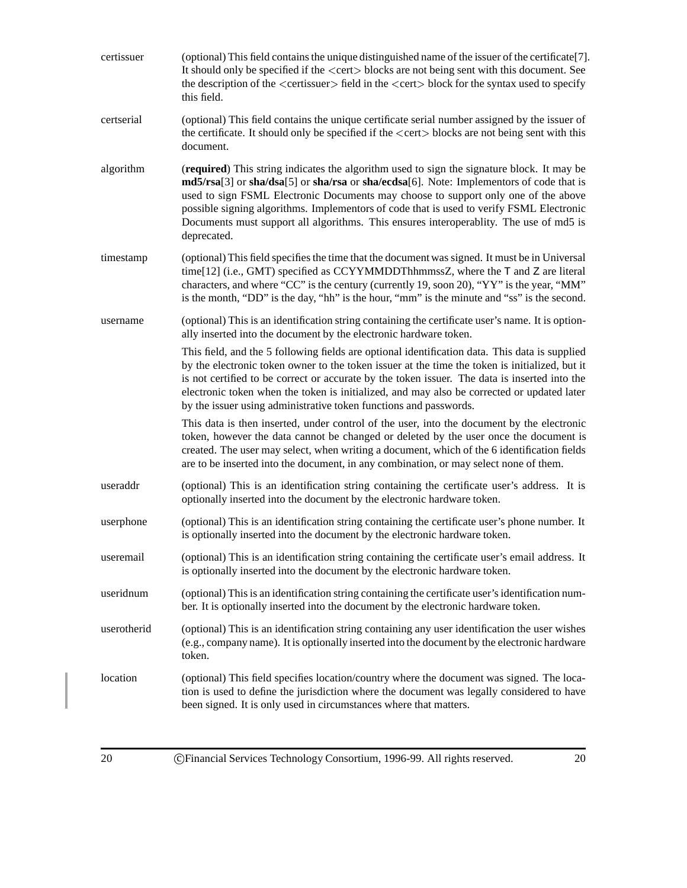certissuer — (optional) This field contains the unique distinguished name of the issuer of the certificate[7]. It should only be specified if the <cert> blocks are not being sent with this document. See the description of the <certissuer> field in the <cert> block for the syntax used to specify this field.

certserial — (optional) This field contains the unique certificate serial number assigned by the issuer of the certificate. It should only be specified if the <cert> blocks are not being sent with this document.

algorithm — (**required**) This string indicates the algorithm used to sign the signature block. It may be **md5/rsa**[3] or **sha/dsa**[5] or **sha/rsa** or **sha/ecdsa**[6]. Note: Implementors of code that is used to sign FSML Electronic Documents may choose to support only one of the above possible signing algorithms. Implementors of code that is used to verify FSML Electronic Documents must support all algorithms. This ensures interoperablity. The use of md5 is deprecated.

timestamp — (optional) This field specifies the time that the document was signed. It must be in Universal time[12] (i.e., GMT) specified as CCYYMMDDThhmmssZ, where the T and Z are literal characters, and where "CC" is the century (currently 19, soon 20), "YY" is the year, "MM" is the month, "DD" is the day, "hh" is the hour, "mm" is the minute and "ss" is the second.

username — (optional) This is an identification string containing the certificate user's name. It is optionally inserted into the document by the electronic hardware token.

This field, and the 5 following fields are optional identification data. This data is supplied by the electronic token owner to the token issuer at the time the token is initialized, but it is not certified to be correct or accurate by the token issuer. The data is inserted into the electronic token when the token is initialized, and may also be corrected or updated later by the issuer using administrative token functions and passwords.

This data is then inserted, under control of the user, into the document by the electronic token, however the data cannot be changed or deleted by the user once the document is created. The user may select, when writing a document, which of the 6 identification fields are to be inserted into the document, in any combination, or may select none of them.

useraddr — (optional) This is an identification string containing the certificate user's address. It is optionally inserted into the document by the electronic hardware token.

userphone — (optional) This is an identification string containing the certificate user's phone number. It is optionally inserted into the document by the electronic hardware token.

useremail — (optional) This is an identification string containing the certificate user's email address. It is optionally inserted into the document by the electronic hardware token.

useridnum — (optional) This is an identification string containing the certificate user's identification number. It is optionally inserted into the document by the electronic hardware token.

userotherid — (optional) This is an identification string containing any user identification the user wishes (e.g., company name). It is optionally inserted into the document by the electronic hardware token.

location — (optional) This field specifies location/country where the document was signed. The location is used to define the jurisdiction where the document was legally considered to have been signed. It is only used in circumstances where that matters.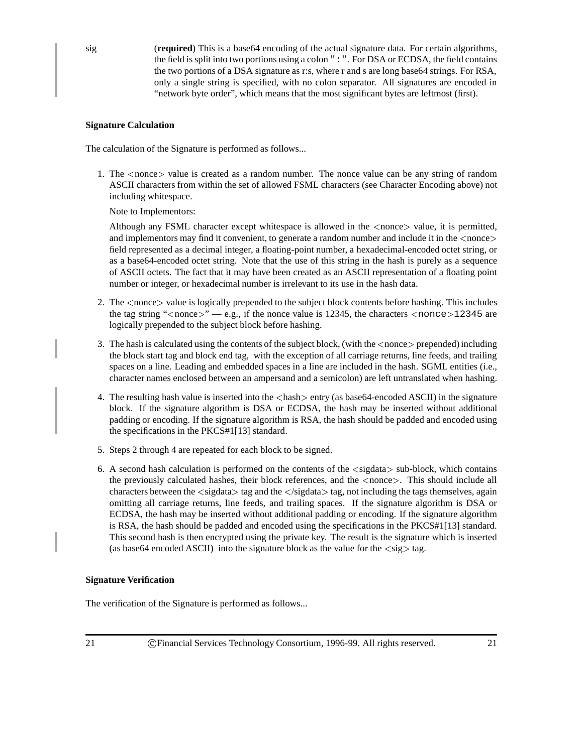sig (**required**) This is a base64 encoding of the actual signature data. For certain algorithms, the field is split into two portions using a colon ":". For DSA or ECDSA, the field contains the two portions of a DSA signature as r:s, where r and s are long base64 strings. For RSA, only a single string is specified, with no colon separator. All signatures are encoded in "network byte order", which means that the most significant bytes are leftmost (first).

**Signature Calculation**

The calculation of the Signature is performed as follows...

1. The <nonce> value is created as a random number. The nonce value can be any string of random ASCII characters from within the set of allowed FSML characters (see Character Encoding above) not including whitespace.

   Note to Implementors:

   Although any FSML character except whitespace is allowed in the <nonce> value, it is permitted, and implementors may find it convenient, to generate a random number and include it in the <nonce> field represented as a decimal integer, a floating-point number, a hexadecimal-encoded octet string, or as a base64-encoded octet string. Note that the use of this string in the hash is purely as a sequence of ASCII octets. The fact that it may have been created as an ASCII representation of a floating point number or integer, or hexadecimal number is irrelevant to its use in the hash data.

2. The <nonce> value is logically prepended to the subject block contents before hashing. This includes the tag string "<nonce>" — e.g., if the nonce value is 12345, the characters `<nonce>12345` are logically prepended to the subject block before hashing.

3. The hash is calculated using the contents of the subject block, (with the <nonce> prepended) including the block start tag and block end tag, with the exception of all carriage returns, line feeds, and trailing spaces on a line. Leading and embedded spaces in a line are included in the hash. SGML entities (i.e., character names enclosed between an ampersand and a semicolon) are left untranslated when hashing.

4. The resulting hash value is inserted into the <hash> entry (as base64-encoded ASCII) in the signature block. If the signature algorithm is DSA or ECDSA, the hash may be inserted without additional padding or encoding. If the signature algorithm is RSA, the hash should be padded and encoded using the specifications in the PKCS#1[13] standard.

5. Steps 2 through 4 are repeated for each block to be signed.

6. A second hash calculation is performed on the contents of the <sigdata> sub-block, which contains the previously calculated hashes, their block references, and the <nonce>. This should include all characters between the <sigdata> tag and the </sigdata> tag, not including the tags themselves, again omitting all carriage returns, line feeds, and trailing spaces. If the signature algorithm is DSA or ECDSA, the hash may be inserted without additional padding or encoding. If the signature algorithm is RSA, the hash should be padded and encoded using the specifications in the PKCS#1[13] standard. This second hash is then encrypted using the private key. The result is the signature which is inserted (as base64 encoded ASCII) into the signature block as the value for the <sig> tag.

**Signature Verification**

The verification of the Signature is performed as follows...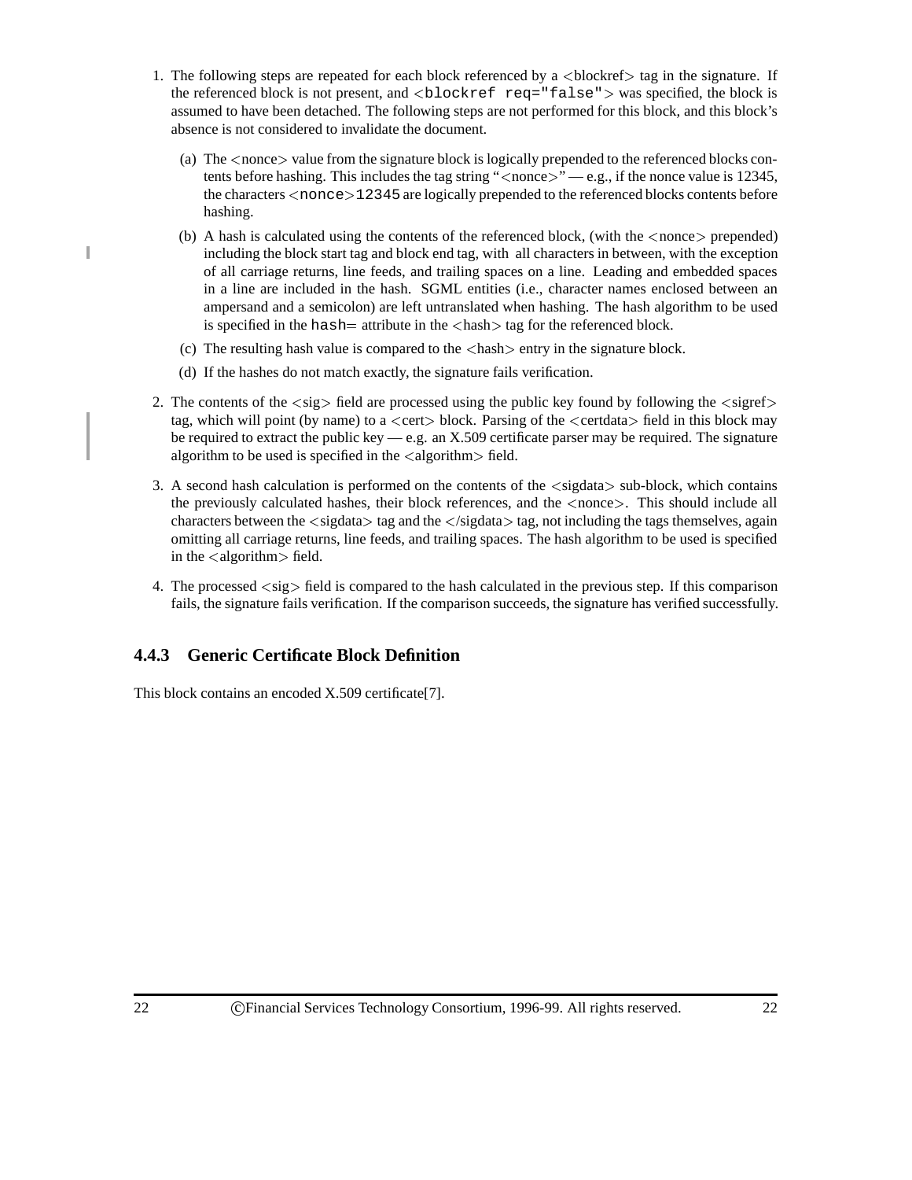1. The following steps are repeated for each block referenced by a <blockref> tag in the signature. If the referenced block is not present, and `<blockref req="false">` was specified, the block is assumed to have been detached. The following steps are not performed for this block, and this block's absence is not considered to invalidate the document.

   (a) The <nonce> value from the signature block is logically prepended to the referenced blocks contents before hashing. This includes the tag string "<nonce>" — e.g., if the nonce value is 12345, the characters `<nonce>12345` are logically prepended to the referenced blocks contents before hashing.

   (b) A hash is calculated using the contents of the referenced block, (with the <nonce> prepended) including the block start tag and block end tag, with all characters in between, with the exception of all carriage returns, line feeds, and trailing spaces on a line. Leading and embedded spaces in a line are included in the hash. SGML entities (i.e., character names enclosed between an ampersand and a semicolon) are left untranslated when hashing. The hash algorithm to be used is specified in the `hash=` attribute in the <hash> tag for the referenced block.

   (c) The resulting hash value is compared to the <hash> entry in the signature block.

   (d) If the hashes do not match exactly, the signature fails verification.

2. The contents of the <sig> field are processed using the public key found by following the <sigref> tag, which will point (by name) to a <cert> block. Parsing of the <certdata> field in this block may be required to extract the public key — e.g. an X.509 certificate parser may be required. The signature algorithm to be used is specified in the <algorithm> field.

3. A second hash calculation is performed on the contents of the <sigdata> sub-block, which contains the previously calculated hashes, their block references, and the <nonce>. This should include all characters between the <sigdata> tag and the </sigdata> tag, not including the tags themselves, again omitting all carriage returns, line feeds, and trailing spaces. The hash algorithm to be used is specified in the <algorithm> field.

4. The processed <sig> field is compared to the hash calculated in the previous step. If this comparison fails, the signature fails verification. If the comparison succeeds, the signature has verified successfully.

### 4.4.3 Generic Certificate Block Definition

This block contains an encoded X.509 certificate[7].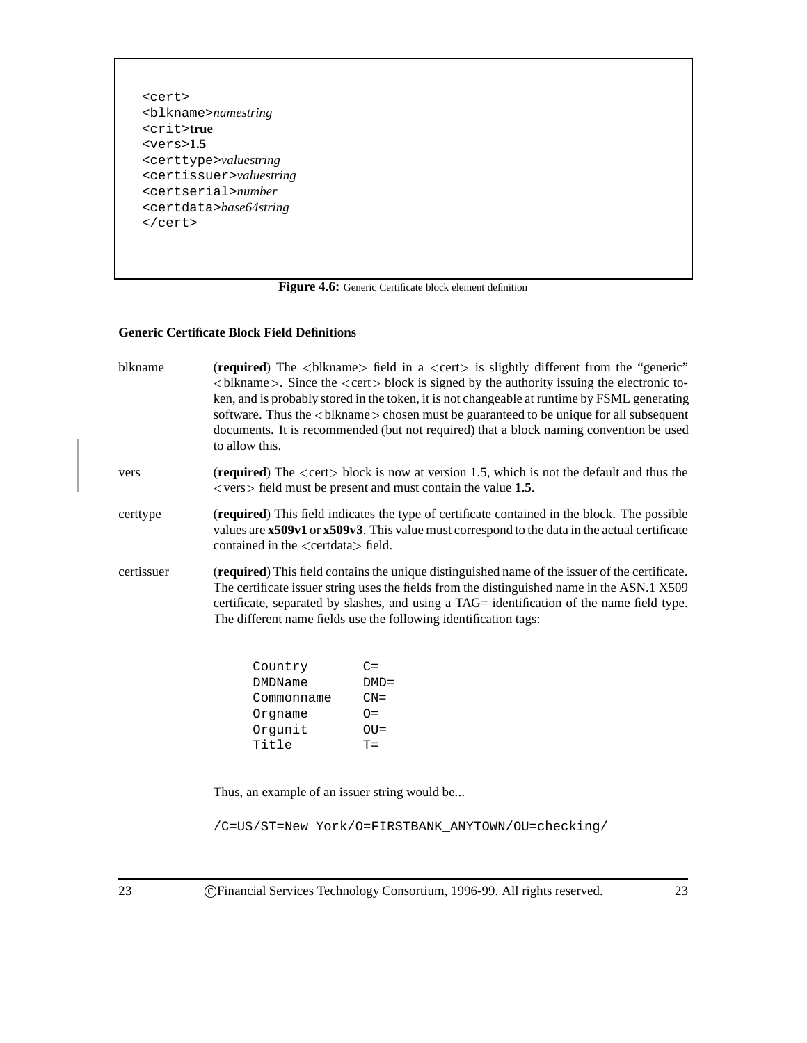```
<cert>
<blkname>namestring
<crit>true
<vers>1.5
<certtype>valuestring
<certissuer>valuestring
<certserial>number
<certdata>base64string
</cert>
```

**Figure 4.6:** Generic Certificate block element definition

### Generic Certificate Block Field Definitions

blkname (**required**) The <blkname> field in a <cert> is slightly different from the "generic" <blkname>. Since the <cert> block is signed by the authority issuing the electronic token, and is probably stored in the token, it is not changeable at runtime by FSML generating software. Thus the <blkname> chosen must be guaranteed to be unique for all subsequent documents. It is recommended (but not required) that a block naming convention be used to allow this.

vers (**required**) The <cert> block is now at version 1.5, which is not the default and thus the <vers> field must be present and must contain the value **1.5**.

certtype (**required**) This field indicates the type of certificate contained in the block. The possible values are **x509v1** or **x509v3**. This value must correspond to the data in the actual certificate contained in the <certdata> field.

certissuer (**required**) This field contains the unique distinguished name of the issuer of the certificate. The certificate issuer string uses the fields from the distinguished name in the ASN.1 X509 certificate, separated by slashes, and using a TAG= identification of the name field type. The different name fields use the following identification tags:

```
Country       C=
DMDName       DMD=
Commonname    CN=
Orgname       O=
Orgunit       OU=
Title         T=
```

Thus, an example of an issuer string would be...

```
/C=US/ST=New York/O=FIRSTBANK_ANYTOWN/OU=checking/
```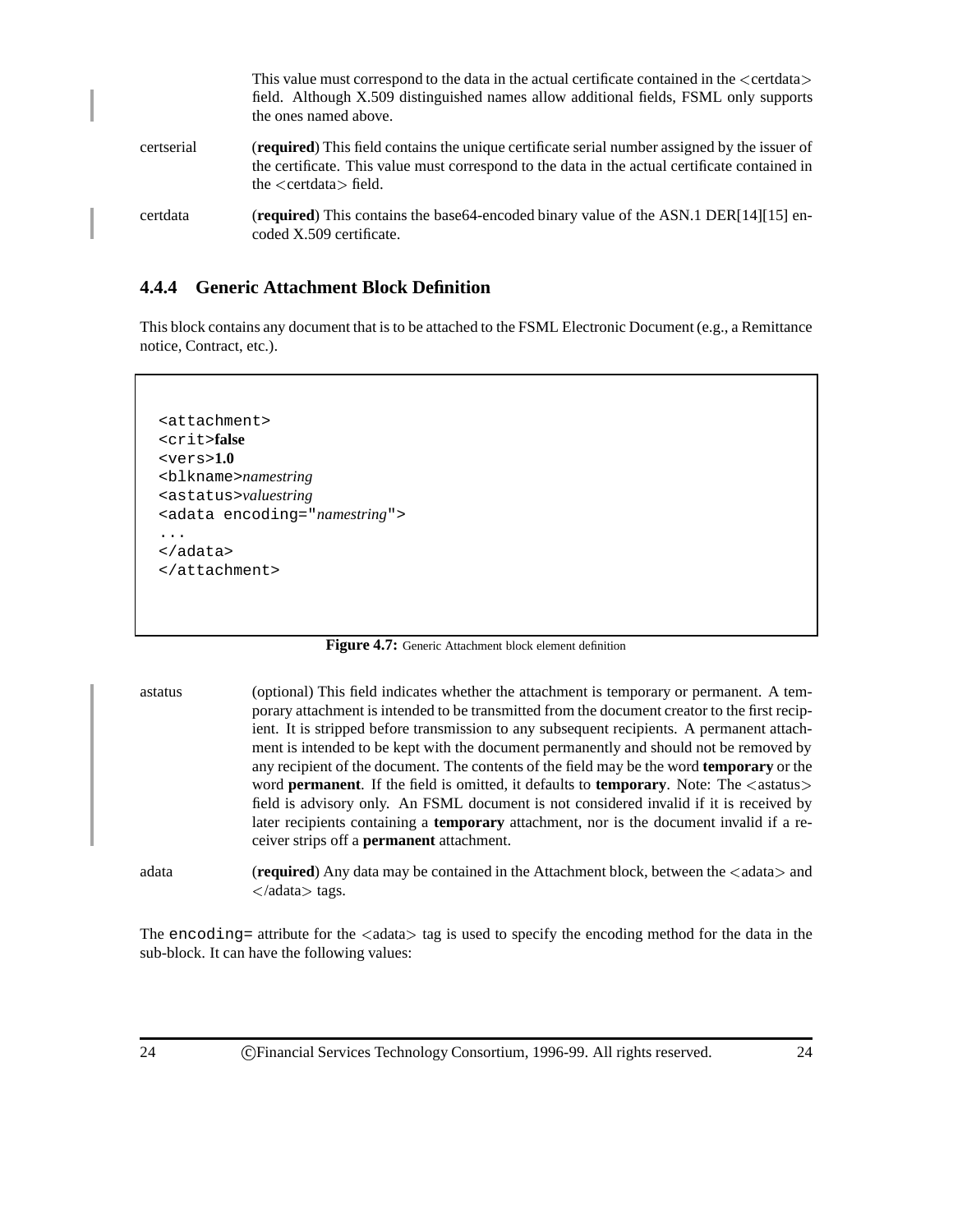This value must correspond to the data in the actual certificate contained in the <certdata> field. Although X.509 distinguished names allow additional fields, FSML only supports the ones named above.

certserial — (**required**) This field contains the unique certificate serial number assigned by the issuer of the certificate. This value must correspond to the data in the actual certificate contained in the <certdata> field.

certdata — (**required**) This contains the base64-encoded binary value of the ASN.1 DER[14][15] encoded X.509 certificate.

### 4.4.4 Generic Attachment Block Definition

This block contains any document that is to be attached to the FSML Electronic Document (e.g., a Remittance notice, Contract, etc.).

```
<attachment>
<crit>false
<vers>1.0
<blkname>namestring
<astatus>valuestring
<adata encoding="namestring">
...
</adata>
</attachment>
```

**Figure 4.7:** Generic Attachment block element definition

astatus — (optional) This field indicates whether the attachment is temporary or permanent. A temporary attachment is intended to be transmitted from the document creator to the first recipient. It is stripped before transmission to any subsequent recipients. A permanent attachment is intended to be kept with the document permanently and should not be removed by any recipient of the document. The contents of the field may be the word **temporary** or the word **permanent**. If the field is omitted, it defaults to **temporary**. Note: The <astatus> field is advisory only. An FSML document is not considered invalid if it is received by later recipients containing a **temporary** attachment, nor is the document invalid if a receiver strips off a **permanent** attachment.

adata — (**required**) Any data may be contained in the Attachment block, between the <adata> and </adata> tags.

The `encoding=` attribute for the <adata> tag is used to specify the encoding method for the data in the sub-block. It can have the following values: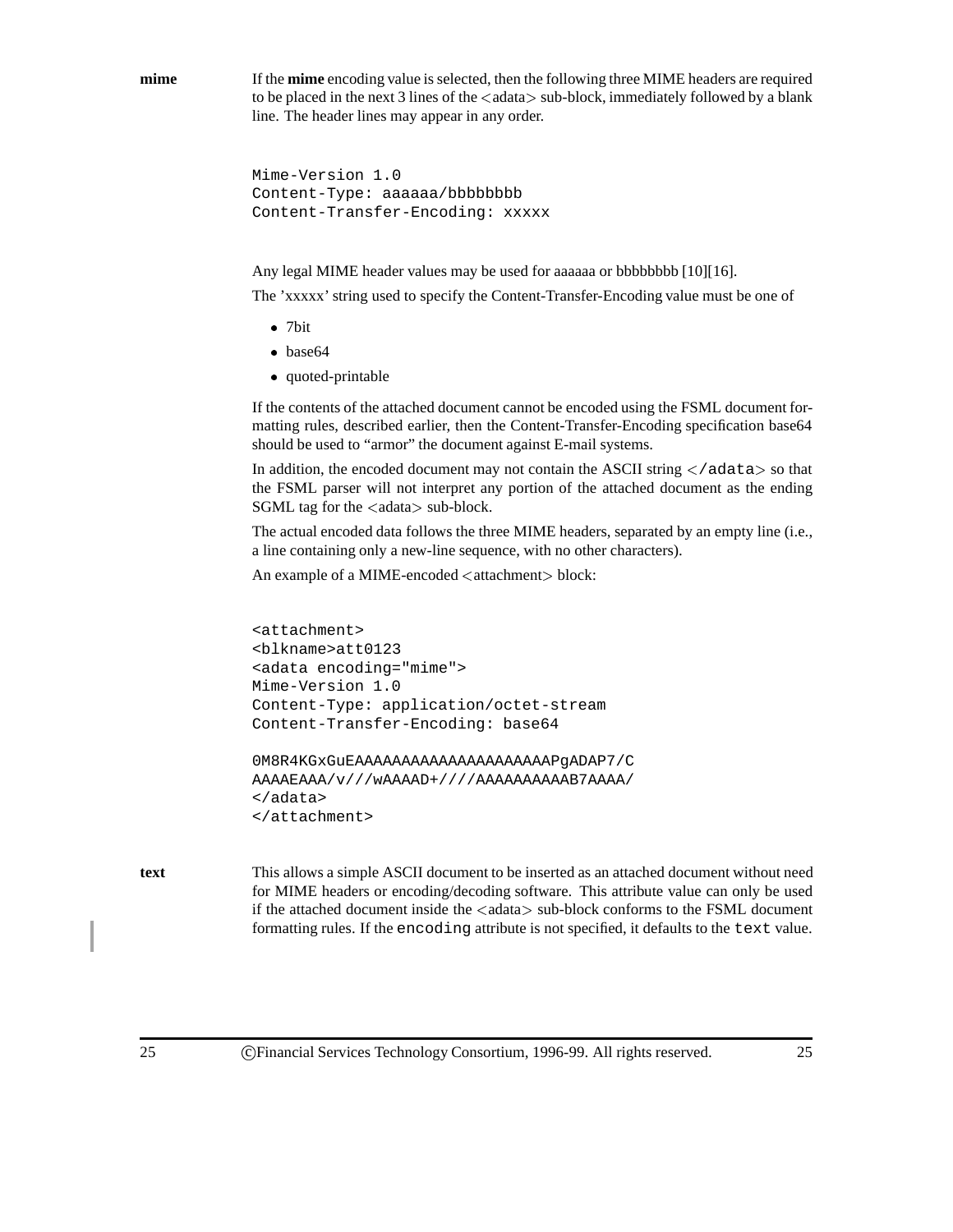**mime** If the **mime** encoding value is selected, then the following three MIME headers are required to be placed in the next 3 lines of the <adata> sub-block, immediately followed by a blank line. The header lines may appear in any order.

```
Mime-Version 1.0
Content-Type: aaaaaa/bbbbbbbb
Content-Transfer-Encoding: xxxxx
```

Any legal MIME header values may be used for aaaaaa or bbbbbbbb [10][16].

The 'xxxxx' string used to specify the Content-Transfer-Encoding value must be one of

- 7bit
- base64
- quoted-printable

If the contents of the attached document cannot be encoded using the FSML document formatting rules, described earlier, then the Content-Transfer-Encoding specification base64 should be used to "armor" the document against E-mail systems.

In addition, the encoded document may not contain the ASCII string `</adata>` so that the FSML parser will not interpret any portion of the attached document as the ending SGML tag for the <adata> sub-block.

The actual encoded data follows the three MIME headers, separated by an empty line (i.e., a line containing only a new-line sequence, with no other characters).

An example of a MIME-encoded <attachment> block:

```
<attachment>
<blkname>att0123
<adata encoding="mime">
Mime-Version 1.0
Content-Type: application/octet-stream
Content-Transfer-Encoding: base64

0M8R4KGxGuEAAAAAAAAAAAAAAAAAAAAAPgADAP7/C
AAAAEAAA/v///wAAAAD+////AAAAAAAAAAB7AAAA/
</adata>
</attachment>
```

**text** This allows a simple ASCII document to be inserted as an attached document without need for MIME headers or encoding/decoding software. This attribute value can only be used if the attached document inside the <adata> sub-block conforms to the FSML document formatting rules. If the `encoding` attribute is not specified, it defaults to the `text` value.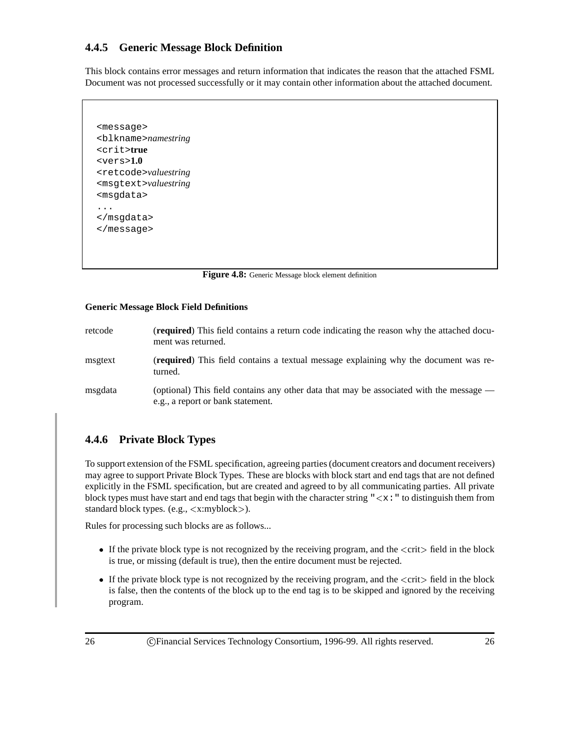### 4.4.5 Generic Message Block Definition

This block contains error messages and return information that indicates the reason that the attached FSML Document was not processed successfully or it may contain other information about the attached document.

```
<message>
<blkname>namestring
<crit>true
<vers>1.0
<retcode>valuestring
<msgtext>valuestring
<msgdata>
...
</msgdata>
</message>
```

**Figure 4.8:** Generic Message block element definition

**Generic Message Block Field Definitions**

| | |
|---|---|
| retcode | (**required**) This field contains a return code indicating the reason why the attached document was returned. |
| msgtext | (**required**) This field contains a textual message explaining why the document was returned. |
| msgdata | (optional) This field contains any other data that may be associated with the message — e.g., a report or bank statement. |

### 4.4.6 Private Block Types

To support extension of the FSML specification, agreeing parties (document creators and document receivers) may agree to support Private Block Types. These are blocks with block start and end tags that are not defined explicitly in the FSML specification, but are created and agreed to by all communicating parties. All private block types must have start and end tags that begin with the character string `"<x:"` to distinguish them from standard block types. (e.g., <x:myblock>).

Rules for processing such blocks are as follows...

- If the private block type is not recognized by the receiving program, and the <crit> field in the block is true, or missing (default is true), then the entire document must be rejected.
- If the private block type is not recognized by the receiving program, and the <crit> field in the block is false, then the contents of the block up to the end tag is to be skipped and ignored by the receiving program.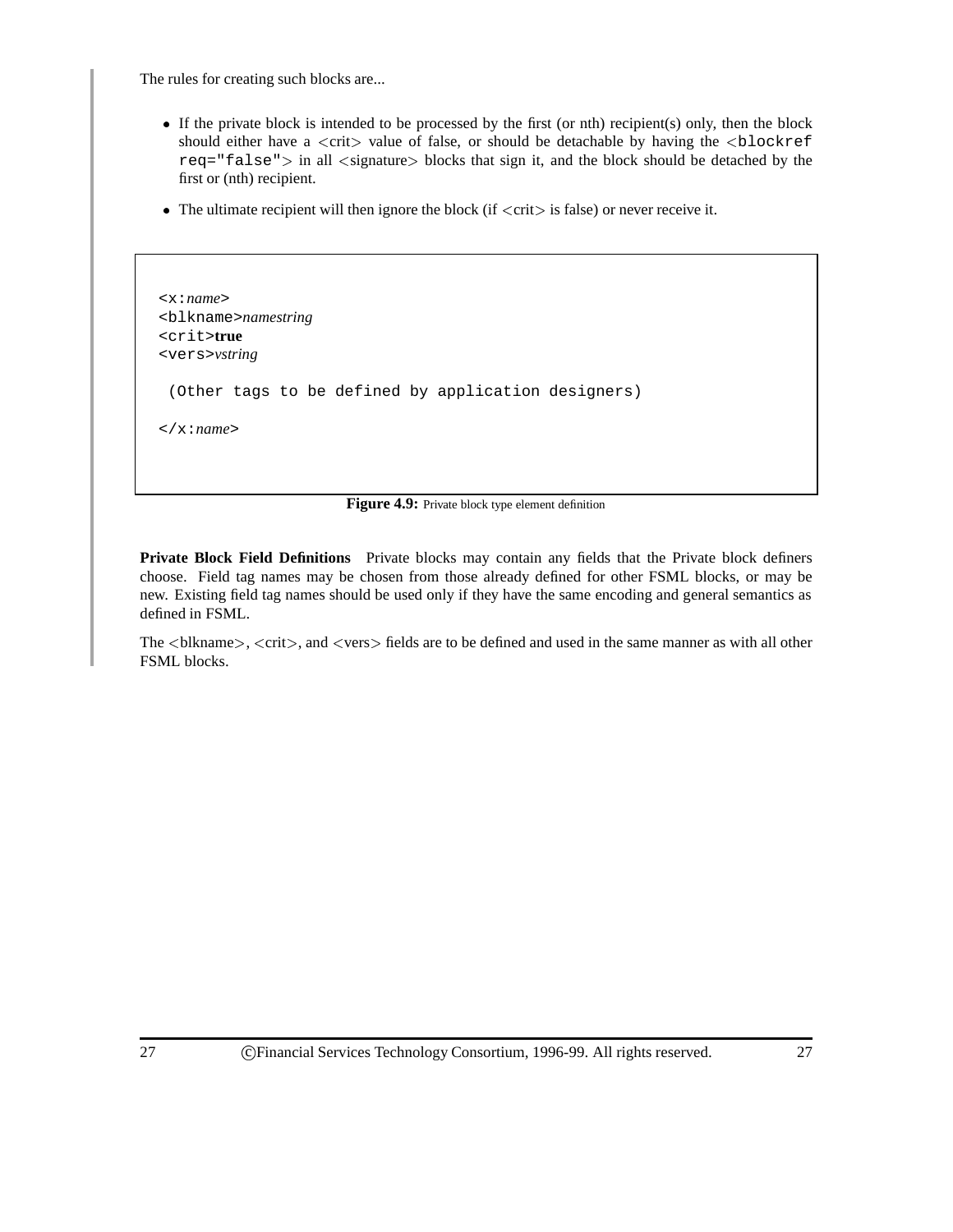The rules for creating such blocks are...

- If the private block is intended to be processed by the first (or nth) recipient(s) only, then the block should either have a <crit> value of false, or should be detachable by having the `<blockref req="false">` in all <signature> blocks that sign it, and the block should be detached by the first or (nth) recipient.
- The ultimate recipient will then ignore the block (if <crit> is false) or never receive it.

```
<x:name>
<blkname>namestring
<crit>true
<vers>vstring

 (Other tags to be defined by application designers)

</x:name>
```

**Figure 4.9:** Private block type element definition

**Private Block Field Definitions** Private blocks may contain any fields that the Private block definers choose. Field tag names may be chosen from those already defined for other FSML blocks, or may be new. Existing field tag names should be used only if they have the same encoding and general semantics as defined in FSML.

The <blkname>, <crit>, and <vers> fields are to be defined and used in the same manner as with all other FSML blocks.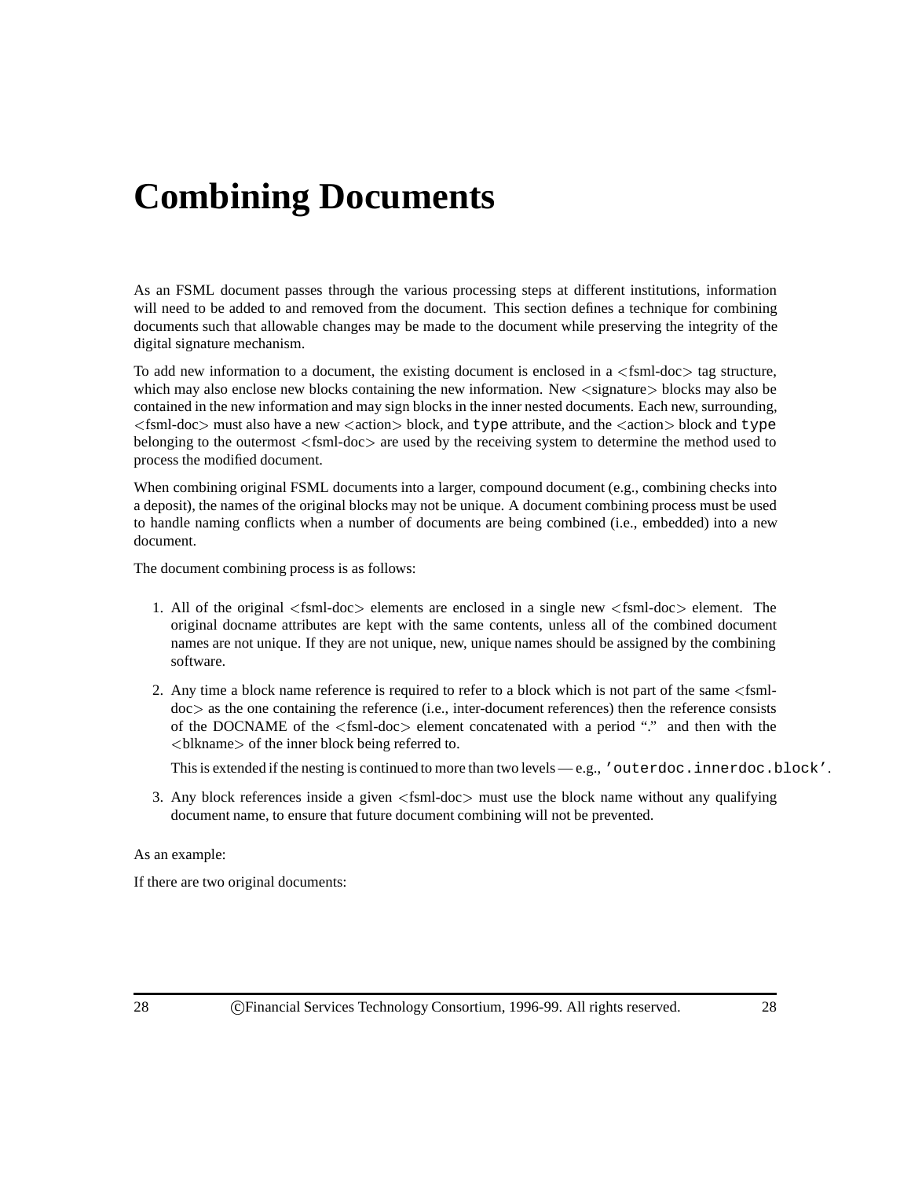# Combining Documents

As an FSML document passes through the various processing steps at different institutions, information will need to be added to and removed from the document. This section defines a technique for combining documents such that allowable changes may be made to the document while preserving the integrity of the digital signature mechanism.

To add new information to a document, the existing document is enclosed in a <fsml-doc> tag structure, which may also enclose new blocks containing the new information. New <signature> blocks may also be contained in the new information and may sign blocks in the inner nested documents. Each new, surrounding, <fsml-doc> must also have a new <action> block, and `type` attribute, and the <action> block and `type` belonging to the outermost <fsml-doc> are used by the receiving system to determine the method used to process the modified document.

When combining original FSML documents into a larger, compound document (e.g., combining checks into a deposit), the names of the original blocks may not be unique. A document combining process must be used to handle naming conflicts when a number of documents are being combined (i.e., embedded) into a new document.

The document combining process is as follows:

1. All of the original <fsml-doc> elements are enclosed in a single new <fsml-doc> element. The original docname attributes are kept with the same contents, unless all of the combined document names are not unique. If they are not unique, new, unique names should be assigned by the combining software.
2. Any time a block name reference is required to refer to a block which is not part of the same <fsml-doc> as the one containing the reference (i.e., inter-document references) then the reference consists of the DOCNAME of the <fsml-doc> element concatenated with a period "." and then with the <blkname> of the inner block being referred to.

   This is extended if the nesting is continued to more than two levels — e.g., `'outerdoc.innerdoc.block'`.
3. Any block references inside a given <fsml-doc> must use the block name without any qualifying document name, to ensure that future document combining will not be prevented.

As an example:

If there are two original documents: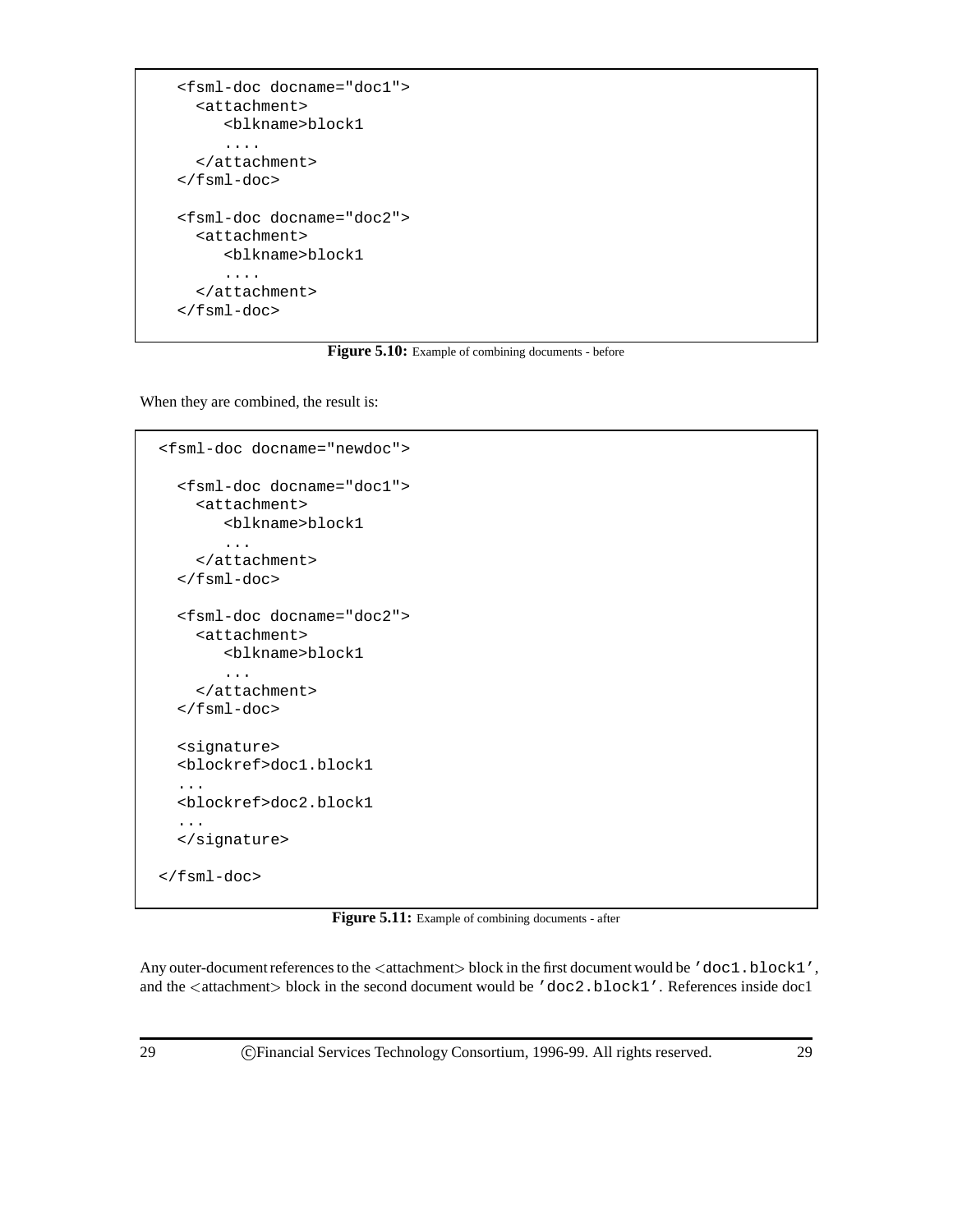```
<fsml-doc docname="doc1">
  <attachment>
     <blkname>block1
     ....
  </attachment>
</fsml-doc>

<fsml-doc docname="doc2">
  <attachment>
     <blkname>block1
     ....
  </attachment>
</fsml-doc>
```

**Figure 5.10:** Example of combining documents - before

When they are combined, the result is:

```
<fsml-doc docname="newdoc">

  <fsml-doc docname="doc1">
    <attachment>
       <blkname>block1
       ...
    </attachment>
  </fsml-doc>

  <fsml-doc docname="doc2">
    <attachment>
       <blkname>block1
       ...
    </attachment>
  </fsml-doc>

  <signature>
  <blockref>doc1.block1
  ...
  <blockref>doc2.block1
  ...
  </signature>

</fsml-doc>
```

**Figure 5.11:** Example of combining documents - after

Any outer-document references to the <attachment> block in the first document would be `'doc1.block1'`, and the <attachment> block in the second document would be `'doc2.block1'`. References inside doc1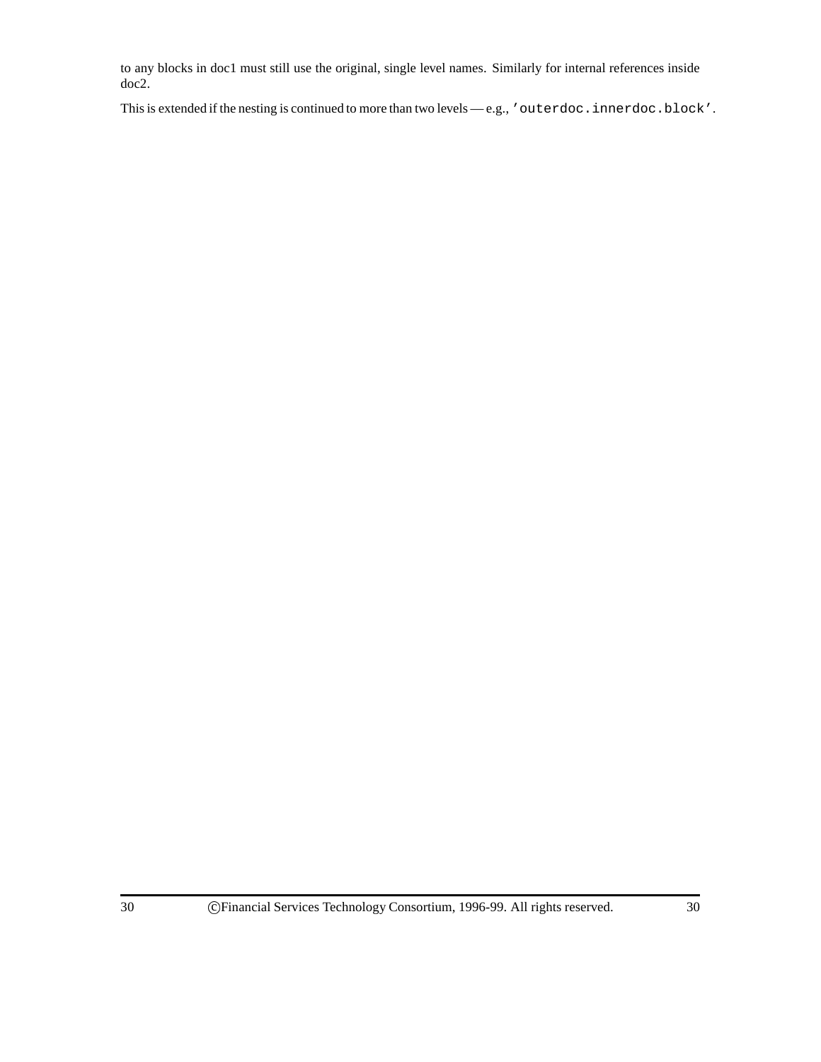to any blocks in doc1 must still use the original, single level names. Similarly for internal references inside doc2.

This is extended if the nesting is continued to more than two levels — e.g., `'outerdoc.innerdoc.block'`.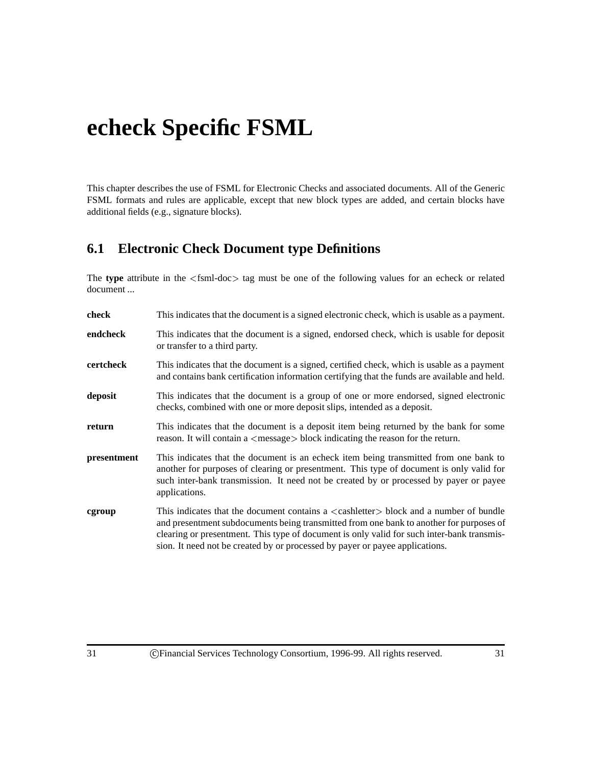# echeck Specific FSML

This chapter describes the use of FSML for Electronic Checks and associated documents. All of the Generic FSML formats and rules are applicable, except that new block types are added, and certain blocks have additional fields (e.g., signature blocks).

## 6.1 Electronic Check Document type Definitions

The **type** attribute in the <fsml-doc> tag must be one of the following values for an echeck or related document ...

**check** This indicates that the document is a signed electronic check, which is usable as a payment.

**endcheck** This indicates that the document is a signed, endorsed check, which is usable for deposit or transfer to a third party.

**certcheck** This indicates that the document is a signed, certified check, which is usable as a payment and contains bank certification information certifying that the funds are available and held.

**deposit** This indicates that the document is a group of one or more endorsed, signed electronic checks, combined with one or more deposit slips, intended as a deposit.

**return** This indicates that the document is a deposit item being returned by the bank for some reason. It will contain a <message> block indicating the reason for the return.

**presentment** This indicates that the document is an echeck item being transmitted from one bank to another for purposes of clearing or presentment. This type of document is only valid for such inter-bank transmission. It need not be created by or processed by payer or payee applications.

**cgroup** This indicates that the document contains a <cashletter> block and a number of bundle and presentment subdocuments being transmitted from one bank to another for purposes of clearing or presentment. This type of document is only valid for such inter-bank transmission. It need not be created by or processed by payer or payee applications.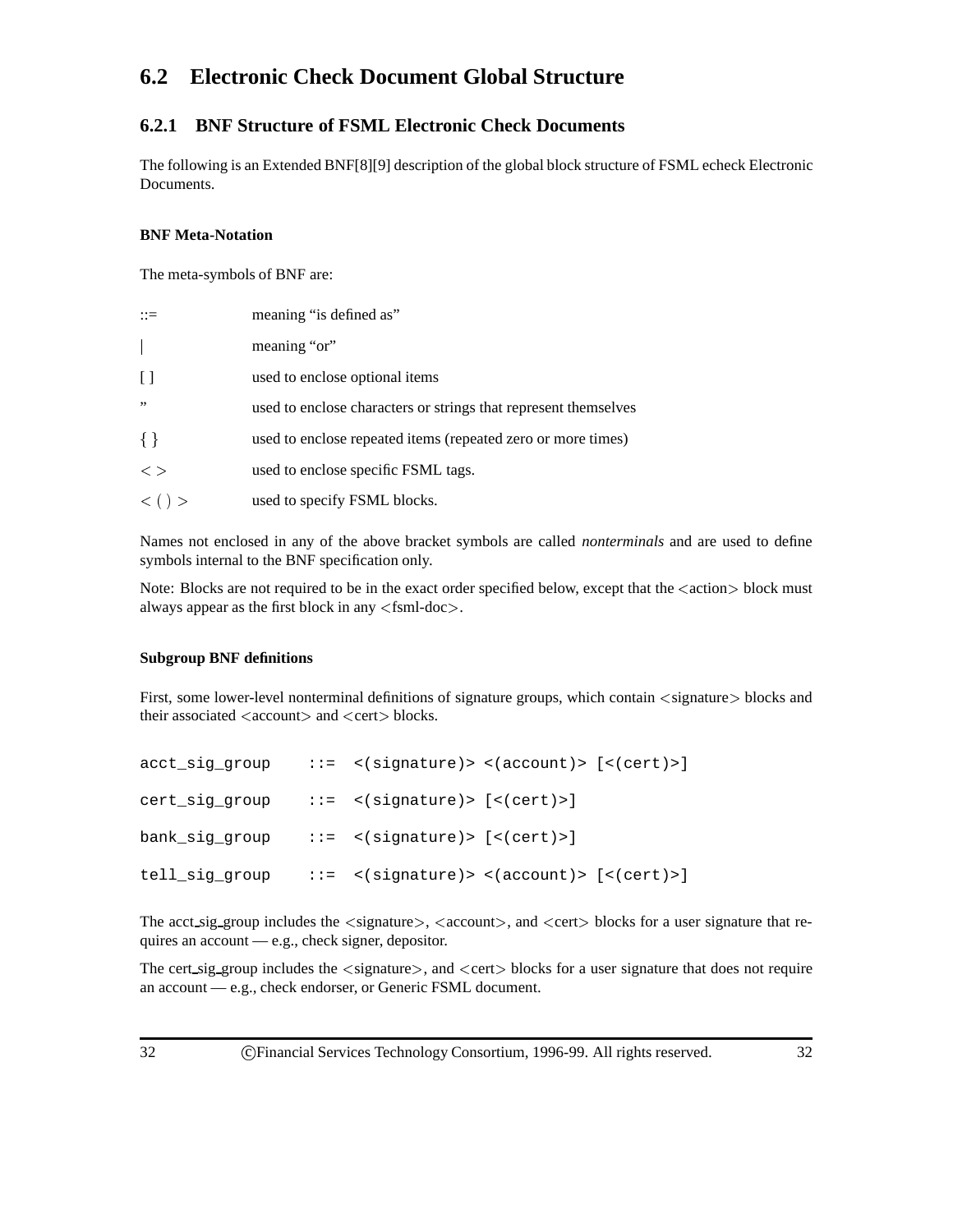## 6.2 Electronic Check Document Global Structure

### 6.2.1 BNF Structure of FSML Electronic Check Documents

The following is an Extended BNF[8][9] description of the global block structure of FSML echeck Electronic Documents.

#### BNF Meta-Notation

The meta-symbols of BNF are:

| | |
|---|---|
| ::= | meaning "is defined as" |
| \| | meaning "or" |
| [ ] | used to enclose optional items |
| " | used to enclose characters or strings that represent themselves |
| { } | used to enclose repeated items (repeated zero or more times) |
| < > | used to enclose specific FSML tags. |
| < ( ) > | used to specify FSML blocks. |

Names not enclosed in any of the above bracket symbols are called *nonterminals* and are used to define symbols internal to the BNF specification only.

Note: Blocks are not required to be in the exact order specified below, except that the <action> block must always appear as the first block in any <fsml-doc>.

#### Subgroup BNF definitions

First, some lower-level nonterminal definitions of signature groups, which contain <signature> blocks and their associated <account> and <cert> blocks.

```
acct_sig_group    ::=  <(signature)> <(account)> [<(cert)>]

cert_sig_group    ::=  <(signature)> [<(cert)>]

bank_sig_group    ::=  <(signature)> [<(cert)>]

tell_sig_group    ::=  <(signature)> <(account)> [<(cert)>]
```

The acct_sig_group includes the <signature>, <account>, and <cert> blocks for a user signature that requires an account — e.g., check signer, depositor.

The cert_sig_group includes the <signature>, and <cert> blocks for a user signature that does not require an account — e.g., check endorser, or Generic FSML document.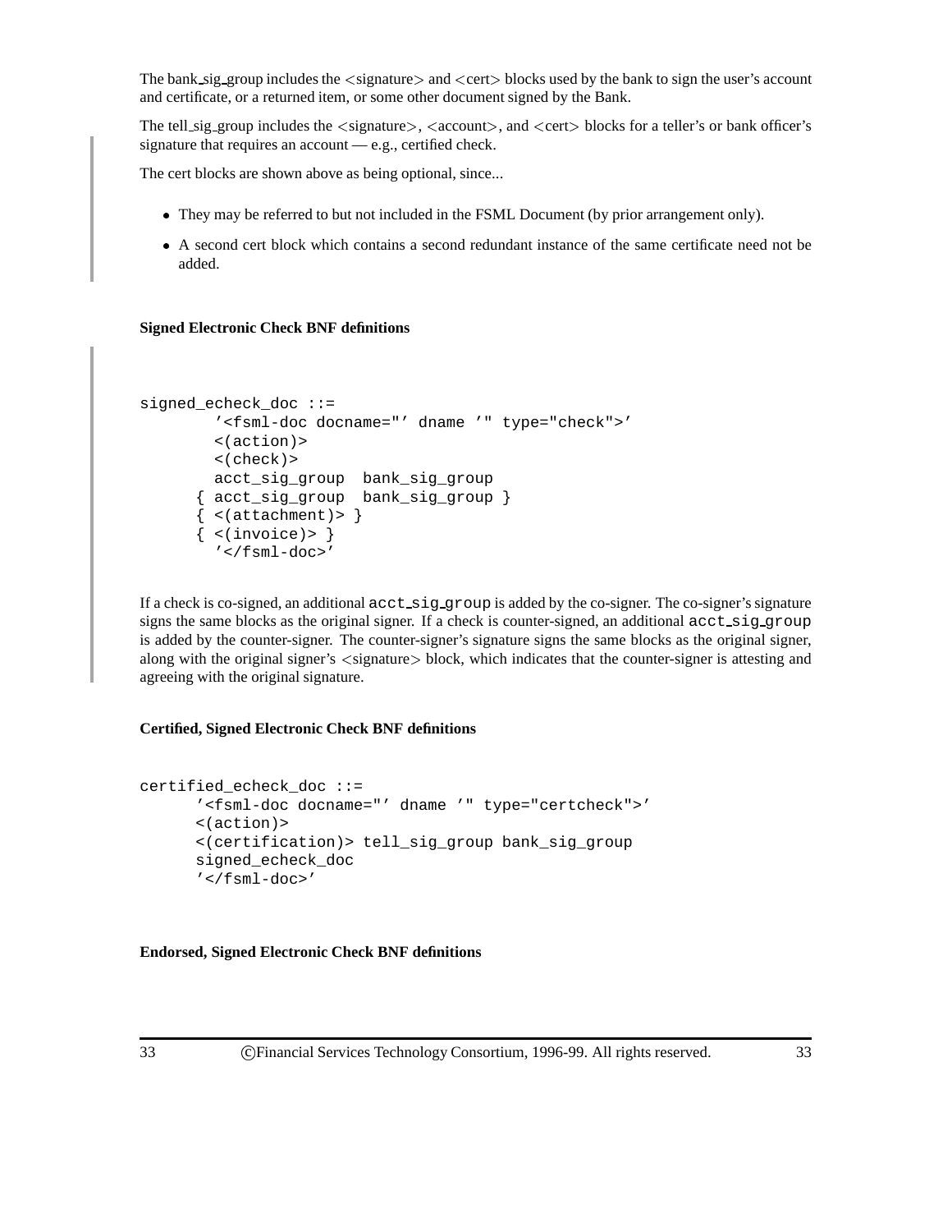The bank_sig_group includes the <signature> and <cert> blocks used by the bank to sign the user's account and certificate, or a returned item, or some other document signed by the Bank.

The tell_sig_group includes the <signature>, <account>, and <cert> blocks for a teller's or bank officer's signature that requires an account — e.g., certified check.

The cert blocks are shown above as being optional, since...

- They may be referred to but not included in the FSML Document (by prior arrangement only).
- A second cert block which contains a second redundant instance of the same certificate need not be added.

**Signed Electronic Check BNF definitions**

```
signed_echeck_doc ::=
        '<fsml-doc docname="' dname '" type="check">'
        <(action)>
        <(check)>
        acct_sig_group  bank_sig_group
      { acct_sig_group  bank_sig_group }
      { <(attachment)> }
      { <(invoice)> }
        '</fsml-doc>'
```

If a check is co-signed, an additional `acct_sig_group` is added by the co-signer. The co-signer's signature signs the same blocks as the original signer. If a check is counter-signed, an additional `acct_sig_group` is added by the counter-signer. The counter-signer's signature signs the same blocks as the original signer, along with the original signer's <signature> block, which indicates that the counter-signer is attesting and agreeing with the original signature.

**Certified, Signed Electronic Check BNF definitions**

```
certified_echeck_doc ::=
      '<fsml-doc docname="' dname '" type="certcheck">'
      <(action)>
      <(certification)> tell_sig_group bank_sig_group
      signed_echeck_doc
      '</fsml-doc>'
```

**Endorsed, Signed Electronic Check BNF definitions**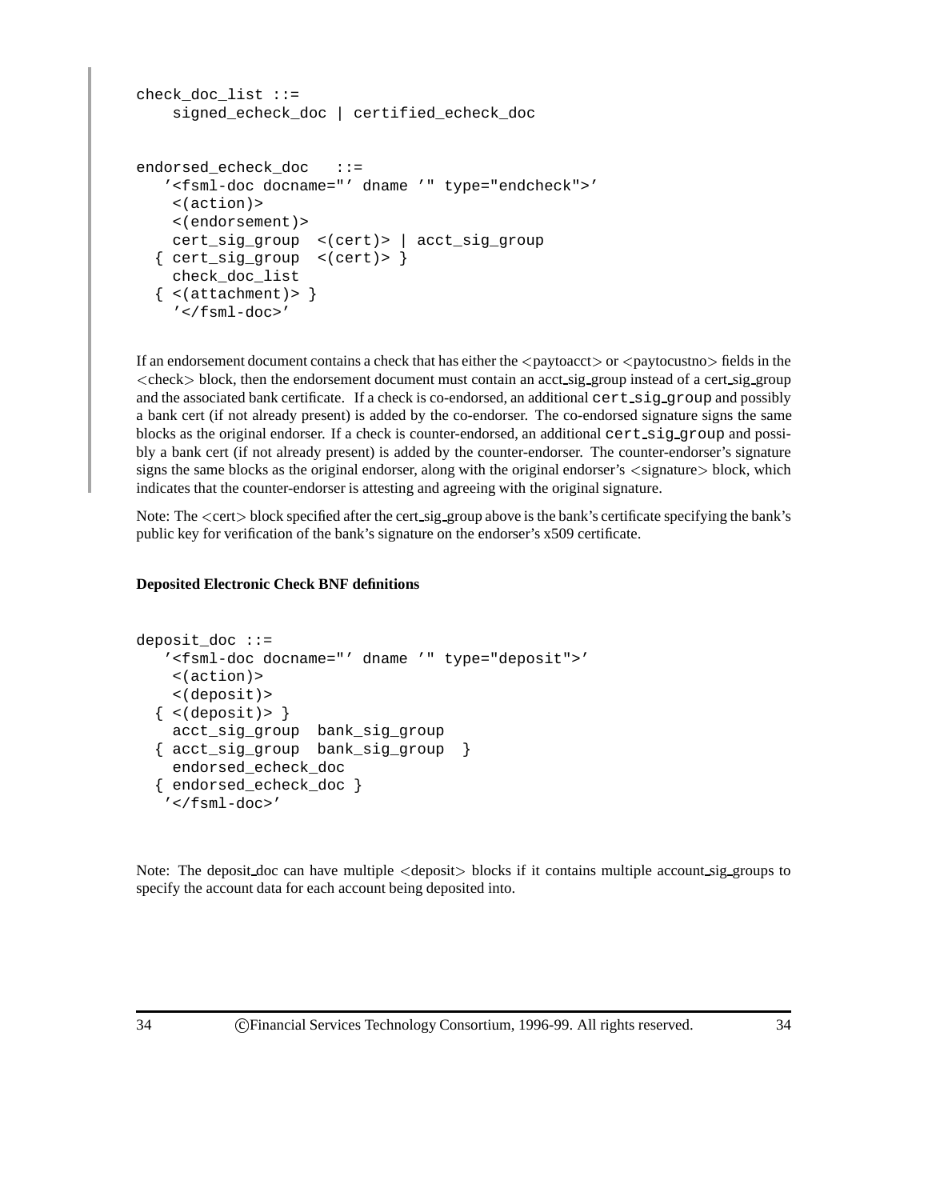```
check_doc_list ::=
    signed_echeck_doc | certified_echeck_doc


endorsed_echeck_doc   ::=
   '<fsml-doc docname="' dname '" type="endcheck">'
    <(action)>
    <(endorsement)>
    cert_sig_group  <(cert)> | acct_sig_group
  { cert_sig_group  <(cert)> }
    check_doc_list
  { <(attachment)> }
    '</fsml-doc>'
```

If an endorsement document contains a check that has either the <paytoacct> or <paytocustno> fields in the <check> block, then the endorsement document must contain an acct_sig_group instead of a cert_sig_group and the associated bank certificate. If a check is co-endorsed, an additional `cert_sig_group` and possibly a bank cert (if not already present) is added by the co-endorser. The co-endorsed signature signs the same blocks as the original endorser. If a check is counter-endorsed, an additional `cert_sig_group` and possibly a bank cert (if not already present) is added by the counter-endorser. The counter-endorser's signature signs the same blocks as the original endorser, along with the original endorser's <signature> block, which indicates that the counter-endorser is attesting and agreeing with the original signature.

Note: The <cert> block specified after the cert_sig_group above is the bank's certificate specifying the bank's public key for verification of the bank's signature on the endorser's x509 certificate.

**Deposited Electronic Check BNF definitions**

```
deposit_doc ::=
   '<fsml-doc docname="' dname '" type="deposit">'
    <(action)>
    <(deposit)>
  { <(deposit)> }
    acct_sig_group  bank_sig_group
  { acct_sig_group  bank_sig_group  }
    endorsed_echeck_doc
  { endorsed_echeck_doc }
   '</fsml-doc>'
```

Note: The deposit_doc can have multiple <deposit> blocks if it contains multiple account_sig_groups to specify the account data for each account being deposited into.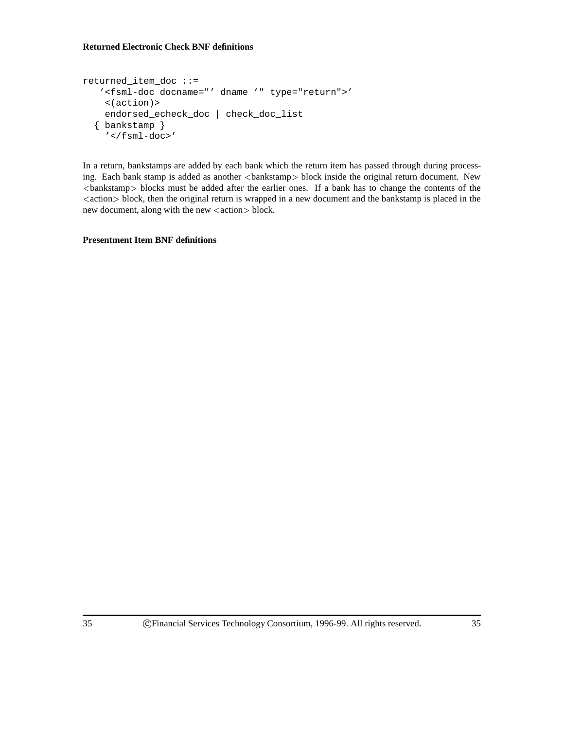**Returned Electronic Check BNF definitions**

```
returned_item_doc ::=
   '<fsml-doc docname="' dname '" type="return">'
    <(action)>
    endorsed_echeck_doc | check_doc_list
  { bankstamp }
    '</fsml-doc>'
```

In a return, bankstamps are added by each bank which the return item has passed through during processing. Each bank stamp is added as another <bankstamp> block inside the original return document. New <bankstamp> blocks must be added after the earlier ones. If a bank has to change the contents of the <action> block, then the original return is wrapped in a new document and the bankstamp is placed in the new document, along with the new <action> block.

**Presentment Item BNF definitions**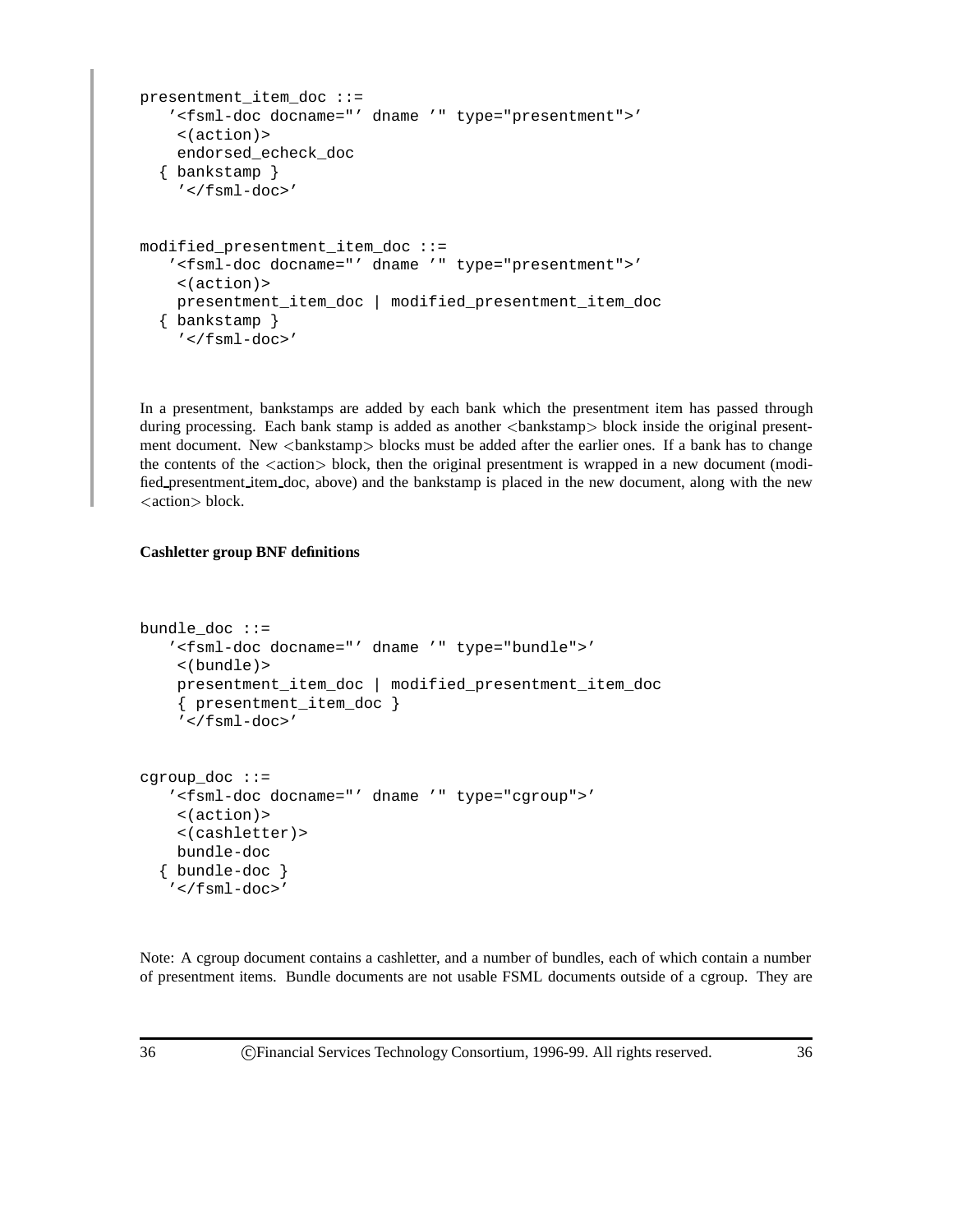```
presentment_item_doc ::=
   '<fsml-doc docname="' dname '" type="presentment">'
    <(action)>
    endorsed_echeck_doc
  { bankstamp }
    '</fsml-doc>'


modified_presentment_item_doc ::=
   '<fsml-doc docname="' dname '" type="presentment">'
    <(action)>
    presentment_item_doc | modified_presentment_item_doc
  { bankstamp }
    '</fsml-doc>'
```

In a presentment, bankstamps are added by each bank which the presentment item has passed through during processing. Each bank stamp is added as another <bankstamp> block inside the original presentment document. New <bankstamp> blocks must be added after the earlier ones. If a bank has to change the contents of the <action> block, then the original presentment is wrapped in a new document (modified_presentment_item_doc, above) and the bankstamp is placed in the new document, along with the new <action> block.

**Cashletter group BNF definitions**

```
bundle_doc ::=
   '<fsml-doc docname="' dname '" type="bundle">'
    <(bundle)>
    presentment_item_doc | modified_presentment_item_doc
    { presentment_item_doc }
    '</fsml-doc>'


cgroup_doc ::=
   '<fsml-doc docname="' dname '" type="cgroup">'
    <(action)>
    <(cashletter)>
    bundle-doc
  { bundle-doc }
   '</fsml-doc>'
```

Note: A cgroup document contains a cashletter, and a number of bundles, each of which contain a number of presentment items. Bundle documents are not usable FSML documents outside of a cgroup. They are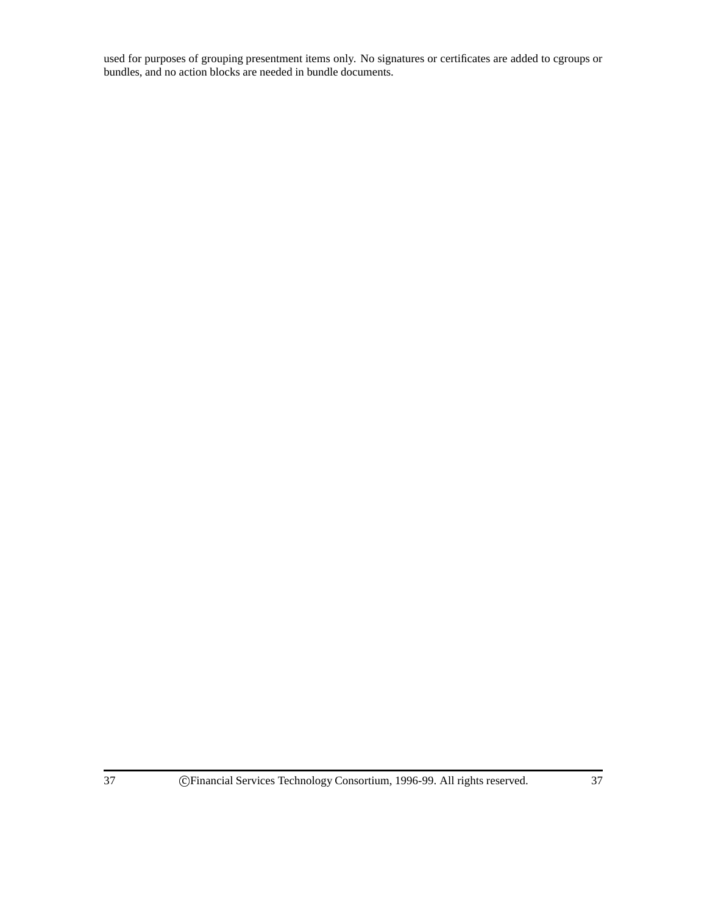used for purposes of grouping presentment items only. No signatures or certificates are added to cgroups or bundles, and no action blocks are needed in bundle documents.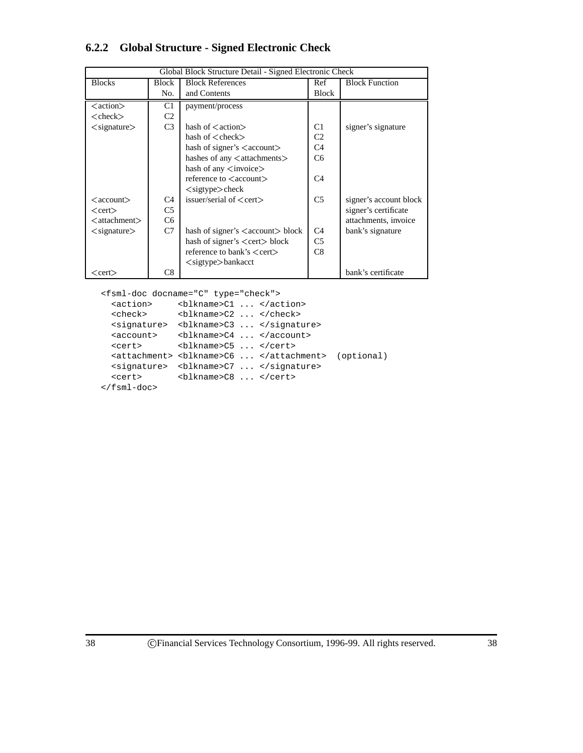### 6.2.2 Global Structure - Signed Electronic Check

| Global Block Structure Detail - Signed Electronic Check | | | | |
|---|---|---|---|---|
| Blocks | Block No. | Block References and Contents | Ref Block | Block Function |
| <action> | C1 | payment/process | | |
| <check> | C2 | | | |
| <signature> | C3 | hash of <action> | C1 | signer's signature |
| | | hash of <check> | C2 | |
| | | hash of signer's <account> | C4 | |
| | | hashes of any <attachments> | C6 | |
| | | hash of any <invoice> | | |
| | | reference to <account> | C4 | |
| | | <sigtype>check | | |
| <account> | C4 | issuer/serial of <cert> | C5 | signer's account block |
| <cert> | C5 | | | signer's certificate |
| <attachment> | C6 | | | attachments, invoice |
| <signature> | C7 | hash of signer's <account> block | C4 | bank's signature |
| | | hash of signer's <cert> block | C5 | |
| | | reference to bank's <cert> | C8 | |
| | | <sigtype>bankacct | | |
| <cert> | C8 | | | bank's certificate |

```
<fsml-doc docname="C" type="check">
  <action>     <blkname>C1 ... </action>
  <check>      <blkname>C2 ... </check>
  <signature>  <blkname>C3 ... </signature>
  <account>    <blkname>C4 ... </account>
  <cert>       <blkname>C5 ... </cert>
  <attachment> <blkname>C6 ... </attachment>  (optional)
  <signature>  <blkname>C7 ... </signature>
  <cert>       <blkname>C8 ... </cert>
</fsml-doc>
```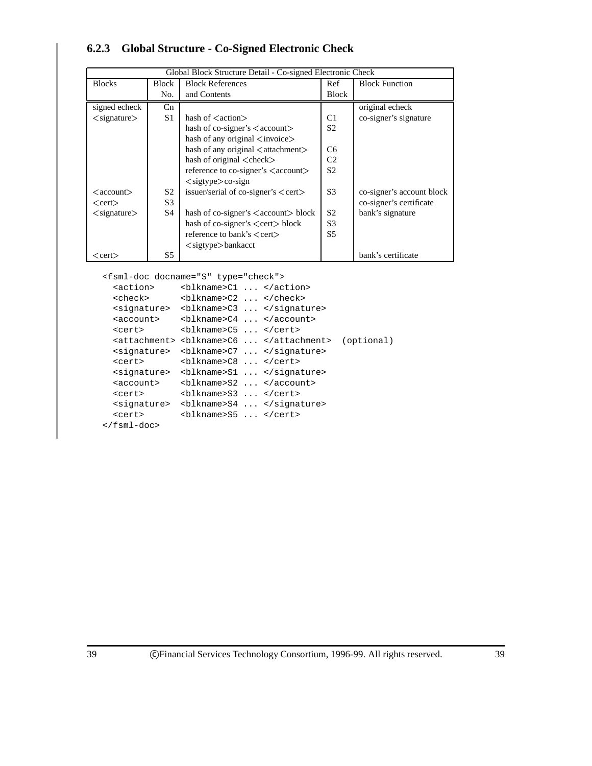### 6.2.3 Global Structure - Co-Signed Electronic Check

| Global Block Structure Detail - Co-signed Electronic Check | | | | |
|---|---|---|---|---|
| Blocks | Block No. | Block References and Contents | Ref Block | Block Function |
| signed echeck | Cn | | | original echeck |
| <signature> | S1 | hash of <action> | C1 | co-signer's signature |
| | | hash of co-signer's <account> | S2 | |
| | | hash of any original <invoice> | | |
| | | hash of any original <attachment> | C6 | |
| | | hash of original <check> | C2 | |
| | | reference to co-signer's <account> | S2 | |
| | | <sigtype>co-sign | | |
| <account> | S2 | issuer/serial of co-signer's <cert> | S3 | co-signer's account block |
| <cert> | S3 | | | co-signer's certificate |
| <signature> | S4 | hash of co-signer's <account> block | S2 | bank's signature |
| | | hash of co-signer's <cert> block | S3 | |
| | | reference to bank's <cert> | S5 | |
| | | <sigtype>bankacct | | |
| <cert> | S5 | | | bank's certificate |

```
<fsml-doc docname="S" type="check">
  <action>     <blkname>C1 ... </action>
  <check>      <blkname>C2 ... </check>
  <signature>  <blkname>C3 ... </signature>
  <account>    <blkname>C4 ... </account>
  <cert>       <blkname>C5 ... </cert>
  <attachment> <blkname>C6 ... </attachment>  (optional)
  <signature>  <blkname>C7 ... </signature>
  <cert>       <blkname>C8 ... </cert>
  <signature>  <blkname>S1 ... </signature>
  <account>    <blkname>S2 ... </account>
  <cert>       <blkname>S3 ... </cert>
  <signature>  <blkname>S4 ... </signature>
  <cert>       <blkname>S5 ... </cert>
</fsml-doc>
```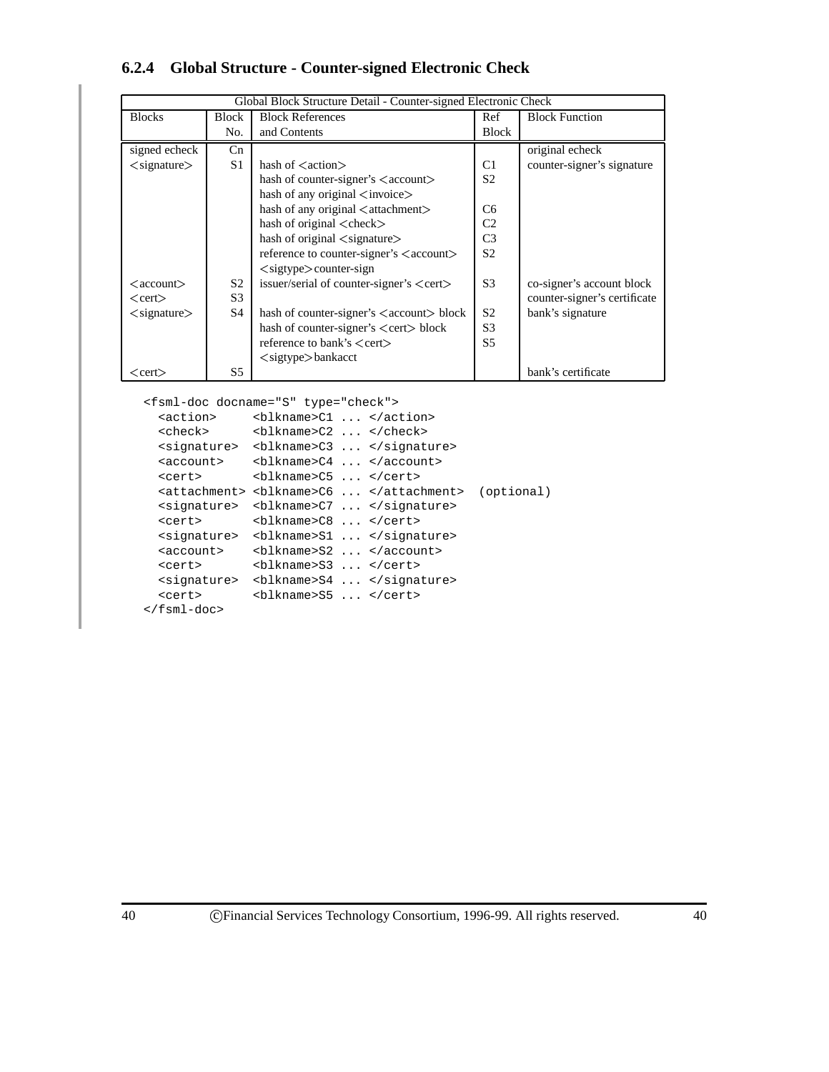### 6.2.4 Global Structure - Counter-signed Electronic Check

| Global Block Structure Detail - Counter-signed Electronic Check | | | | |
|---|---|---|---|---|
| Blocks | Block No. | Block References and Contents | Ref Block | Block Function |
| signed echeck | Cn | | | original echeck |
| <signature> | S1 | hash of <action> | C1 | counter-signer's signature |
| | | hash of counter-signer's <account> | S2 | |
| | | hash of any original <invoice> | | |
| | | hash of any original <attachment> | C6 | |
| | | hash of original <check> | C2 | |
| | | hash of original <signature> | C3 | |
| | | reference to counter-signer's <account> | S2 | |
| | | <sigtype>counter-sign | | |
| <account> | S2 | issuer/serial of counter-signer's <cert> | S3 | co-signer's account block |
| <cert> | S3 | | | counter-signer's certificate |
| <signature> | S4 | hash of counter-signer's <account> block | S2 | bank's signature |
| | | hash of counter-signer's <cert> block | S3 | |
| | | reference to bank's <cert> | S5 | |
| | | <sigtype>bankacct | | |
| <cert> | S5 | | | bank's certificate |

```
<fsml-doc docname="S" type="check">
  <action>     <blkname>C1 ... </action>
  <check>      <blkname>C2 ... </check>
  <signature>  <blkname>C3 ... </signature>
  <account>    <blkname>C4 ... </account>
  <cert>       <blkname>C5 ... </cert>
  <attachment> <blkname>C6 ... </attachment>  (optional)
  <signature>  <blkname>C7 ... </signature>
  <cert>       <blkname>C8 ... </cert>
  <signature>  <blkname>S1 ... </signature>
  <account>    <blkname>S2 ... </account>
  <cert>       <blkname>S3 ... </cert>
  <signature>  <blkname>S4 ... </signature>
  <cert>       <blkname>S5 ... </cert>
</fsml-doc>
```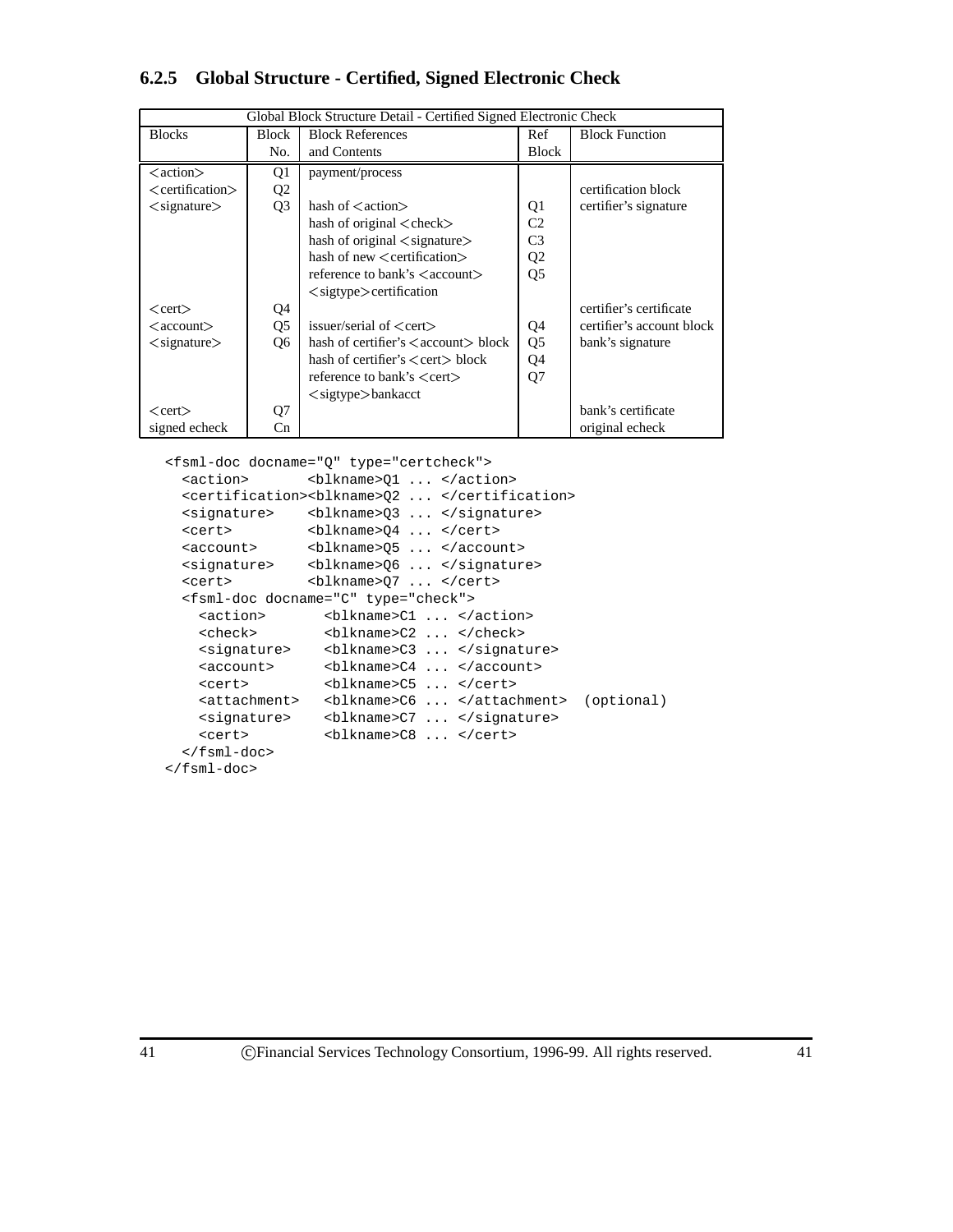### 6.2.5 Global Structure - Certified, Signed Electronic Check

| Global Block Structure Detail - Certified Signed Electronic Check | | | | |
|---|---|---|---|---|
| Blocks | Block No. | Block References and Contents | Ref Block | Block Function |
| <action> | Q1 | payment/process | | |
| <certification> | Q2 | | | certification block |
| <signature> | Q3 | hash of <action> | Q1 | certifier's signature |
| | | hash of original <check> | C2 | |
| | | hash of original <signature> | C3 | |
| | | hash of new <certification> | Q2 | |
| | | reference to bank's <account> | Q5 | |
| | | <sigtype>certification | | |
| <cert> | Q4 | | | certifier's certificate |
| <account> | Q5 | issuer/serial of <cert> | Q4 | certifier's account block |
| <signature> | Q6 | hash of certifier's <account> block | Q5 | bank's signature |
| | | hash of certifier's <cert> block | Q4 | |
| | | reference to bank's <cert> | Q7 | |
| | | <sigtype>bankacct | | |
| <cert> | Q7 | | | bank's certificate |
| signed echeck | Cn | | | original echeck |

```
<fsml-doc docname="Q" type="certcheck">
  <action>       <blkname>Q1 ... </action>
  <certification><blkname>Q2 ... </certification>
  <signature>    <blkname>Q3 ... </signature>
  <cert>         <blkname>Q4 ... </cert>
  <account>      <blkname>Q5 ... </account>
  <signature>    <blkname>Q6 ... </signature>
  <cert>         <blkname>Q7 ... </cert>
  <fsml-doc docname="C" type="check">
    <action>       <blkname>C1 ... </action>
    <check>        <blkname>C2 ... </check>
    <signature>    <blkname>C3 ... </signature>
    <account>      <blkname>C4 ... </account>
    <cert>         <blkname>C5 ... </cert>
    <attachment>   <blkname>C6 ... </attachment>  (optional)
    <signature>    <blkname>C7 ... </signature>
    <cert>         <blkname>C8 ... </cert>
  </fsml-doc>
</fsml-doc>
```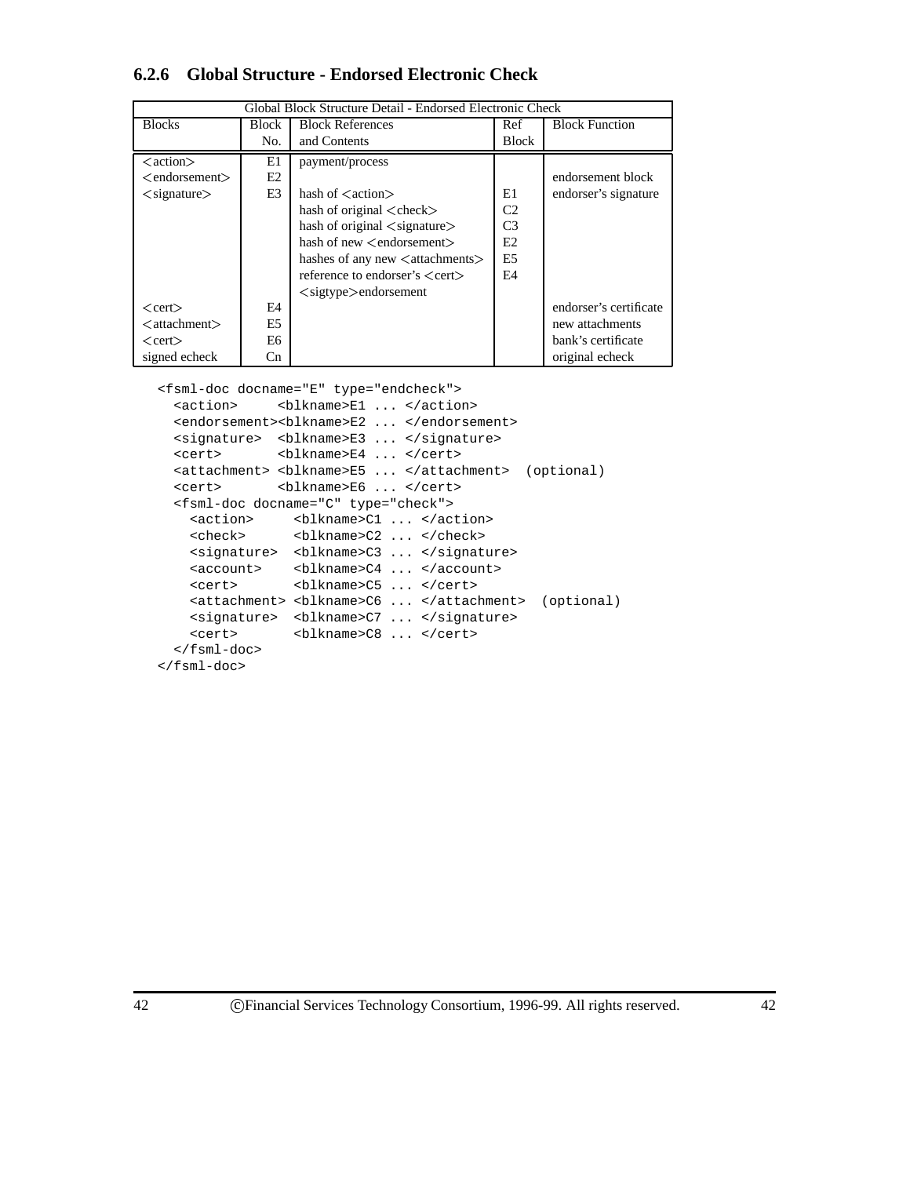### 6.2.6 Global Structure - Endorsed Electronic Check

| Global Block Structure Detail - Endorsed Electronic Check | | | | |
|---|---|---|---|---|
| Blocks | Block No. | Block References and Contents | Ref Block | Block Function |
| <action> | E1 | payment/process | | |
| <endorsement> | E2 | | | endorsement block |
| <signature> | E3 | hash of <action> | E1 | endorser's signature |
| | | hash of original <check> | C2 | |
| | | hash of original <signature> | C3 | |
| | | hash of new <endorsement> | E2 | |
| | | hashes of any new <attachments> | E5 | |
| | | reference to endorser's <cert> | E4 | |
| | | <sigtype>endorsement | | |
| <cert> | E4 | | | endorser's certificate |
| <attachment> | E5 | | | new attachments |
| <cert> | E6 | | | bank's certificate |
| signed echeck | Cn | | | original echeck |

```
<fsml-doc docname="E" type="endcheck">
  <action>     <blkname>E1 ... </action>
  <endorsement><blkname>E2 ... </endorsement>
  <signature>  <blkname>E3 ... </signature>
  <cert>       <blkname>E4 ... </cert>
  <attachment> <blkname>E5 ... </attachment>  (optional)
  <cert>       <blkname>E6 ... </cert>
  <fsml-doc docname="C" type="check">
    <action>     <blkname>C1 ... </action>
    <check>      <blkname>C2 ... </check>
    <signature>  <blkname>C3 ... </signature>
    <account>    <blkname>C4 ... </account>
    <cert>       <blkname>C5 ... </cert>
    <attachment> <blkname>C6 ... </attachment>  (optional)
    <signature>  <blkname>C7 ... </signature>
    <cert>       <blkname>C8 ... </cert>
  </fsml-doc>
</fsml-doc>
```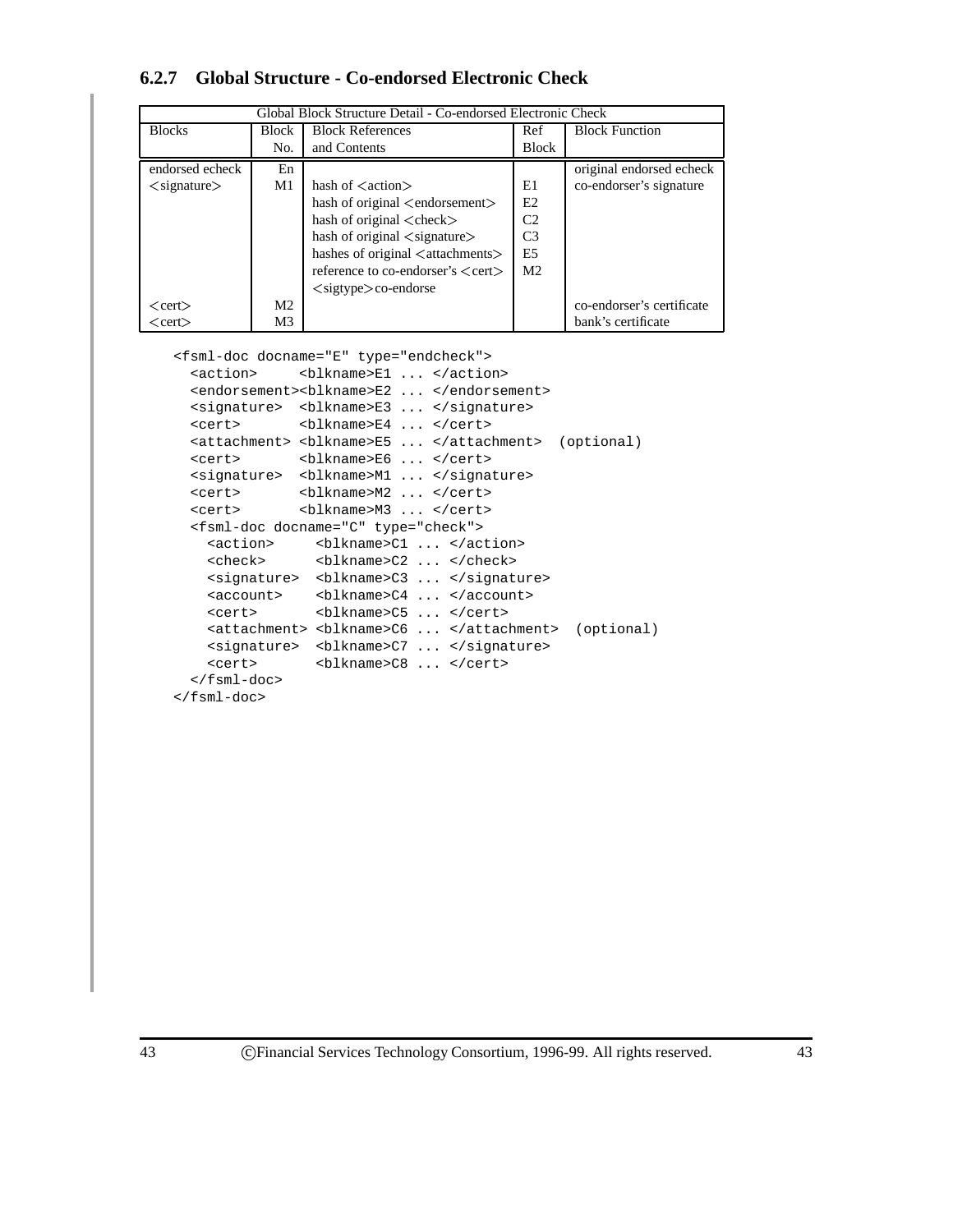### 6.2.7 Global Structure - Co-endorsed Electronic Check

| Global Block Structure Detail - Co-endorsed Electronic Check | | | | |
|---|---|---|---|---|
| Blocks | Block No. | Block References and Contents | Ref Block | Block Function |
| endorsed echeck | En | | | original endorsed echeck |
| <signature> | M1 | hash of <action> | E1 | co-endorser's signature |
| | | hash of original <endorsement> | E2 | |
| | | hash of original <check> | C2 | |
| | | hash of original <signature> | C3 | |
| | | hashes of original <attachments> | E5 | |
| | | reference to co-endorser's <cert> | M2 | |
| | | <sigtype> co-endorse | | |
| <cert> | M2 | | | co-endorser's certificate |
| <cert> | M3 | | | bank's certificate |

```
<fsml-doc docname="E" type="endcheck">
  <action>     <blkname>E1 ... </action>
  <endorsement><blkname>E2 ... </endorsement>
  <signature>  <blkname>E3 ... </signature>
  <cert>       <blkname>E4 ... </cert>
  <attachment> <blkname>E5 ... </attachment>  (optional)
  <cert>       <blkname>E6 ... </cert>
  <signature>  <blkname>M1 ... </signature>
  <cert>       <blkname>M2 ... </cert>
  <cert>       <blkname>M3 ... </cert>
  <fsml-doc docname="C" type="check">
    <action>     <blkname>C1 ... </action>
    <check>      <blkname>C2 ... </check>
    <signature>  <blkname>C3 ... </signature>
    <account>    <blkname>C4 ... </account>
    <cert>       <blkname>C5 ... </cert>
    <attachment> <blkname>C6 ... </attachment>  (optional)
    <signature>  <blkname>C7 ... </signature>
    <cert>       <blkname>C8 ... </cert>
  </fsml-doc>
</fsml-doc>
```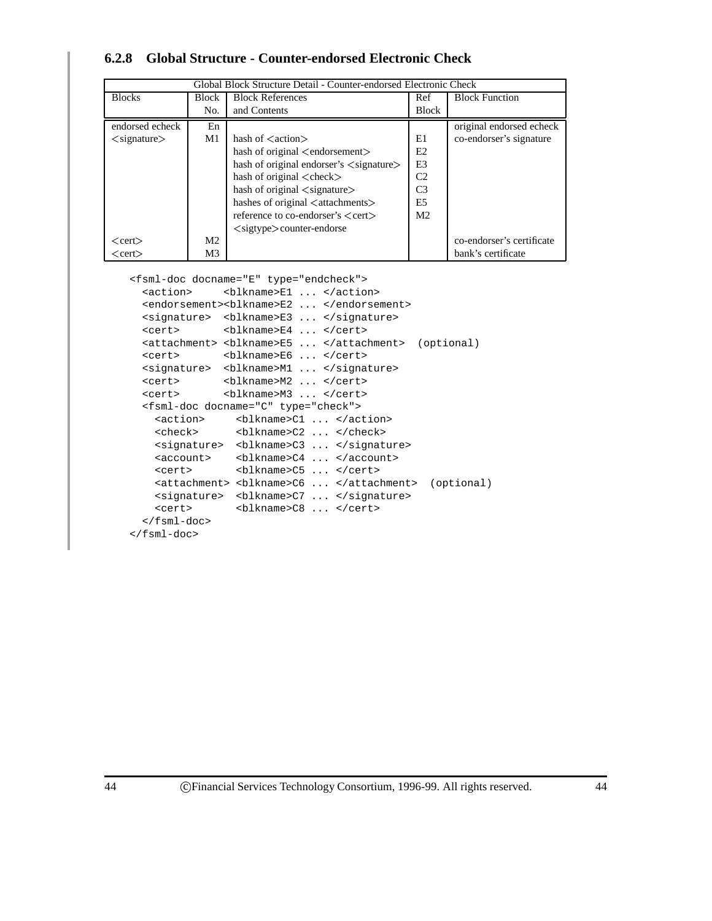### 6.2.8 Global Structure - Counter-endorsed Electronic Check

| Global Block Structure Detail - Counter-endorsed Electronic Check | | | | |
|---|---|---|---|---|
| Blocks | Block No. | Block References and Contents | Ref Block | Block Function |
| endorsed echeck | En | | | original endorsed echeck |
| <signature> | M1 | hash of <action><br>hash of original <endorsement><br>hash of original endorser's <signature><br>hash of original <check><br>hash of original <signature><br>hashes of original <attachments><br>reference to co-endorser's <cert><br><sigtype> counter-endorse | E1<br>E2<br>E3<br>C2<br>C3<br>E5<br>M2 | co-endorser's signature |
| <cert> | M2 | | | co-endorser's certificate |
| <cert> | M3 | | | bank's certificate |

```
<fsml-doc docname="E" type="endcheck">
  <action>     <blkname>E1 ... </action>
  <endorsement><blkname>E2 ... </endorsement>
  <signature>  <blkname>E3 ... </signature>
  <cert>       <blkname>E4 ... </cert>
  <attachment> <blkname>E5 ... </attachment>  (optional)
  <cert>       <blkname>E6 ... </cert>
  <signature>  <blkname>M1 ... </signature>
  <cert>       <blkname>M2 ... </cert>
  <cert>       <blkname>M3 ... </cert>
  <fsml-doc docname="C" type="check">
    <action>     <blkname>C1 ... </action>
    <check>      <blkname>C2 ... </check>
    <signature>  <blkname>C3 ... </signature>
    <account>    <blkname>C4 ... </account>
    <cert>       <blkname>C5 ... </cert>
    <attachment> <blkname>C6 ... </attachment>  (optional)
    <signature>  <blkname>C7 ... </signature>
    <cert>       <blkname>C8 ... </cert>
  </fsml-doc>
</fsml-doc>
```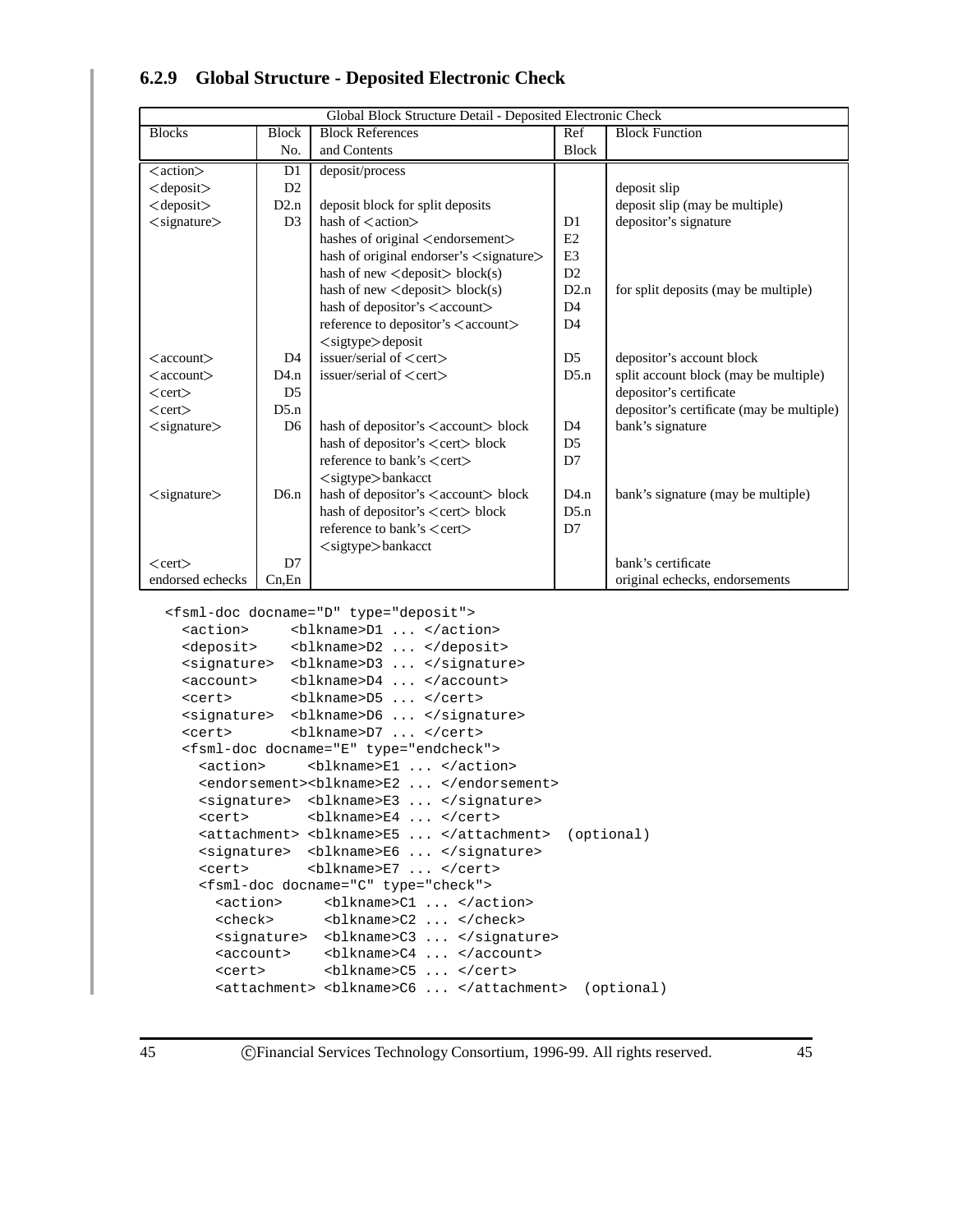### 6.2.9 Global Structure - Deposited Electronic Check

| Global Block Structure Detail - Deposited Electronic Check | | | | |
|---|---|---|---|---|
| Blocks | Block No. | Block References and Contents | Ref Block | Block Function |
| <action> | D1 | deposit/process | | |
| <deposit> | D2 | | | deposit slip |
| <deposit> | D2.n | deposit block for split deposits | | deposit slip (may be multiple) |
| <signature> | D3 | hash of <action> | D1 | depositor's signature |
| | | hashes of original <endorsement> | E2 | |
| | | hash of original endorser's <signature> | E3 | |
| | | hash of new <deposit> block(s) | D2 | |
| | | hash of new <deposit> block(s) | D2.n | for split deposits (may be multiple) |
| | | hash of depositor's <account> | D4 | |
| | | reference to depositor's <account> | D4 | |
| | | <sigtype>deposit | | |
| <account> | D4 | issuer/serial of <cert> | D5 | depositor's account block |
| <account> | D4.n | issuer/serial of <cert> | D5.n | split account block (may be multiple) |
| <cert> | D5 | | | depositor's certificate |
| <cert> | D5.n | | | depositor's certificate (may be multiple) |
| <signature> | D6 | hash of depositor's <account> block | D4 | bank's signature |
| | | hash of depositor's <cert> block | D5 | |
| | | reference to bank's <cert> | D7 | |
| | | <sigtype>bankacct | | |
| <signature> | D6.n | hash of depositor's <account> block | D4.n | bank's signature (may be multiple) |
| | | hash of depositor's <cert> block | D5.n | |
| | | reference to bank's <cert> | D7 | |
| | | <sigtype>bankacct | | |
| <cert> | D7 | | | bank's certificate |
| endorsed echecks | Cn,En | | | original echecks, endorsements |

```
<fsml-doc docname="D" type="deposit">
  <action>     <blkname>D1 ... </action>
  <deposit>    <blkname>D2 ... </deposit>
  <signature>  <blkname>D3 ... </signature>
  <account>    <blkname>D4 ... </account>
  <cert>       <blkname>D5 ... </cert>
  <signature>  <blkname>D6 ... </signature>
  <cert>       <blkname>D7 ... </cert>
  <fsml-doc docname="E" type="endcheck">
    <action>     <blkname>E1 ... </action>
    <endorsement><blkname>E2 ... </endorsement>
    <signature>  <blkname>E3 ... </signature>
    <cert>       <blkname>E4 ... </cert>
    <attachment> <blkname>E5 ... </attachment>  (optional)
    <signature>  <blkname>E6 ... </signature>
    <cert>       <blkname>E7 ... </cert>
    <fsml-doc docname="C" type="check">
      <action>     <blkname>C1 ... </action>
      <check>      <blkname>C2 ... </check>
      <signature>  <blkname>C3 ... </signature>
      <account>    <blkname>C4 ... </account>
      <cert>       <blkname>C5 ... </cert>
      <attachment> <blkname>C6 ... </attachment>  (optional)
```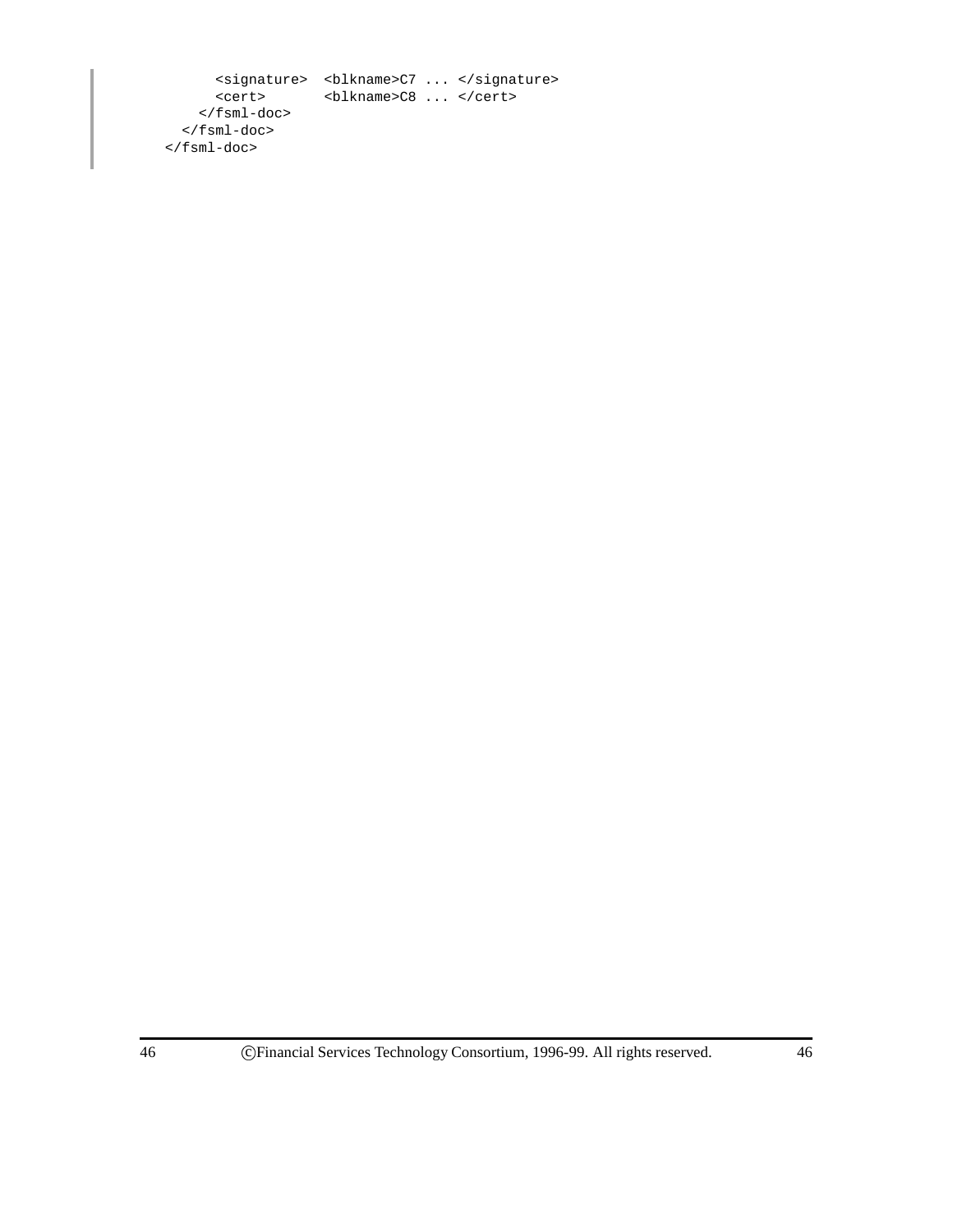```
      <signature>  <blkname>C7 ... </signature>
      <cert>       <blkname>C8 ... </cert>
    </fsml-doc>
  </fsml-doc>
</fsml-doc>
```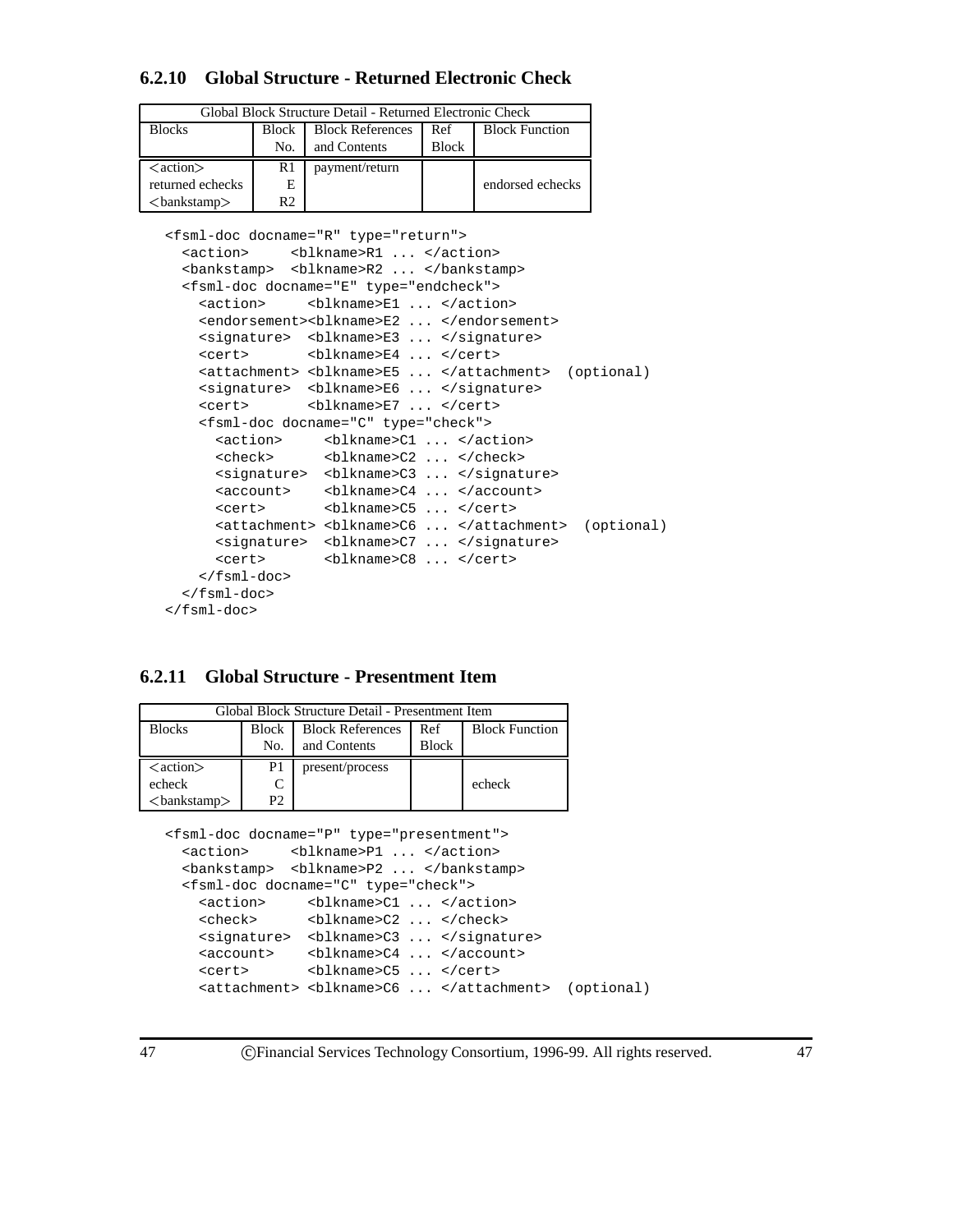### 6.2.10 Global Structure - Returned Electronic Check

| Global Block Structure Detail - Returned Electronic Check | | | | |
|---|---|---|---|---|
| Blocks | Block No. | Block References and Contents | Ref Block | Block Function |
| <action> | R1 | payment/return | | |
| returned echecks | E | | | endorsed echecks |
| <bankstamp> | R2 | | | |

```
<fsml-doc docname="R" type="return">
  <action>     <blkname>R1 ... </action>
  <bankstamp>  <blkname>R2 ... </bankstamp>
  <fsml-doc docname="E" type="endcheck">
    <action>     <blkname>E1 ... </action>
    <endorsement><blkname>E2 ... </endorsement>
    <signature>  <blkname>E3 ... </signature>
    <cert>       <blkname>E4 ... </cert>
    <attachment> <blkname>E5 ... </attachment>  (optional)
    <signature>  <blkname>E6 ... </signature>
    <cert>       <blkname>E7 ... </cert>
    <fsml-doc docname="C" type="check">
      <action>     <blkname>C1 ... </action>
      <check>      <blkname>C2 ... </check>
      <signature>  <blkname>C3 ... </signature>
      <account>    <blkname>C4 ... </account>
      <cert>       <blkname>C5 ... </cert>
      <attachment> <blkname>C6 ... </attachment>  (optional)
      <signature>  <blkname>C7 ... </signature>
      <cert>       <blkname>C8 ... </cert>
    </fsml-doc>
  </fsml-doc>
</fsml-doc>
```

### 6.2.11 Global Structure - Presentment Item

| Global Block Structure Detail - Presentment Item | | | | |
|---|---|---|---|---|
| Blocks | Block No. | Block References and Contents | Ref Block | Block Function |
| <action> | P1 | present/process | | |
| echeck | C | | | echeck |
| <bankstamp> | P2 | | | |

```
<fsml-doc docname="P" type="presentment">
  <action>     <blkname>P1 ... </action>
  <bankstamp>  <blkname>P2 ... </bankstamp>
  <fsml-doc docname="C" type="check">
    <action>     <blkname>C1 ... </action>
    <check>      <blkname>C2 ... </check>
    <signature>  <blkname>C3 ... </signature>
    <account>    <blkname>C4 ... </account>
    <cert>       <blkname>C5 ... </cert>
    <attachment> <blkname>C6 ... </attachment>  (optional)
```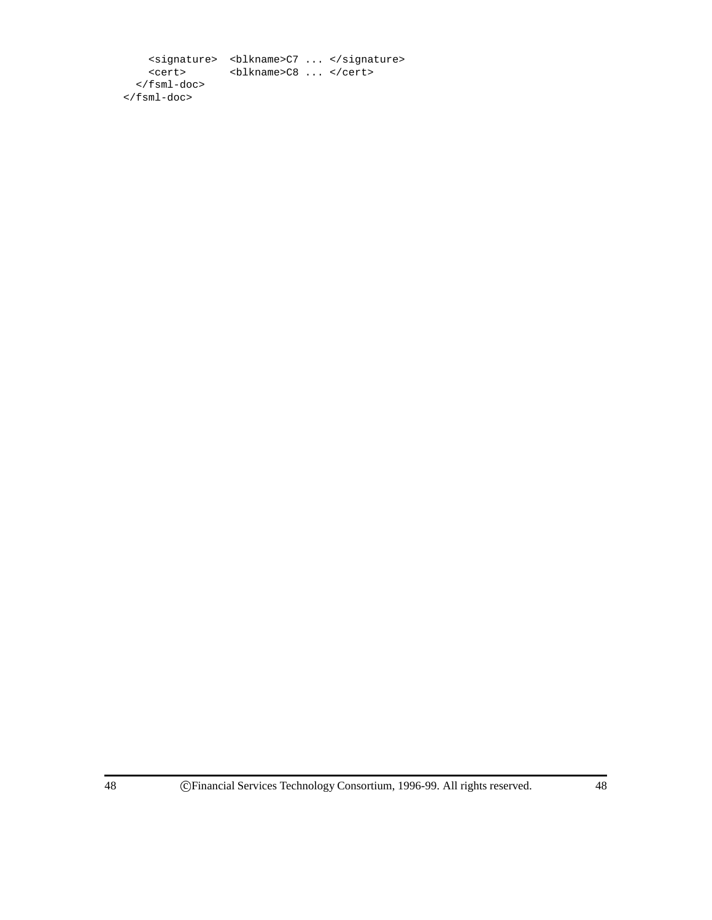```
    <signature>  <blkname>C7 ... </signature>
    <cert>       <blkname>C8 ... </cert>
  </fsml-doc>
</fsml-doc>
```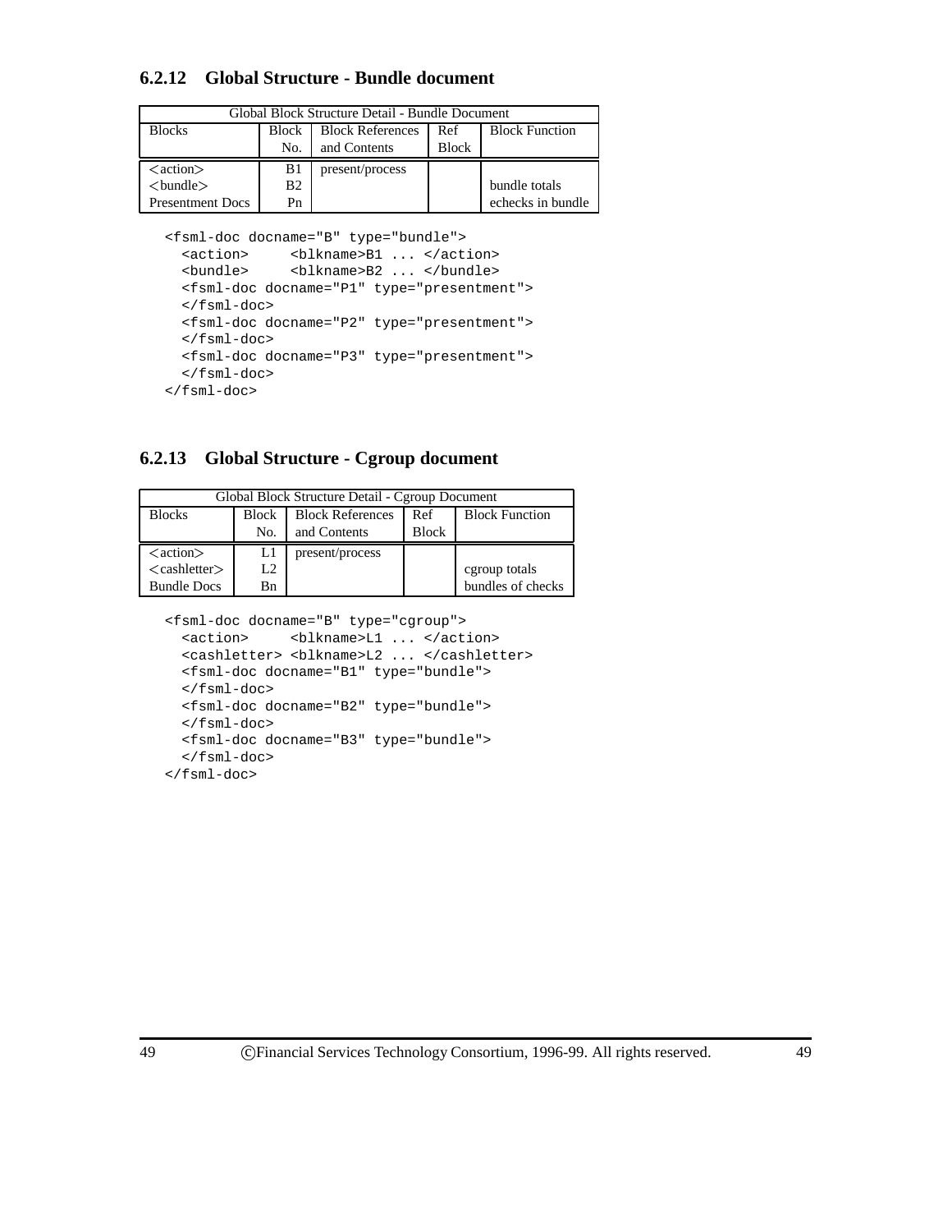### 6.2.12 Global Structure - Bundle document

| Global Block Structure Detail - Bundle Document | | | | |
|---|---|---|---|---|
| Blocks | Block No. | Block References and Contents | Ref Block | Block Function |
| <action> | B1 | present/process | | |
| <bundle> | B2 | | | bundle totals |
| Presentment Docs | Pn | | | echecks in bundle |

```
<fsml-doc docname="B" type="bundle">
  <action>     <blkname>B1 ... </action>
  <bundle>     <blkname>B2 ... </bundle>
  <fsml-doc docname="P1" type="presentment">
  </fsml-doc>
  <fsml-doc docname="P2" type="presentment">
  </fsml-doc>
  <fsml-doc docname="P3" type="presentment">
  </fsml-doc>
</fsml-doc>
```

### 6.2.13 Global Structure - Cgroup document

| Global Block Structure Detail - Cgroup Document | | | | |
|---|---|---|---|---|
| Blocks | Block No. | Block References and Contents | Ref Block | Block Function |
| <action> | L1 | present/process | | |
| <cashletter> | L2 | | | cgroup totals |
| Bundle Docs | Bn | | | bundles of checks |

```
<fsml-doc docname="B" type="cgroup">
  <action>     <blkname>L1 ... </action>
  <cashletter> <blkname>L2 ... </cashletter>
  <fsml-doc docname="B1" type="bundle">
  </fsml-doc>
  <fsml-doc docname="B2" type="bundle">
  </fsml-doc>
  <fsml-doc docname="B3" type="bundle">
  </fsml-doc>
</fsml-doc>
```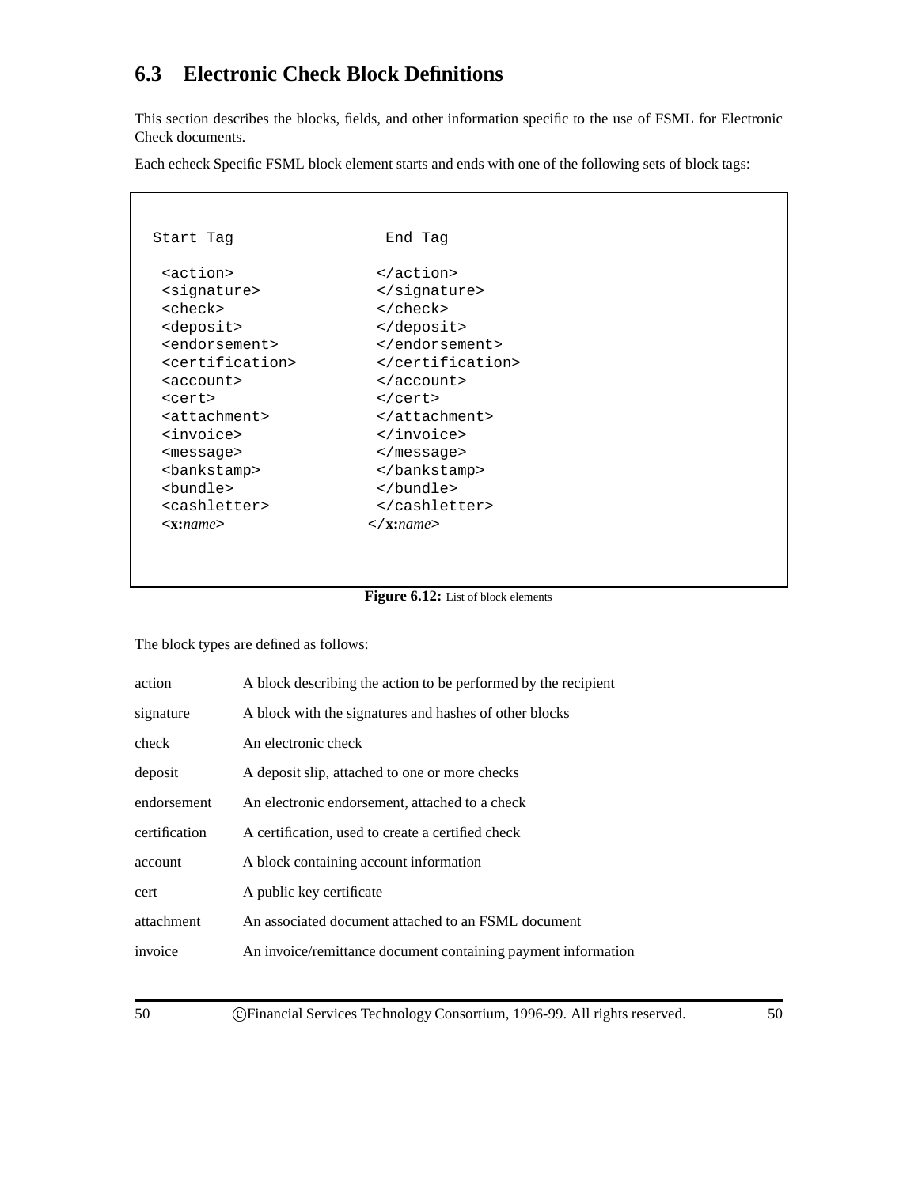## 6.3 Electronic Check Block Definitions

This section describes the blocks, fields, and other information specific to the use of FSML for Electronic Check documents.

Each echeck Specific FSML block element starts and ends with one of the following sets of block tags:

```
Start Tag              End Tag

 <action>              </action>
 <signature>           </signature>
 <check>               </check>
 <deposit>             </deposit>
 <endorsement>         </endorsement>
 <certification>       </certification>
 <account>             </account>
 <cert>                </cert>
 <attachment>          </attachment>
 <invoice>             </invoice>
 <message>             </message>
 <bankstamp>           </bankstamp>
 <bundle>              </bundle>
 <cashletter>          </cashletter>
 <x:name>              </x:name>
```

**Figure 6.12:** List of block elements

The block types are defined as follows:

| | |
|---|---|
| action | A block describing the action to be performed by the recipient |
| signature | A block with the signatures and hashes of other blocks |
| check | An electronic check |
| deposit | A deposit slip, attached to one or more checks |
| endorsement | An electronic endorsement, attached to a check |
| certification | A certification, used to create a certified check |
| account | A block containing account information |
| cert | A public key certificate |
| attachment | An associated document attached to an FSML document |
| invoice | An invoice/remittance document containing payment information |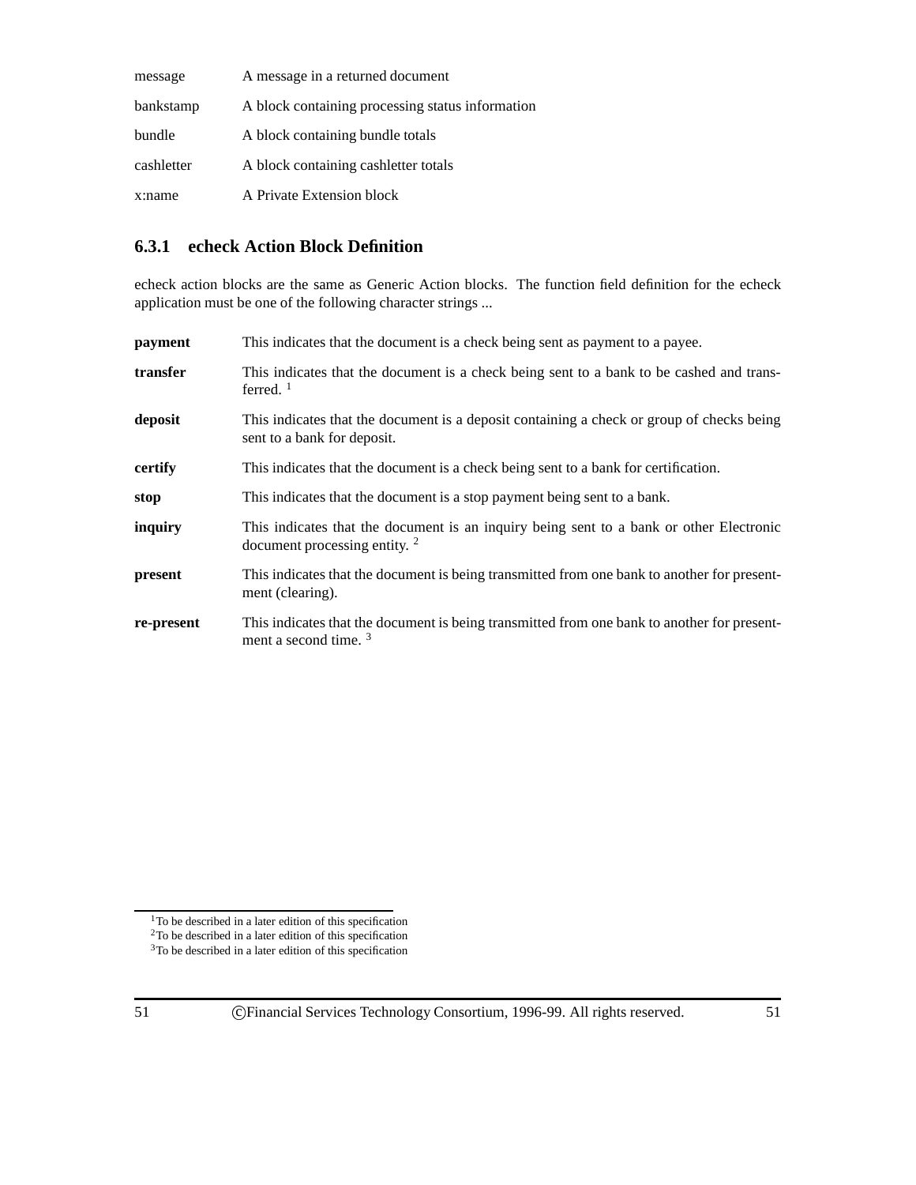| | |
|---|---|
| message | A message in a returned document |
| bankstamp | A block containing processing status information |
| bundle | A block containing bundle totals |
| cashletter | A block containing cashletter totals |
| x:name | A Private Extension block |

### 6.3.1 echeck Action Block Definition

echeck action blocks are the same as Generic Action blocks. The function field definition for the echeck application must be one of the following character strings ...

**payment** This indicates that the document is a check being sent as payment to a payee.

**transfer** This indicates that the document is a check being sent to a bank to be cashed and transferred. [1]

**deposit** This indicates that the document is a deposit containing a check or group of checks being sent to a bank for deposit.

**certify** This indicates that the document is a check being sent to a bank for certification.

**stop** This indicates that the document is a stop payment being sent to a bank.

**inquiry** This indicates that the document is an inquiry being sent to a bank or other Electronic document processing entity. [2]

**present** This indicates that the document is being transmitted from one bank to another for presentment (clearing).

**re-present** This indicates that the document is being transmitted from one bank to another for presentment a second time. [3]

[1] To be described in a later edition of this specification

[2] To be described in a later edition of this specification

[3] To be described in a later edition of this specification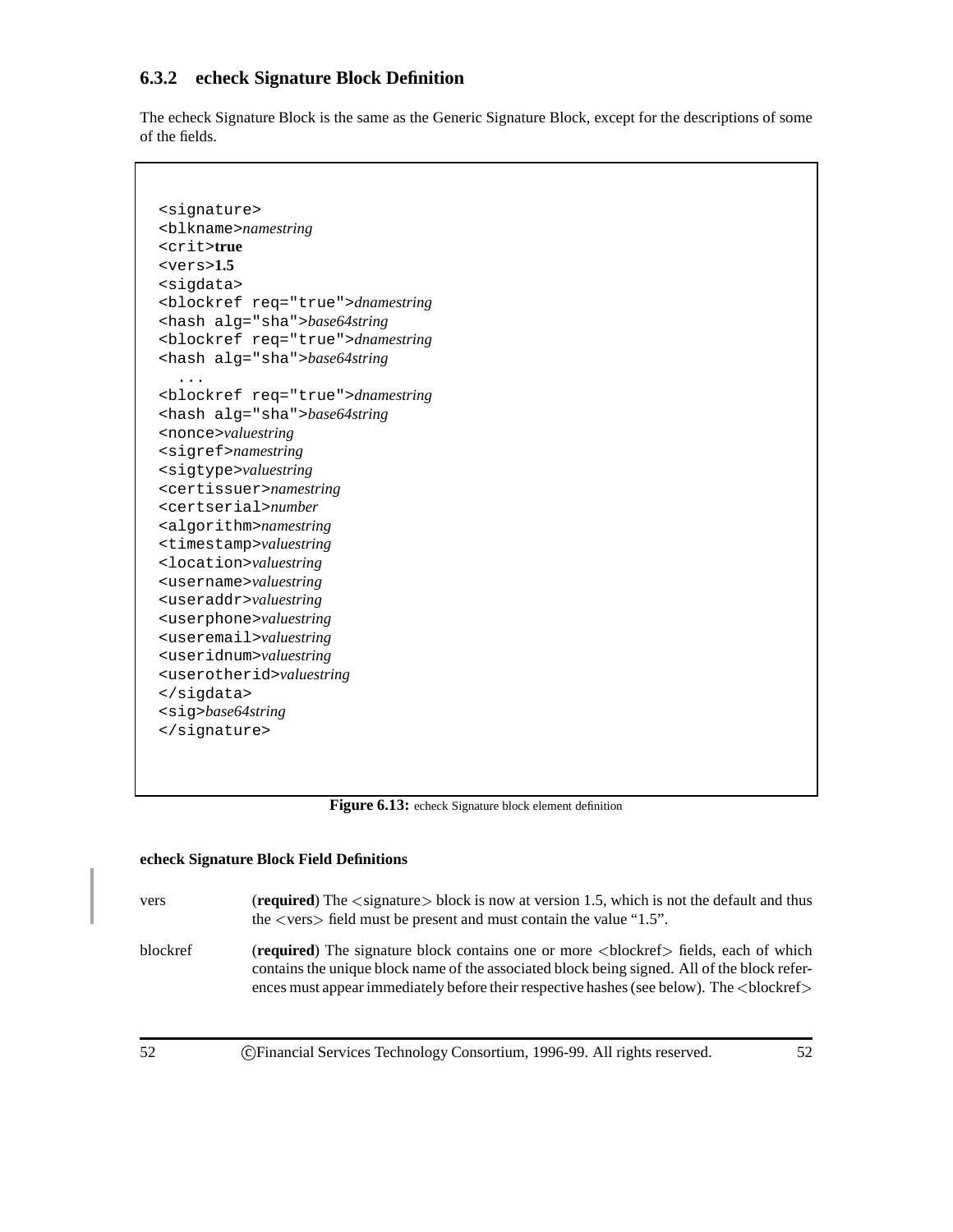### 6.3.2 echeck Signature Block Definition

The echeck Signature Block is the same as the Generic Signature Block, except for the descriptions of some of the fields.

```
<signature>
<blkname>namestring
<crit>true
<vers>1.5
<sigdata>
<blockref req="true">dnamestring
<hash alg="sha">base64string
<blockref req="true">dnamestring
<hash alg="sha">base64string
  ...
<blockref req="true">dnamestring
<hash alg="sha">base64string
<nonce>valuestring
<sigref>namestring
<sigtype>valuestring
<certissuer>namestring
<certserial>number
<algorithm>namestring
<timestamp>valuestring
<location>valuestring
<username>valuestring
<useraddr>valuestring
<userphone>valuestring
<useremail>valuestring
<useridnum>valuestring
<userotherid>valuestring
</sigdata>
<sig>base64string
</signature>
```

**Figure 6.13:** echeck Signature block element definition

**echeck Signature Block Field Definitions**

vers (**required**) The <signature> block is now at version 1.5, which is not the default and thus the <vers> field must be present and must contain the value "1.5".

blockref (**required**) The signature block contains one or more <blockref> fields, each of which contains the unique block name of the associated block being signed. All of the block references must appear immediately before their respective hashes (see below). The <blockref>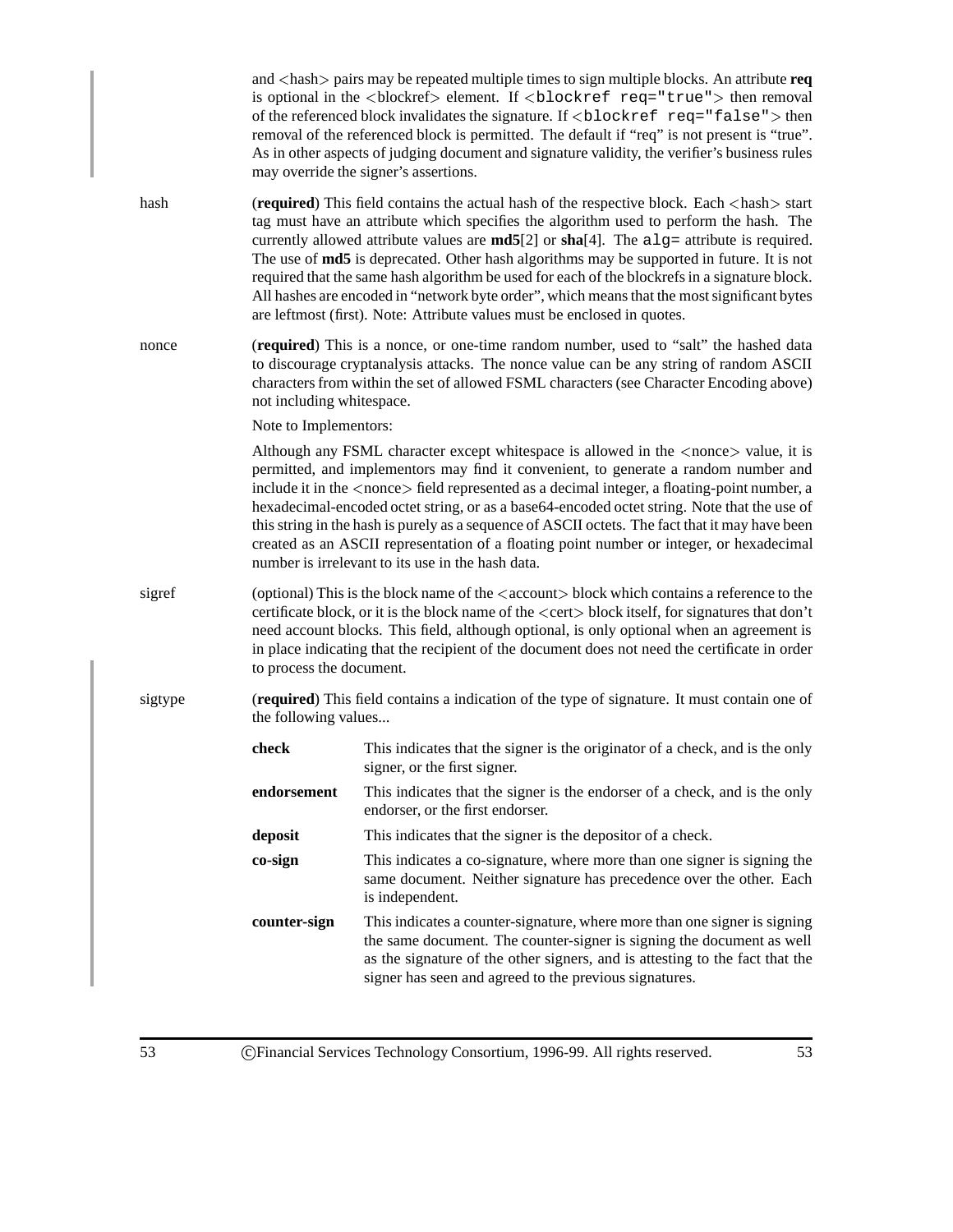and <hash> pairs may be repeated multiple times to sign multiple blocks. An attribute **req** is optional in the <blockref> element. If `<blockref req="true">` then removal of the referenced block invalidates the signature. If `<blockref req="false">` then removal of the referenced block is permitted. The default if "req" is not present is "true". As in other aspects of judging document and signature validity, the verifier's business rules may override the signer's assertions.

**hash** — (**required**) This field contains the actual hash of the respective block. Each <hash> start tag must have an attribute which specifies the algorithm used to perform the hash. The currently allowed attribute values are **md5**[2] or **sha**[4]. The `alg=` attribute is required. The use of **md5** is deprecated. Other hash algorithms may be supported in future. It is not required that the same hash algorithm be used for each of the blockrefs in a signature block. All hashes are encoded in "network byte order", which means that the most significant bytes are leftmost (first). Note: Attribute values must be enclosed in quotes.

**nonce** — (**required**) This is a nonce, or one-time random number, used to "salt" the hashed data to discourage cryptanalysis attacks. The nonce value can be any string of random ASCII characters from within the set of allowed FSML characters (see Character Encoding above) not including whitespace.

Note to Implementors:

Although any FSML character except whitespace is allowed in the <nonce> value, it is permitted, and implementors may find it convenient, to generate a random number and include it in the <nonce> field represented as a decimal integer, a floating-point number, a hexadecimal-encoded octet string, or as a base64-encoded octet string. Note that the use of this string in the hash is purely as a sequence of ASCII octets. The fact that it may have been created as an ASCII representation of a floating point number or integer, or hexadecimal number is irrelevant to its use in the hash data.

**sigref** — (optional) This is the block name of the <account> block which contains a reference to the certificate block, or it is the block name of the <cert> block itself, for signatures that don't need account blocks. This field, although optional, is only optional when an agreement is in place indicating that the recipient of the document does not need the certificate in order to process the document.

**sigtype** — (**required**) This field contains a indication of the type of signature. It must contain one of the following values...

- **check** — This indicates that the signer is the originator of a check, and is the only signer, or the first signer.
- **endorsement** — This indicates that the signer is the endorser of a check, and is the only endorser, or the first endorser.
- **deposit** — This indicates that the signer is the depositor of a check.
- **co-sign** — This indicates a co-signature, where more than one signer is signing the same document. Neither signature has precedence over the other. Each is independent.
- **counter-sign** — This indicates a counter-signature, where more than one signer is signing the same document. The counter-signer is signing the document as well as the signature of the other signers, and is attesting to the fact that the signer has seen and agreed to the previous signatures.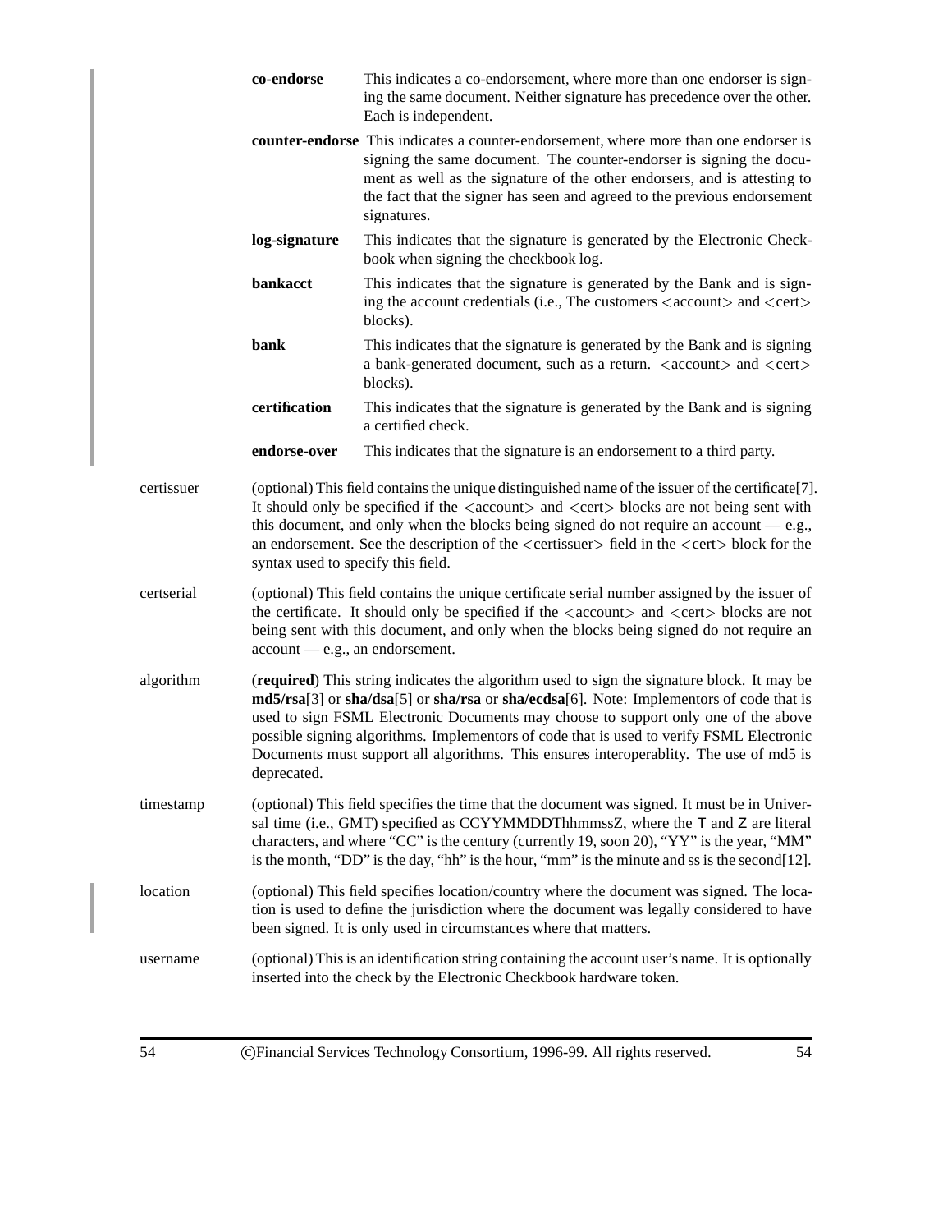**co-endorse** This indicates a co-endorsement, where more than one endorser is signing the same document. Neither signature has precedence over the other. Each is independent.

**counter-endorse** This indicates a counter-endorsement, where more than one endorser is signing the same document. The counter-endorser is signing the document as well as the signature of the other endorsers, and is attesting to the fact that the signer has seen and agreed to the previous endorsement signatures.

**log-signature** This indicates that the signature is generated by the Electronic Checkbook when signing the checkbook log.

**bankacct** This indicates that the signature is generated by the Bank and is signing the account credentials (i.e., The customers <account> and <cert> blocks).

**bank** This indicates that the signature is generated by the Bank and is signing a bank-generated document, such as a return. <account> and <cert> blocks).

**certification** This indicates that the signature is generated by the Bank and is signing a certified check.

**endorse-over** This indicates that the signature is an endorsement to a third party.

certissuer (optional) This field contains the unique distinguished name of the issuer of the certificate[7]. It should only be specified if the <account> and <cert> blocks are not being sent with this document, and only when the blocks being signed do not require an account — e.g., an endorsement. See the description of the <certissuer> field in the <cert> block for the syntax used to specify this field.

certserial (optional) This field contains the unique certificate serial number assigned by the issuer of the certificate. It should only be specified if the <account> and <cert> blocks are not being sent with this document, and only when the blocks being signed do not require an account — e.g., an endorsement.

algorithm (**required**) This string indicates the algorithm used to sign the signature block. It may be **md5/rsa**[3] or **sha/dsa**[5] or **sha/rsa** or **sha/ecdsa**[6]. Note: Implementors of code that is used to sign FSML Electronic Documents may choose to support only one of the above possible signing algorithms. Implementors of code that is used to verify FSML Electronic Documents must support all algorithms. This ensures interoperablity. The use of md5 is deprecated.

timestamp (optional) This field specifies the time that the document was signed. It must be in Universal time (i.e., GMT) specified as CCYYMMDDThhmmssZ, where the T and Z are literal characters, and where "CC" is the century (currently 19, soon 20), "YY" is the year, "MM" is the month, "DD" is the day, "hh" is the hour, "mm" is the minute and ss is the second[12].

location (optional) This field specifies location/country where the document was signed. The location is used to define the jurisdiction where the document was legally considered to have been signed. It is only used in circumstances where that matters.

username (optional) This is an identification string containing the account user's name. It is optionally inserted into the check by the Electronic Checkbook hardware token.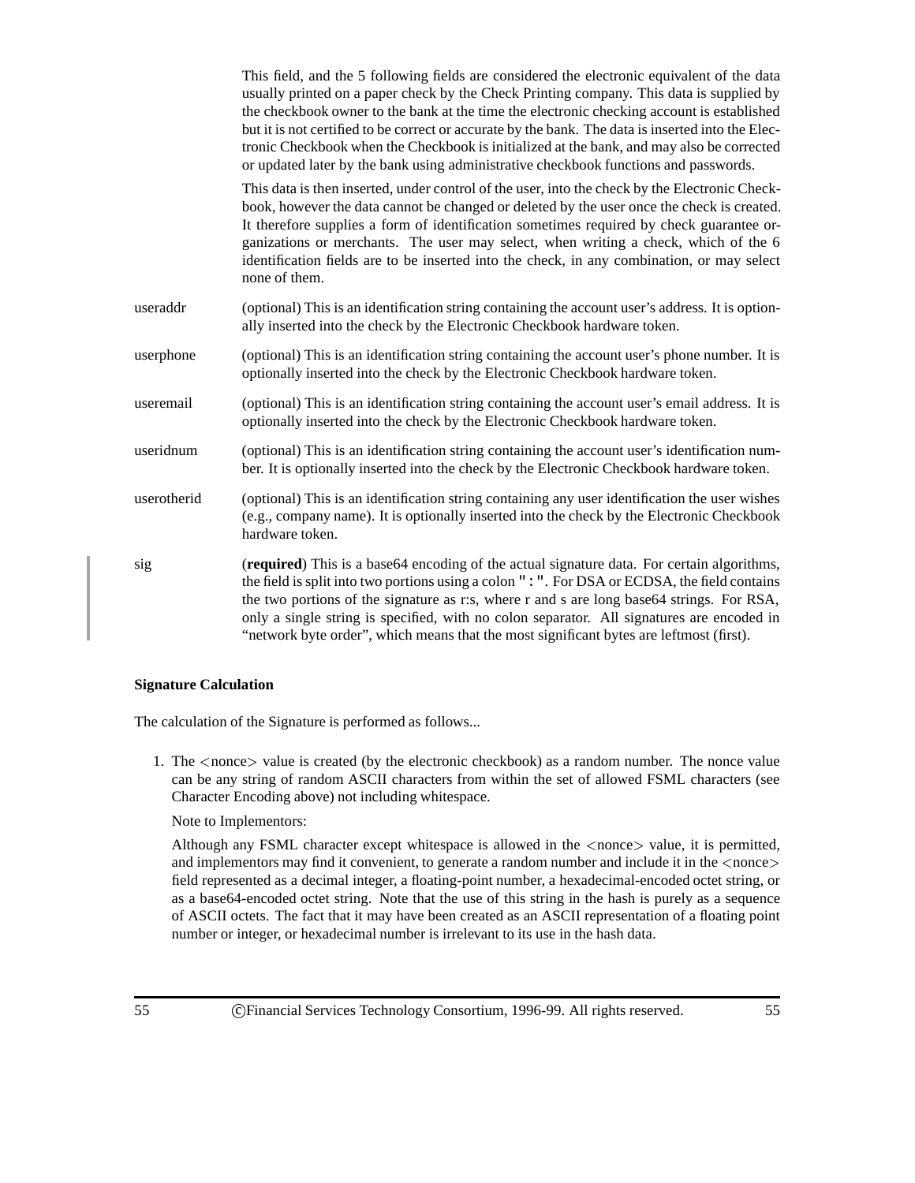This field, and the 5 following fields are considered the electronic equivalent of the data usually printed on a paper check by the Check Printing company. This data is supplied by the checkbook owner to the bank at the time the electronic checking account is established but it is not certified to be correct or accurate by the bank. The data is inserted into the Electronic Checkbook when the Checkbook is initialized at the bank, and may also be corrected or updated later by the bank using administrative checkbook functions and passwords.

This data is then inserted, under control of the user, into the check by the Electronic Checkbook, however the data cannot be changed or deleted by the user once the check is created. It therefore supplies a form of identification sometimes required by check guarantee organizations or merchants. The user may select, when writing a check, which of the 6 identification fields are to be inserted into the check, in any combination, or may select none of them.

**useraddr** (optional) This is an identification string containing the account user's address. It is optionally inserted into the check by the Electronic Checkbook hardware token.

**userphone** (optional) This is an identification string containing the account user's phone number. It is optionally inserted into the check by the Electronic Checkbook hardware token.

**useremail** (optional) This is an identification string containing the account user's email address. It is optionally inserted into the check by the Electronic Checkbook hardware token.

**useridnum** (optional) This is an identification string containing the account user's identification number. It is optionally inserted into the check by the Electronic Checkbook hardware token.

**userotherid** (optional) This is an identification string containing any user identification the user wishes (e.g., company name). It is optionally inserted into the check by the Electronic Checkbook hardware token.

**sig** (**required**) This is a base64 encoding of the actual signature data. For certain algorithms, the field is split into two portions using a colon `":"`. For DSA or ECDSA, the field contains the two portions of the signature as r:s, where r and s are long base64 strings. For RSA, only a single string is specified, with no colon separator. All signatures are encoded in "network byte order", which means that the most significant bytes are leftmost (first).

**Signature Calculation**

The calculation of the Signature is performed as follows...

1. The <nonce> value is created (by the electronic checkbook) as a random number. The nonce value can be any string of random ASCII characters from within the set of allowed FSML characters (see Character Encoding above) not including whitespace.

   Note to Implementors:

   Although any FSML character except whitespace is allowed in the <nonce> value, it is permitted, and implementors may find it convenient, to generate a random number and include it in the <nonce> field represented as a decimal integer, a floating-point number, a hexadecimal-encoded octet string, or as a base64-encoded octet string. Note that the use of this string in the hash is purely as a sequence of ASCII octets. The fact that it may have been created as an ASCII representation of a floating point number or integer, or hexadecimal number is irrelevant to its use in the hash data.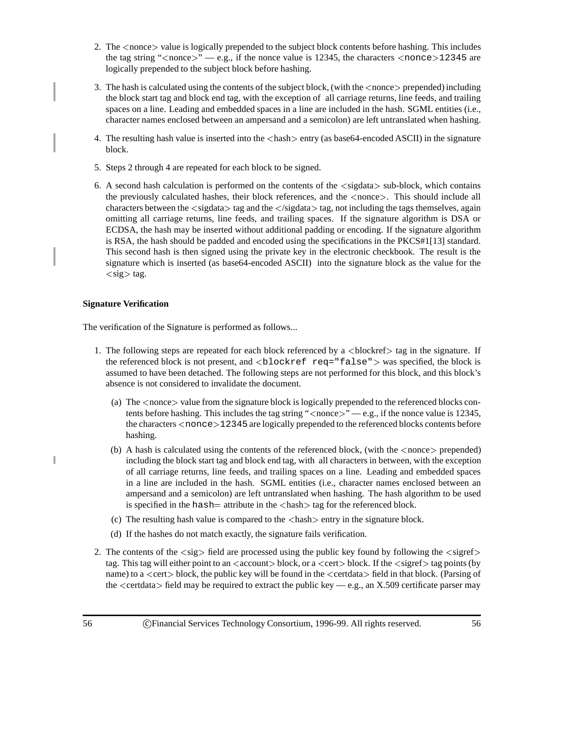2. The <nonce> value is logically prepended to the subject block contents before hashing. This includes the tag string "<nonce>" — e.g., if the nonce value is 12345, the characters `<nonce>12345` are logically prepended to the subject block before hashing.

3. The hash is calculated using the contents of the subject block, (with the <nonce> prepended) including the block start tag and block end tag, with the exception of all carriage returns, line feeds, and trailing spaces on a line. Leading and embedded spaces in a line are included in the hash. SGML entities (i.e., character names enclosed between an ampersand and a semicolon) are left untranslated when hashing.

4. The resulting hash value is inserted into the <hash> entry (as base64-encoded ASCII) in the signature block.

5. Steps 2 through 4 are repeated for each block to be signed.

6. A second hash calculation is performed on the contents of the <sigdata> sub-block, which contains the previously calculated hashes, their block references, and the <nonce>. This should include all characters between the <sigdata> tag and the </sigdata> tag, not including the tags themselves, again omitting all carriage returns, line feeds, and trailing spaces. If the signature algorithm is DSA or ECDSA, the hash may be inserted without additional padding or encoding. If the signature algorithm is RSA, the hash should be padded and encoded using the specifications in the PKCS#1[13] standard. This second hash is then signed using the private key in the electronic checkbook. The result is the signature which is inserted (as base64-encoded ASCII) into the signature block as the value for the <sig> tag.

**Signature Verification**

The verification of the Signature is performed as follows...

1. The following steps are repeated for each block referenced by a <blockref> tag in the signature. If the referenced block is not present, and `<blockref req="false">` was specified, the block is assumed to have been detached. The following steps are not performed for this block, and this block's absence is not considered to invalidate the document.

   (a) The <nonce> value from the signature block is logically prepended to the referenced blocks contents before hashing. This includes the tag string "<nonce>" — e.g., if the nonce value is 12345, the characters `<nonce>12345` are logically prepended to the referenced blocks contents before hashing.

   (b) A hash is calculated using the contents of the referenced block, (with the <nonce> prepended) including the block start tag and block end tag, with all characters in between, with the exception of all carriage returns, line feeds, and trailing spaces on a line. Leading and embedded spaces in a line are included in the hash. SGML entities (i.e., character names enclosed between an ampersand and a semicolon) are left untranslated when hashing. The hash algorithm to be used is specified in the `hash=` attribute in the <hash> tag for the referenced block.

   (c) The resulting hash value is compared to the <hash> entry in the signature block.

   (d) If the hashes do not match exactly, the signature fails verification.

2. The contents of the <sig> field are processed using the public key found by following the <sigref> tag. This tag will either point to an <account> block, or a <cert> block. If the <sigref> tag points (by name) to a <cert> block, the public key will be found in the <certdata> field in that block. (Parsing of the <certdata> field may be required to extract the public key — e.g., an X.509 certificate parser may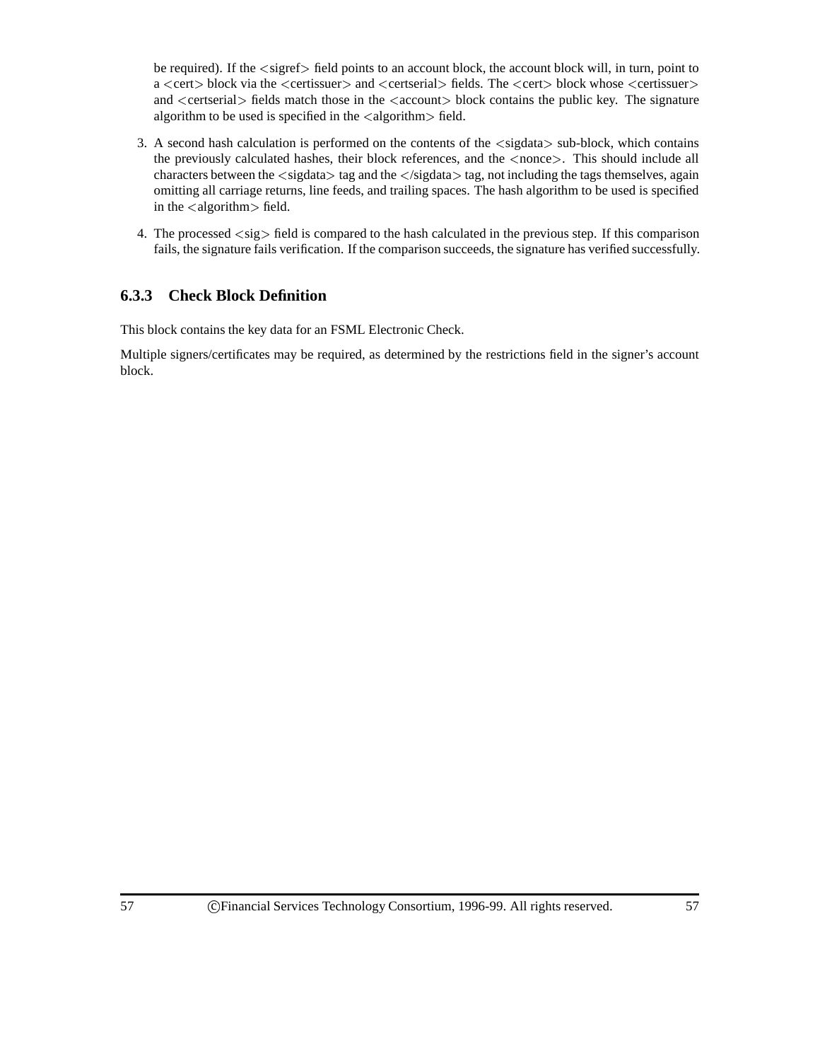be required). If the <sigref> field points to an account block, the account block will, in turn, point to a <cert> block via the <certissuer> and <certserial> fields. The <cert> block whose <certissuer> and <certserial> fields match those in the <account> block contains the public key. The signature algorithm to be used is specified in the <algorithm> field.

3. A second hash calculation is performed on the contents of the <sigdata> sub-block, which contains the previously calculated hashes, their block references, and the <nonce>. This should include all characters between the <sigdata> tag and the </sigdata> tag, not including the tags themselves, again omitting all carriage returns, line feeds, and trailing spaces. The hash algorithm to be used is specified in the <algorithm> field.

4. The processed <sig> field is compared to the hash calculated in the previous step. If this comparison fails, the signature fails verification. If the comparison succeeds, the signature has verified successfully.

### 6.3.3 Check Block Definition

This block contains the key data for an FSML Electronic Check.

Multiple signers/certificates may be required, as determined by the restrictions field in the signer's account block.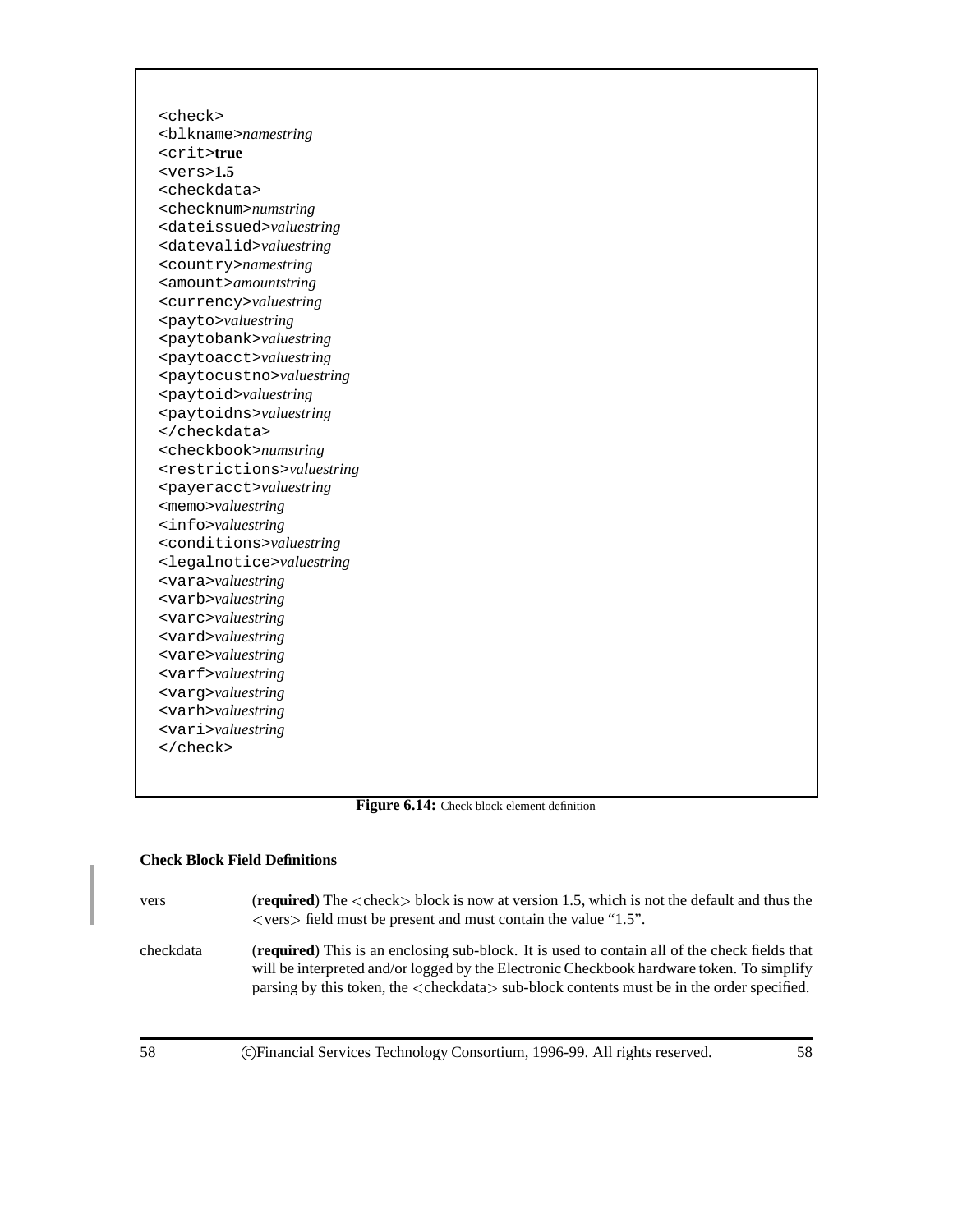```
<check>
<blkname>namestring
<crit>true
<vers>1.5
<checkdata>
<checknum>numstring
<dateissued>valuestring
<datevalid>valuestring
<country>namestring
<amount>amountstring
<currency>valuestring
<payto>valuestring
<paytobank>valuestring
<paytoacct>valuestring
<paytocustno>valuestring
<paytoid>valuestring
<paytoidns>valuestring
</checkdata>
<checkbook>numstring
<restrictions>valuestring
<payeracct>valuestring
<memo>valuestring
<info>valuestring
<conditions>valuestring
<legalnotice>valuestring
<vara>valuestring
<varb>valuestring
<varc>valuestring
<vard>valuestring
<vare>valuestring
<varf>valuestring
<varg>valuestring
<varh>valuestring
<vari>valuestring
</check>
```

**Figure 6.14:** Check block element definition

**Check Block Field Definitions**

vers — (**required**) The <check> block is now at version 1.5, which is not the default and thus the <vers> field must be present and must contain the value "1.5".

checkdata — (**required**) This is an enclosing sub-block. It is used to contain all of the check fields that will be interpreted and/or logged by the Electronic Checkbook hardware token. To simplify parsing by this token, the <checkdata> sub-block contents must be in the order specified.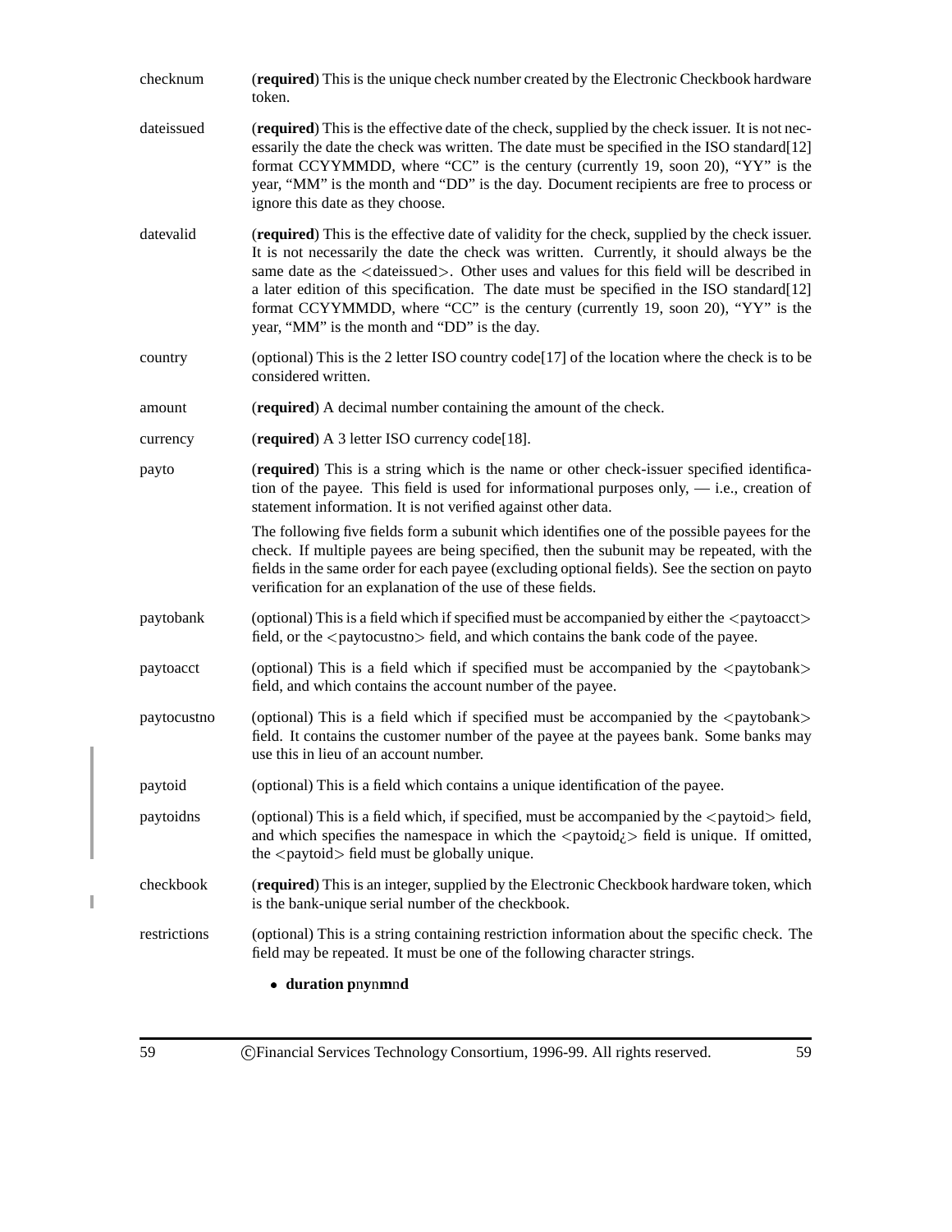**checknum** — (**required**) This is the unique check number created by the Electronic Checkbook hardware token.

**dateissued** — (**required**) This is the effective date of the check, supplied by the check issuer. It is not necessarily the date the check was written. The date must be specified in the ISO standard[12] format CCYYMMDD, where "CC" is the century (currently 19, soon 20), "YY" is the year, "MM" is the month and "DD" is the day. Document recipients are free to process or ignore this date as they choose.

**datevalid** — (**required**) This is the effective date of validity for the check, supplied by the check issuer. It is not necessarily the date the check was written. Currently, it should always be the same date as the <dateissued>. Other uses and values for this field will be described in a later edition of this specification. The date must be specified in the ISO standard[12] format CCYYMMDD, where "CC" is the century (currently 19, soon 20), "YY" is the year, "MM" is the month and "DD" is the day.

**country** — (optional) This is the 2 letter ISO country code[17] of the location where the check is to be considered written.

**amount** — (**required**) A decimal number containing the amount of the check.

**currency** — (**required**) A 3 letter ISO currency code[18].

**payto** — (**required**) This is a string which is the name or other check-issuer specified identification of the payee. This field is used for informational purposes only, — i.e., creation of statement information. It is not verified against other data.

The following five fields form a subunit which identifies one of the possible payees for the check. If multiple payees are being specified, then the subunit may be repeated, with the fields in the same order for each payee (excluding optional fields). See the section on payto verification for an explanation of the use of these fields.

**paytobank** — (optional) This is a field which if specified must be accompanied by either the <paytoacct> field, or the <paytocustno> field, and which contains the bank code of the payee.

**paytoacct** — (optional) This is a field which if specified must be accompanied by the <paytobank> field, and which contains the account number of the payee.

**paytocustno** — (optional) This is a field which if specified must be accompanied by the <paytobank> field. It contains the customer number of the payee at the payees bank. Some banks may use this in lieu of an account number.

**paytoid** — (optional) This is a field which contains a unique identification of the payee.

**paytoidns** — (optional) This is a field which, if specified, must be accompanied by the <paytoid> field, and which specifies the namespace in which the <paytoid¿ field is unique. If omitted, the <paytoid> field must be globally unique.

**checkbook** — (**required**) This is an integer, supplied by the Electronic Checkbook hardware token, which is the bank-unique serial number of the checkbook.

**restrictions** — (optional) This is a string containing restriction information about the specific check. The field may be repeated. It must be one of the following character strings.

- **duration p**n**y**n**m**n**d**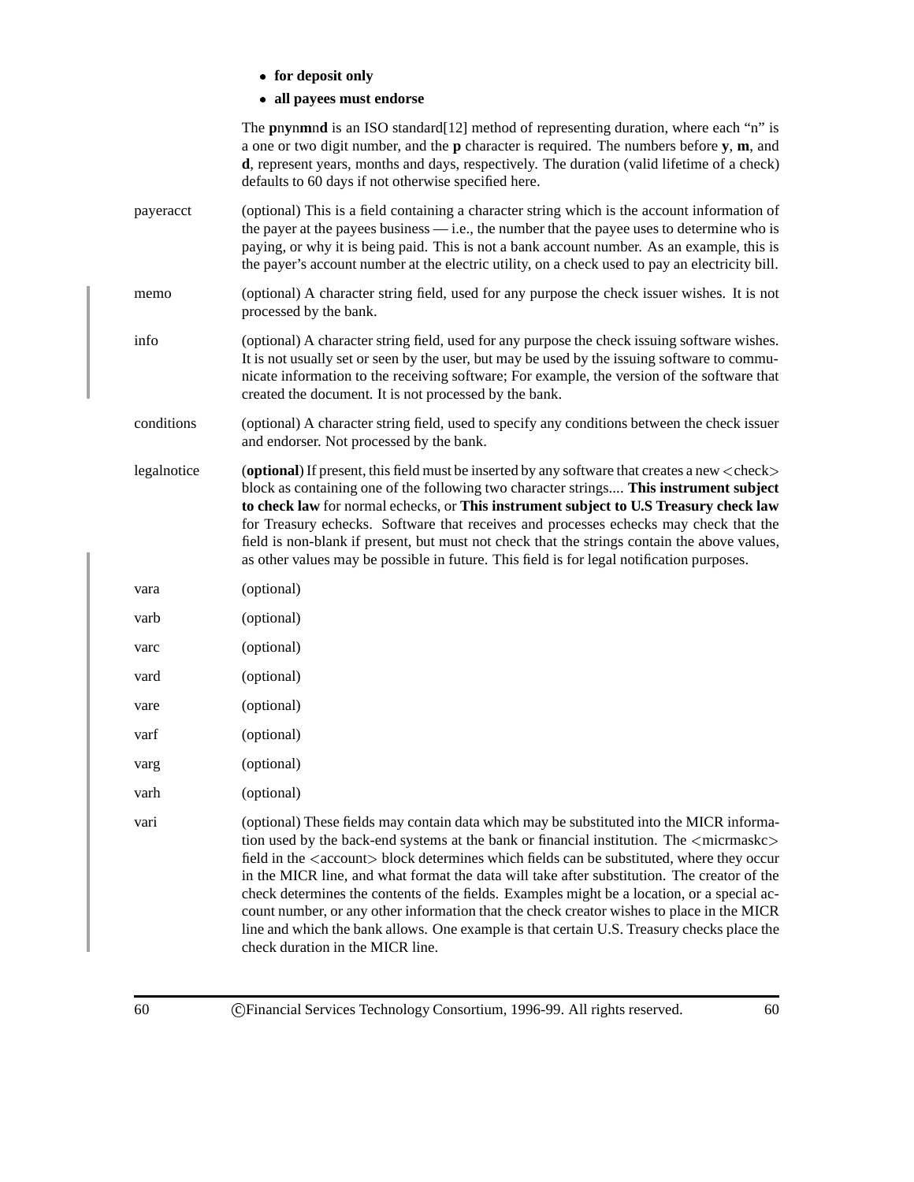- **for deposit only**
- **all payees must endorse**

The **p**n**y**n**m**n**d** is an ISO standard[12] method of representing duration, where each "n" is a one or two digit number, and the **p** character is required. The numbers before **y**, **m**, and **d**, represent years, months and days, respectively. The duration (valid lifetime of a check) defaults to 60 days if not otherwise specified here.

payeracct (optional) This is a field containing a character string which is the account information of the payer at the payees business — i.e., the number that the payee uses to determine who is paying, or why it is being paid. This is not a bank account number. As an example, this is the payer's account number at the electric utility, on a check used to pay an electricity bill.

memo (optional) A character string field, used for any purpose the check issuer wishes. It is not processed by the bank.

info (optional) A character string field, used for any purpose the check issuing software wishes. It is not usually set or seen by the user, but may be used by the issuing software to communicate information to the receiving software; For example, the version of the software that created the document. It is not processed by the bank.

conditions (optional) A character string field, used to specify any conditions between the check issuer and endorser. Not processed by the bank.

legalnotice (**optional**) If present, this field must be inserted by any software that creates a new <check> block as containing one of the following two character strings.... **This instrument subject to check law** for normal echecks, or **This instrument subject to U.S Treasury check law** for Treasury echecks. Software that receives and processes echecks may check that the field is non-blank if present, but must not check that the strings contain the above values, as other values may be possible in future. This field is for legal notification purposes.

vara (optional)

varb (optional)

varc (optional)

vard (optional)

vare (optional)

varf (optional)

varg (optional)

varh (optional)

vari (optional) These fields may contain data which may be substituted into the MICR information used by the back-end systems at the bank or financial institution. The <micrmaskc> field in the <account> block determines which fields can be substituted, where they occur in the MICR line, and what format the data will take after substitution. The creator of the check determines the contents of the fields. Examples might be a location, or a special account number, or any other information that the check creator wishes to place in the MICR line and which the bank allows. One example is that certain U.S. Treasury checks place the check duration in the MICR line.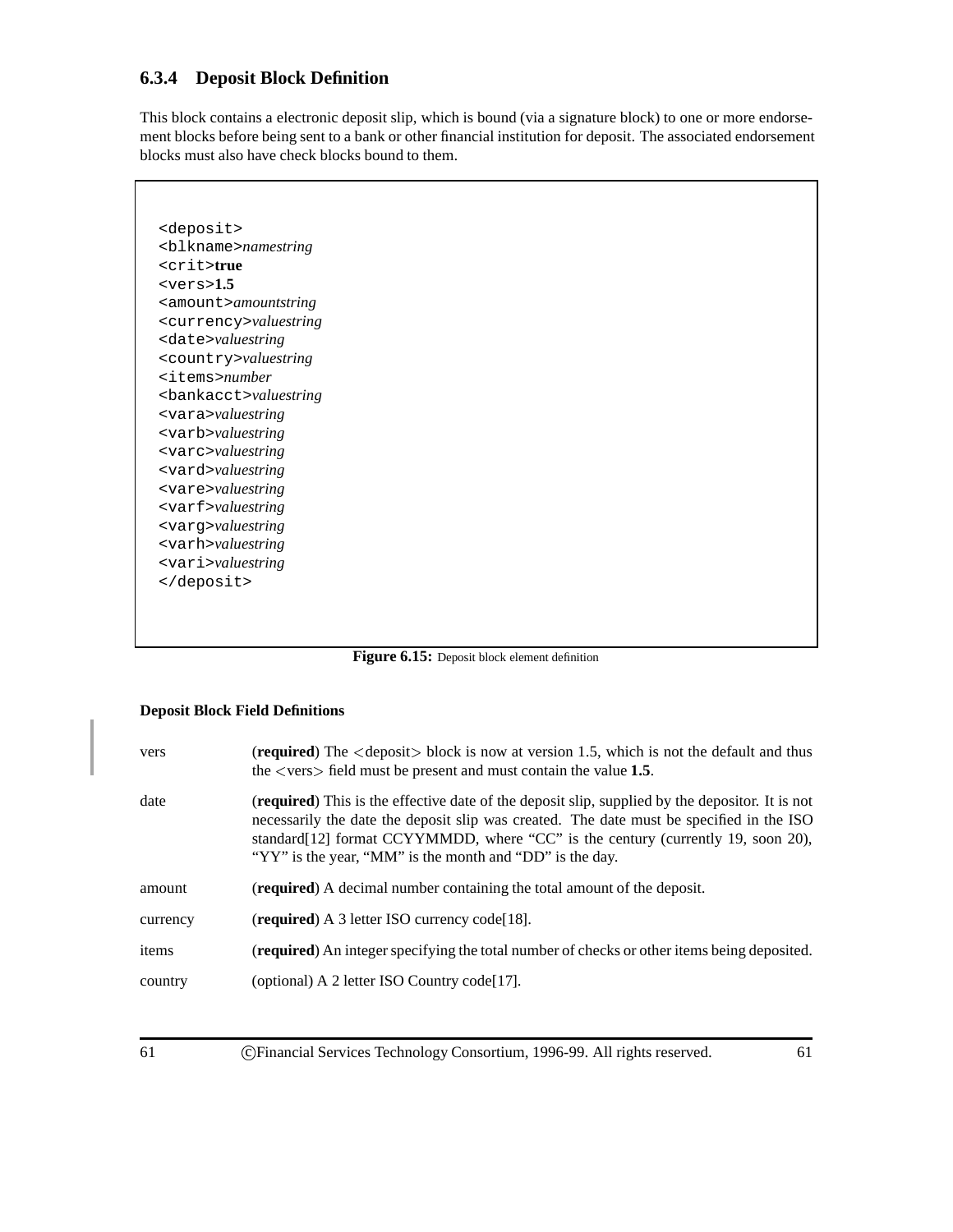### 6.3.4 Deposit Block Definition

This block contains a electronic deposit slip, which is bound (via a signature block) to one or more endorsement blocks before being sent to a bank or other financial institution for deposit. The associated endorsement blocks must also have check blocks bound to them.

```
<deposit>
<blkname>namestring
<crit>true
<vers>1.5
<amount>amountstring
<currency>valuestring
<date>valuestring
<country>valuestring
<items>number
<bankacct>valuestring
<vara>valuestring
<varb>valuestring
<varc>valuestring
<vard>valuestring
<vare>valuestring
<varf>valuestring
<varg>valuestring
<varh>valuestring
<vari>valuestring
</deposit>
```

**Figure 6.15:** Deposit block element definition

**Deposit Block Field Definitions**

| | |
|---|---|
| vers | (**required**) The <deposit> block is now at version 1.5, which is not the default and thus the <vers> field must be present and must contain the value **1.5**. |
| date | (**required**) This is the effective date of the deposit slip, supplied by the depositor. It is not necessarily the date the deposit slip was created. The date must be specified in the ISO standard[12] format CCYYMMDD, where "CC" is the century (currently 19, soon 20), "YY" is the year, "MM" is the month and "DD" is the day. |
| amount | (**required**) A decimal number containing the total amount of the deposit. |
| currency | (**required**) A 3 letter ISO currency code[18]. |
| items | (**required**) An integer specifying the total number of checks or other items being deposited. |
| country | (optional) A 2 letter ISO Country code[17]. |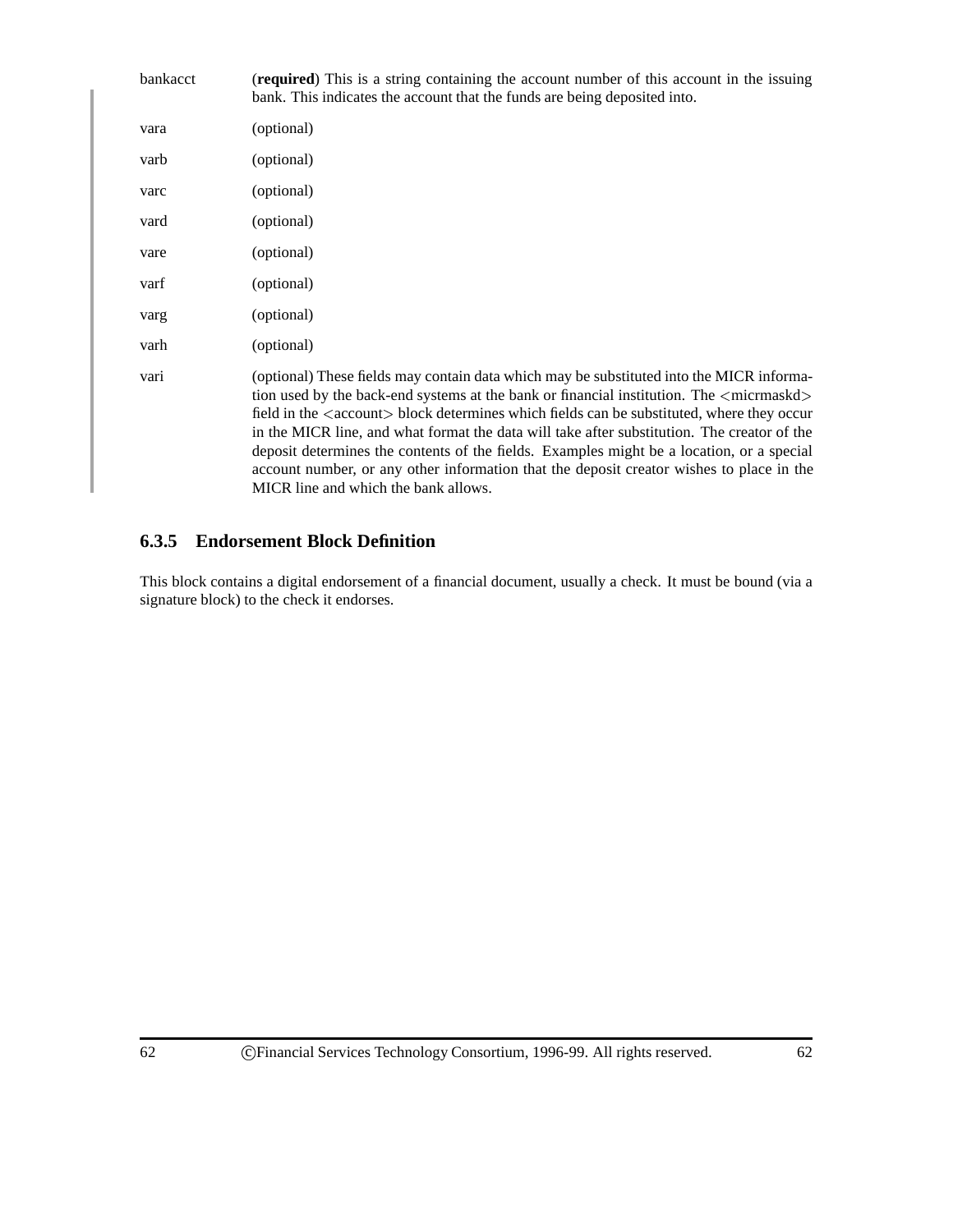bankacct (**required**) This is a string containing the account number of this account in the issuing bank. This indicates the account that the funds are being deposited into.

vara (optional)

varb (optional)

varc (optional)

vard (optional)

vare (optional)

varf (optional)

varg (optional)

varh (optional)

vari (optional) These fields may contain data which may be substituted into the MICR information used by the back-end systems at the bank or financial institution. The <micrmaskd> field in the <account> block determines which fields can be substituted, where they occur in the MICR line, and what format the data will take after substitution. The creator of the deposit determines the contents of the fields. Examples might be a location, or a special account number, or any other information that the deposit creator wishes to place in the MICR line and which the bank allows.

### 6.3.5 Endorsement Block Definition

This block contains a digital endorsement of a financial document, usually a check. It must be bound (via a signature block) to the check it endorses.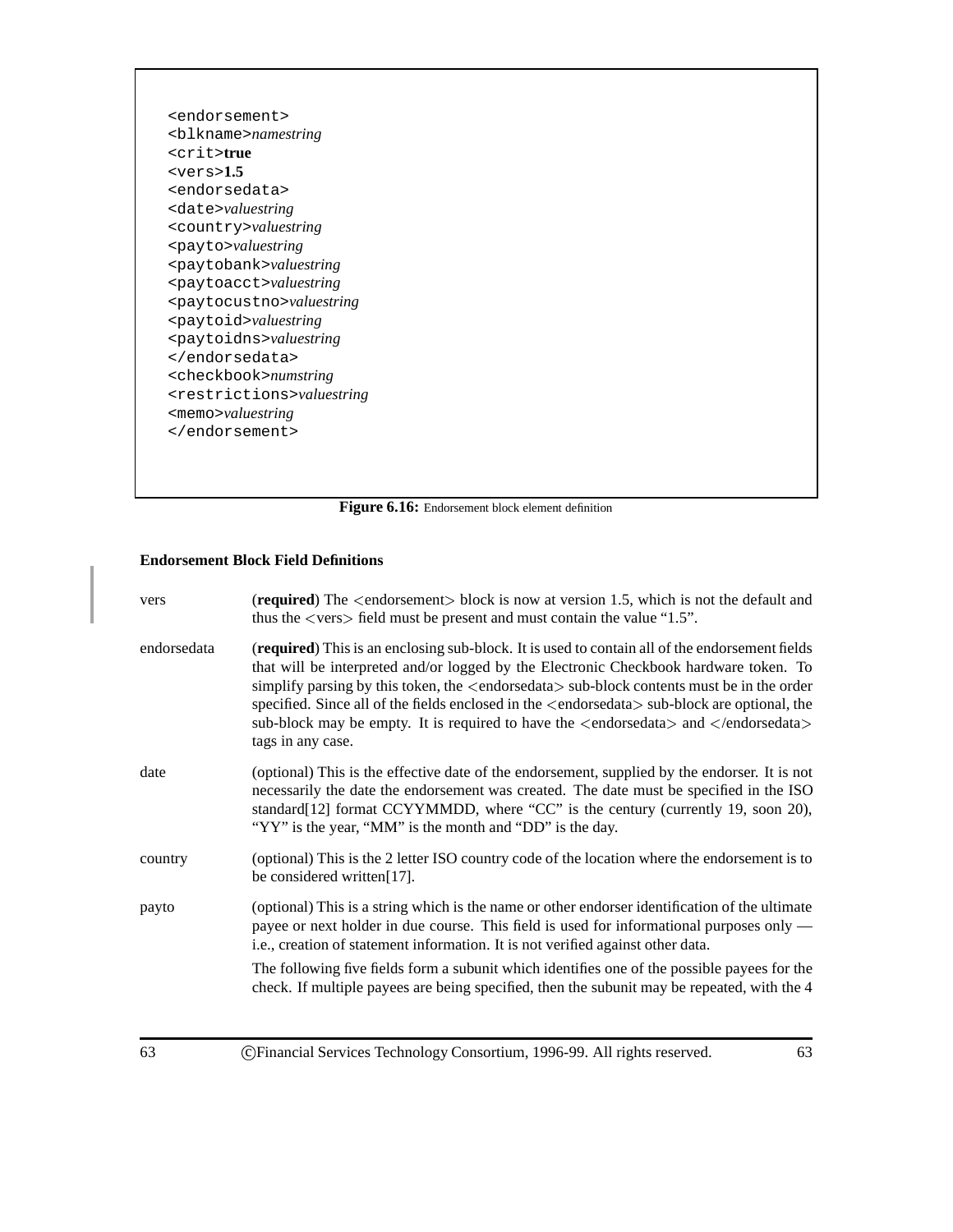```
<endorsement>
<blkname>namestring
<crit>true
<vers>1.5
<endorsedata>
<date>valuestring
<country>valuestring
<payto>valuestring
<paytobank>valuestring
<paytoacct>valuestring
<paytocustno>valuestring
<paytoid>valuestring
<paytoidns>valuestring
</endorsedata>
<checkbook>numstring
<restrictions>valuestring
<memo>valuestring
</endorsement>
```

**Figure 6.16:** Endorsement block element definition

**Endorsement Block Field Definitions**

vers — (**required**) The <endorsement> block is now at version 1.5, which is not the default and thus the <vers> field must be present and must contain the value "1.5".

endorsedata — (**required**) This is an enclosing sub-block. It is used to contain all of the endorsement fields that will be interpreted and/or logged by the Electronic Checkbook hardware token. To simplify parsing by this token, the <endorsedata> sub-block contents must be in the order specified. Since all of the fields enclosed in the <endorsedata> sub-block are optional, the sub-block may be empty. It is required to have the <endorsedata> and </endorsedata> tags in any case.

date — (optional) This is the effective date of the endorsement, supplied by the endorser. It is not necessarily the date the endorsement was created. The date must be specified in the ISO standard[12] format CCYYMMDD, where "CC" is the century (currently 19, soon 20), "YY" is the year, "MM" is the month and "DD" is the day.

country — (optional) This is the 2 letter ISO country code of the location where the endorsement is to be considered written[17].

payto — (optional) This is a string which is the name or other endorser identification of the ultimate payee or next holder in due course. This field is used for informational purposes only — i.e., creation of statement information. It is not verified against other data.

The following five fields form a subunit which identifies one of the possible payees for the check. If multiple payees are being specified, then the subunit may be repeated, with the 4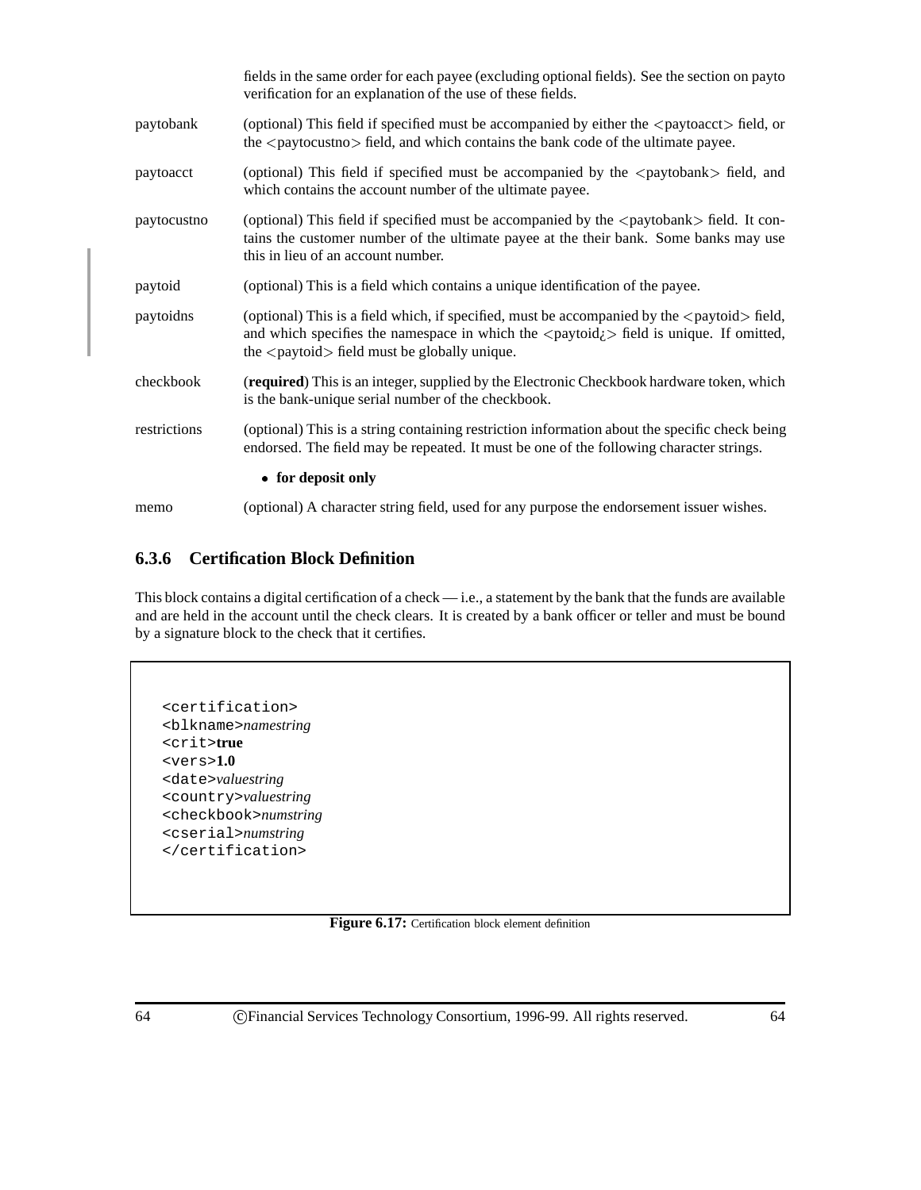fields in the same order for each payee (excluding optional fields). See the section on payto verification for an explanation of the use of these fields.

| | |
|---|---|
| paytobank | (optional) This field if specified must be accompanied by either the <paytoacct> field, or the <paytocustno> field, and which contains the bank code of the ultimate payee. |
| paytoacct | (optional) This field if specified must be accompanied by the <paytobank> field, and which contains the account number of the ultimate payee. |
| paytocustno | (optional) This field if specified must be accompanied by the <paytobank> field. It contains the customer number of the ultimate payee at the their bank. Some banks may use this in lieu of an account number. |
| paytoid | (optional) This is a field which contains a unique identification of the payee. |
| paytoidns | (optional) This is a field which, if specified, must be accompanied by the <paytoid> field, and which specifies the namespace in which the <paytoid¿ field is unique. If omitted, the <paytoid> field must be globally unique. |
| checkbook | (**required**) This is an integer, supplied by the Electronic Checkbook hardware token, which is the bank-unique serial number of the checkbook. |
| restrictions | (optional) This is a string containing restriction information about the specific check being endorsed. The field may be repeated. It must be one of the following character strings:<br>• **for deposit only** |
| memo | (optional) A character string field, used for any purpose the endorsement issuer wishes. |

### 6.3.6 Certification Block Definition

This block contains a digital certification of a check — i.e., a statement by the bank that the funds are available and are held in the account until the check clears. It is created by a bank officer or teller and must be bound by a signature block to the check that it certifies.

```
<certification>
<blkname>namestring
<crit>true
<vers>1.0
<date>valuestring
<country>valuestring
<checkbook>numstring
<cserial>numstring
</certification>
```

**Figure 6.17:** Certification block element definition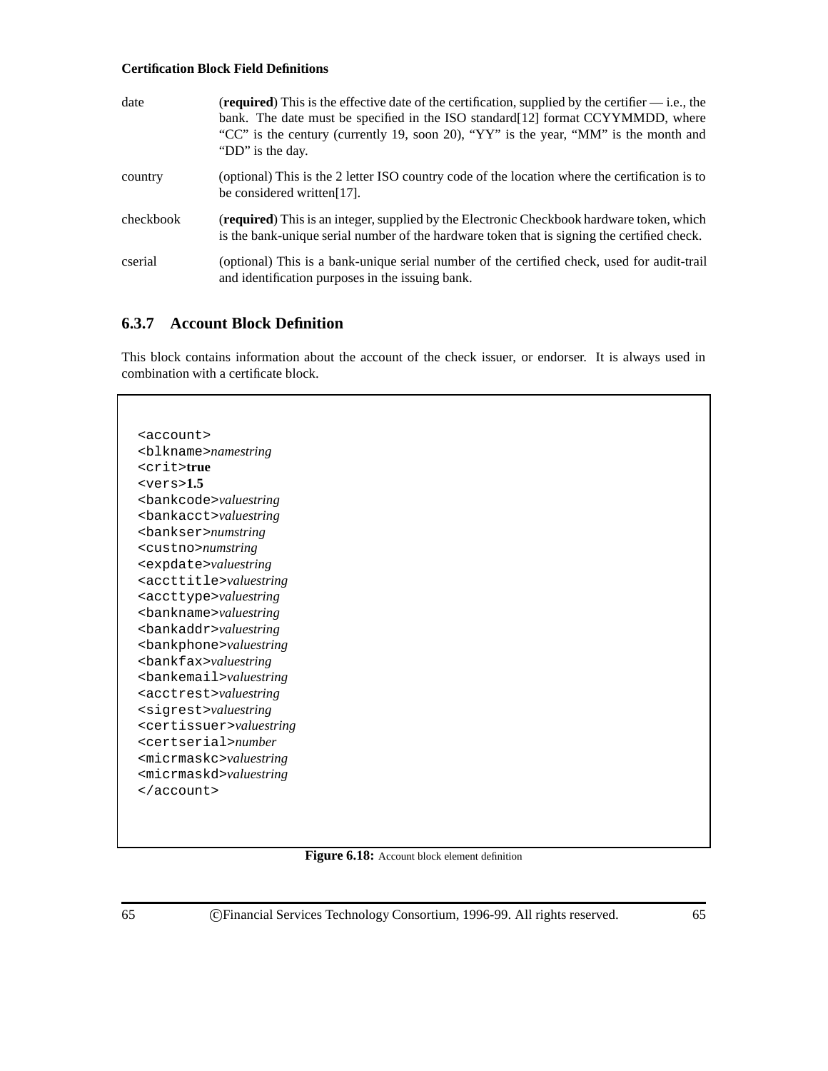**Certification Block Field Definitions**

date
: (**required**) This is the effective date of the certification, supplied by the certifier — i.e., the bank. The date must be specified in the ISO standard[12] format CCYYMMDD, where "CC" is the century (currently 19, soon 20), "YY" is the year, "MM" is the month and "DD" is the day.

country
: (optional) This is the 2 letter ISO country code of the location where the certification is to be considered written[17].

checkbook
: (**required**) This is an integer, supplied by the Electronic Checkbook hardware token, which is the bank-unique serial number of the hardware token that is signing the certified check.

cserial
: (optional) This is a bank-unique serial number of the certified check, used for audit-trail and identification purposes in the issuing bank.

### 6.3.7 Account Block Definition

This block contains information about the account of the check issuer, or endorser. It is always used in combination with a certificate block.

```
<account>
<blkname>namestring
<crit>true
<vers>1.5
<bankcode>valuestring
<bankacct>valuestring
<bankser>numstring
<custno>numstring
<expdate>valuestring
<accttitle>valuestring
<accttype>valuestring
<bankname>valuestring
<bankaddr>valuestring
<bankphone>valuestring
<bankfax>valuestring
<bankemail>valuestring
<acctrest>valuestring
<sigrest>valuestring
<certissuer>valuestring
<certserial>number
<micrmaskc>valuestring
<micrmaskd>valuestring
</account>
```

**Figure 6.18:** Account block element definition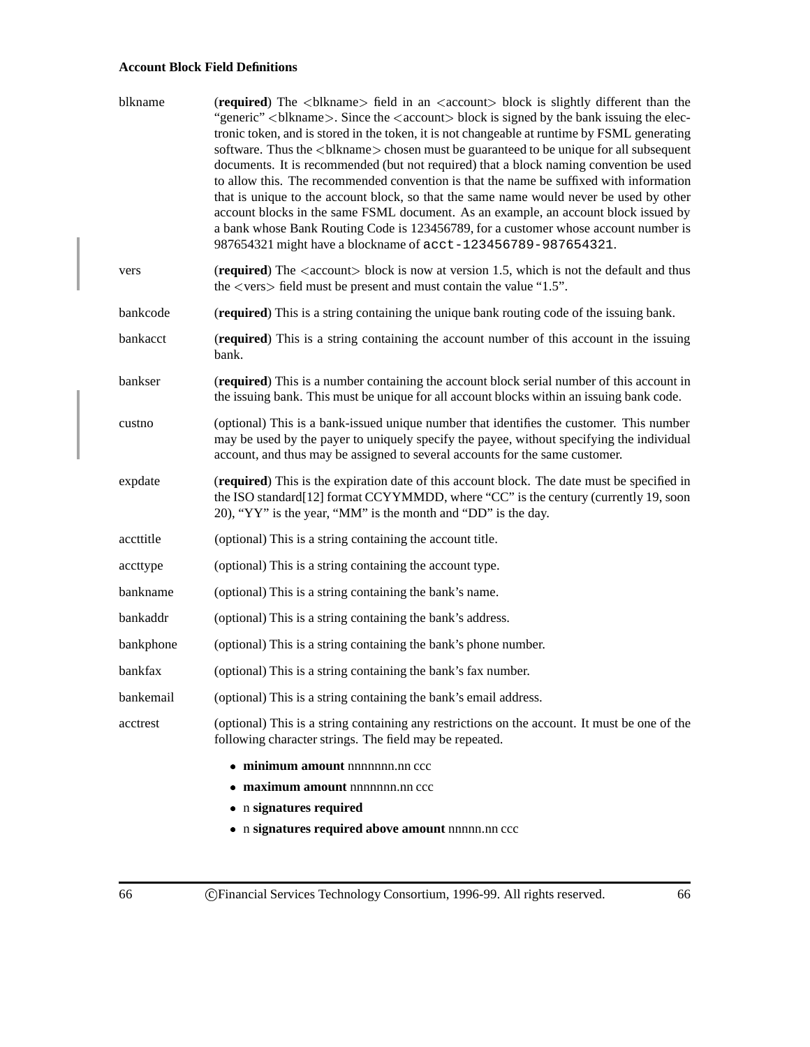**Account Block Field Definitions**

blkname — (**required**) The <blkname> field in an <account> block is slightly different than the "generic" <blkname>. Since the <account> block is signed by the bank issuing the electronic token, and is stored in the token, it is not changeable at runtime by FSML generating software. Thus the <blkname> chosen must be guaranteed to be unique for all subsequent documents. It is recommended (but not required) that a block naming convention be used to allow this. The recommended convention is that the name be suffixed with information that is unique to the account block, so that the same name would never be used by other account blocks in the same FSML document. As an example, an account block issued by a bank whose Bank Routing Code is 123456789, for a customer whose account number is 987654321 might have a blockname of `acct-123456789-987654321`.

vers — (**required**) The <account> block is now at version 1.5, which is not the default and thus the <vers> field must be present and must contain the value "1.5".

bankcode — (**required**) This is a string containing the unique bank routing code of the issuing bank.

bankacct — (**required**) This is a string containing the account number of this account in the issuing bank.

bankser — (**required**) This is a number containing the account block serial number of this account in the issuing bank. This must be unique for all account blocks within an issuing bank code.

custno — (optional) This is a bank-issued unique number that identifies the customer. This number may be used by the payer to uniquely specify the payee, without specifying the individual account, and thus may be assigned to several accounts for the same customer.

expdate — (**required**) This is the expiration date of this account block. The date must be specified in the ISO standard[12] format CCYYMMDD, where "CC" is the century (currently 19, soon 20), "YY" is the year, "MM" is the month and "DD" is the day.

accttitle — (optional) This is a string containing the account title.

accttype — (optional) This is a string containing the account type.

bankname — (optional) This is a string containing the bank's name.

bankaddr — (optional) This is a string containing the bank's address.

bankphone — (optional) This is a string containing the bank's phone number.

bankfax — (optional) This is a string containing the bank's fax number.

bankemail — (optional) This is a string containing the bank's email address.

acctrest — (optional) This is a string containing any restrictions on the account. It must be one of the following character strings. The field may be repeated.

- **minimum amount** nnnnnnn.nn ccc
- **maximum amount** nnnnnnn.nn ccc
- n **signatures required**
- n **signatures required above amount** nnnnn.nn ccc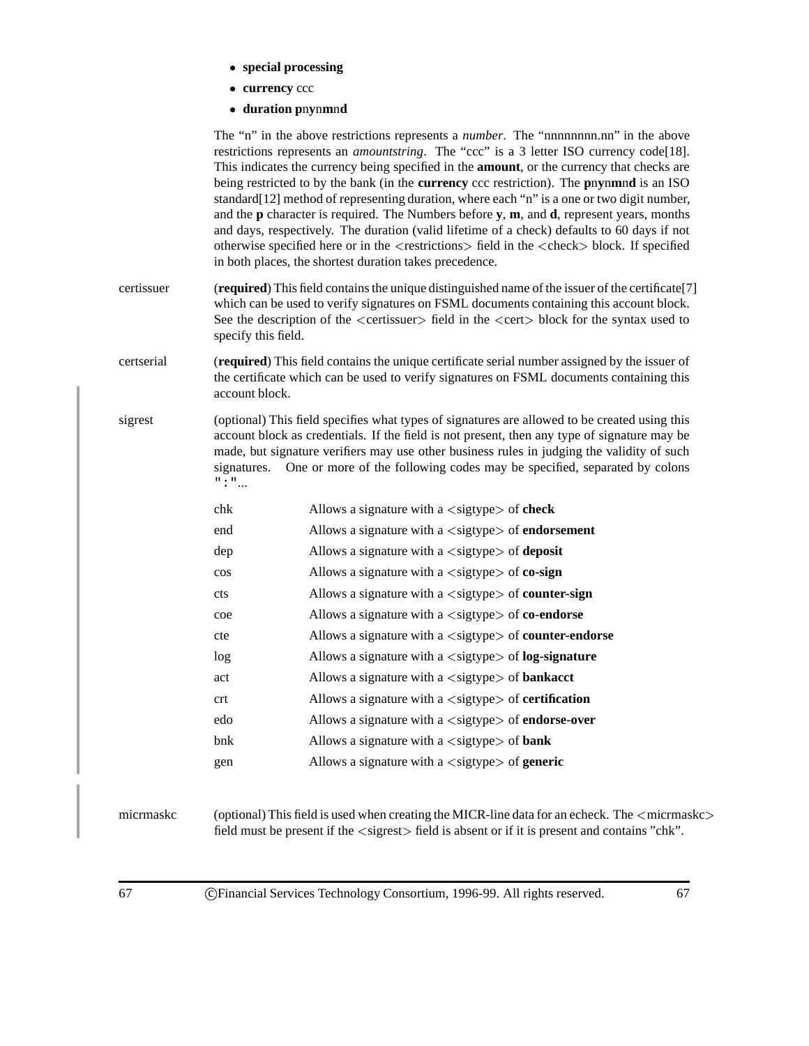- **special processing**
- **currency** ccc
- **duration p**n**y**n**m**n**d**

The "n" in the above restrictions represents a *number*. The "nnnnnnnn.nn" in the above restrictions represents an *amountstring*. The "ccc" is a 3 letter ISO currency code[18]. This indicates the currency being specified in the **amount**, or the currency that checks are being restricted to by the bank (in the **currency** ccc restriction). The **p**n**y**n**m**n**d** is an ISO standard[12] method of representing duration, where each "n" is a one or two digit number, and the **p** character is required. The Numbers before **y**, **m**, and **d**, represent years, months and days, respectively. The duration (valid lifetime of a check) defaults to 60 days if not otherwise specified here or in the <restrictions> field in the <check> block. If specified in both places, the shortest duration takes precedence.

**certissuer** — (**required**) This field contains the unique distinguished name of the issuer of the certificate[7] which can be used to verify signatures on FSML documents containing this account block. See the description of the <certissuer> field in the <cert> block for the syntax used to specify this field.

**certserial** — (**required**) This field contains the unique certificate serial number assigned by the issuer of the certificate which can be used to verify signatures on FSML documents containing this account block.

**sigrest** — (optional) This field specifies what types of signatures are allowed to be created using this account block as credentials. If the field is not present, then any type of signature may be made, but signature verifiers may use other business rules in judging the validity of such signatures. One or more of the following codes may be specified, separated by colons ":"...

| Code | Description |
|---|---|
| chk | Allows a signature with a <sigtype> of **check** |
| end | Allows a signature with a <sigtype> of **endorsement** |
| dep | Allows a signature with a <sigtype> of **deposit** |
| cos | Allows a signature with a <sigtype> of **co-sign** |
| cts | Allows a signature with a <sigtype> of **counter-sign** |
| coe | Allows a signature with a <sigtype> of **co-endorse** |
| cte | Allows a signature with a <sigtype> of **counter-endorse** |
| log | Allows a signature with a <sigtype> of **log-signature** |
| act | Allows a signature with a <sigtype> of **bankacct** |
| crt | Allows a signature with a <sigtype> of **certification** |
| edo | Allows a signature with a <sigtype> of **endorse-over** |
| bnk | Allows a signature with a <sigtype> of **bank** |
| gen | Allows a signature with a <sigtype> of **generic** |

**micrmaskc** — (optional) This field is used when creating the MICR-line data for an echeck. The <micrmaskc> field must be present if the <sigrest> field is absent or if it is present and contains "chk".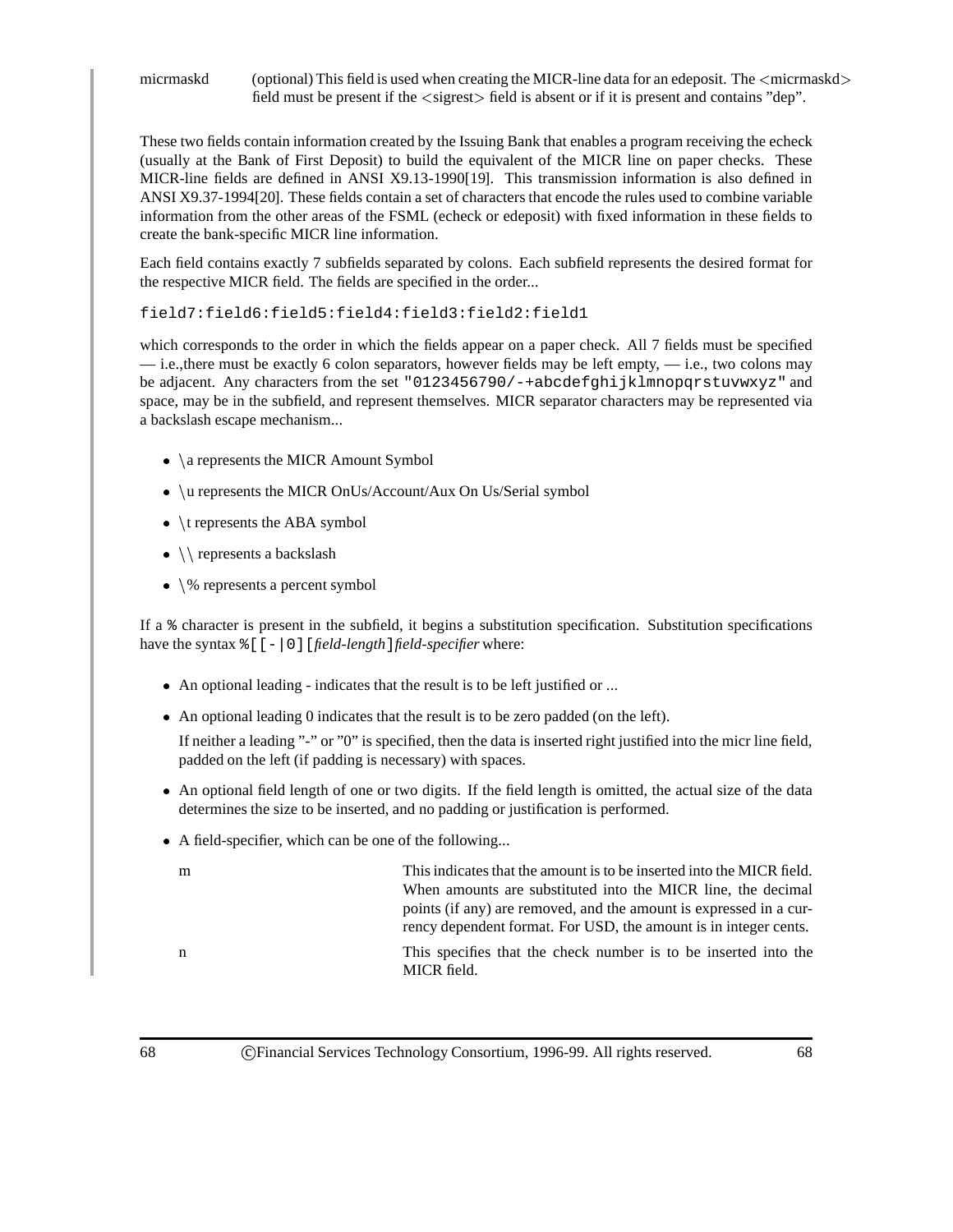micrmaskd (optional) This field is used when creating the MICR-line data for an edeposit. The <micrmaskd> field must be present if the <sigrest> field is absent or if it is present and contains "dep".

These two fields contain information created by the Issuing Bank that enables a program receiving the echeck (usually at the Bank of First Deposit) to build the equivalent of the MICR line on paper checks. These MICR-line fields are defined in ANSI X9.13-1990[19]. This transmission information is also defined in ANSI X9.37-1994[20]. These fields contain a set of characters that encode the rules used to combine variable information from the other areas of the FSML (echeck or edeposit) with fixed information in these fields to create the bank-specific MICR line information.

Each field contains exactly 7 subfields separated by colons. Each subfield represents the desired format for the respective MICR field. The fields are specified in the order...

```
field7:field6:field5:field4:field3:field2:field1
```

which corresponds to the order in which the fields appear on a paper check. All 7 fields must be specified — i.e.,there must be exactly 6 colon separators, however fields may be left empty, — i.e., two colons may be adjacent. Any characters from the set `"0123456790/-+abcdefghijklmnopqrstuvwxyz"` and space, may be in the subfield, and represent themselves. MICR separator characters may be represented via a backslash escape mechanism...

- \a represents the MICR Amount Symbol
- \u represents the MICR OnUs/Account/Aux On Us/Serial symbol
- \t represents the ABA symbol
- \\ represents a backslash
- \% represents a percent symbol

If a `%` character is present in the subfield, it begins a substitution specification. Substitution specifications have the syntax `%[[-|0][`*field-length*`]`*field-specifier* where:

- An optional leading - indicates that the result is to be left justified or ...
- An optional leading 0 indicates that the result is to be zero padded (on the left).

  If neither a leading "-" or "0" is specified, then the data is inserted right justified into the micr line field, padded on the left (if padding is necessary) with spaces.
- An optional field length of one or two digits. If the field length is omitted, the actual size of the data determines the size to be inserted, and no padding or justification is performed.
- A field-specifier, which can be one of the following...

  m — This indicates that the amount is to be inserted into the MICR field. When amounts are substituted into the MICR line, the decimal points (if any) are removed, and the amount is expressed in a currency dependent format. For USD, the amount is in integer cents.

  n — This specifies that the check number is to be inserted into the MICR field.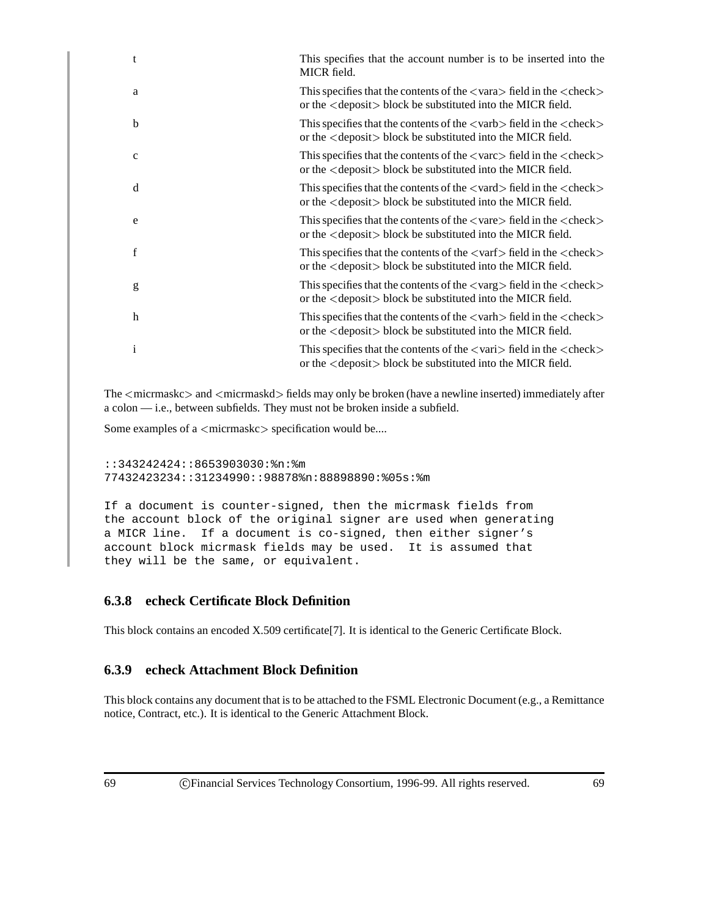| | |
|---|---|
| t | This specifies that the account number is to be inserted into the MICR field. |
| a | This specifies that the contents of the <vara> field in the <check> or the <deposit> block be substituted into the MICR field. |
| b | This specifies that the contents of the <varb> field in the <check> or the <deposit> block be substituted into the MICR field. |
| c | This specifies that the contents of the <varc> field in the <check> or the <deposit> block be substituted into the MICR field. |
| d | This specifies that the contents of the <vard> field in the <check> or the <deposit> block be substituted into the MICR field. |
| e | This specifies that the contents of the <vare> field in the <check> or the <deposit> block be substituted into the MICR field. |
| f | This specifies that the contents of the <varf> field in the <check> or the <deposit> block be substituted into the MICR field. |
| g | This specifies that the contents of the <varg> field in the <check> or the <deposit> block be substituted into the MICR field. |
| h | This specifies that the contents of the <varh> field in the <check> or the <deposit> block be substituted into the MICR field. |
| i | This specifies that the contents of the <vari> field in the <check> or the <deposit> block be substituted into the MICR field. |

The <micrmaskc> and <micrmaskd> fields may only be broken (have a newline inserted) immediately after a colon — i.e., between subfields. They must not be broken inside a subfield.

Some examples of a <micrmaskc> specification would be....

```
::343242424::8653903030:%n:%m
77432423234::31234990::98878%n:88898890:%05s:%m

If a document is counter-signed, then the micrmask fields from
the account block of the original signer are used when generating
a MICR line.  If a document is co-signed, then either signer's
account block micrmask fields may be used.  It is assumed that
they will be the same, or equivalent.
```

### 6.3.8 echeck Certificate Block Definition

This block contains an encoded X.509 certificate[7]. It is identical to the Generic Certificate Block.

### 6.3.9 echeck Attachment Block Definition

This block contains any document that is to be attached to the FSML Electronic Document (e.g., a Remittance notice, Contract, etc.). It is identical to the Generic Attachment Block.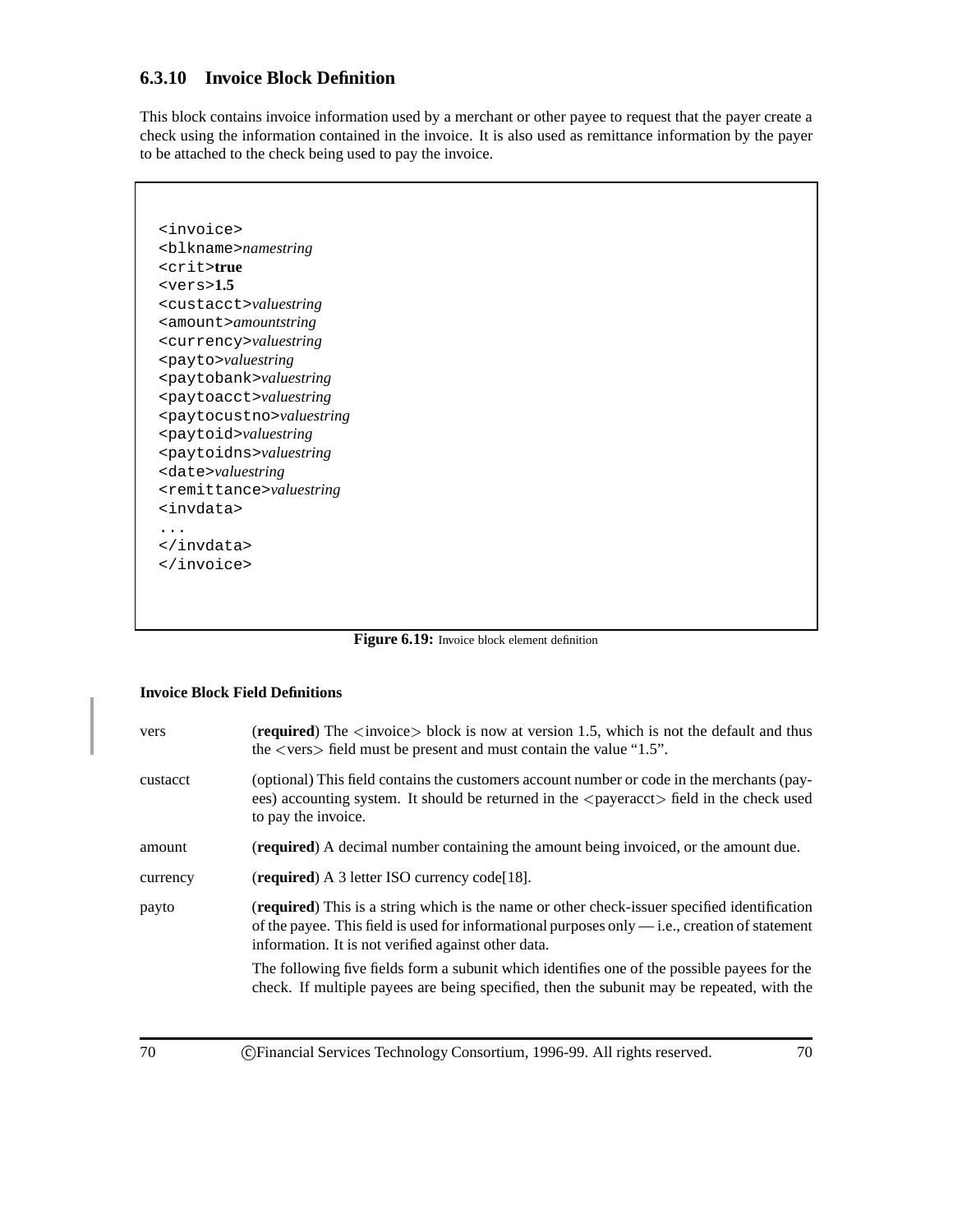### 6.3.10 Invoice Block Definition

This block contains invoice information used by a merchant or other payee to request that the payer create a check using the information contained in the invoice. It is also used as remittance information by the payer to be attached to the check being used to pay the invoice.

```
<invoice>
<blkname>namestring
<crit>true
<vers>1.5
<custacct>valuestring
<amount>amountstring
<currency>valuestring
<payto>valuestring
<paytobank>valuestring
<paytoacct>valuestring
<paytocustno>valuestring
<paytoid>valuestring
<paytoidns>valuestring
<date>valuestring
<remittance>valuestring
<invdata>
...
</invdata>
</invoice>
```

**Figure 6.19:** Invoice block element definition

**Invoice Block Field Definitions**

vers — (**required**) The <invoice> block is now at version 1.5, which is not the default and thus the <vers> field must be present and must contain the value "1.5".

custacct — (optional) This field contains the customers account number or code in the merchants (payees) accounting system. It should be returned in the <payeracct> field in the check used to pay the invoice.

amount — (**required**) A decimal number containing the amount being invoiced, or the amount due.

currency — (**required**) A 3 letter ISO currency code[18].

payto — (**required**) This is a string which is the name or other check-issuer specified identification of the payee. This field is used for informational purposes only — i.e., creation of statement information. It is not verified against other data.

The following five fields form a subunit which identifies one of the possible payees for the check. If multiple payees are being specified, then the subunit may be repeated, with the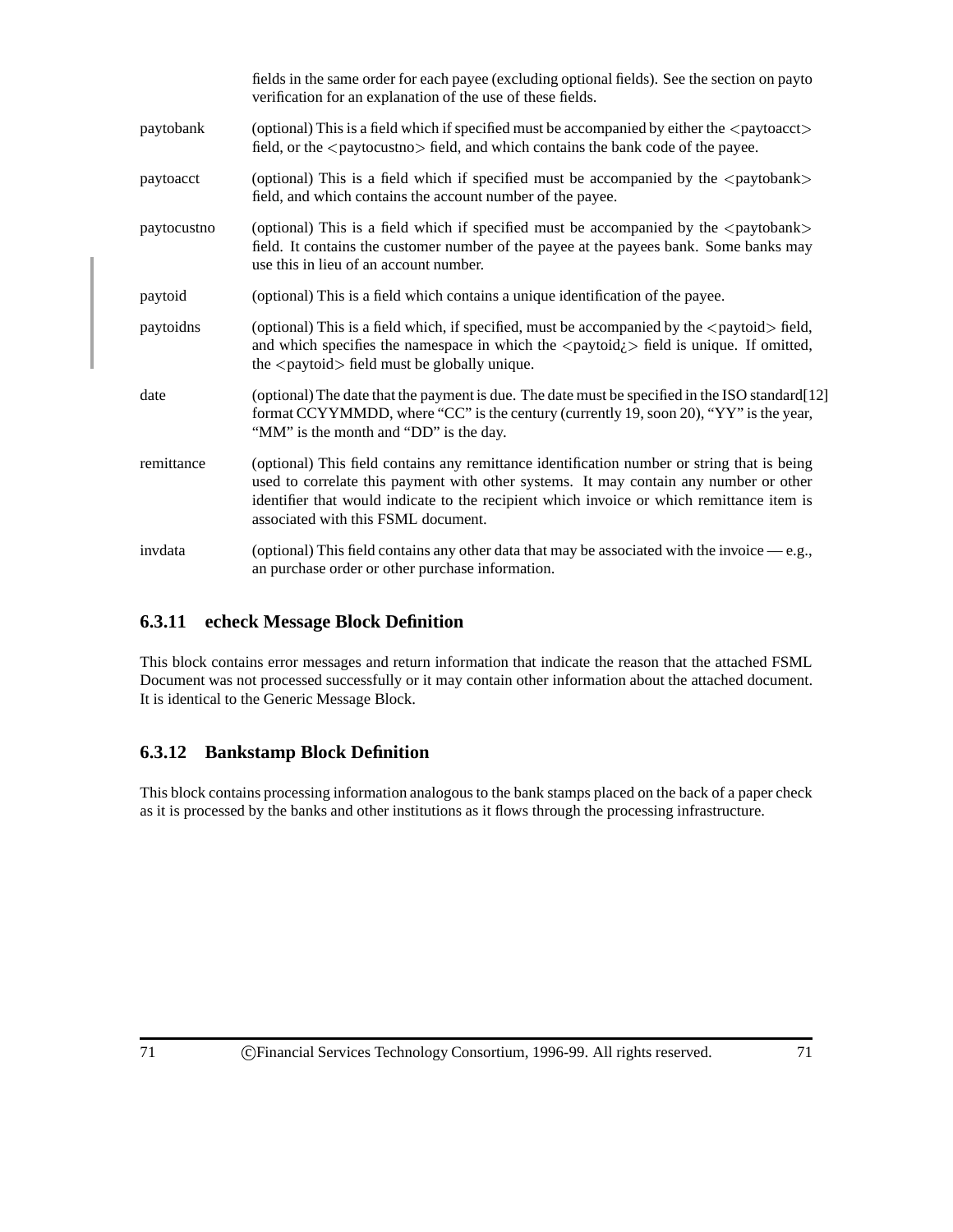fields in the same order for each payee (excluding optional fields). See the section on payto verification for an explanation of the use of these fields.

paytobank (optional) This is a field which if specified must be accompanied by either the <paytoacct> field, or the <paytocustno> field, and which contains the bank code of the payee.

paytoacct (optional) This is a field which if specified must be accompanied by the <paytobank> field, and which contains the account number of the payee.

paytocustno (optional) This is a field which if specified must be accompanied by the <paytobank> field. It contains the customer number of the payee at the payees bank. Some banks may use this in lieu of an account number.

paytoid (optional) This is a field which contains a unique identification of the payee.

paytoidns (optional) This is a field which, if specified, must be accompanied by the <paytoid> field, and which specifies the namespace in which the <paytoid¿> field is unique. If omitted, the <paytoid> field must be globally unique.

date (optional) The date that the payment is due. The date must be specified in the ISO standard[12] format CCYYMMDD, where "CC" is the century (currently 19, soon 20), "YY" is the year, "MM" is the month and "DD" is the day.

remittance (optional) This field contains any remittance identification number or string that is being used to correlate this payment with other systems. It may contain any number or other identifier that would indicate to the recipient which invoice or which remittance item is associated with this FSML document.

invdata (optional) This field contains any other data that may be associated with the invoice — e.g., an purchase order or other purchase information.

### 6.3.11 echeck Message Block Definition

This block contains error messages and return information that indicate the reason that the attached FSML Document was not processed successfully or it may contain other information about the attached document. It is identical to the Generic Message Block.

### 6.3.12 Bankstamp Block Definition

This block contains processing information analogous to the bank stamps placed on the back of a paper check as it is processed by the banks and other institutions as it flows through the processing infrastructure.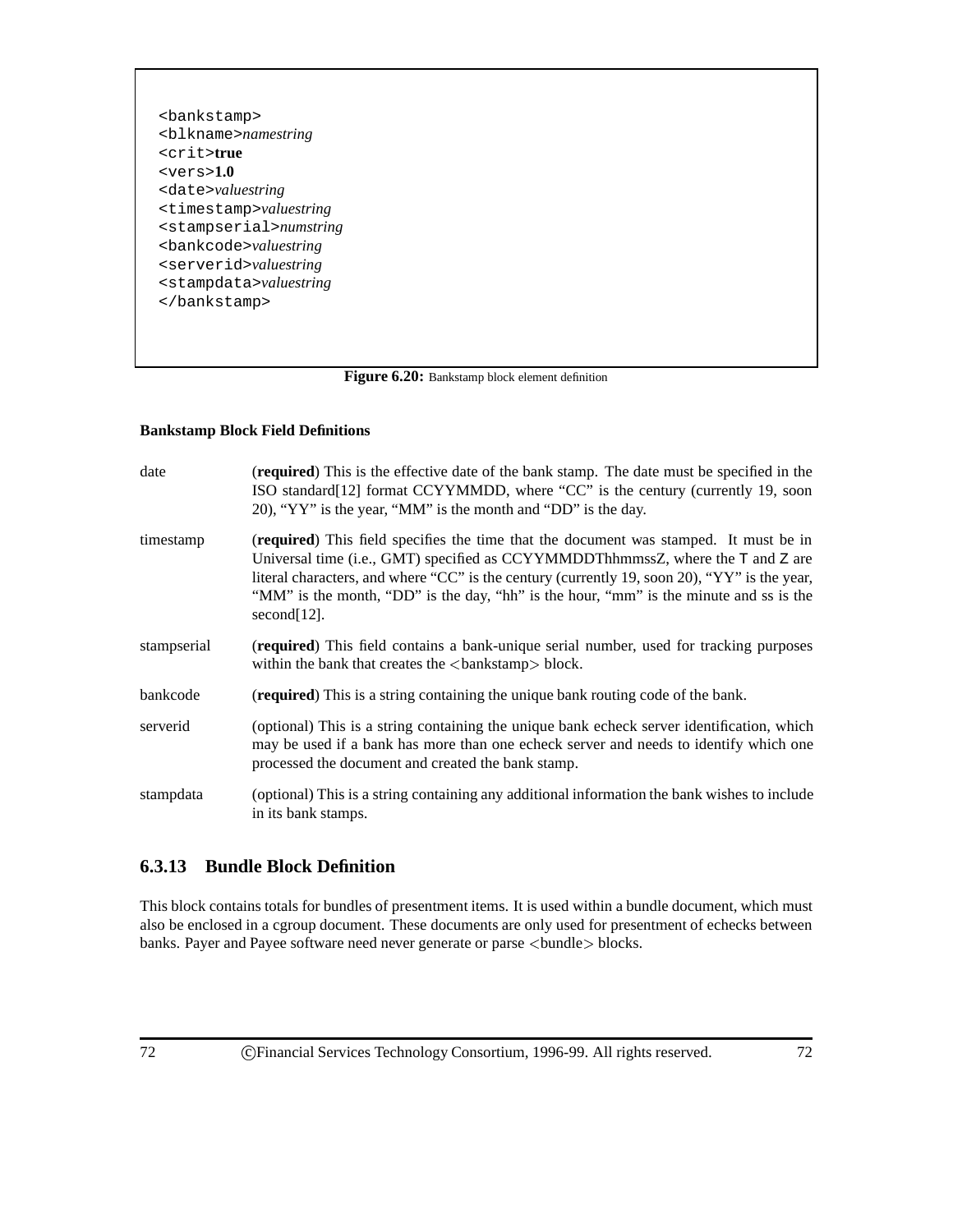```
<bankstamp>
<blkname>namestring
<crit>true
<vers>1.0
<date>valuestring
<timestamp>valuestring
<stampserial>numstring
<bankcode>valuestring
<serverid>valuestring
<stampdata>valuestring
</bankstamp>
```

**Figure 6.20:** Bankstamp block element definition

**Bankstamp Block Field Definitions**

date — (**required**) This is the effective date of the bank stamp. The date must be specified in the ISO standard[12] format CCYYMMDD, where "CC" is the century (currently 19, soon 20), "YY" is the year, "MM" is the month and "DD" is the day.

timestamp — (**required**) This field specifies the time that the document was stamped. It must be in Universal time (i.e., GMT) specified as CCYYMMDDThhmmssZ, where the T and Z are literal characters, and where "CC" is the century (currently 19, soon 20), "YY" is the year, "MM" is the month, "DD" is the day, "hh" is the hour, "mm" is the minute and ss is the second[12].

stampserial — (**required**) This field contains a bank-unique serial number, used for tracking purposes within the bank that creates the <bankstamp> block.

bankcode — (**required**) This is a string containing the unique bank routing code of the bank.

serverid — (optional) This is a string containing the unique bank echeck server identification, which may be used if a bank has more than one echeck server and needs to identify which one processed the document and created the bank stamp.

stampdata — (optional) This is a string containing any additional information the bank wishes to include in its bank stamps.

### 6.3.13 Bundle Block Definition

This block contains totals for bundles of presentment items. It is used within a bundle document, which must also be enclosed in a cgroup document. These documents are only used for presentment of echecks between banks. Payer and Payee software need never generate or parse <bundle> blocks.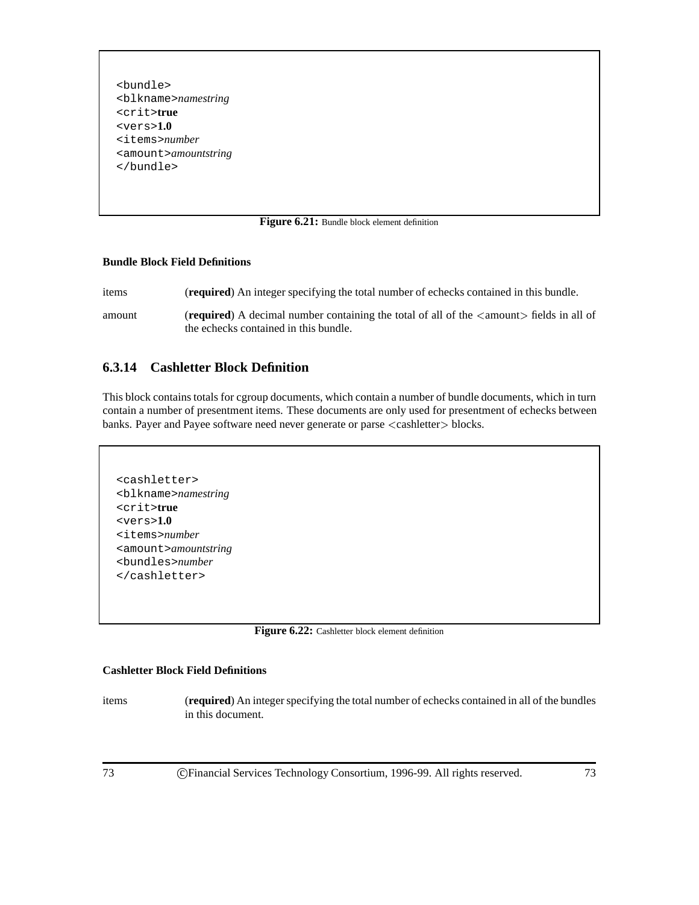```
<bundle>
<blkname>namestring
<crit>true
<vers>1.0
<items>number
<amount>amountstring
</bundle>
```

**Figure 6.21:** Bundle block element definition

#### Bundle Block Field Definitions

items (**required**) An integer specifying the total number of echecks contained in this bundle.

amount (**required**) A decimal number containing the total of all of the <amount> fields in all of the echecks contained in this bundle.

### 6.3.14 Cashletter Block Definition

This block contains totals for cgroup documents, which contain a number of bundle documents, which in turn contain a number of presentment items. These documents are only used for presentment of echecks between banks. Payer and Payee software need never generate or parse <cashletter> blocks.

```
<cashletter>
<blkname>namestring
<crit>true
<vers>1.0
<items>number
<amount>amountstring
<bundles>number
</cashletter>
```

**Figure 6.22:** Cashletter block element definition

#### Cashletter Block Field Definitions

items (**required**) An integer specifying the total number of echecks contained in all of the bundles in this document.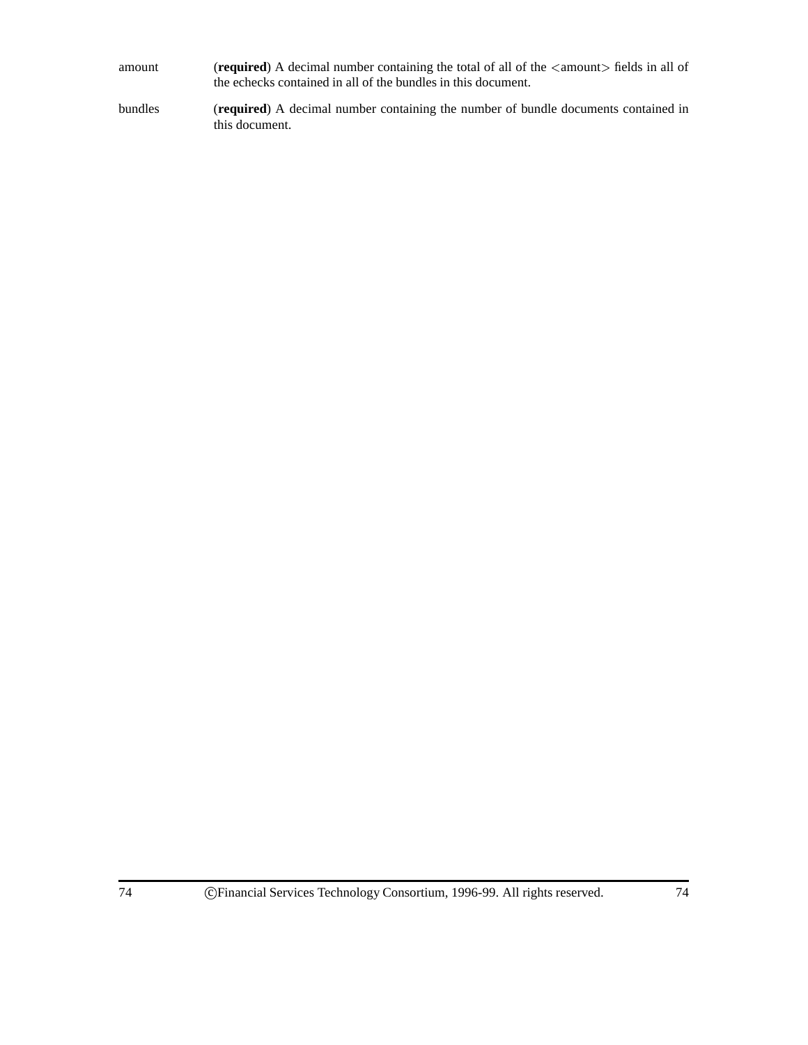amount (**required**) A decimal number containing the total of all of the <amount> fields in all of the echecks contained in all of the bundles in this document.

bundles (**required**) A decimal number containing the number of bundle documents contained in this document.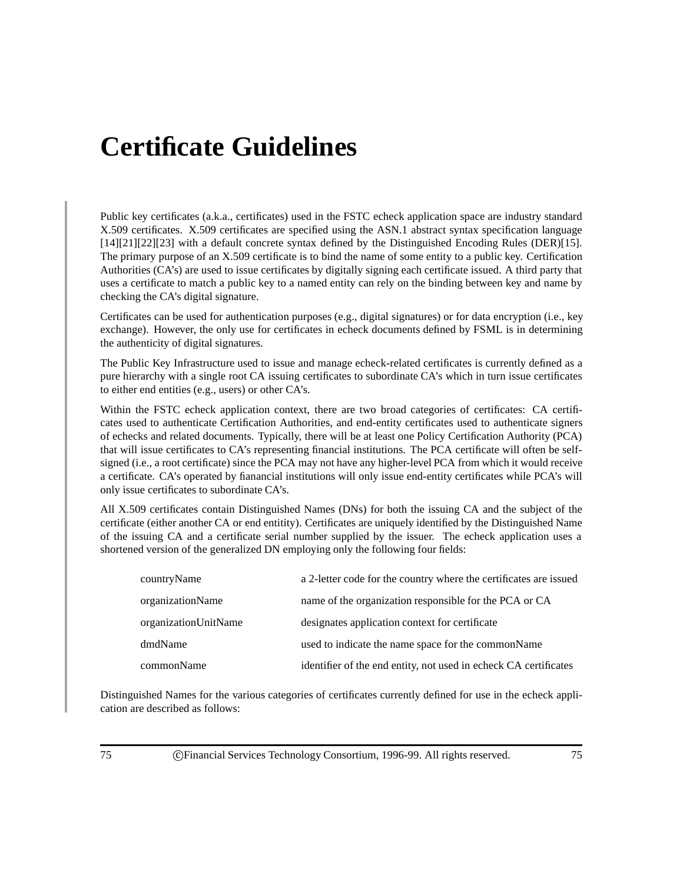# Certificate Guidelines

Public key certificates (a.k.a., certificates) used in the FSTC echeck application space are industry standard X.509 certificates. X.509 certificates are specified using the ASN.1 abstract syntax specification language [14][21][22][23] with a default concrete syntax defined by the Distinguished Encoding Rules (DER)[15]. The primary purpose of an X.509 certificate is to bind the name of some entity to a public key. Certification Authorities (CA's) are used to issue certificates by digitally signing each certificate issued. A third party that uses a certificate to match a public key to a named entity can rely on the binding between key and name by checking the CA's digital signature.

Certificates can be used for authentication purposes (e.g., digital signatures) or for data encryption (i.e., key exchange). However, the only use for certificates in echeck documents defined by FSML is in determining the authenticity of digital signatures.

The Public Key Infrastructure used to issue and manage echeck-related certificates is currently defined as a pure hierarchy with a single root CA issuing certificates to subordinate CA's which in turn issue certificates to either end entities (e.g., users) or other CA's.

Within the FSTC echeck application context, there are two broad categories of certificates: CA certificates used to authenticate Certification Authorities, and end-entity certificates used to authenticate signers of echecks and related documents. Typically, there will be at least one Policy Certification Authority (PCA) that will issue certificates to CA's representing financial institutions. The PCA certificate will often be self-signed (i.e., a root certificate) since the PCA may not have any higher-level PCA from which it would receive a certificate. CA's operated by fianancial institutions will only issue end-entity certificates while PCA's will only issue certificates to subordinate CA's.

All X.509 certificates contain Distinguished Names (DNs) for both the issuing CA and the subject of the certificate (either another CA or end entitity). Certificates are uniquely identified by the Distinguished Name of the issuing CA and a certificate serial number supplied by the issuer. The echeck application uses a shortened version of the generalized DN employing only the following four fields:

| | |
|---|---|
| countryName | a 2-letter code for the country where the certificates are issued |
| organizationName | name of the organization responsible for the PCA or CA |
| organizationUnitName | designates application context for certificate |
| dmdName | used to indicate the name space for the commonName |
| commonName | identifier of the end entity, not used in echeck CA certificates |

Distinguished Names for the various categories of certificates currently defined for use in the echeck application are described as follows: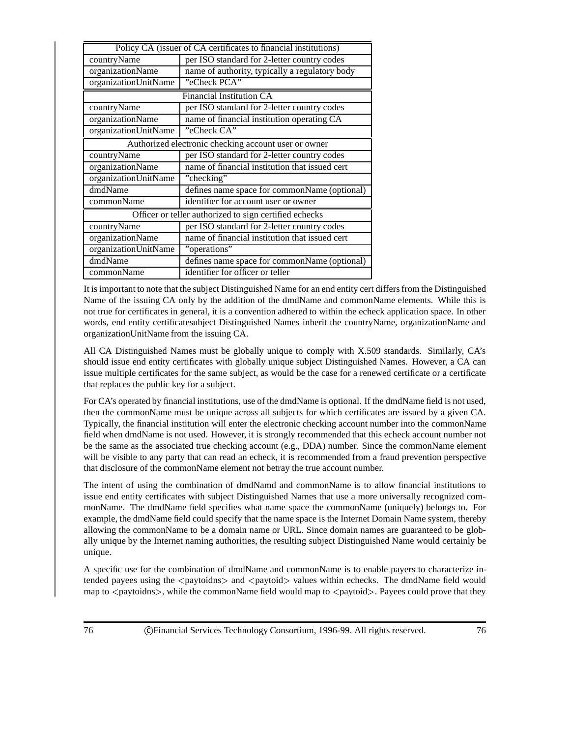| Policy CA (issuer of CA certificates to financial institutions) | |
|---|---|
| countryName | per ISO standard for 2-letter country codes |
| organizationName | name of authority, typically a regulatory body |
| organizationUnitName | ”eCheck PCA” |
| **Financial Institution CA** | |
| countryName | per ISO standard for 2-letter country codes |
| organizationName | name of financial institution operating CA |
| organizationUnitName | ”eCheck CA” |
| **Authorized electronic checking account user or owner** | |
| countryName | per ISO standard for 2-letter country codes |
| organizationName | name of financial institution that issued cert |
| organizationUnitName | ”checking” |
| dmdName | defines name space for commonName (optional) |
| commonName | identifier for account user or owner |
| **Officer or teller authorized to sign certified echecks** | |
| countryName | per ISO standard for 2-letter country codes |
| organizationName | name of financial institution that issued cert |
| organizationUnitName | ”operations” |
| dmdName | defines name space for commonName (optional) |
| commonName | identifier for officer or teller |

It is important to note that the subject Distinguished Name for an end entity cert differs from the Distinguished Name of the issuing CA only by the addition of the dmdName and commonName elements. While this is not true for certificates in general, it is a convention adhered to within the echeck application space. In other words, end entity certificatesubject Distinguished Names inherit the countryName, organizationName and organizationUnitName from the issuing CA.

All CA Distinguished Names must be globally unique to comply with X.509 standards. Similarly, CA's should issue end entity certificates with globally unique subject Distinguished Names. However, a CA can issue multiple certificates for the same subject, as would be the case for a renewed certificate or a certificate that replaces the public key for a subject.

For CA's operated by financial institutions, use of the dmdName is optional. If the dmdName field is not used, then the commonName must be unique across all subjects for which certificates are issued by a given CA. Typically, the financial institution will enter the electronic checking account number into the commonName field when dmdName is not used. However, it is strongly recommended that this echeck account number not be the same as the associated true checking account (e.g., DDA) number. Since the commonName element will be visible to any party that can read an echeck, it is recommended from a fraud prevention perspective that disclosure of the commonName element not betray the true account number.

The intent of using the combination of dmdNamd and commonName is to allow financial institutions to issue end entity certificates with subject Distinguished Names that use a more universally recognized commonName. The dmdName field specifies what name space the commonName (uniquely) belongs to. For example, the dmdName field could specify that the name space is the Internet Domain Name system, thereby allowing the commonName to be a domain name or URL. Since domain names are guaranteed to be globally unique by the Internet naming authorities, the resulting subject Distinguished Name would certainly be unique.

A specific use for the combination of dmdName and commonName is to enable payers to characterize intended payees using the <paytoidns> and <paytoid> values within echecks. The dmdName field would map to <paytoidns>, while the commonName field would map to <paytoid>. Payees could prove that they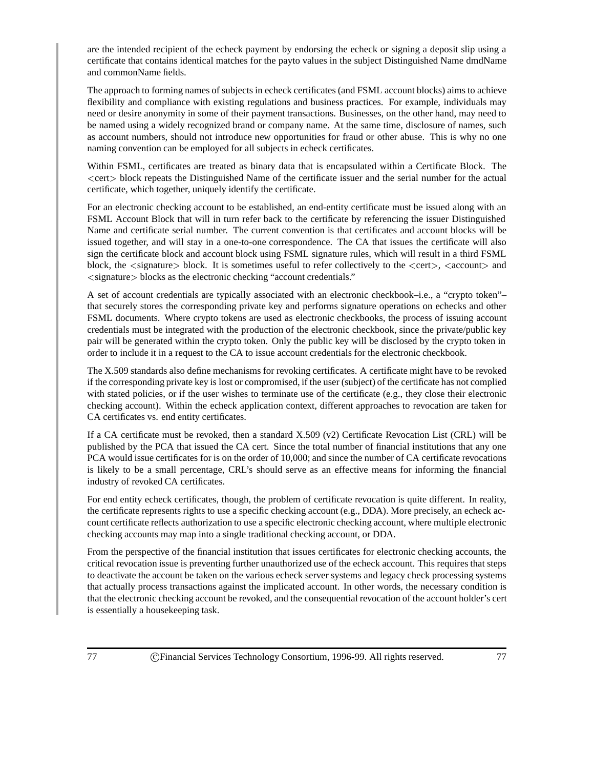are the intended recipient of the echeck payment by endorsing the echeck or signing a deposit slip using a certificate that contains identical matches for the payto values in the subject Distinguished Name dmdName and commonName fields.

The approach to forming names of subjects in echeck certificates (and FSML account blocks) aims to achieve flexibility and compliance with existing regulations and business practices. For example, individuals may need or desire anonymity in some of their payment transactions. Businesses, on the other hand, may need to be named using a widely recognized brand or company name. At the same time, disclosure of names, such as account numbers, should not introduce new opportunities for fraud or other abuse. This is why no one naming convention can be employed for all subjects in echeck certificates.

Within FSML, certificates are treated as binary data that is encapsulated within a Certificate Block. The <cert> block repeats the Distinguished Name of the certificate issuer and the serial number for the actual certificate, which together, uniquely identify the certificate.

For an electronic checking account to be established, an end-entity certificate must be issued along with an FSML Account Block that will in turn refer back to the certificate by referencing the issuer Distinguished Name and certificate serial number. The current convention is that certificates and account blocks will be issued together, and will stay in a one-to-one correspondence. The CA that issues the certificate will also sign the certificate block and account block using FSML signature rules, which will result in a third FSML block, the <signature> block. It is sometimes useful to refer collectively to the <cert>, <account> and <signature> blocks as the electronic checking "account credentials."

A set of account credentials are typically associated with an electronic checkbook–i.e., a "crypto token"– that securely stores the corresponding private key and performs signature operations on echecks and other FSML documents. Where crypto tokens are used as electronic checkbooks, the process of issuing account credentials must be integrated with the production of the electronic checkbook, since the private/public key pair will be generated within the crypto token. Only the public key will be disclosed by the crypto token in order to include it in a request to the CA to issue account credentials for the electronic checkbook.

The X.509 standards also define mechanisms for revoking certificates. A certificate might have to be revoked if the corresponding private key is lost or compromised, if the user (subject) of the certificate has not complied with stated policies, or if the user wishes to terminate use of the certificate (e.g., they close their electronic checking account). Within the echeck application context, different approaches to revocation are taken for CA certificates vs. end entity certificates.

If a CA certificate must be revoked, then a standard X.509 (v2) Certificate Revocation List (CRL) will be published by the PCA that issued the CA cert. Since the total number of financial institutions that any one PCA would issue certificates for is on the order of 10,000; and since the number of CA certificate revocations is likely to be a small percentage, CRL's should serve as an effective means for informing the financial industry of revoked CA certificates.

For end entity echeck certificates, though, the problem of certificate revocation is quite different. In reality, the certificate represents rights to use a specific checking account (e.g., DDA). More precisely, an echeck account certificate reflects authorization to use a specific electronic checking account, where multiple electronic checking accounts may map into a single traditional checking account, or DDA.

From the perspective of the financial institution that issues certificates for electronic checking accounts, the critical revocation issue is preventing further unauthorized use of the echeck account. This requires that steps to deactivate the account be taken on the various echeck server systems and legacy check processing systems that actually process transactions against the implicated account. In other words, the necessary condition is that the electronic checking account be revoked, and the consequential revocation of the account holder's cert is essentially a housekeeping task.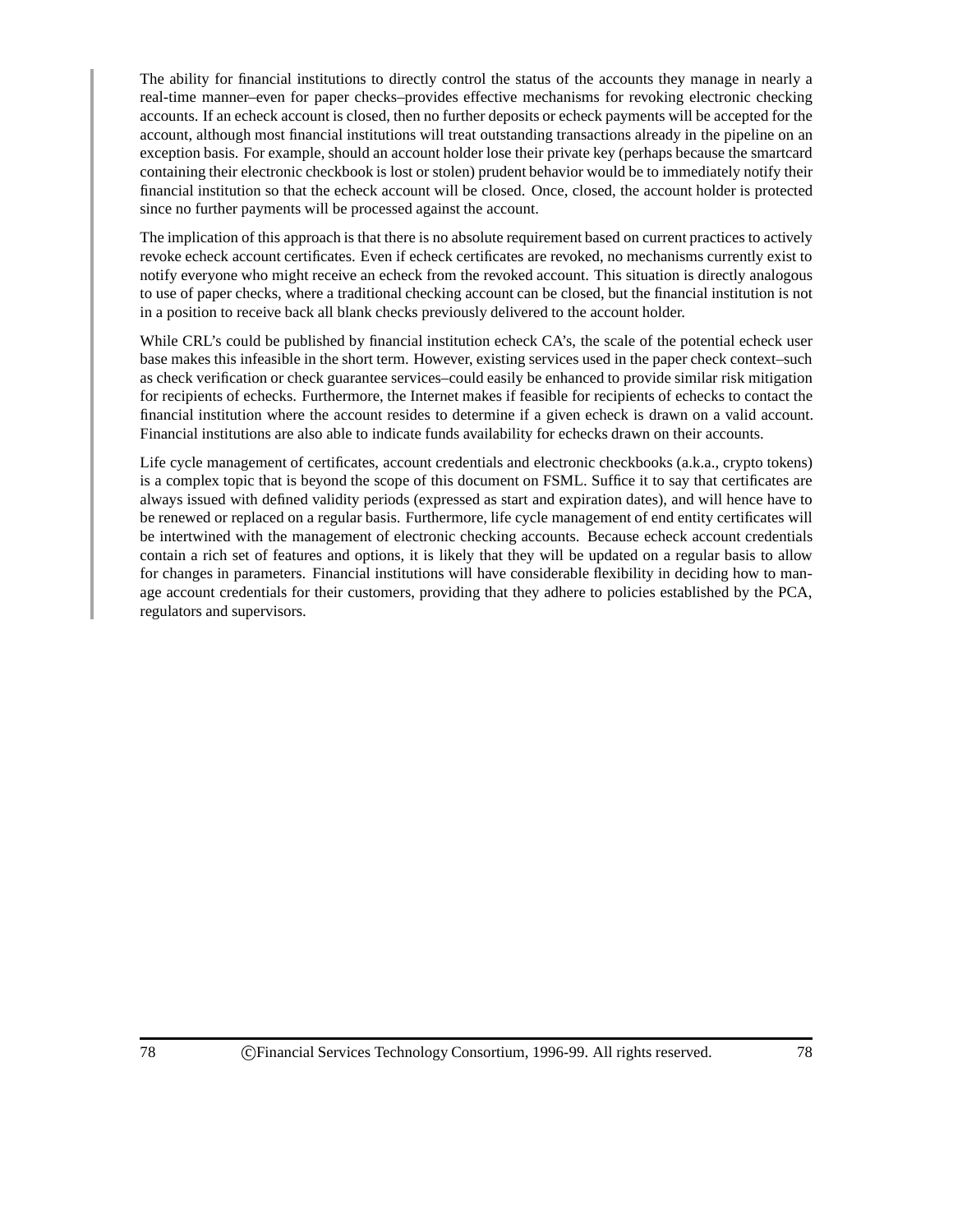The ability for financial institutions to directly control the status of the accounts they manage in nearly a real-time manner–even for paper checks–provides effective mechanisms for revoking electronic checking accounts. If an echeck account is closed, then no further deposits or echeck payments will be accepted for the account, although most financial institutions will treat outstanding transactions already in the pipeline on an exception basis. For example, should an account holder lose their private key (perhaps because the smartcard containing their electronic checkbook is lost or stolen) prudent behavior would be to immediately notify their financial institution so that the echeck account will be closed. Once, closed, the account holder is protected since no further payments will be processed against the account.

The implication of this approach is that there is no absolute requirement based on current practices to actively revoke echeck account certificates. Even if echeck certificates are revoked, no mechanisms currently exist to notify everyone who might receive an echeck from the revoked account. This situation is directly analogous to use of paper checks, where a traditional checking account can be closed, but the financial institution is not in a position to receive back all blank checks previously delivered to the account holder.

While CRL's could be published by financial institution echeck CA's, the scale of the potential echeck user base makes this infeasible in the short term. However, existing services used in the paper check context–such as check verification or check guarantee services–could easily be enhanced to provide similar risk mitigation for recipients of echecks. Furthermore, the Internet makes if feasible for recipients of echecks to contact the financial institution where the account resides to determine if a given echeck is drawn on a valid account. Financial institutions are also able to indicate funds availability for echecks drawn on their accounts.

Life cycle management of certificates, account credentials and electronic checkbooks (a.k.a., crypto tokens) is a complex topic that is beyond the scope of this document on FSML. Suffice it to say that certificates are always issued with defined validity periods (expressed as start and expiration dates), and will hence have to be renewed or replaced on a regular basis. Furthermore, life cycle management of end entity certificates will be intertwined with the management of electronic checking accounts. Because echeck account credentials contain a rich set of features and options, it is likely that they will be updated on a regular basis to allow for changes in parameters. Financial institutions will have considerable flexibility in deciding how to manage account credentials for their customers, providing that they adhere to policies established by the PCA, regulators and supervisors.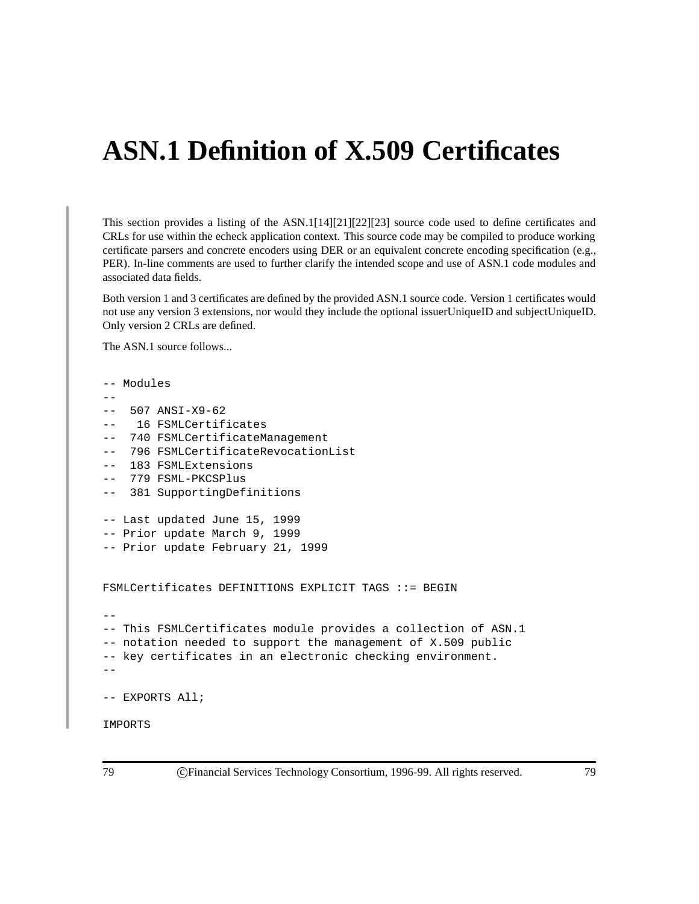# ASN.1 Definition of X.509 Certificates

This section provides a listing of the ASN.1[14][21][22][23] source code used to define certificates and CRLs for use within the echeck application context. This source code may be compiled to produce working certificate parsers and concrete encoders using DER or an equivalent concrete encoding specification (e.g., PER). In-line comments are used to further clarify the intended scope and use of ASN.1 code modules and associated data fields.

Both version 1 and 3 certificates are defined by the provided ASN.1 source code. Version 1 certificates would not use any version 3 extensions, nor would they include the optional issuerUniqueID and subjectUniqueID. Only version 2 CRLs are defined.

The ASN.1 source follows...

```
-- Modules
--
--  507 ANSI-X9-62
--   16 FSMLCertificates
--  740 FSMLCertificateManagement
--  796 FSMLCertificateRevocationList
--  183 FSMLExtensions
--  779 FSML-PKCSPlus
--  381 SupportingDefinitions

-- Last updated June 15, 1999
-- Prior update March 9, 1999
-- Prior update February 21, 1999


FSMLCertificates DEFINITIONS EXPLICIT TAGS ::= BEGIN

--
-- This FSMLCertificates module provides a collection of ASN.1
-- notation needed to support the management of X.509 public
-- key certificates in an electronic checking environment.
--

-- EXPORTS All;

IMPORTS
```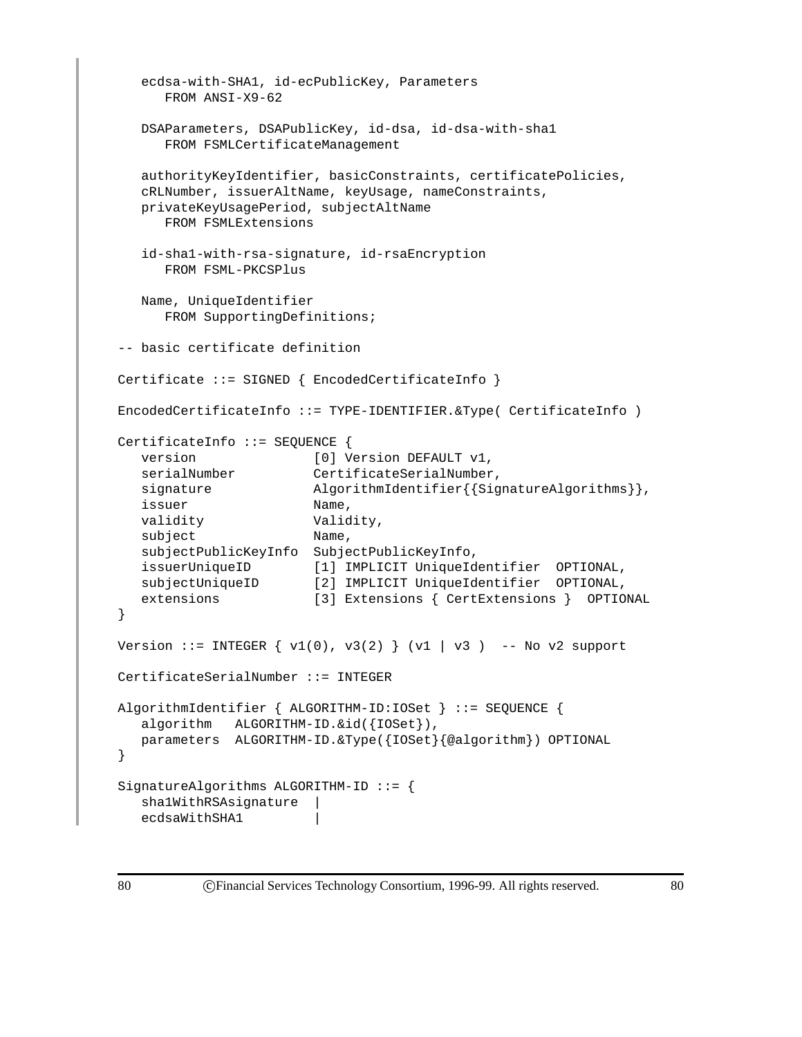```
   ecdsa-with-SHA1, id-ecPublicKey, Parameters
      FROM ANSI-X9-62

   DSAParameters, DSAPublicKey, id-dsa, id-dsa-with-sha1
      FROM FSMLCertificateManagement

   authorityKeyIdentifier, basicConstraints, certificatePolicies,
   cRLNumber, issuerAltName, keyUsage, nameConstraints,
   privateKeyUsagePeriod, subjectAltName
      FROM FSMLExtensions

   id-sha1-with-rsa-signature, id-rsaEncryption
      FROM FSML-PKCSPlus

   Name, UniqueIdentifier
      FROM SupportingDefinitions;

-- basic certificate definition

Certificate ::= SIGNED { EncodedCertificateInfo }

EncodedCertificateInfo ::= TYPE-IDENTIFIER.&Type( CertificateInfo )

CertificateInfo ::= SEQUENCE {
   version              [0] Version DEFAULT v1,
   serialNumber          CertificateSerialNumber,
   signature             AlgorithmIdentifier{{SignatureAlgorithms}},
   issuer                Name,
   validity              Validity,
   subject               Name,
   subjectPublicKeyInfo  SubjectPublicKeyInfo,
   issuerUniqueID        [1] IMPLICIT UniqueIdentifier  OPTIONAL,
   subjectUniqueID       [2] IMPLICIT UniqueIdentifier  OPTIONAL,
   extensions            [3] Extensions { CertExtensions }  OPTIONAL
}

Version ::= INTEGER { v1(0), v3(2) } (v1 | v3 )  -- No v2 support

CertificateSerialNumber ::= INTEGER

AlgorithmIdentifier { ALGORITHM-ID:IOSet } ::= SEQUENCE {
   algorithm   ALGORITHM-ID.&id({IOSet}),
   parameters  ALGORITHM-ID.&Type({IOSet}{@algorithm}) OPTIONAL
}

SignatureAlgorithms ALGORITHM-ID ::= {
   sha1WithRSAsignature  |
   ecdsaWithSHA1         |
```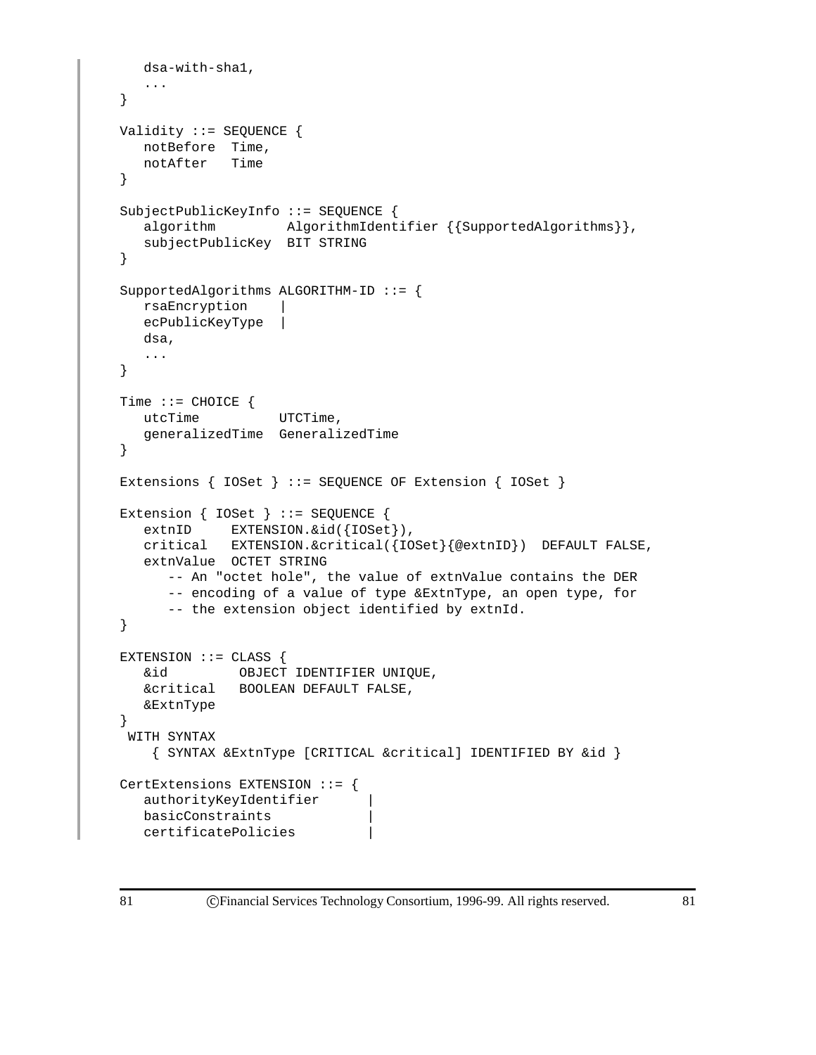```
   dsa-with-sha1,
   ...
}

Validity ::= SEQUENCE {
   notBefore  Time,
   notAfter   Time
}

SubjectPublicKeyInfo ::= SEQUENCE {
   algorithm         AlgorithmIdentifier {{SupportedAlgorithms}},
   subjectPublicKey  BIT STRING
}

SupportedAlgorithms ALGORITHM-ID ::= {
   rsaEncryption    |
   ecPublicKeyType  |
   dsa,
   ...
}

Time ::= CHOICE {
   utcTime          UTCTime,
   generalizedTime  GeneralizedTime
}

Extensions { IOSet } ::= SEQUENCE OF Extension { IOSet }

Extension { IOSet } ::= SEQUENCE {
   extnID     EXTENSION.&id({IOSet}),
   critical   EXTENSION.&critical({IOSet}{@extnID})  DEFAULT FALSE,
   extnValue  OCTET STRING
      -- An "octet hole", the value of extnValue contains the DER
      -- encoding of a value of type &ExtnType, an open type, for
      -- the extension object identified by extnId.
}

EXTENSION ::= CLASS {
   &id         OBJECT IDENTIFIER UNIQUE,
   &critical   BOOLEAN DEFAULT FALSE,
   &ExtnType
}
 WITH SYNTAX
    { SYNTAX &ExtnType [CRITICAL &critical] IDENTIFIED BY &id }

CertExtensions EXTENSION ::= {
   authorityKeyIdentifier      |
   basicConstraints            |
   certificatePolicies         |
```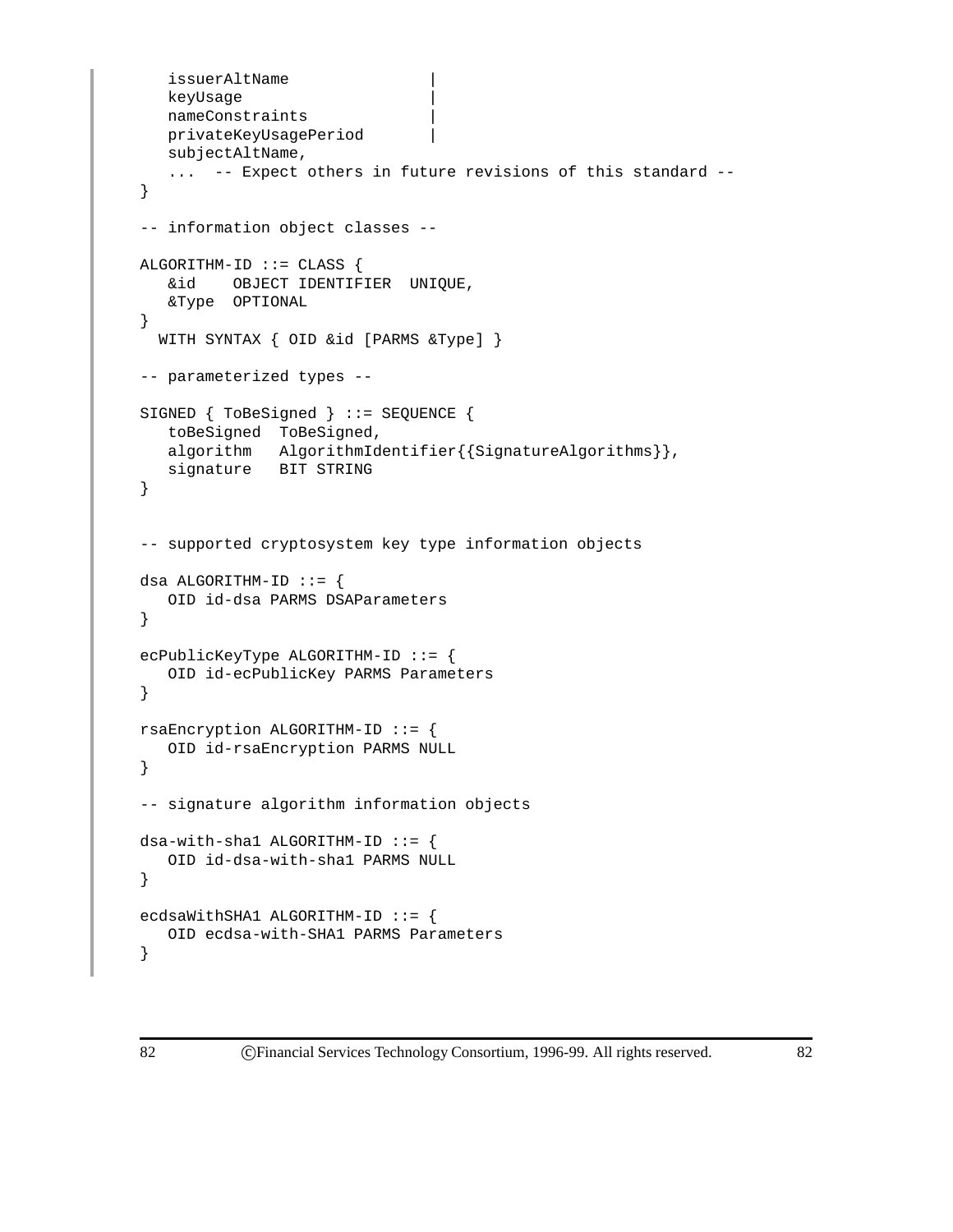```
   issuerAltName              |
   keyUsage                   |
   nameConstraints            |
   privateKeyUsagePeriod      |
   subjectAltName,
   ...  -- Expect others in future revisions of this standard --
}

-- information object classes --

ALGORITHM-ID ::= CLASS {
   &id    OBJECT IDENTIFIER  UNIQUE,
   &Type  OPTIONAL
}
  WITH SYNTAX { OID &id [PARMS &Type] }

-- parameterized types --

SIGNED { ToBeSigned } ::= SEQUENCE {
   toBeSigned  ToBeSigned,
   algorithm   AlgorithmIdentifier{{SignatureAlgorithms}},
   signature   BIT STRING
}


-- supported cryptosystem key type information objects

dsa ALGORITHM-ID ::= {
   OID id-dsa PARMS DSAParameters
}

ecPublicKeyType ALGORITHM-ID ::= {
   OID id-ecPublicKey PARMS Parameters
}

rsaEncryption ALGORITHM-ID ::= {
   OID id-rsaEncryption PARMS NULL
}

-- signature algorithm information objects

dsa-with-sha1 ALGORITHM-ID ::= {
   OID id-dsa-with-sha1 PARMS NULL
}

ecdsaWithSHA1 ALGORITHM-ID ::= {
   OID ecdsa-with-SHA1 PARMS Parameters
}
```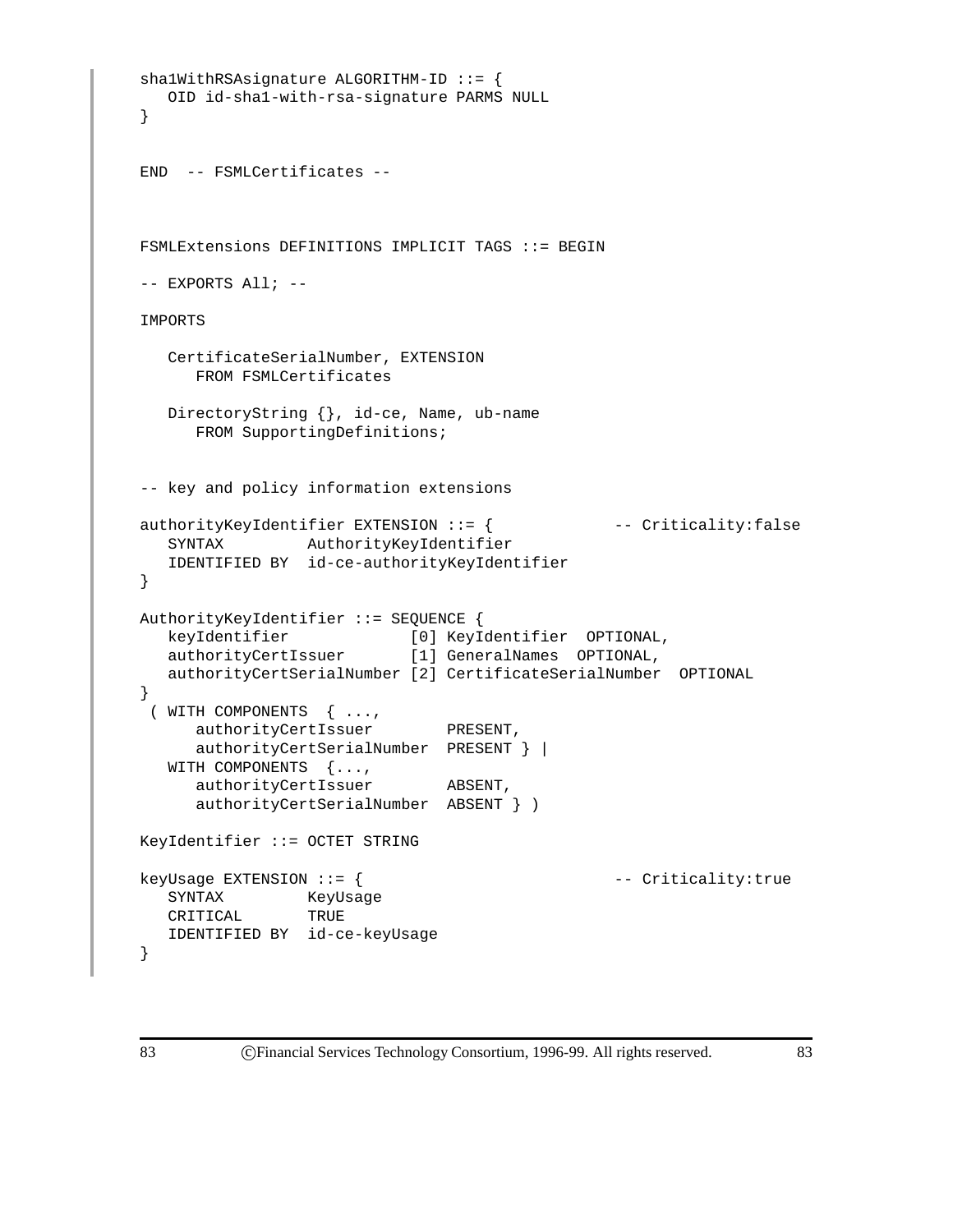```
sha1WithRSAsignature ALGORITHM-ID ::= {
   OID id-sha1-with-rsa-signature PARMS NULL
}


END  -- FSMLCertificates --



FSMLExtensions DEFINITIONS IMPLICIT TAGS ::= BEGIN

-- EXPORTS All; --

IMPORTS

   CertificateSerialNumber, EXTENSION
      FROM FSMLCertificates

   DirectoryString {}, id-ce, Name, ub-name
      FROM SupportingDefinitions;


-- key and policy information extensions

authorityKeyIdentifier EXTENSION ::= {            -- Criticality:false
   SYNTAX         AuthorityKeyIdentifier
   IDENTIFIED BY  id-ce-authorityKeyIdentifier
}

AuthorityKeyIdentifier ::= SEQUENCE {
   keyIdentifier             [0] KeyIdentifier  OPTIONAL,
   authorityCertIssuer       [1] GeneralNames  OPTIONAL,
   authorityCertSerialNumber [2] CertificateSerialNumber  OPTIONAL
}
 ( WITH COMPONENTS  { ...,
      authorityCertIssuer        PRESENT,
      authorityCertSerialNumber  PRESENT } |
   WITH COMPONENTS  {...,
      authorityCertIssuer        ABSENT,
      authorityCertSerialNumber  ABSENT } )

KeyIdentifier ::= OCTET STRING

keyUsage EXTENSION ::= {                          -- Criticality:true
   SYNTAX         KeyUsage
   CRITICAL       TRUE
   IDENTIFIED BY  id-ce-keyUsage
}
```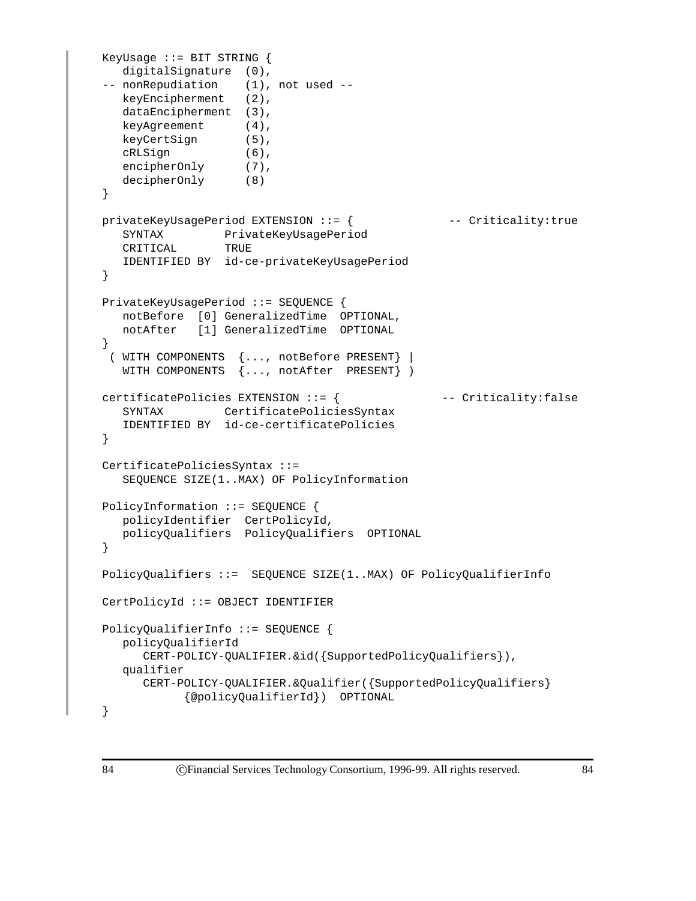```
KeyUsage ::= BIT STRING {
   digitalSignature  (0),
-- nonRepudiation    (1), not used --
   keyEncipherment   (2),
   dataEncipherment  (3),
   keyAgreement      (4),
   keyCertSign       (5),
   cRLSign           (6),
   encipherOnly      (7),
   decipherOnly      (8)
}

privateKeyUsagePeriod EXTENSION ::= {             -- Criticality:true
   SYNTAX         PrivateKeyUsagePeriod
   CRITICAL       TRUE
   IDENTIFIED BY  id-ce-privateKeyUsagePeriod
}

PrivateKeyUsagePeriod ::= SEQUENCE {
   notBefore  [0] GeneralizedTime  OPTIONAL,
   notAfter   [1] GeneralizedTime  OPTIONAL
}
 ( WITH COMPONENTS  {..., notBefore PRESENT} |
   WITH COMPONENTS  {..., notAfter  PRESENT} )

certificatePolicies EXTENSION ::= {              -- Criticality:false
   SYNTAX         CertificatePoliciesSyntax
   IDENTIFIED BY  id-ce-certificatePolicies
}

CertificatePoliciesSyntax ::=
   SEQUENCE SIZE(1..MAX) OF PolicyInformation

PolicyInformation ::= SEQUENCE {
   policyIdentifier  CertPolicyId,
   policyQualifiers  PolicyQualifiers  OPTIONAL
}

PolicyQualifiers ::=  SEQUENCE SIZE(1..MAX) OF PolicyQualifierInfo

CertPolicyId ::= OBJECT IDENTIFIER

PolicyQualifierInfo ::= SEQUENCE {
   policyQualifierId
      CERT-POLICY-QUALIFIER.&id({SupportedPolicyQualifiers}),
   qualifier
      CERT-POLICY-QUALIFIER.&Qualifier({SupportedPolicyQualifiers}
            {@policyQualifierId})  OPTIONAL
}
```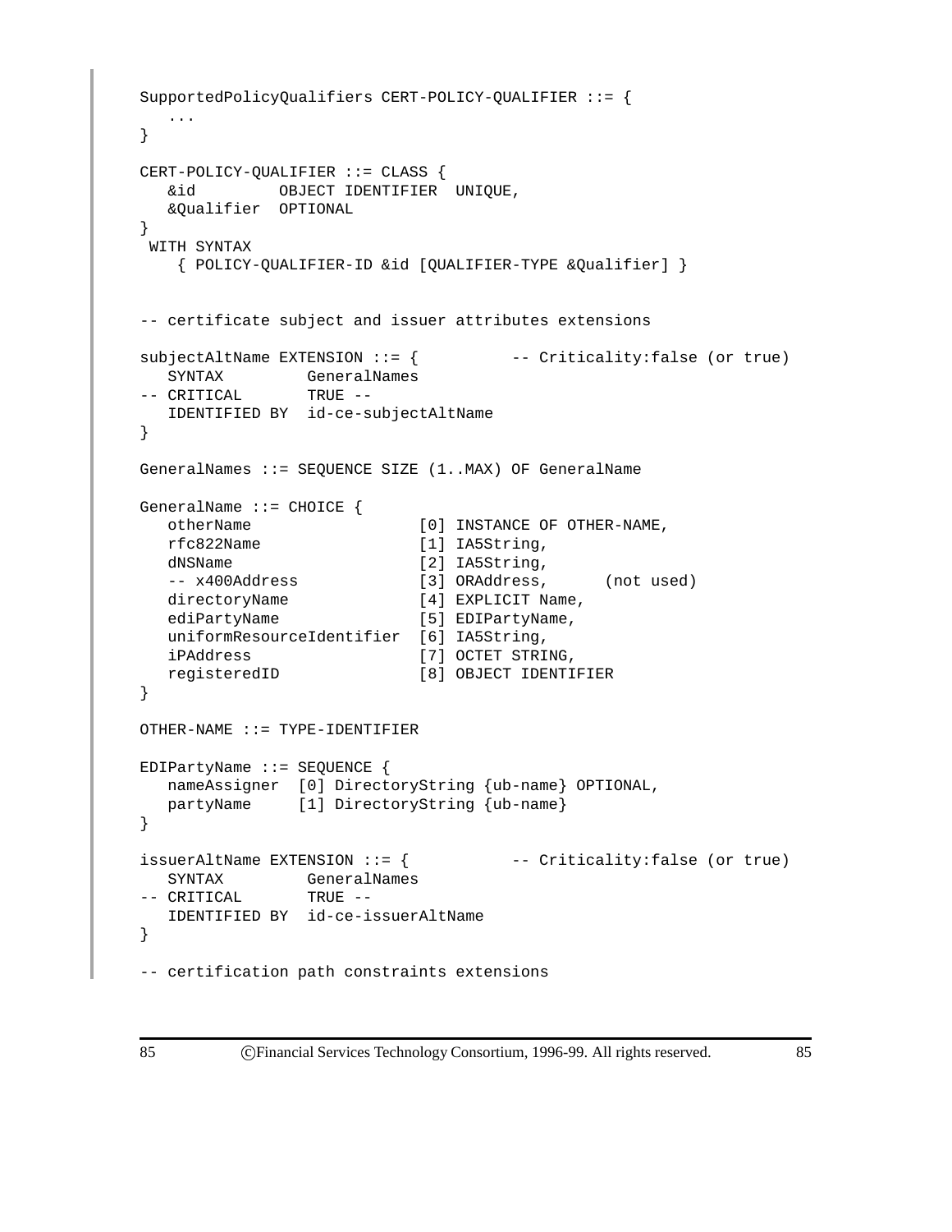```
SupportedPolicyQualifiers CERT-POLICY-QUALIFIER ::= {
   ...
}

CERT-POLICY-QUALIFIER ::= CLASS {
   &id         OBJECT IDENTIFIER  UNIQUE,
   &Qualifier  OPTIONAL
}
 WITH SYNTAX
    { POLICY-QUALIFIER-ID &id [QUALIFIER-TYPE &Qualifier] }


-- certificate subject and issuer attributes extensions

subjectAltName EXTENSION ::= {          -- Criticality:false (or true)
   SYNTAX         GeneralNames
-- CRITICAL       TRUE --
   IDENTIFIED BY  id-ce-subjectAltName
}

GeneralNames ::= SEQUENCE SIZE (1..MAX) OF GeneralName

GeneralName ::= CHOICE {
   otherName                 [0] INSTANCE OF OTHER-NAME,
   rfc822Name                [1] IA5String,
   dNSName                   [2] IA5String,
   -- x400Address            [3] ORAddress,      (not used)
   directoryName             [4] EXPLICIT Name,
   ediPartyName              [5] EDIPartyName,
   uniformResourceIdentifier  [6] IA5String,
   iPAddress                 [7] OCTET STRING,
   registeredID              [8] OBJECT IDENTIFIER
}

OTHER-NAME ::= TYPE-IDENTIFIER

EDIPartyName ::= SEQUENCE {
   nameAssigner  [0] DirectoryString {ub-name} OPTIONAL,
   partyName     [1] DirectoryString {ub-name}
}

issuerAltName EXTENSION ::= {           -- Criticality:false (or true)
   SYNTAX         GeneralNames
-- CRITICAL       TRUE --
   IDENTIFIED BY  id-ce-issuerAltName
}

-- certification path constraints extensions
```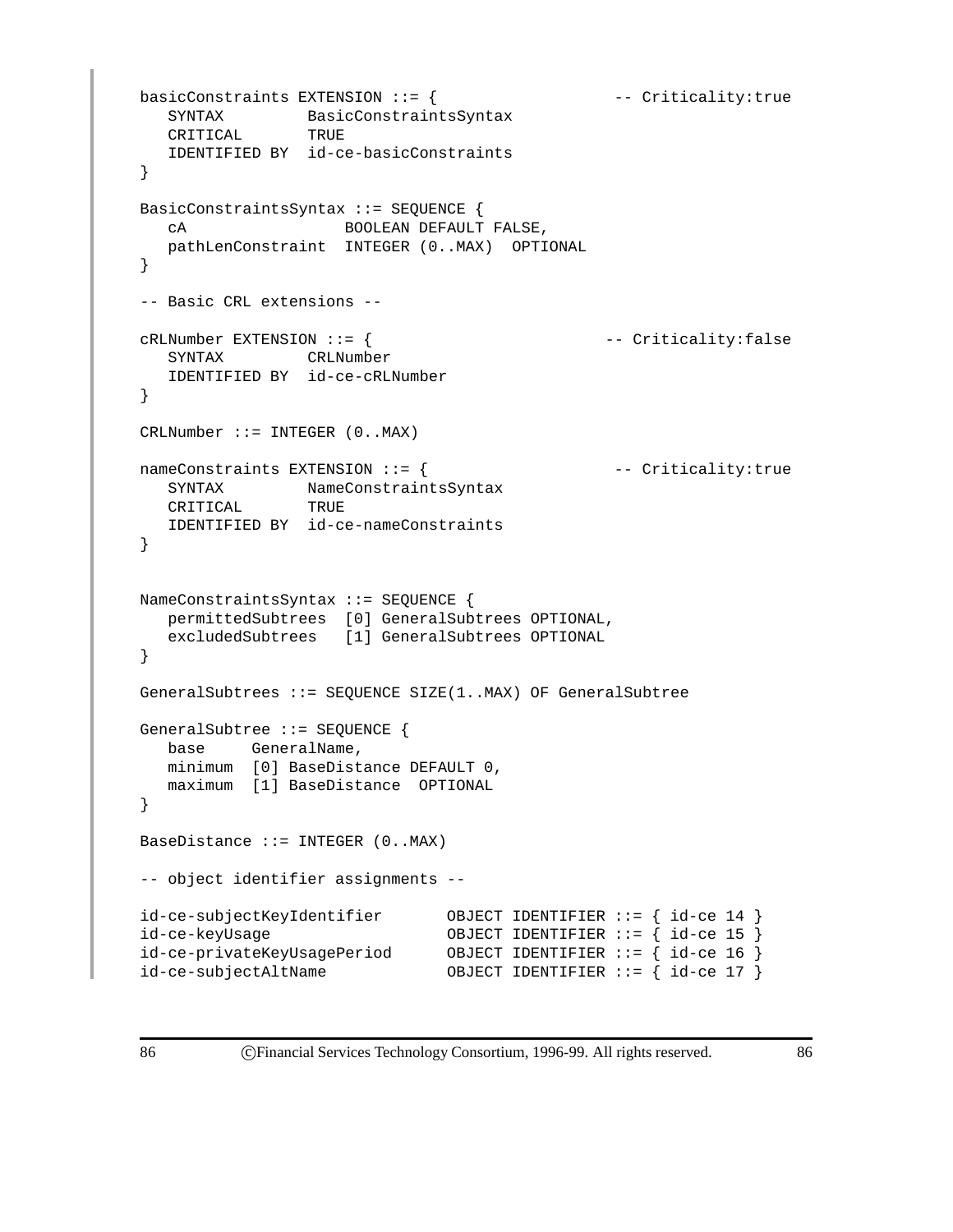```
basicConstraints EXTENSION ::= {                  -- Criticality:true
   SYNTAX         BasicConstraintsSyntax
   CRITICAL       TRUE
   IDENTIFIED BY  id-ce-basicConstraints
}

BasicConstraintsSyntax ::= SEQUENCE {
   cA                BOOLEAN DEFAULT FALSE,
   pathLenConstraint  INTEGER (0..MAX)  OPTIONAL
}

-- Basic CRL extensions --

cRLNumber EXTENSION ::= {                        -- Criticality:false
   SYNTAX         CRLNumber
   IDENTIFIED BY  id-ce-cRLNumber
}

CRLNumber ::= INTEGER (0..MAX)

nameConstraints EXTENSION ::= {                   -- Criticality:true
   SYNTAX         NameConstraintsSyntax
   CRITICAL       TRUE
   IDENTIFIED BY  id-ce-nameConstraints
}


NameConstraintsSyntax ::= SEQUENCE {
   permittedSubtrees  [0] GeneralSubtrees OPTIONAL,
   excludedSubtrees   [1] GeneralSubtrees OPTIONAL
}

GeneralSubtrees ::= SEQUENCE SIZE(1..MAX) OF GeneralSubtree

GeneralSubtree ::= SEQUENCE {
   base     GeneralName,
   minimum  [0] BaseDistance DEFAULT 0,
   maximum  [1] BaseDistance  OPTIONAL
}

BaseDistance ::= INTEGER (0..MAX)

-- object identifier assignments --

id-ce-subjectKeyIdentifier       OBJECT IDENTIFIER ::= { id-ce 14 }
id-ce-keyUsage                   OBJECT IDENTIFIER ::= { id-ce 15 }
id-ce-privateKeyUsagePeriod      OBJECT IDENTIFIER ::= { id-ce 16 }
id-ce-subjectAltName             OBJECT IDENTIFIER ::= { id-ce 17 }
```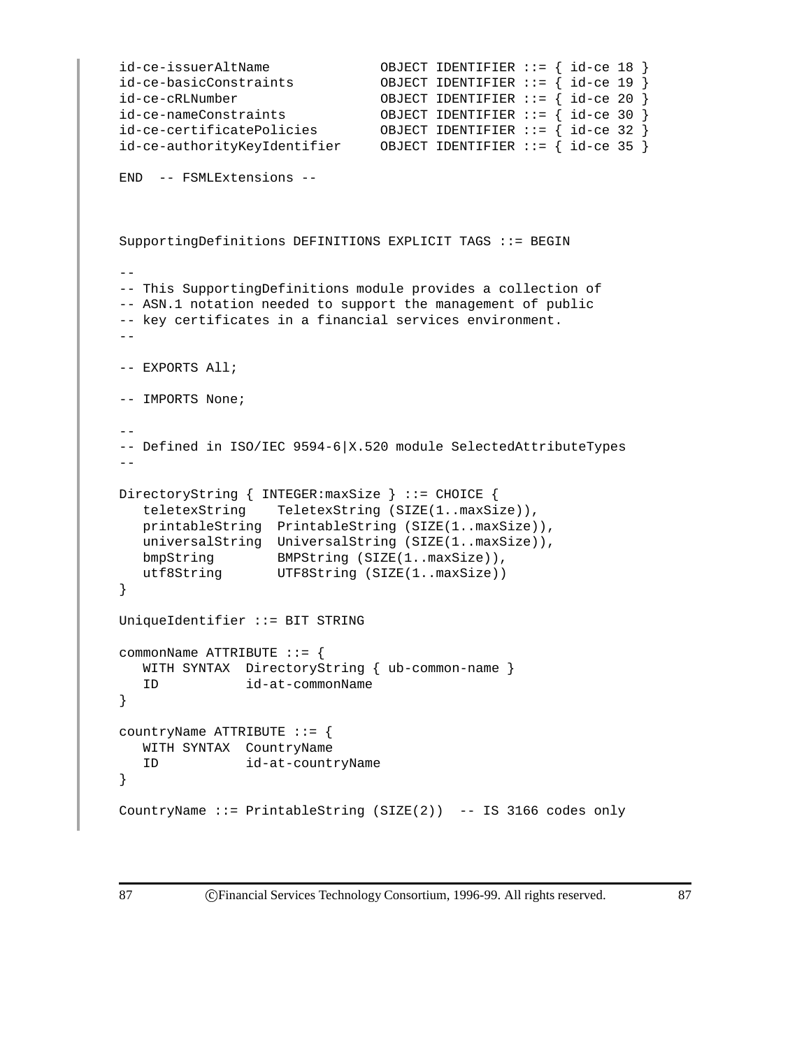```
id-ce-issuerAltName             OBJECT IDENTIFIER ::= { id-ce 18 }
id-ce-basicConstraints          OBJECT IDENTIFIER ::= { id-ce 19 }
id-ce-cRLNumber                 OBJECT IDENTIFIER ::= { id-ce 20 }
id-ce-nameConstraints           OBJECT IDENTIFIER ::= { id-ce 30 }
id-ce-certificatePolicies       OBJECT IDENTIFIER ::= { id-ce 32 }
id-ce-authorityKeyIdentifier    OBJECT IDENTIFIER ::= { id-ce 35 }

END  -- FSMLExtensions --



SupportingDefinitions DEFINITIONS EXPLICIT TAGS ::= BEGIN

--
-- This SupportingDefinitions module provides a collection of
-- ASN.1 notation needed to support the management of public
-- key certificates in a financial services environment.
--

-- EXPORTS All;

-- IMPORTS None;

--
-- Defined in ISO/IEC 9594-6|X.520 module SelectedAttributeTypes
--

DirectoryString { INTEGER:maxSize } ::= CHOICE {
   teletexString    TeletexString (SIZE(1..maxSize)),
   printableString  PrintableString (SIZE(1..maxSize)),
   universalString  UniversalString (SIZE(1..maxSize)),
   bmpString        BMPString (SIZE(1..maxSize)),
   utf8String       UTF8String (SIZE(1..maxSize))
}

UniqueIdentifier ::= BIT STRING

commonName ATTRIBUTE ::= {
   WITH SYNTAX  DirectoryString { ub-common-name }
   ID           id-at-commonName
}

countryName ATTRIBUTE ::= {
   WITH SYNTAX  CountryName
   ID           id-at-countryName
}

CountryName ::= PrintableString (SIZE(2))  -- IS 3166 codes only
```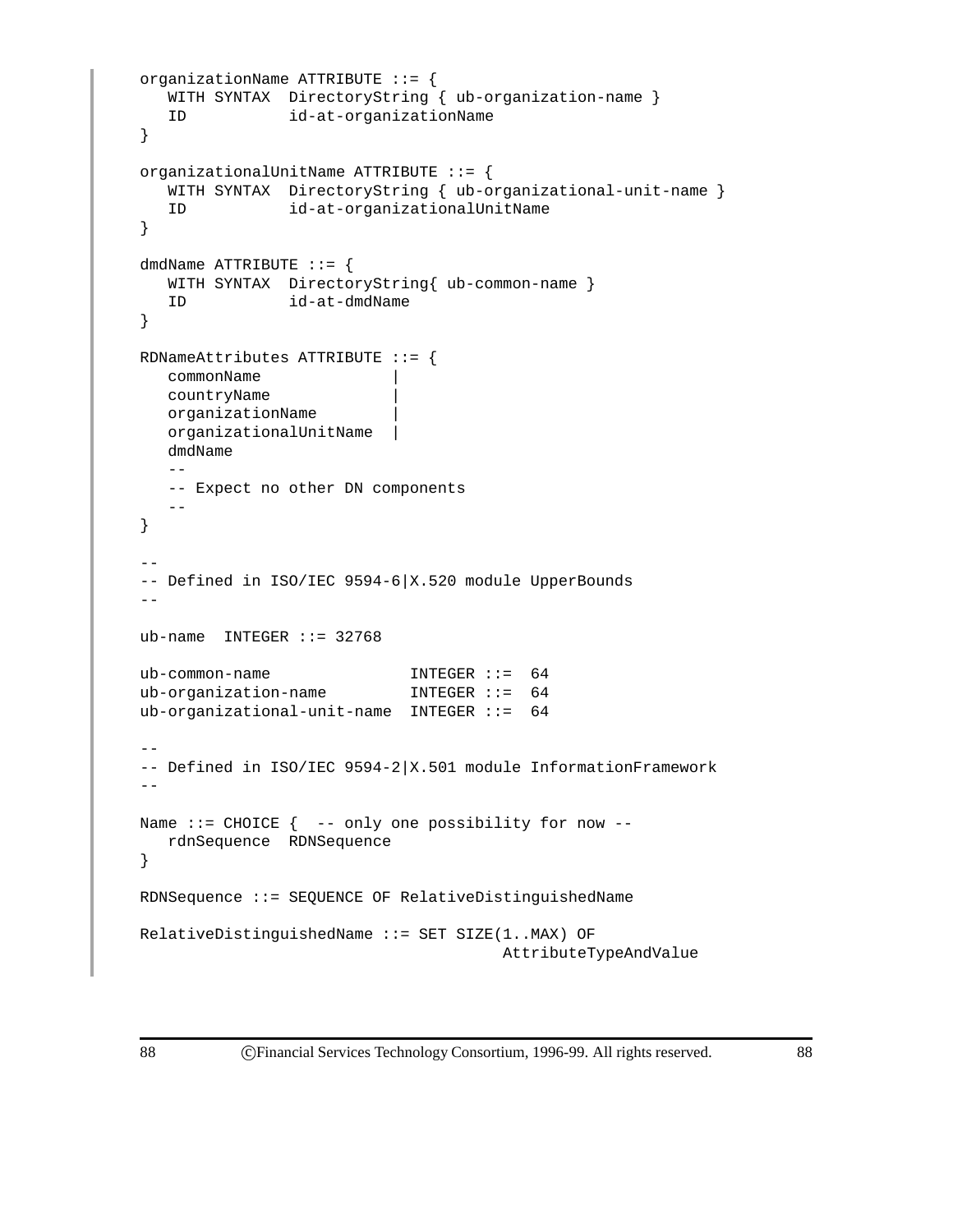```
organizationName ATTRIBUTE ::= {
   WITH SYNTAX  DirectoryString { ub-organization-name }
   ID           id-at-organizationName
}

organizationalUnitName ATTRIBUTE ::= {
   WITH SYNTAX  DirectoryString { ub-organizational-unit-name }
   ID           id-at-organizationalUnitName
}

dmdName ATTRIBUTE ::= {
   WITH SYNTAX  DirectoryString{ ub-common-name }
   ID           id-at-dmdName
}

RDNameAttributes ATTRIBUTE ::= {
   commonName              |
   countryName             |
   organizationName        |
   organizationalUnitName  |
   dmdName
   --
   -- Expect no other DN components
   --
}

--
-- Defined in ISO/IEC 9594-6|X.520 module UpperBounds
--

ub-name  INTEGER ::= 32768

ub-common-name               INTEGER ::=  64
ub-organization-name         INTEGER ::=  64
ub-organizational-unit-name  INTEGER ::=  64

--
-- Defined in ISO/IEC 9594-2|X.501 module InformationFramework
--

Name ::= CHOICE {  -- only one possibility for now --
   rdnSequence  RDNSequence
}

RDNSequence ::= SEQUENCE OF RelativeDistinguishedName

RelativeDistinguishedName ::= SET SIZE(1..MAX) OF
                                        AttributeTypeAndValue
```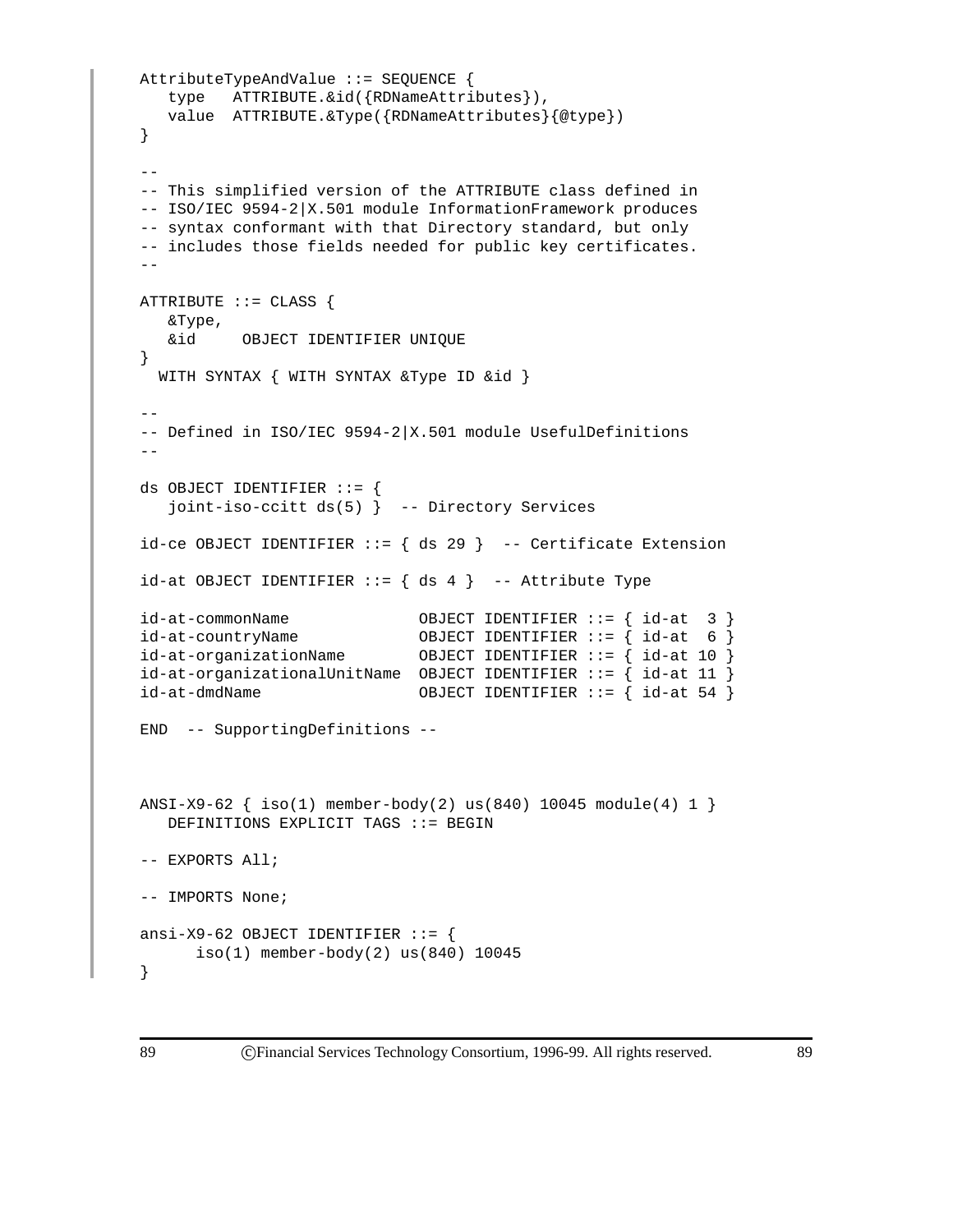```
AttributeTypeAndValue ::= SEQUENCE {
   type   ATTRIBUTE.&id({RDNameAttributes}),
   value  ATTRIBUTE.&Type({RDNameAttributes}{@type})
}

--
-- This simplified version of the ATTRIBUTE class defined in
-- ISO/IEC 9594-2|X.501 module InformationFramework produces
-- syntax conformant with that Directory standard, but only
-- includes those fields needed for public key certificates.
--

ATTRIBUTE ::= CLASS {
   &Type,
   &id     OBJECT IDENTIFIER UNIQUE
}
  WITH SYNTAX { WITH SYNTAX &Type ID &id }

--
-- Defined in ISO/IEC 9594-2|X.501 module UsefulDefinitions
--

ds OBJECT IDENTIFIER ::= {
   joint-iso-ccitt ds(5) }  -- Directory Services

id-ce OBJECT IDENTIFIER ::= { ds 29 }  -- Certificate Extension

id-at OBJECT IDENTIFIER ::= { ds 4 }  -- Attribute Type

id-at-commonName              OBJECT IDENTIFIER ::= { id-at  3 }
id-at-countryName             OBJECT IDENTIFIER ::= { id-at  6 }
id-at-organizationName        OBJECT IDENTIFIER ::= { id-at 10 }
id-at-organizationalUnitName  OBJECT IDENTIFIER ::= { id-at 11 }
id-at-dmdName                 OBJECT IDENTIFIER ::= { id-at 54 }

END  -- SupportingDefinitions --



ANSI-X9-62 { iso(1) member-body(2) us(840) 10045 module(4) 1 }
   DEFINITIONS EXPLICIT TAGS ::= BEGIN

-- EXPORTS All;

-- IMPORTS None;

ansi-X9-62 OBJECT IDENTIFIER ::= {
      iso(1) member-body(2) us(840) 10045
}
```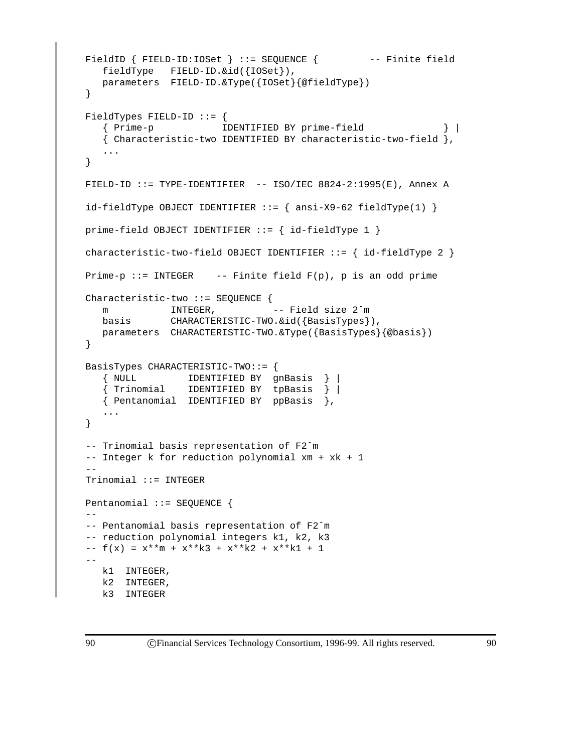```
FieldID { FIELD-ID:IOSet } ::= SEQUENCE {         -- Finite field
   fieldType   FIELD-ID.&id({IOSet}),
   parameters  FIELD-ID.&Type({IOSet}{@fieldType})
}

FieldTypes FIELD-ID ::= {
   { Prime-p            IDENTIFIED BY prime-field              } |
   { Characteristic-two IDENTIFIED BY characteristic-two-field },
   ...
}

FIELD-ID ::= TYPE-IDENTIFIER  -- ISO/IEC 8824-2:1995(E), Annex A

id-fieldType OBJECT IDENTIFIER ::= { ansi-X9-62 fieldType(1) }

prime-field OBJECT IDENTIFIER ::= { id-fieldType 1 }

characteristic-two-field OBJECT IDENTIFIER ::= { id-fieldType 2 }

Prime-p ::= INTEGER    -- Finite field F(p), p is an odd prime

Characteristic-two ::= SEQUENCE {
   m           INTEGER,          -- Field size 2^m
   basis       CHARACTERISTIC-TWO.&id({BasisTypes}),
   parameters  CHARACTERISTIC-TWO.&Type({BasisTypes}{@basis})
}

BasisTypes CHARACTERISTIC-TWO::= {
   { NULL         IDENTIFIED BY  gnBasis  } |
   { Trinomial    IDENTIFIED BY  tpBasis  } |
   { Pentanomial  IDENTIFIED BY  ppBasis  },
   ...
}

-- Trinomial basis representation of F2^m
-- Integer k for reduction polynomial xm + xk + 1
--
Trinomial ::= INTEGER

Pentanomial ::= SEQUENCE {
--
-- Pentanomial basis representation of F2^m
-- reduction polynomial integers k1, k2, k3
-- f(x) = x**m + x**k3 + x**k2 + x**k1 + 1
--
   k1  INTEGER,
   k2  INTEGER,
   k3  INTEGER
```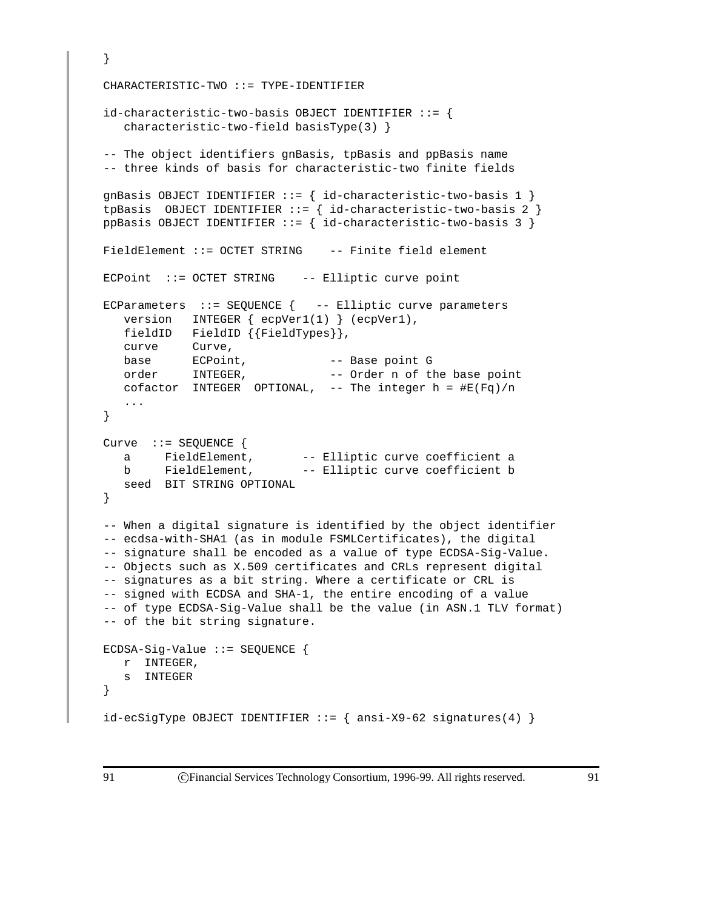```
}

CHARACTERISTIC-TWO ::= TYPE-IDENTIFIER

id-characteristic-two-basis OBJECT IDENTIFIER ::= {
   characteristic-two-field basisType(3) }

-- The object identifiers gnBasis, tpBasis and ppBasis name
-- three kinds of basis for characteristic-two finite fields

gnBasis OBJECT IDENTIFIER ::= { id-characteristic-two-basis 1 }
tpBasis  OBJECT IDENTIFIER ::= { id-characteristic-two-basis 2 }
ppBasis OBJECT IDENTIFIER ::= { id-characteristic-two-basis 3 }

FieldElement ::= OCTET STRING    -- Finite field element

ECPoint  ::= OCTET STRING    -- Elliptic curve point

ECParameters  ::= SEQUENCE {   -- Elliptic curve parameters
   version   INTEGER { ecpVer1(1) } (ecpVer1),
   fieldID   FieldID {{FieldTypes}},
   curve     Curve,
   base      ECPoint,            -- Base point G
   order     INTEGER,            -- Order n of the base point
   cofactor  INTEGER  OPTIONAL,  -- The integer h = #E(Fq)/n
   ...
}

Curve  ::= SEQUENCE {
   a     FieldElement,       -- Elliptic curve coefficient a
   b     FieldElement,       -- Elliptic curve coefficient b
   seed  BIT STRING OPTIONAL
}

-- When a digital signature is identified by the object identifier
-- ecdsa-with-SHA1 (as in module FSMLCertificates), the digital
-- signature shall be encoded as a value of type ECDSA-Sig-Value.
-- Objects such as X.509 certificates and CRLs represent digital
-- signatures as a bit string. Where a certificate or CRL is
-- signed with ECDSA and SHA-1, the entire encoding of a value
-- of type ECDSA-Sig-Value shall be the value (in ASN.1 TLV format)
-- of the bit string signature.

ECDSA-Sig-Value ::= SEQUENCE {
   r  INTEGER,
   s  INTEGER
}

id-ecSigType OBJECT IDENTIFIER ::= { ansi-X9-62 signatures(4) }
```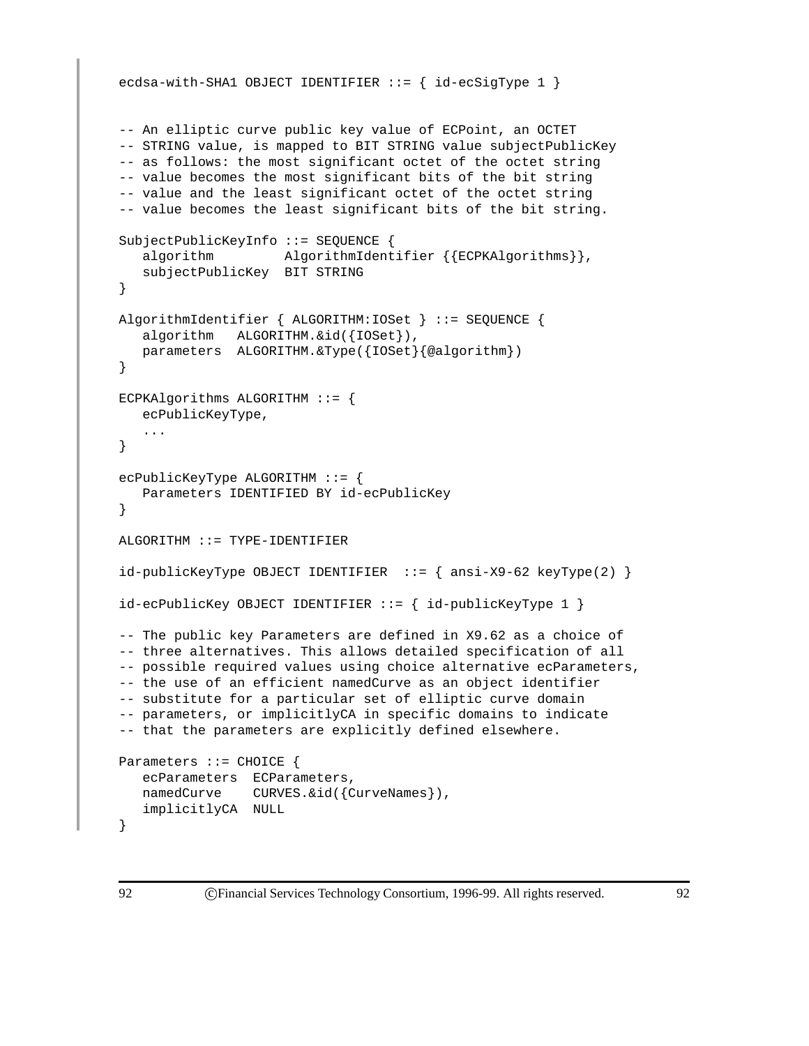```
ecdsa-with-SHA1 OBJECT IDENTIFIER ::= { id-ecSigType 1 }


-- An elliptic curve public key value of ECPoint, an OCTET
-- STRING value, is mapped to BIT STRING value subjectPublicKey
-- as follows: the most significant octet of the octet string
-- value becomes the most significant bits of the bit string
-- value and the least significant octet of the octet string
-- value becomes the least significant bits of the bit string.

SubjectPublicKeyInfo ::= SEQUENCE {
   algorithm         AlgorithmIdentifier {{ECPKAlgorithms}},
   subjectPublicKey  BIT STRING
}

AlgorithmIdentifier { ALGORITHM:IOSet } ::= SEQUENCE {
   algorithm   ALGORITHM.&id({IOSet}),
   parameters  ALGORITHM.&Type({IOSet}{@algorithm})
}

ECPKAlgorithms ALGORITHM ::= {
   ecPublicKeyType,
   ...
}

ecPublicKeyType ALGORITHM ::= {
   Parameters IDENTIFIED BY id-ecPublicKey
}

ALGORITHM ::= TYPE-IDENTIFIER

id-publicKeyType OBJECT IDENTIFIER  ::= { ansi-X9-62 keyType(2) }

id-ecPublicKey OBJECT IDENTIFIER ::= { id-publicKeyType 1 }

-- The public key Parameters are defined in X9.62 as a choice of
-- three alternatives. This allows detailed specification of all
-- possible required values using choice alternative ecParameters,
-- the use of an efficient namedCurve as an object identifier
-- substitute for a particular set of elliptic curve domain
-- parameters, or implicitlyCA in specific domains to indicate
-- that the parameters are explicitly defined elsewhere.

Parameters ::= CHOICE {
   ecParameters  ECParameters,
   namedCurve    CURVES.&id({CurveNames}),
   implicitlyCA  NULL
}
```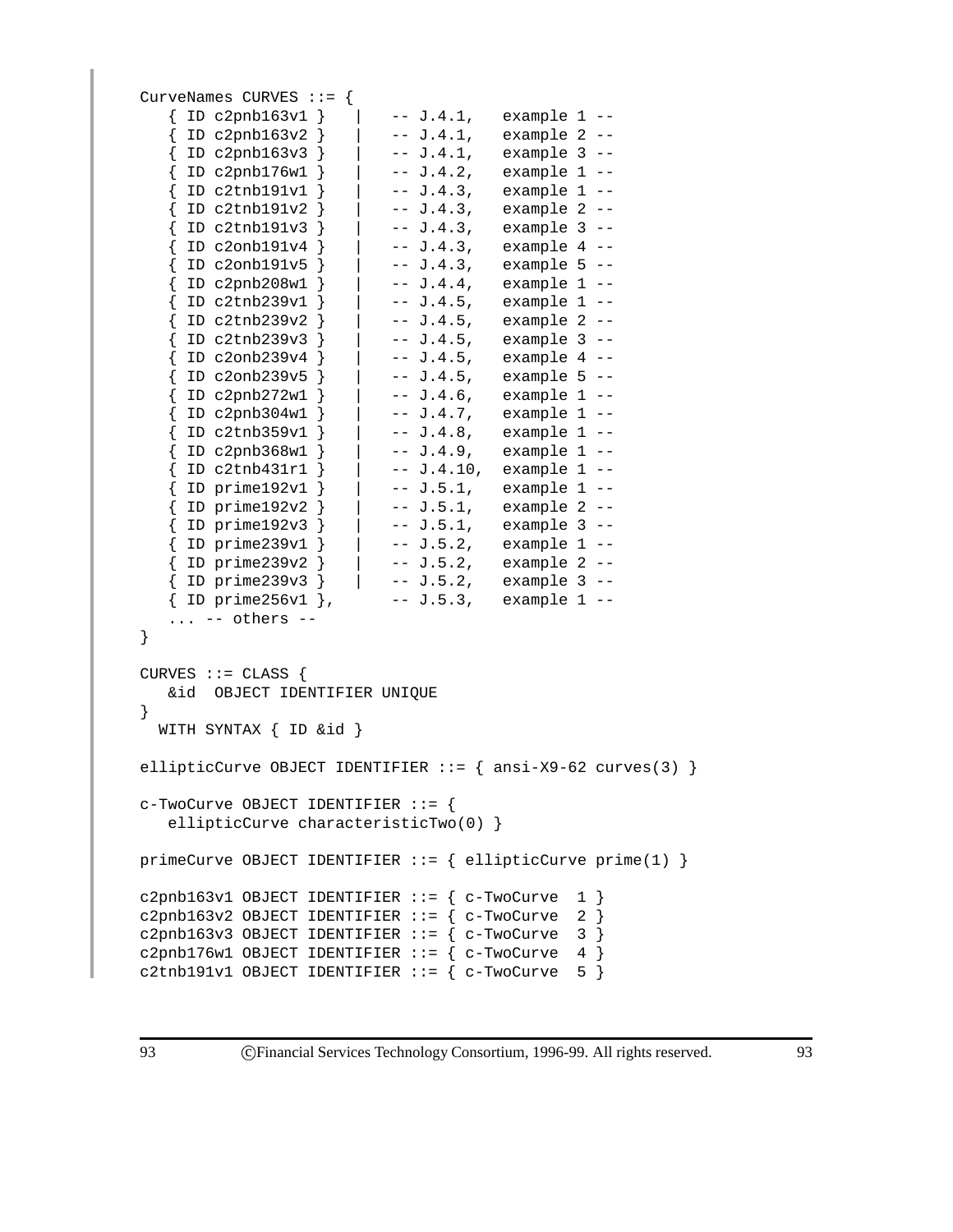```
CurveNames CURVES ::= {
   { ID c2pnb163v1 }   |   -- J.4.1,   example 1 --
   { ID c2pnb163v2 }   |   -- J.4.1,   example 2 --
   { ID c2pnb163v3 }   |   -- J.4.1,   example 3 --
   { ID c2pnb176w1 }   |   -- J.4.2,   example 1 --
   { ID c2tnb191v1 }   |   -- J.4.3,   example 1 --
   { ID c2tnb191v2 }   |   -- J.4.3,   example 2 --
   { ID c2tnb191v3 }   |   -- J.4.3,   example 3 --
   { ID c2onb191v4 }   |   -- J.4.3,   example 4 --
   { ID c2onb191v5 }   |   -- J.4.3,   example 5 --
   { ID c2pnb208w1 }   |   -- J.4.4,   example 1 --
   { ID c2tnb239v1 }   |   -- J.4.5,   example 1 --
   { ID c2tnb239v2 }   |   -- J.4.5,   example 2 --
   { ID c2tnb239v3 }   |   -- J.4.5,   example 3 --
   { ID c2onb239v4 }   |   -- J.4.5,   example 4 --
   { ID c2onb239v5 }   |   -- J.4.5,   example 5 --
   { ID c2pnb272w1 }   |   -- J.4.6,   example 1 --
   { ID c2pnb304w1 }   |   -- J.4.7,   example 1 --
   { ID c2tnb359v1 }   |   -- J.4.8,   example 1 --
   { ID c2pnb368w1 }   |   -- J.4.9,   example 1 --
   { ID c2tnb431r1 }   |   -- J.4.10,  example 1 --
   { ID prime192v1 }   |   -- J.5.1,   example 1 --
   { ID prime192v2 }   |   -- J.5.1,   example 2 --
   { ID prime192v3 }   |   -- J.5.1,   example 3 --
   { ID prime239v1 }   |   -- J.5.2,   example 1 --
   { ID prime239v2 }   |   -- J.5.2,   example 2 --
   { ID prime239v3 }   |   -- J.5.2,   example 3 --
   { ID prime256v1 },      -- J.5.3,   example 1 --
   ... -- others --
}

CURVES ::= CLASS {
   &id  OBJECT IDENTIFIER UNIQUE
}
  WITH SYNTAX { ID &id }

ellipticCurve OBJECT IDENTIFIER ::= { ansi-X9-62 curves(3) }

c-TwoCurve OBJECT IDENTIFIER ::= {
   ellipticCurve characteristicTwo(0) }

primeCurve OBJECT IDENTIFIER ::= { ellipticCurve prime(1) }

c2pnb163v1 OBJECT IDENTIFIER ::= { c-TwoCurve  1 }
c2pnb163v2 OBJECT IDENTIFIER ::= { c-TwoCurve  2 }
c2pnb163v3 OBJECT IDENTIFIER ::= { c-TwoCurve  3 }
c2pnb176w1 OBJECT IDENTIFIER ::= { c-TwoCurve  4 }
c2tnb191v1 OBJECT IDENTIFIER ::= { c-TwoCurve  5 }
```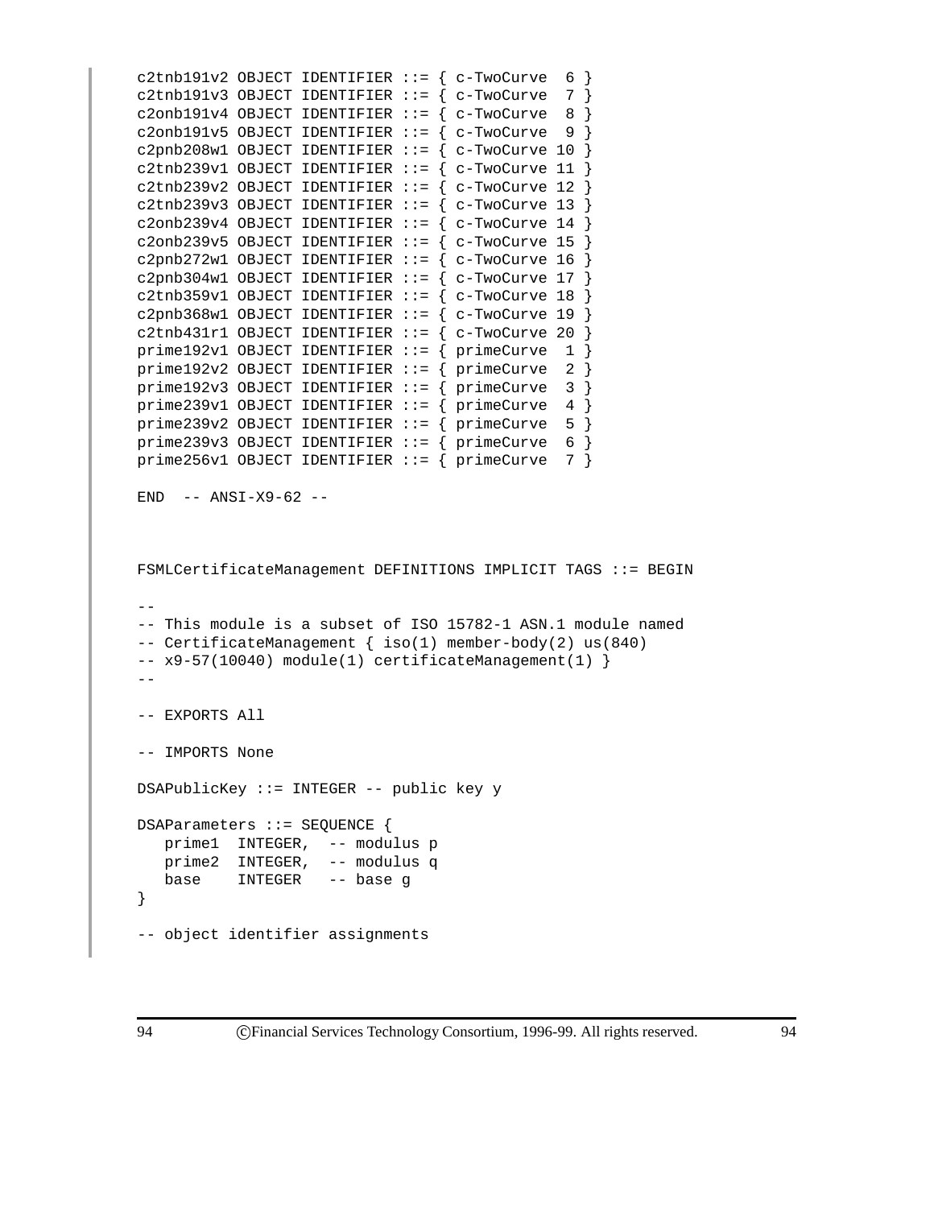```
c2tnb191v2 OBJECT IDENTIFIER ::= { c-TwoCurve  6 }
c2tnb191v3 OBJECT IDENTIFIER ::= { c-TwoCurve  7 }
c2onb191v4 OBJECT IDENTIFIER ::= { c-TwoCurve  8 }
c2onb191v5 OBJECT IDENTIFIER ::= { c-TwoCurve  9 }
c2pnb208w1 OBJECT IDENTIFIER ::= { c-TwoCurve 10 }
c2tnb239v1 OBJECT IDENTIFIER ::= { c-TwoCurve 11 }
c2tnb239v2 OBJECT IDENTIFIER ::= { c-TwoCurve 12 }
c2tnb239v3 OBJECT IDENTIFIER ::= { c-TwoCurve 13 }
c2onb239v4 OBJECT IDENTIFIER ::= { c-TwoCurve 14 }
c2onb239v5 OBJECT IDENTIFIER ::= { c-TwoCurve 15 }
c2pnb272w1 OBJECT IDENTIFIER ::= { c-TwoCurve 16 }
c2pnb304w1 OBJECT IDENTIFIER ::= { c-TwoCurve 17 }
c2tnb359v1 OBJECT IDENTIFIER ::= { c-TwoCurve 18 }
c2pnb368w1 OBJECT IDENTIFIER ::= { c-TwoCurve 19 }
c2tnb431r1 OBJECT IDENTIFIER ::= { c-TwoCurve 20 }
prime192v1 OBJECT IDENTIFIER ::= { primeCurve  1 }
prime192v2 OBJECT IDENTIFIER ::= { primeCurve  2 }
prime192v3 OBJECT IDENTIFIER ::= { primeCurve  3 }
prime239v1 OBJECT IDENTIFIER ::= { primeCurve  4 }
prime239v2 OBJECT IDENTIFIER ::= { primeCurve  5 }
prime239v3 OBJECT IDENTIFIER ::= { primeCurve  6 }
prime256v1 OBJECT IDENTIFIER ::= { primeCurve  7 }

END  -- ANSI-X9-62 --



FSMLCertificateManagement DEFINITIONS IMPLICIT TAGS ::= BEGIN

--
-- This module is a subset of ISO 15782-1 ASN.1 module named
-- CertificateManagement { iso(1) member-body(2) us(840)
-- x9-57(10040) module(1) certificateManagement(1) }
--

-- EXPORTS All

-- IMPORTS None

DSAPublicKey ::= INTEGER -- public key y

DSAParameters ::= SEQUENCE {
   prime1  INTEGER,  -- modulus p
   prime2  INTEGER,  -- modulus q
   base    INTEGER   -- base g
}

-- object identifier assignments
```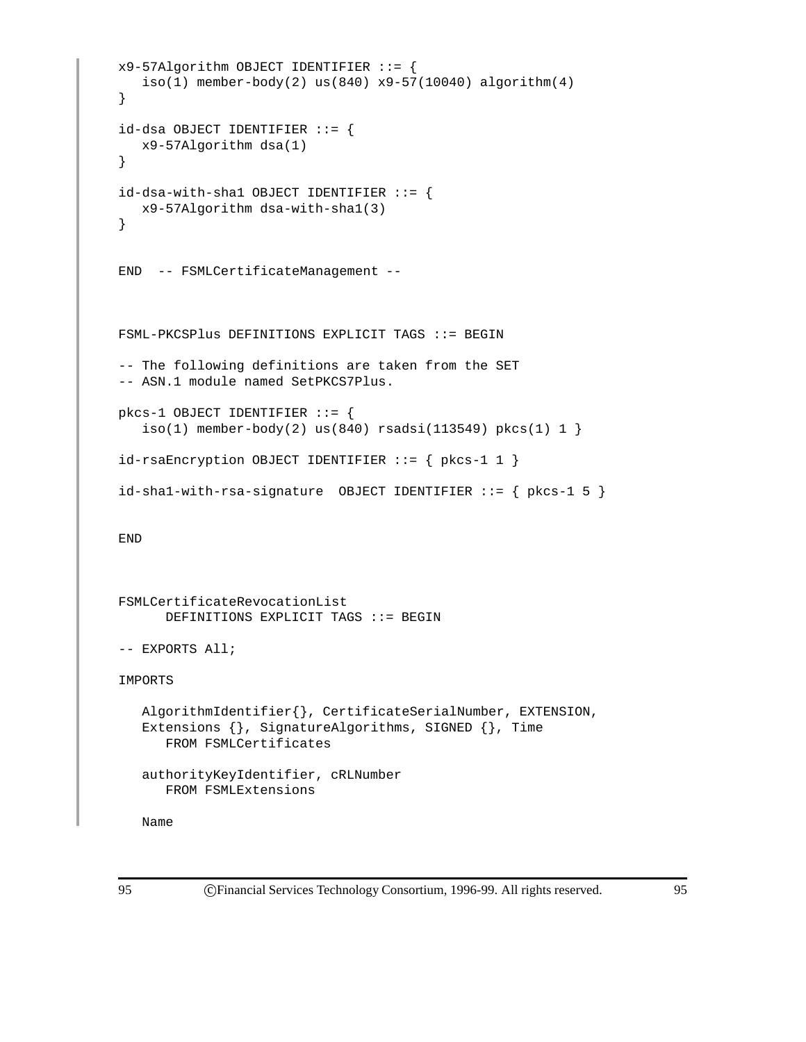```
x9-57Algorithm OBJECT IDENTIFIER ::= {
   iso(1) member-body(2) us(840) x9-57(10040) algorithm(4)
}

id-dsa OBJECT IDENTIFIER ::= {
   x9-57Algorithm dsa(1)
}

id-dsa-with-sha1 OBJECT IDENTIFIER ::= {
   x9-57Algorithm dsa-with-sha1(3)
}


END  -- FSMLCertificateManagement --



FSML-PKCSPlus DEFINITIONS EXPLICIT TAGS ::= BEGIN

-- The following definitions are taken from the SET
-- ASN.1 module named SetPKCS7Plus.

pkcs-1 OBJECT IDENTIFIER ::= {
   iso(1) member-body(2) us(840) rsadsi(113549) pkcs(1) 1 }

id-rsaEncryption OBJECT IDENTIFIER ::= { pkcs-1 1 }

id-sha1-with-rsa-signature  OBJECT IDENTIFIER ::= { pkcs-1 5 }


END



FSMLCertificateRevocationList
      DEFINITIONS EXPLICIT TAGS ::= BEGIN

-- EXPORTS All;

IMPORTS

   AlgorithmIdentifier{}, CertificateSerialNumber, EXTENSION,
   Extensions {}, SignatureAlgorithms, SIGNED {}, Time
      FROM FSMLCertificates

   authorityKeyIdentifier, cRLNumber
      FROM FSMLExtensions

   Name
```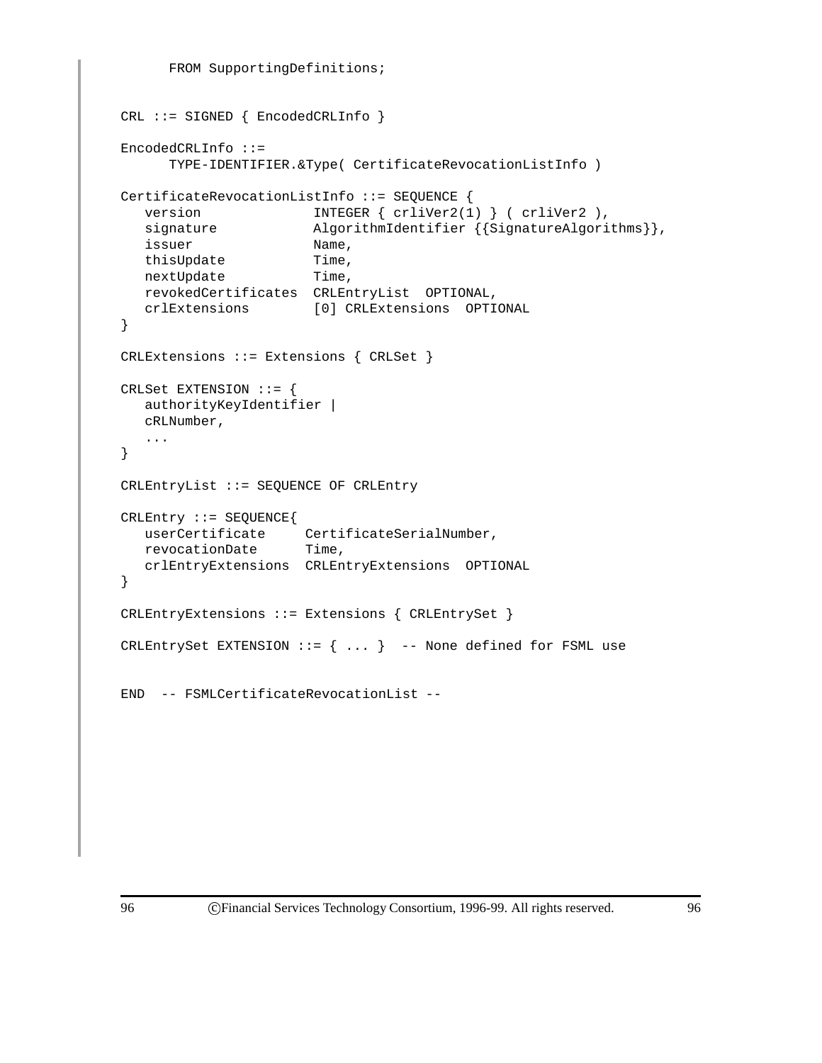```
      FROM SupportingDefinitions;


CRL ::= SIGNED { EncodedCRLInfo }

EncodedCRLInfo ::=
      TYPE-IDENTIFIER.&Type( CertificateRevocationListInfo )

CertificateRevocationListInfo ::= SEQUENCE {
   version             INTEGER { crliVer2(1) } ( crliVer2 ),
   signature           AlgorithmIdentifier {{SignatureAlgorithms}},
   issuer              Name,
   thisUpdate          Time,
   nextUpdate          Time,
   revokedCertificates  CRLEntryList  OPTIONAL,
   crlExtensions       [0] CRLExtensions  OPTIONAL
}

CRLExtensions ::= Extensions { CRLSet }

CRLSet EXTENSION ::= {
   authorityKeyIdentifier |
   cRLNumber,
   ...
}

CRLEntryList ::= SEQUENCE OF CRLEntry

CRLEntry ::= SEQUENCE{
   userCertificate     CertificateSerialNumber,
   revocationDate      Time,
   crlEntryExtensions  CRLEntryExtensions  OPTIONAL
}

CRLEntryExtensions ::= Extensions { CRLEntrySet }

CRLEntrySet EXTENSION ::= { ... }  -- None defined for FSML use


END  -- FSMLCertificateRevocationList --
```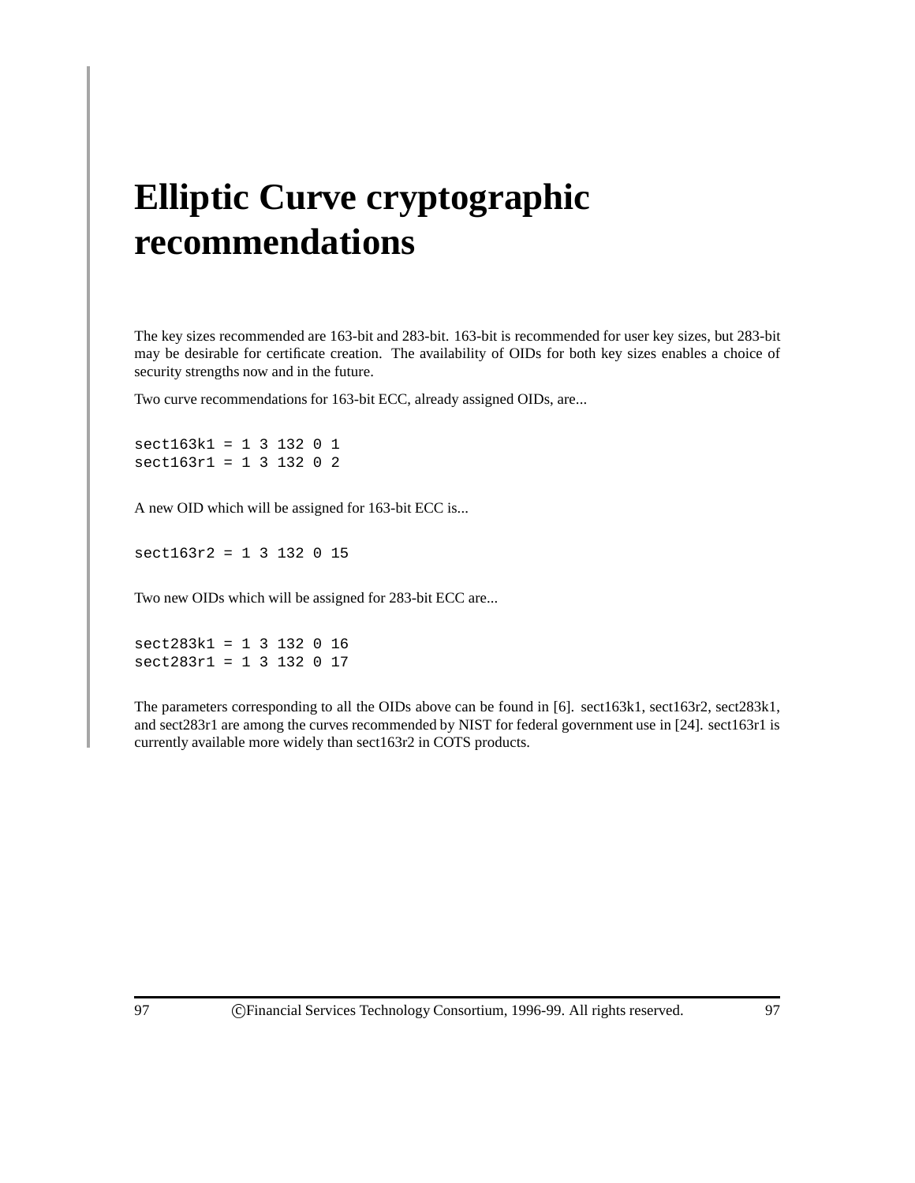# Elliptic Curve cryptographic recommendations

The key sizes recommended are 163-bit and 283-bit. 163-bit is recommended for user key sizes, but 283-bit may be desirable for certificate creation. The availability of OIDs for both key sizes enables a choice of security strengths now and in the future.

Two curve recommendations for 163-bit ECC, already assigned OIDs, are...

```
sect163k1 = 1 3 132 0 1
sect163r1 = 1 3 132 0 2
```

A new OID which will be assigned for 163-bit ECC is...

```
sect163r2 = 1 3 132 0 15
```

Two new OIDs which will be assigned for 283-bit ECC are...

```
sect283k1 = 1 3 132 0 16
sect283r1 = 1 3 132 0 17
```

The parameters corresponding to all the OIDs above can be found in [6]. sect163k1, sect163r2, sect283k1, and sect283r1 are among the curves recommended by NIST for federal government use in [24]. sect163r1 is currently available more widely than sect163r2 in COTS products.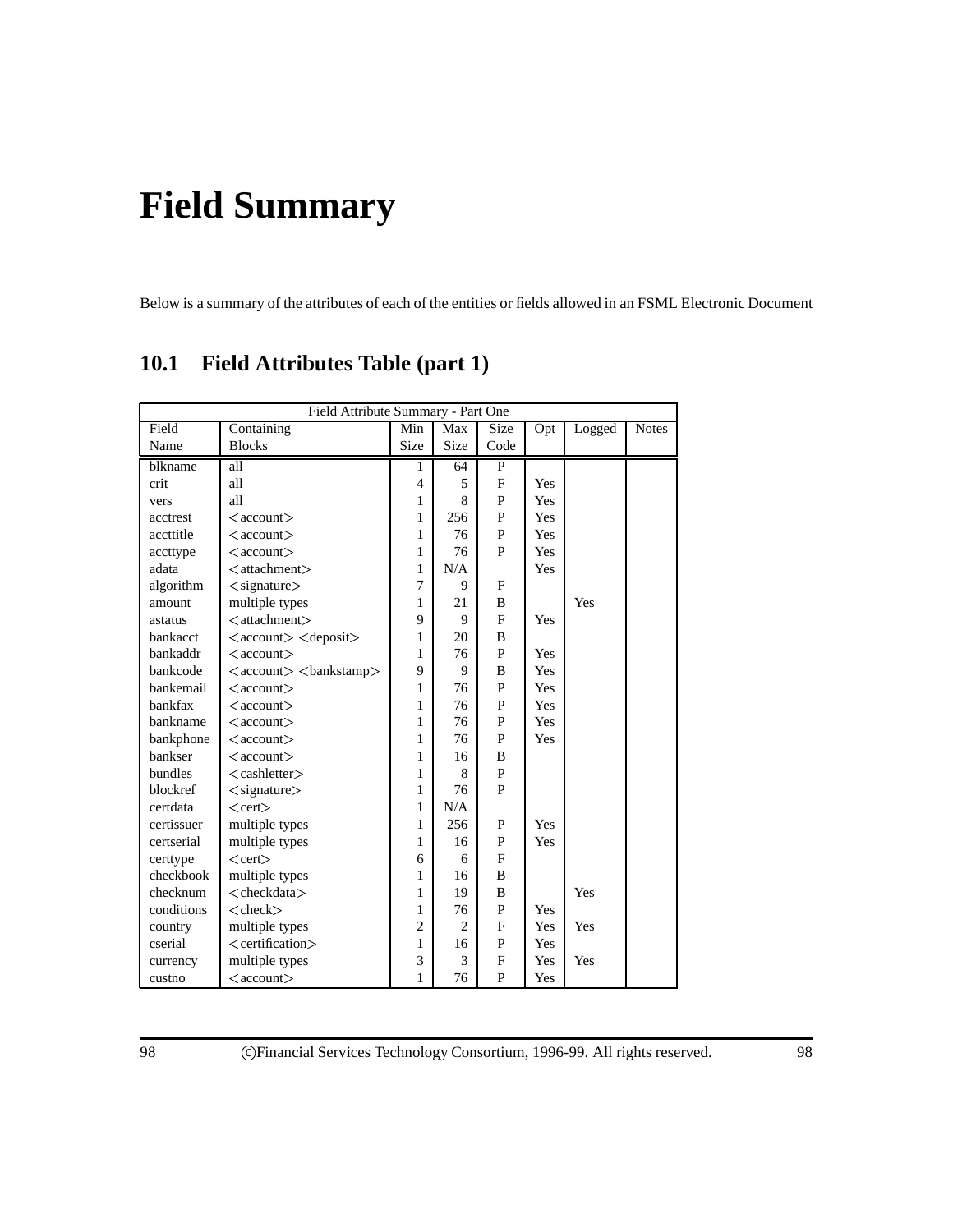# Field Summary

Below is a summary of the attributes of each of the entities or fields allowed in an FSML Electronic Document

## 10.1 Field Attributes Table (part 1)

| Field Attribute Summary - Part One | | | | | | | |
|---|---|---|---|---|---|---|---|
| Field Name | Containing Blocks | Min Size | Max Size | Size Code | Opt | Logged | Notes |
| blkname | all | 1 | 64 | P | | | |
| crit | all | 4 | 5 | F | Yes | | |
| vers | all | 1 | 8 | P | Yes | | |
| acctrest | <account> | 1 | 256 | P | Yes | | |
| accttitle | <account> | 1 | 76 | P | Yes | | |
| accttype | <account> | 1 | 76 | P | Yes | | |
| adata | <attachment> | 1 | N/A | | Yes | | |
| algorithm | <signature> | 7 | 9 | F | | | |
| amount | multiple types | 1 | 21 | B | | Yes | |
| astatus | <attachment> | 9 | 9 | F | Yes | | |
| bankacct | <account> <deposit> | 1 | 20 | B | | | |
| bankaddr | <account> | 1 | 76 | P | Yes | | |
| bankcode | <account> <bankstamp> | 9 | 9 | B | Yes | | |
| bankemail | <account> | 1 | 76 | P | Yes | | |
| bankfax | <account> | 1 | 76 | P | Yes | | |
| bankname | <account> | 1 | 76 | P | Yes | | |
| bankphone | <account> | 1 | 76 | P | Yes | | |
| bankser | <account> | 1 | 16 | B | | | |
| bundles | <cashletter> | 1 | 8 | P | | | |
| blockref | <signature> | 1 | 76 | P | | | |
| certdata | <cert> | 1 | N/A | | | | |
| certissuer | multiple types | 1 | 256 | P | Yes | | |
| certserial | multiple types | 1 | 16 | P | Yes | | |
| certtype | <cert> | 6 | 6 | F | | | |
| checkbook | multiple types | 1 | 16 | B | | | |
| checknum | <checkdata> | 1 | 19 | B | | Yes | |
| conditions | <check> | 1 | 76 | P | Yes | | |
| country | multiple types | 2 | 2 | F | Yes | Yes | |
| cserial | <certification> | 1 | 16 | P | Yes | | |
| currency | multiple types | 3 | 3 | F | Yes | Yes | |
| custno | <account> | 1 | 76 | P | Yes | | |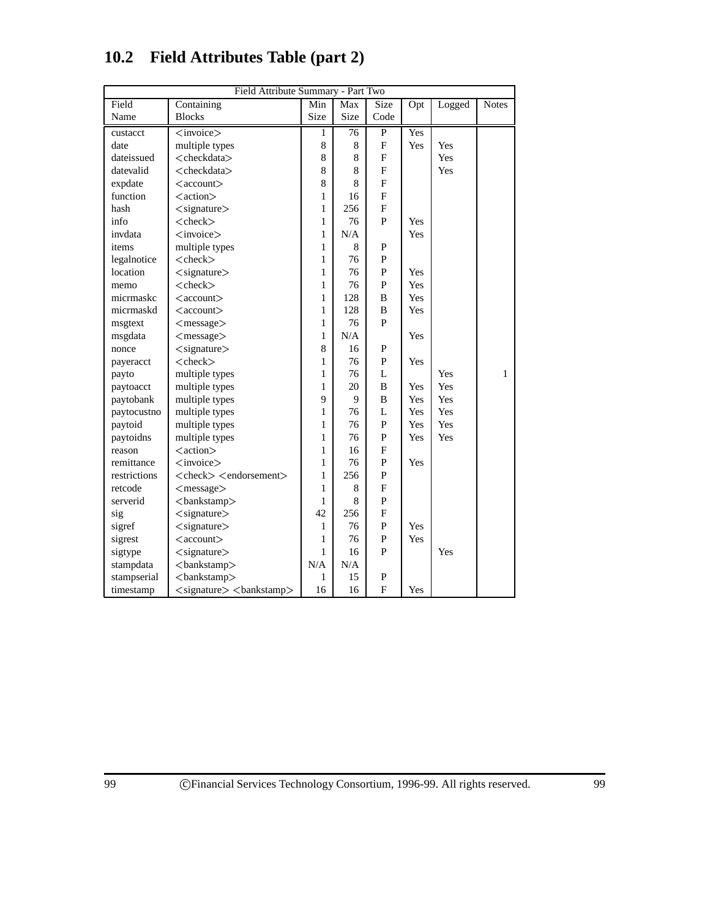## 10.2 Field Attributes Table (part 2)

| Field Attribute Summary - Part Two | | | | | | | |
|---|---|---|---|---|---|---|---|
| Field Name | Containing Blocks | Min Size | Max Size | Size Code | Opt | Logged | Notes |
| custacct | <invoice> | 1 | 76 | P | Yes | | |
| date | multiple types | 8 | 8 | F | Yes | Yes | |
| dateissued | <checkdata> | 8 | 8 | F | | Yes | |
| datevalid | <checkdata> | 8 | 8 | F | | Yes | |
| expdate | <account> | 8 | 8 | F | | | |
| function | <action> | 1 | 16 | F | | | |
| hash | <signature> | 1 | 256 | F | | | |
| info | <check> | 1 | 76 | P | Yes | | |
| invdata | <invoice> | 1 | N/A | | Yes | | |
| items | multiple types | 1 | 8 | P | | | |
| legalnotice | <check> | 1 | 76 | P | | | |
| location | <signature> | 1 | 76 | P | Yes | | |
| memo | <check> | 1 | 76 | P | Yes | | |
| micrmaskc | <account> | 1 | 128 | B | Yes | | |
| micrmaskd | <account> | 1 | 128 | B | Yes | | |
| msgtext | <message> | 1 | 76 | P | | | |
| msgdata | <message> | 1 | N/A | | Yes | | |
| nonce | <signature> | 8 | 16 | P | | | |
| payeracct | <check> | 1 | 76 | P | Yes | | |
| payto | multiple types | 1 | 76 | L | | Yes | 1 |
| paytoacct | multiple types | 1 | 20 | B | Yes | Yes | |
| paytobank | multiple types | 9 | 9 | B | Yes | Yes | |
| paytocustno | multiple types | 1 | 76 | L | Yes | Yes | |
| paytoid | multiple types | 1 | 76 | P | Yes | Yes | |
| paytoidns | multiple types | 1 | 76 | P | Yes | Yes | |
| reason | <action> | 1 | 16 | F | | | |
| remittance | <invoice> | 1 | 76 | P | Yes | | |
| restrictions | <check> <endorsement> | 1 | 256 | P | | | |
| retcode | <message> | 1 | 8 | F | | | |
| serverid | <bankstamp> | 1 | 8 | P | | | |
| sig | <signature> | 42 | 256 | F | | | |
| sigref | <signature> | 1 | 76 | P | Yes | | |
| sigrest | <account> | 1 | 76 | P | Yes | | |
| sigtype | <signature> | 1 | 16 | P | | Yes | |
| stampdata | <bankstamp> | N/A | N/A | | | | |
| stampserial | <bankstamp> | 1 | 15 | P | | | |
| timestamp | <signature> <bankstamp> | 16 | 16 | F | Yes | | |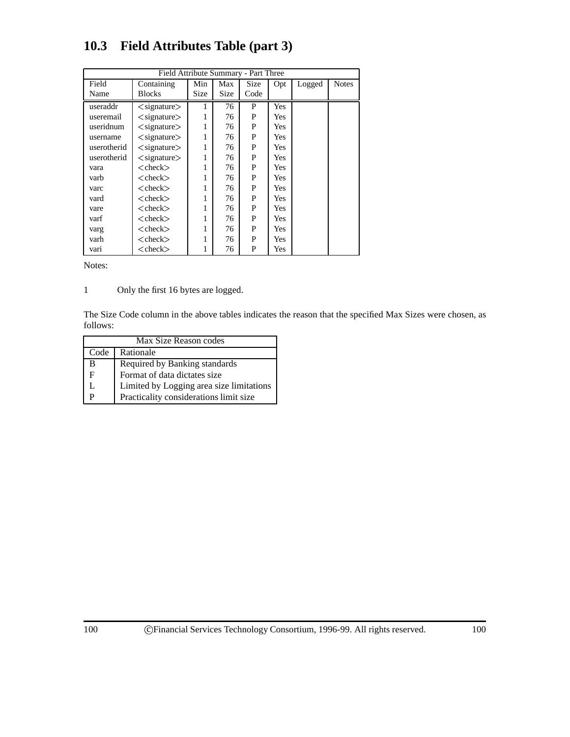## 10.3 Field Attributes Table (part 3)

| Field Attribute Summary - Part Three | | | | | | | |
|---|---|---|---|---|---|---|---|
| Field Name | Containing Blocks | Min Size | Max Size | Size Code | Opt | Logged | Notes |
| useraddr | <signature> | 1 | 76 | P | Yes | | |
| useremail | <signature> | 1 | 76 | P | Yes | | |
| useridnum | <signature> | 1 | 76 | P | Yes | | |
| username | <signature> | 1 | 76 | P | Yes | | |
| userotherid | <signature> | 1 | 76 | P | Yes | | |
| userotherid | <signature> | 1 | 76 | P | Yes | | |
| vara | <check> | 1 | 76 | P | Yes | | |
| varb | <check> | 1 | 76 | P | Yes | | |
| varc | <check> | 1 | 76 | P | Yes | | |
| vard | <check> | 1 | 76 | P | Yes | | |
| vare | <check> | 1 | 76 | P | Yes | | |
| varf | <check> | 1 | 76 | P | Yes | | |
| varg | <check> | 1 | 76 | P | Yes | | |
| varh | <check> | 1 | 76 | P | Yes | | |
| vari | <check> | 1 | 76 | P | Yes | | |

Notes:

1 Only the first 16 bytes are logged.

The Size Code column in the above tables indicates the reason that the specified Max Sizes were chosen, as follows:

| Max Size Reason codes | |
|---|---|
| Code | Rationale |
| B | Required by Banking standards |
| F | Format of data dictates size |
| L | Limited by Logging area size limitations |
| P | Practicality considerations limit size |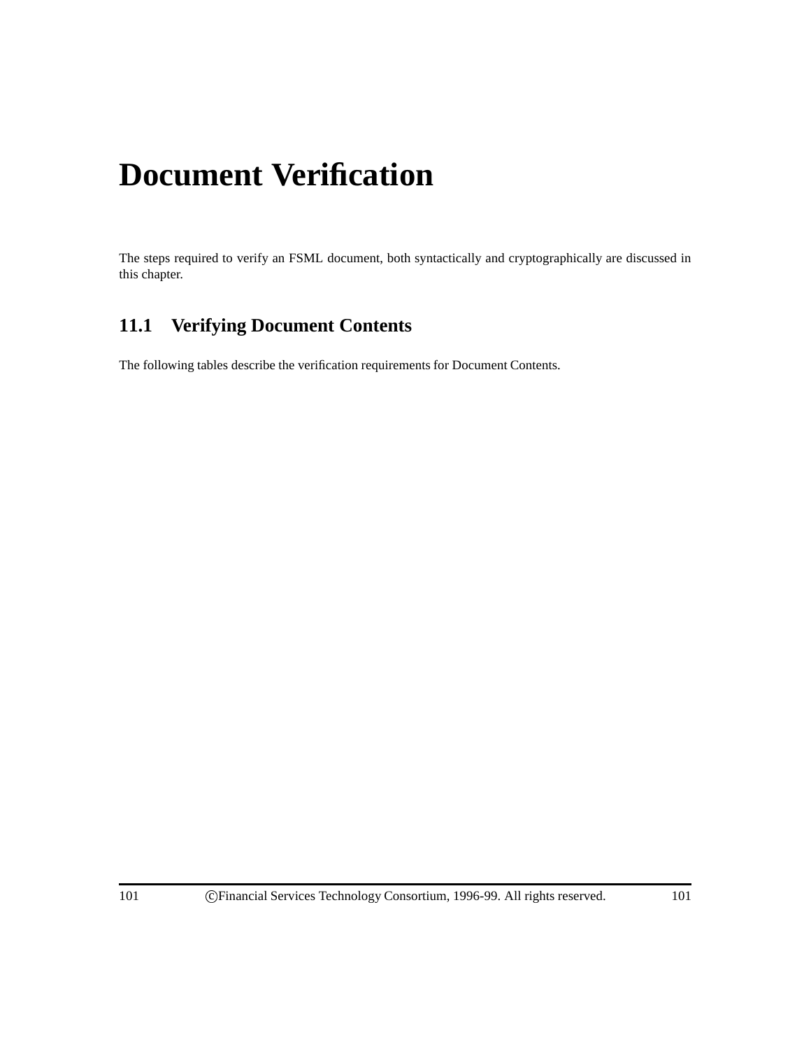# Document Verification

The steps required to verify an FSML document, both syntactically and cryptographically are discussed in this chapter.

## 11.1 Verifying Document Contents

The following tables describe the verification requirements for Document Contents.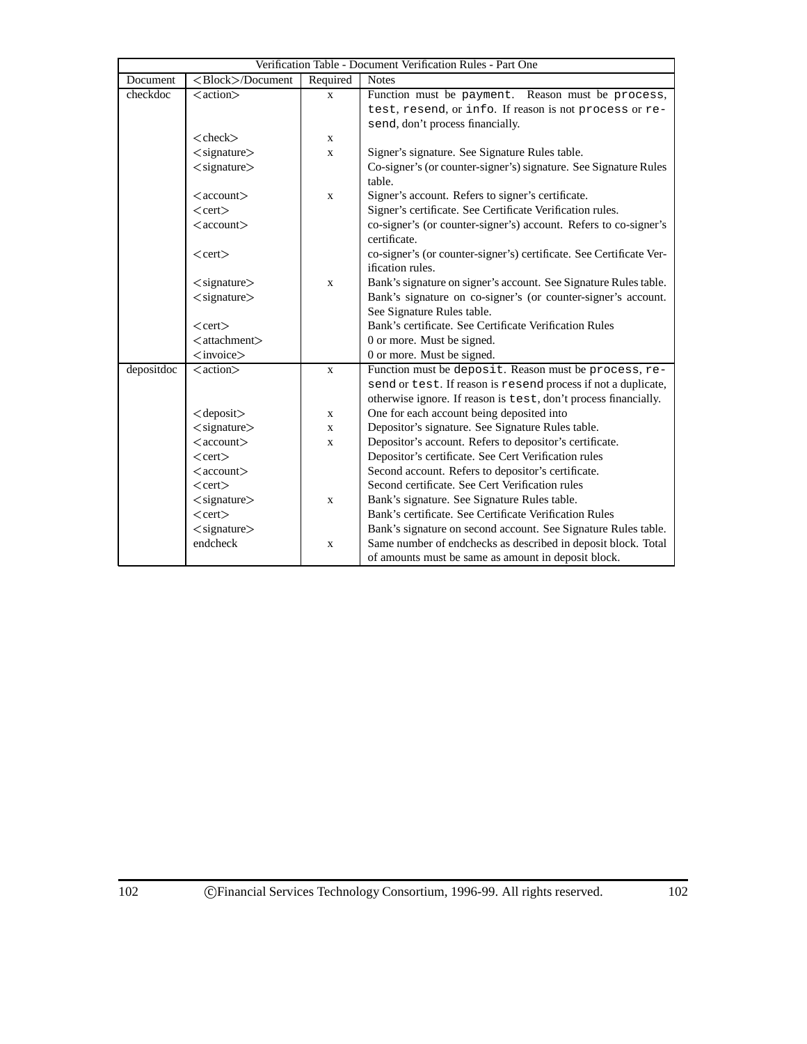| Verification Table - Document Verification Rules - Part One | | | |
|---|---|---|---|
| Document | <Block>/Document | Required | Notes |
| checkdoc | <action> | x | Function must be payment. Reason must be process, test, resend, or info. If reason is not process or resend, don't process financially. |
| | <check> | x | |
| | <signature> | x | Signer's signature. See Signature Rules table. |
| | <signature> | | Co-signer's (or counter-signer's) signature. See Signature Rules table. |
| | <account> | x | Signer's account. Refers to signer's certificate. |
| | <cert> | | Signer's certificate. See Certificate Verification rules. |
| | <account> | | co-signer's (or counter-signer's) account. Refers to co-signer's certificate. |
| | <cert> | | co-signer's (or counter-signer's) certificate. See Certificate Verification rules. |
| | <signature> | x | Bank's signature on signer's account. See Signature Rules table. |
| | <signature> | | Bank's signature on co-signer's (or counter-signer's account. See Signature Rules table. |
| | <cert> | | Bank's certificate. See Certificate Verification Rules |
| | <attachment> | | 0 or more. Must be signed. |
| | <invoice> | | 0 or more. Must be signed. |
| depositdoc | <action> | x | Function must be deposit. Reason must be process, resend or test. If reason is resend process if not a duplicate, otherwise ignore. If reason is test, don't process financially. |
| | <deposit> | x | One for each account being deposited into |
| | <signature> | x | Depositor's signature. See Signature Rules table. |
| | <account> | x | Depositor's account. Refers to depositor's certificate. |
| | <cert> | | Depositor's certificate. See Cert Verification rules |
| | <account> | | Second account. Refers to depositor's certificate. |
| | <cert> | | Second certificate. See Cert Verification rules |
| | <signature> | x | Bank's signature. See Signature Rules table. |
| | <cert> | | Bank's certificate. See Certificate Verification Rules |
| | <signature> | | Bank's signature on second account. See Signature Rules table. |
| | endcheck | x | Same number of endchecks as described in deposit block. Total of amounts must be same as amount in deposit block. |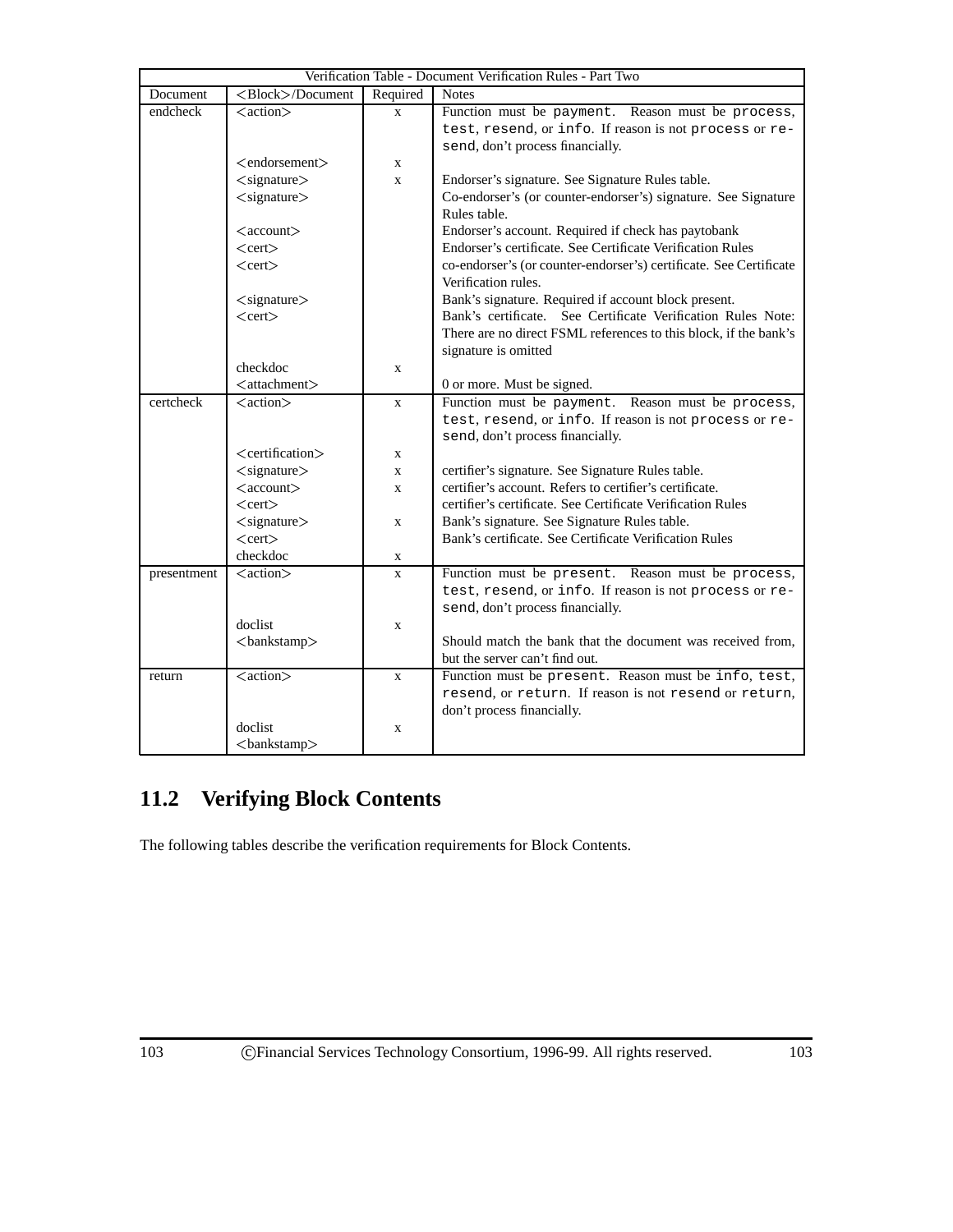| Verification Table - Document Verification Rules - Part Two | | | |
|---|---|---|---|
| Document | <Block>/Document | Required | Notes |
| endcheck | <action> | x | Function must be `payment`. Reason must be `process`, `test`, `resend`, or `info`. If reason is not `process` or `resend`, don't process financially. |
| | <endorsement> | x | |
| | <signature> | x | Endorser's signature. See Signature Rules table. |
| | <signature> | | Co-endorser's (or counter-endorser's) signature. See Signature Rules table. |
| | <account> | | Endorser's account. Required if check has paytobank |
| | <cert> | | Endorser's certificate. See Certificate Verification Rules |
| | <cert> | | co-endorser's (or counter-endorser's) certificate. See Certificate Verification rules. |
| | <signature> | | Bank's signature. Required if account block present. |
| | <cert> | | Bank's certificate. See Certificate Verification Rules Note: There are no direct FSML references to this block, if the bank's signature is omitted |
| | checkdoc | x | |
| | <attachment> | | 0 or more. Must be signed. |
| certcheck | <action> | x | Function must be `payment`. Reason must be `process`, `test`, `resend`, or `info`. If reason is not `process` or `resend`, don't process financially. |
| | <certification> | x | |
| | <signature> | x | certifier's signature. See Signature Rules table. |
| | <account> | x | certifier's account. Refers to certifier's certificate. |
| | <cert> | | certifier's certificate. See Certificate Verification Rules |
| | <signature> | x | Bank's signature. See Signature Rules table. |
| | <cert> | | Bank's certificate. See Certificate Verification Rules |
| | checkdoc | x | |
| presentment | <action> | x | Function must be `present`. Reason must be `process`, `test`, `resend`, or `info`. If reason is not `process` or `resend`, don't process financially. |
| | doclist | x | |
| | <bankstamp> | | Should match the bank that the document was received from, but the server can't find out. |
| return | <action> | x | Function must be `present`. Reason must be `info`, `test`, `resend`, or `return`. If reason is not `resend` or `return`, don't process financially. |
| | doclist | x | |
| | <bankstamp> | | |

## 11.2 Verifying Block Contents

The following tables describe the verification requirements for Block Contents.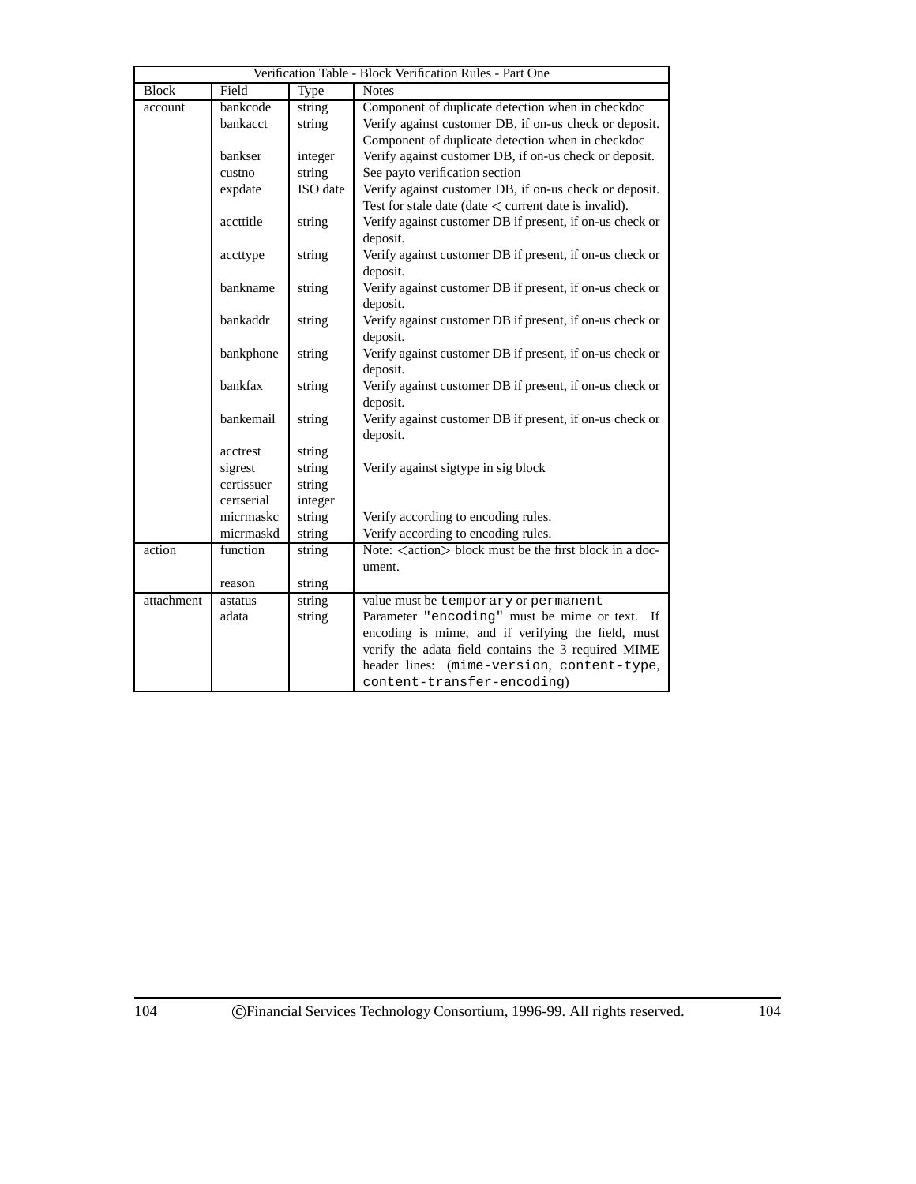| Verification Table - Block Verification Rules - Part One | | | |
|---|---|---|---|
| Block | Field | Type | Notes |
| account | bankcode | string | Component of duplicate detection when in checkdoc |
| | bankacct | string | Verify against customer DB, if on-us check or deposit. Component of duplicate detection when in checkdoc |
| | bankser | integer | Verify against customer DB, if on-us check or deposit. |
| | custno | string | See payto verification section |
| | expdate | ISO date | Verify against customer DB, if on-us check or deposit. Test for stale date (date < current date is invalid). |
| | accttitle | string | Verify against customer DB if present, if on-us check or deposit. |
| | accttype | string | Verify against customer DB if present, if on-us check or deposit. |
| | bankname | string | Verify against customer DB if present, if on-us check or deposit. |
| | bankaddr | string | Verify against customer DB if present, if on-us check or deposit. |
| | bankphone | string | Verify against customer DB if present, if on-us check or deposit. |
| | bankfax | string | Verify against customer DB if present, if on-us check or deposit. |
| | bankemail | string | Verify against customer DB if present, if on-us check or deposit. |
| | acctrest | string | |
| | sigrest | string | Verify against sigtype in sig block |
| | certissuer | string | |
| | certserial | integer | |
| | micrmaskc | string | Verify according to encoding rules. |
| | micrmaskd | string | Verify according to encoding rules. |
| action | function | string | Note: <action> block must be the first block in a document. |
| | reason | string | |
| attachment | astatus | string | value must be `temporary` or `permanent` |
| | adata | string | Parameter `"encoding"` must be mime or text. If encoding is mime, and if verifying the field, must verify the adata field contains the 3 required MIME header lines: (`mime-version`, `content-type`, `content-transfer-encoding`) |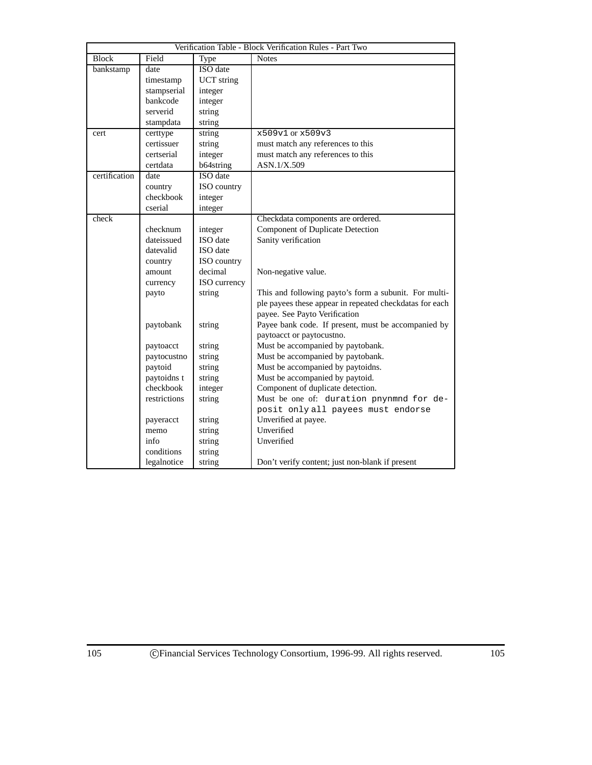| Verification Table - Block Verification Rules - Part Two | | | |
|---|---|---|---|
| Block | Field | Type | Notes |
| bankstamp | date | ISO date | |
| | timestamp | UCT string | |
| | stampserial | integer | |
| | bankcode | integer | |
| | serverid | string | |
| | stampdata | string | |
| cert | certtype | string | `x509v1` or `x509v3` |
| | certissuer | string | must match any references to this |
| | certserial | integer | must match any references to this |
| | certdata | b64string | ASN.1/X.509 |
| certification | date | ISO date | |
| | country | ISO country | |
| | checkbook | integer | |
| | cserial | integer | |
| check | | | Checkdata components are ordered. |
| | checknum | integer | Component of Duplicate Detection |
| | dateissued | ISO date | Sanity verification |
| | datevalid | ISO date | |
| | country | ISO country | |
| | amount | decimal | Non-negative value. |
| | currency | ISO currency | |
| | payto | string | This and following payto's form a subunit. For multiple payees these appear in repeated checkdatas for each payee. See Payto Verification |
| | paytobank | string | Payee bank code. If present, must be accompanied by paytoacct or paytocustno. |
| | paytoacct | string | Must be accompanied by paytobank. |
| | paytocustno | string | Must be accompanied by paytobank. |
| | paytoid | string | Must be accompanied by paytoidns. |
| | paytoidns t | string | Must be accompanied by paytoid. |
| | checkbook | integer | Component of duplicate detection. |
| | restrictions | string | Must be one of: `duration pnynmnd for deposit only all payees must endorse` |
| | payeracct | string | Unverified at payee. |
| | memo | string | Unverified |
| | info | string | Unverified |
| | conditions | string | |
| | legalnotice | string | Don't verify content; just non-blank if present |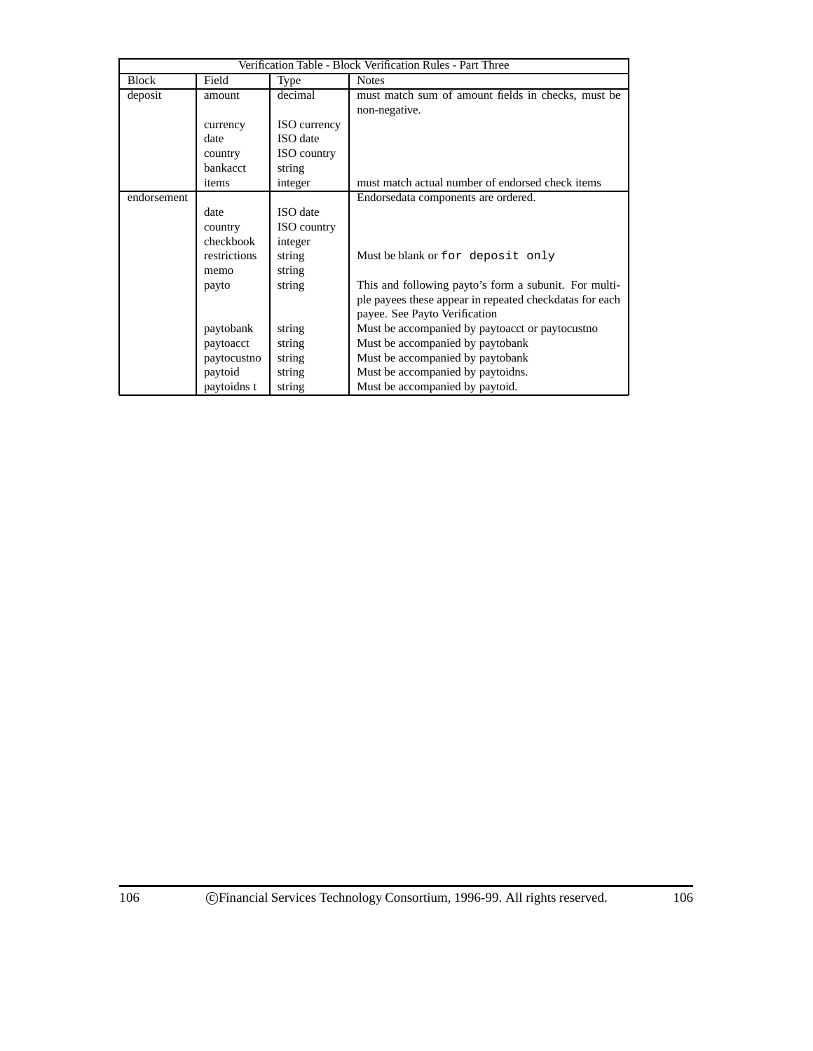| Verification Table - Block Verification Rules - Part Three | | | |
|---|---|---|---|
| Block | Field | Type | Notes |
| deposit | amount | decimal | must match sum of amount fields in checks, must be non-negative. |
| | currency | ISO currency | |
| | date | ISO date | |
| | country | ISO country | |
| | bankacct | string | |
| | items | integer | must match actual number of endorsed check items |
| endorsement | | | Endorsedata components are ordered. |
| | date | ISO date | |
| | country | ISO country | |
| | checkbook | integer | |
| | restrictions | string | Must be blank or `for deposit only` |
| | memo | string | |
| | payto | string | This and following payto's form a subunit. For multiple payees these appear in repeated checkdatas for each payee. See Payto Verification |
| | paytobank | string | Must be accompanied by paytoacct or paytocustno |
| | paytoacct | string | Must be accompanied by paytobank |
| | paytocustno | string | Must be accompanied by paytobank |
| | paytoid | string | Must be accompanied by paytoidns. |
| | paytoidns t | string | Must be accompanied by paytoid. |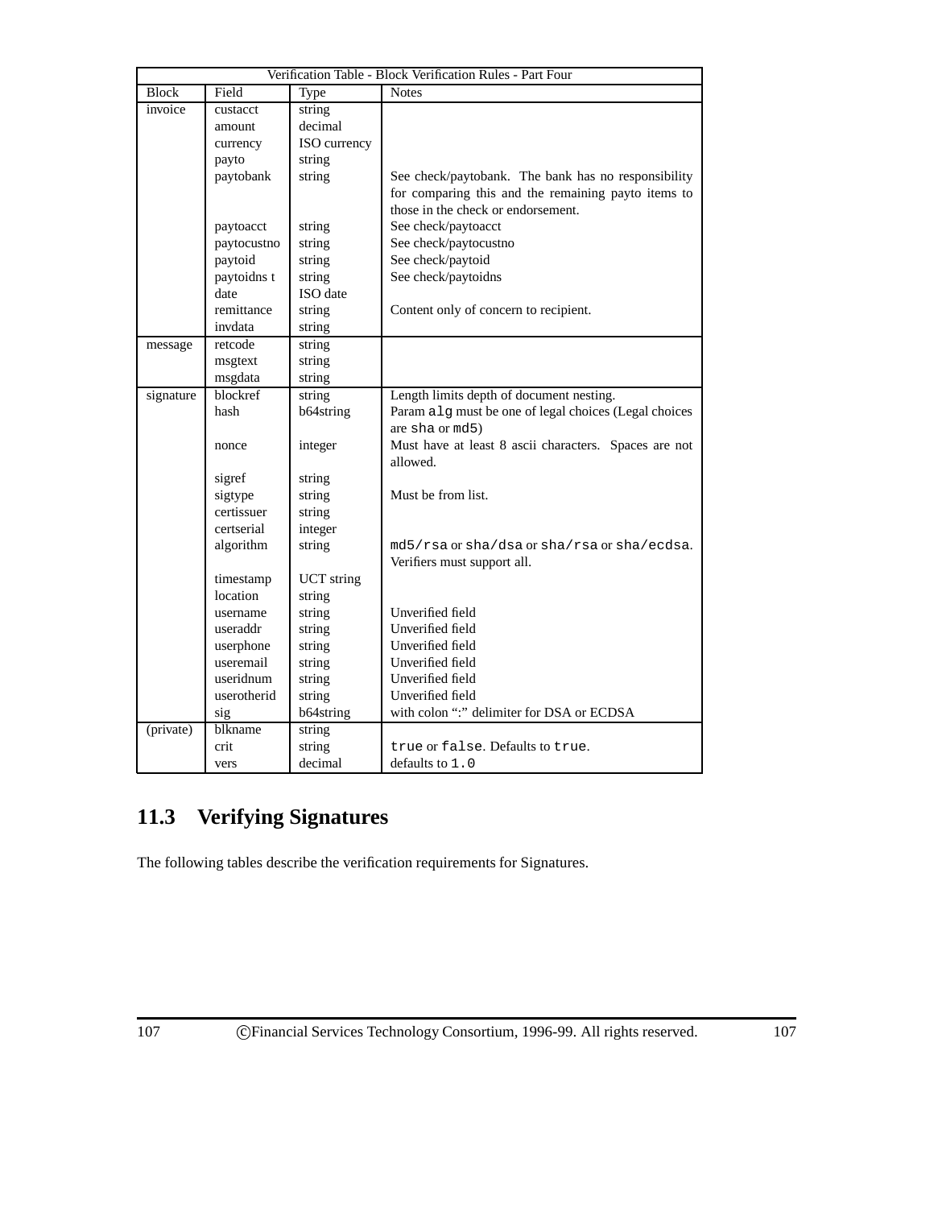| Verification Table - Block Verification Rules - Part Four | | | |
|---|---|---|---|
| Block | Field | Type | Notes |
| invoice | custacct | string | |
| | amount | decimal | |
| | currency | ISO currency | |
| | payto | string | |
| | paytobank | string | See check/paytobank. The bank has no responsibility for comparing this and the remaining payto items to those in the check or endorsement. |
| | paytoacct | string | See check/paytoacct |
| | paytocustno | string | See check/paytocustno |
| | paytoid | string | See check/paytoid |
| | paytoidns t | string | See check/paytoidns |
| | date | ISO date | |
| | remittance | string | Content only of concern to recipient. |
| | invdata | string | |
| message | retcode | string | |
| | msgtext | string | |
| | msgdata | string | |
| signature | blockref | string | Length limits depth of document nesting. |
| | hash | b64string | Param `alg` must be one of legal choices (Legal choices are `sha` or `md5`) |
| | nonce | integer | Must have at least 8 ascii characters. Spaces are not allowed. |
| | sigref | string | |
| | sigtype | string | Must be from list. |
| | certissuer | string | |
| | certserial | integer | |
| | algorithm | string | `md5/rsa` or `sha/dsa` or `sha/rsa` or `sha/ecdsa`. Verifiers must support all. |
| | timestamp | UCT string | |
| | location | string | |
| | username | string | Unverified field |
| | useraddr | string | Unverified field |
| | userphone | string | Unverified field |
| | useremail | string | Unverified field |
| | useridnum | string | Unverified field |
| | userotherid | string | Unverified field |
| | sig | b64string | with colon ":" delimiter for DSA or ECDSA |
| (private) | blkname | string | |
| | crit | string | `true` or `false`. Defaults to `true`. |
| | vers | decimal | defaults to `1.0` |

## 11.3 Verifying Signatures

The following tables describe the verification requirements for Signatures.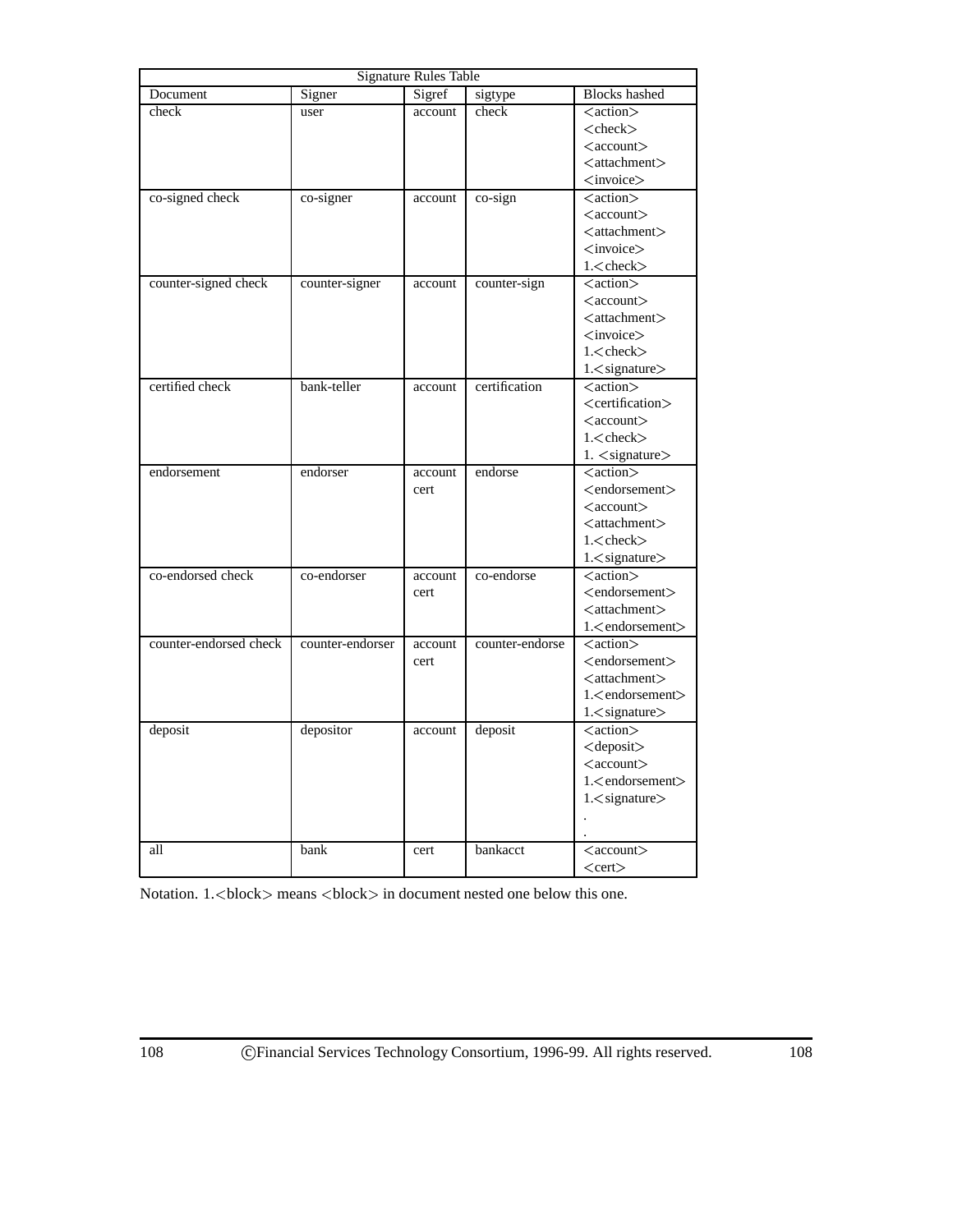| Signature Rules Table | | | | |
|---|---|---|---|---|
| Document | Signer | Sigref | sigtype | Blocks hashed |
| check | user | account | check | <action> <check> <account> <attachment> <invoice> |
| co-signed check | co-signer | account | co-sign | <action> <account> <attachment> <invoice> 1.<check> |
| counter-signed check | counter-signer | account | counter-sign | <action> <account> <attachment> <invoice> 1.<check> 1.<signature> |
| certified check | bank-teller | account | certification | <action> <certification> <account> 1.<check> 1. <signature> |
| endorsement | endorser | account cert | endorse | <action> <endorsement> <account> <attachment> 1.<check> 1.<signature> |
| co-endorsed check | co-endorser | account cert | co-endorse | <action> <endorsement> <attachment> 1.<endorsement> |
| counter-endorsed check | counter-endorser | account cert | counter-endorse | <action> <endorsement> <attachment> 1.<endorsement> 1.<signature> |
| deposit | depositor | account | deposit | <action> <deposit> <account> 1.<endorsement> 1.<signature> . . |
| all | bank | cert | bankacct | <account> <cert> |

Notation. 1.<block> means <block> in document nested one below this one.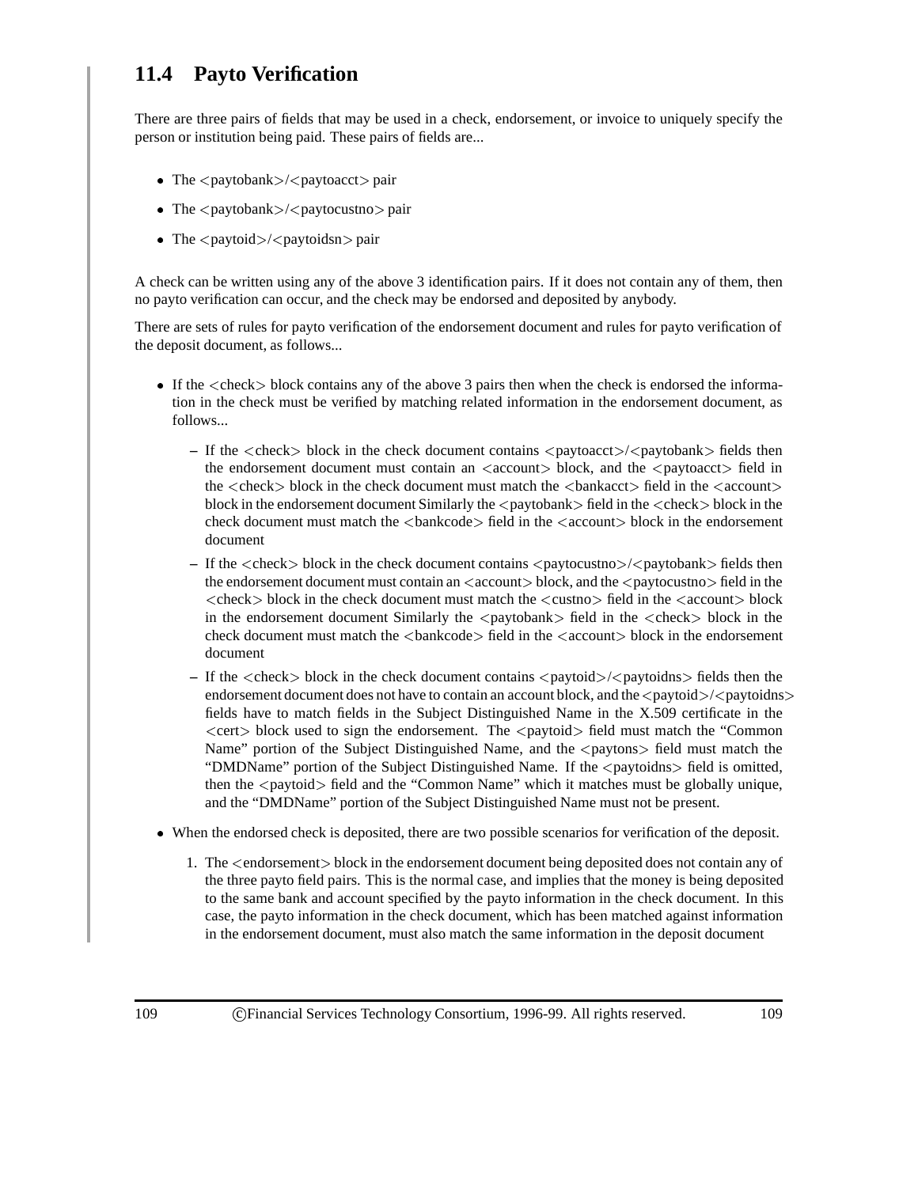## 11.4 Payto Verification

There are three pairs of fields that may be used in a check, endorsement, or invoice to uniquely specify the person or institution being paid. These pairs of fields are...

- The <paytobank>/<paytoacct> pair
- The <paytobank>/<paytocustno> pair
- The <paytoid>/<paytoidsn> pair

A check can be written using any of the above 3 identification pairs. If it does not contain any of them, then no payto verification can occur, and the check may be endorsed and deposited by anybody.

There are sets of rules for payto verification of the endorsement document and rules for payto verification of the deposit document, as follows...

- If the <check> block contains any of the above 3 pairs then when the check is endorsed the information in the check must be verified by matching related information in the endorsement document, as follows...
  - If the <check> block in the check document contains <paytoacct>/<paytobank> fields then the endorsement document must contain an <account> block, and the <paytoacct> field in the <check> block in the check document must match the <bankacct> field in the <account> block in the endorsement document Similarly the <paytobank> field in the <check> block in the check document must match the <bankcode> field in the <account> block in the endorsement document
  - If the <check> block in the check document contains <paytocustno>/<paytobank> fields then the endorsement document must contain an <account> block, and the <paytocustno> field in the <check> block in the check document must match the <custno> field in the <account> block in the endorsement document Similarly the <paytobank> field in the <check> block in the check document must match the <bankcode> field in the <account> block in the endorsement document
  - If the <check> block in the check document contains <paytoid>/<paytoidns> fields then the endorsement document does not have to contain an account block, and the <paytoid>/<paytoidns> fields have to match fields in the Subject Distinguished Name in the X.509 certificate in the <cert> block used to sign the endorsement. The <paytoid> field must match the "Common Name" portion of the Subject Distinguished Name, and the <paytons> field must match the "DMDName" portion of the Subject Distinguished Name. If the <paytoidns> field is omitted, then the <paytoid> field and the "Common Name" which it matches must be globally unique, and the "DMDName" portion of the Subject Distinguished Name must not be present.
- When the endorsed check is deposited, there are two possible scenarios for verification of the deposit.
  1. The <endorsement> block in the endorsement document being deposited does not contain any of the three payto field pairs. This is the normal case, and implies that the money is being deposited to the same bank and account specified by the payto information in the check document. In this case, the payto information in the check document, which has been matched against information in the endorsement document, must also match the same information in the deposit document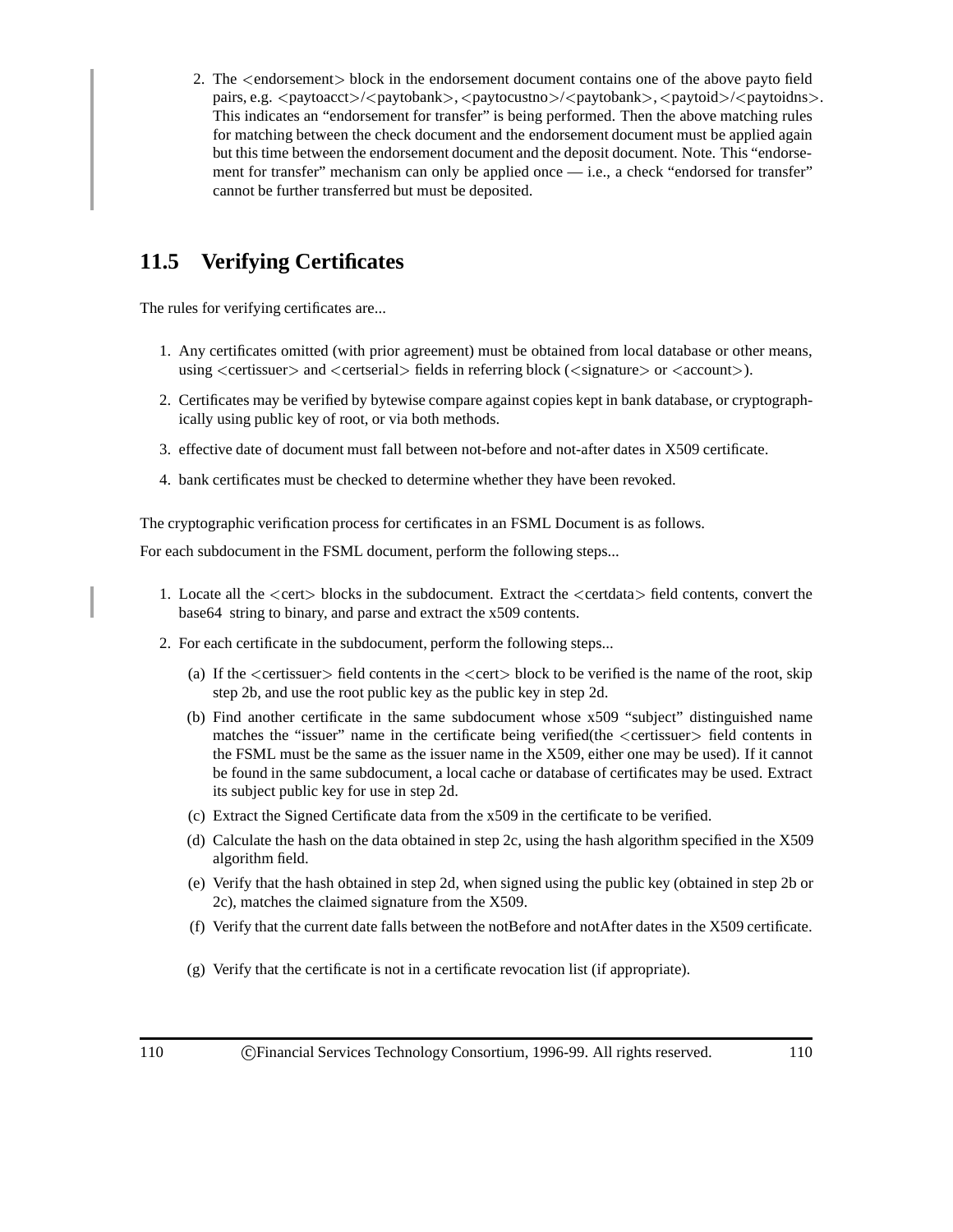2. The <endorsement> block in the endorsement document contains one of the above payto field pairs, e.g. <paytoacct>/<paytobank>, <paytocustno>/<paytobank>, <paytoid>/<paytoidns>. This indicates an "endorsement for transfer" is being performed. Then the above matching rules for matching between the check document and the endorsement document must be applied again but this time between the endorsement document and the deposit document. Note. This "endorsement for transfer" mechanism can only be applied once — i.e., a check "endorsed for transfer" cannot be further transferred but must be deposited.

## 11.5 Verifying Certificates

The rules for verifying certificates are...

1. Any certificates omitted (with prior agreement) must be obtained from local database or other means, using <certissuer> and <certserial> fields in referring block (<signature> or <account>).
2. Certificates may be verified by bytewise compare against copies kept in bank database, or cryptographically using public key of root, or via both methods.
3. effective date of document must fall between not-before and not-after dates in X509 certificate.
4. bank certificates must be checked to determine whether they have been revoked.

The cryptographic verification process for certificates in an FSML Document is as follows.

For each subdocument in the FSML document, perform the following steps...

1. Locate all the <cert> blocks in the subdocument. Extract the <certdata> field contents, convert the base64 string to binary, and parse and extract the x509 contents.
2. For each certificate in the subdocument, perform the following steps...
   (a) If the <certissuer> field contents in the <cert> block to be verified is the name of the root, skip step 2b, and use the root public key as the public key in step 2d.
   (b) Find another certificate in the same subdocument whose x509 "subject" distinguished name matches the "issuer" name in the certificate being verified(the <certissuer> field contents in the FSML must be the same as the issuer name in the X509, either one may be used). If it cannot be found in the same subdocument, a local cache or database of certificates may be used. Extract its subject public key for use in step 2d.
   (c) Extract the Signed Certificate data from the x509 in the certificate to be verified.
   (d) Calculate the hash on the data obtained in step 2c, using the hash algorithm specified in the X509 algorithm field.
   (e) Verify that the hash obtained in step 2d, when signed using the public key (obtained in step 2b or 2c), matches the claimed signature from the X509.
   (f) Verify that the current date falls between the notBefore and notAfter dates in the X509 certificate.
   (g) Verify that the certificate is not in a certificate revocation list (if appropriate).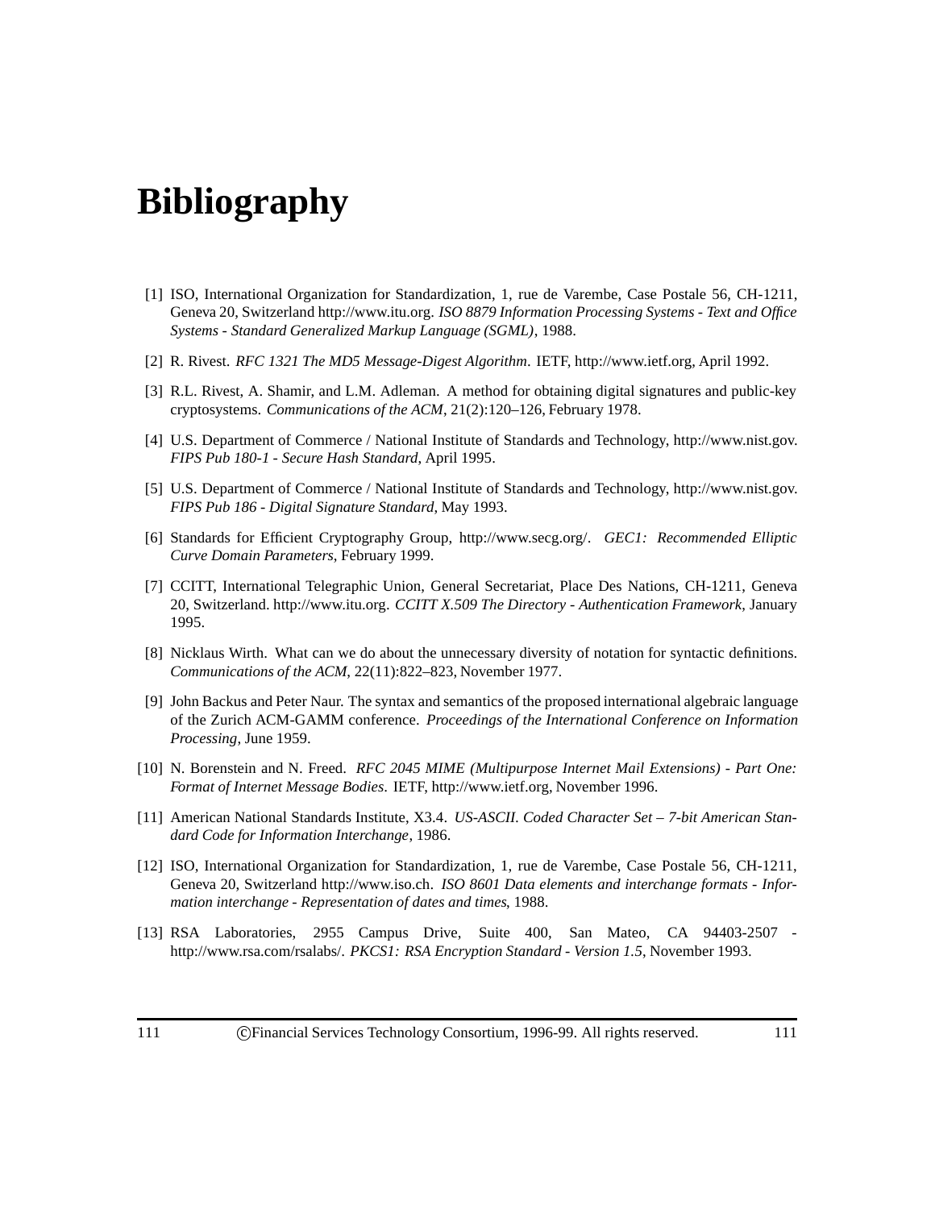# Bibliography

[1] ISO, International Organization for Standardization, 1, rue de Varembe, Case Postale 56, CH-1211, Geneva 20, Switzerland http://www.itu.org. *ISO 8879 Information Processing Systems - Text and Office Systems - Standard Generalized Markup Language (SGML)*, 1988.

[2] R. Rivest. *RFC 1321 The MD5 Message-Digest Algorithm*. IETF, http://www.ietf.org, April 1992.

[3] R.L. Rivest, A. Shamir, and L.M. Adleman. A method for obtaining digital signatures and public-key cryptosystems. *Communications of the ACM*, 21(2):120–126, February 1978.

[4] U.S. Department of Commerce / National Institute of Standards and Technology, http://www.nist.gov. *FIPS Pub 180-1 - Secure Hash Standard*, April 1995.

[5] U.S. Department of Commerce / National Institute of Standards and Technology, http://www.nist.gov. *FIPS Pub 186 - Digital Signature Standard*, May 1993.

[6] Standards for Efficient Cryptography Group, http://www.secg.org/. *GEC1: Recommended Elliptic Curve Domain Parameters*, February 1999.

[7] CCITT, International Telegraphic Union, General Secretariat, Place Des Nations, CH-1211, Geneva 20, Switzerland. http://www.itu.org. *CCITT X.509 The Directory - Authentication Framework*, January 1995.

[8] Nicklaus Wirth. What can we do about the unnecessary diversity of notation for syntactic definitions. *Communications of the ACM*, 22(11):822–823, November 1977.

[9] John Backus and Peter Naur. The syntax and semantics of the proposed international algebraic language of the Zurich ACM-GAMM conference. *Proceedings of the International Conference on Information Processing*, June 1959.

[10] N. Borenstein and N. Freed. *RFC 2045 MIME (Multipurpose Internet Mail Extensions) - Part One: Format of Internet Message Bodies*. IETF, http://www.ietf.org, November 1996.

[11] American National Standards Institute, X3.4. *US-ASCII. Coded Character Set – 7-bit American Standard Code for Information Interchange*, 1986.

[12] ISO, International Organization for Standardization, 1, rue de Varembe, Case Postale 56, CH-1211, Geneva 20, Switzerland http://www.iso.ch. *ISO 8601 Data elements and interchange formats - Information interchange - Representation of dates and times*, 1988.

[13] RSA Laboratories, 2955 Campus Drive, Suite 400, San Mateo, CA 94403-2507 - http://www.rsa.com/rsalabs/. *PKCS1: RSA Encryption Standard - Version 1.5*, November 1993.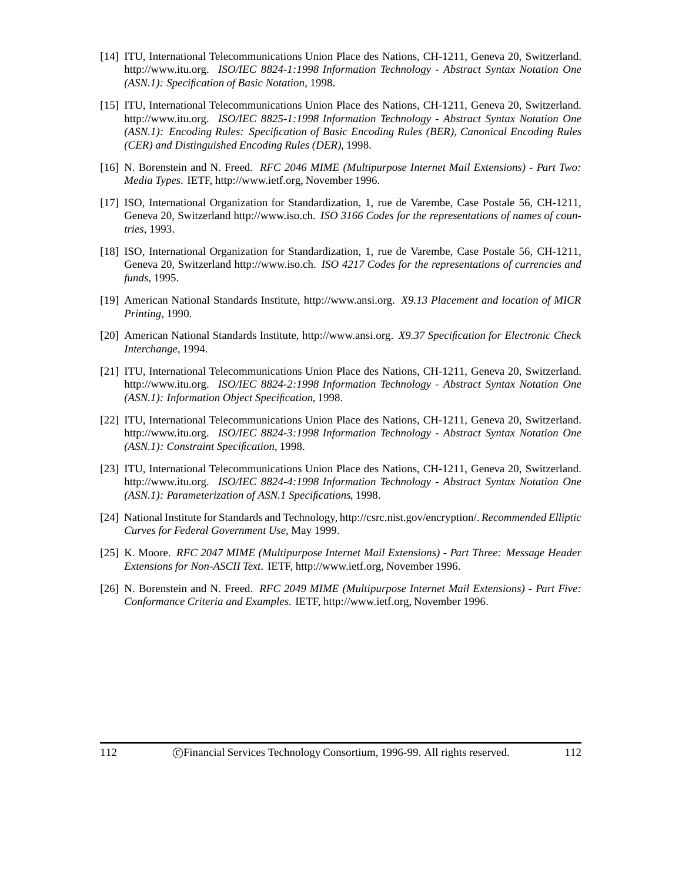[14] ITU, International Telecommunications Union Place des Nations, CH-1211, Geneva 20, Switzerland. http://www.itu.org. *ISO/IEC 8824-1:1998 Information Technology - Abstract Syntax Notation One (ASN.1): Specification of Basic Notation*, 1998.

[15] ITU, International Telecommunications Union Place des Nations, CH-1211, Geneva 20, Switzerland. http://www.itu.org. *ISO/IEC 8825-1:1998 Information Technology - Abstract Syntax Notation One (ASN.1): Encoding Rules: Specification of Basic Encoding Rules (BER), Canonical Encoding Rules (CER) and Distinguished Encoding Rules (DER)*, 1998.

[16] N. Borenstein and N. Freed. *RFC 2046 MIME (Multipurpose Internet Mail Extensions) - Part Two: Media Types*. IETF, http://www.ietf.org, November 1996.

[17] ISO, International Organization for Standardization, 1, rue de Varembe, Case Postale 56, CH-1211, Geneva 20, Switzerland http://www.iso.ch. *ISO 3166 Codes for the representations of names of countries*, 1993.

[18] ISO, International Organization for Standardization, 1, rue de Varembe, Case Postale 56, CH-1211, Geneva 20, Switzerland http://www.iso.ch. *ISO 4217 Codes for the representations of currencies and funds*, 1995.

[19] American National Standards Institute, http://www.ansi.org. *X9.13 Placement and location of MICR Printing*, 1990.

[20] American National Standards Institute, http://www.ansi.org. *X9.37 Specification for Electronic Check Interchange*, 1994.

[21] ITU, International Telecommunications Union Place des Nations, CH-1211, Geneva 20, Switzerland. http://www.itu.org. *ISO/IEC 8824-2:1998 Information Technology - Abstract Syntax Notation One (ASN.1): Information Object Specification*, 1998.

[22] ITU, International Telecommunications Union Place des Nations, CH-1211, Geneva 20, Switzerland. http://www.itu.org. *ISO/IEC 8824-3:1998 Information Technology - Abstract Syntax Notation One (ASN.1): Constraint Specification*, 1998.

[23] ITU, International Telecommunications Union Place des Nations, CH-1211, Geneva 20, Switzerland. http://www.itu.org. *ISO/IEC 8824-4:1998 Information Technology - Abstract Syntax Notation One (ASN.1): Parameterization of ASN.1 Specifications*, 1998.

[24] National Institute for Standards and Technology, http://csrc.nist.gov/encryption/. *Recommended Elliptic Curves for Federal Government Use*, May 1999.

[25] K. Moore. *RFC 2047 MIME (Multipurpose Internet Mail Extensions) - Part Three: Message Header Extensions for Non-ASCII Text*. IETF, http://www.ietf.org, November 1996.

[26] N. Borenstein and N. Freed. *RFC 2049 MIME (Multipurpose Internet Mail Extensions) - Part Five: Conformance Criteria and Examples*. IETF, http://www.ietf.org, November 1996.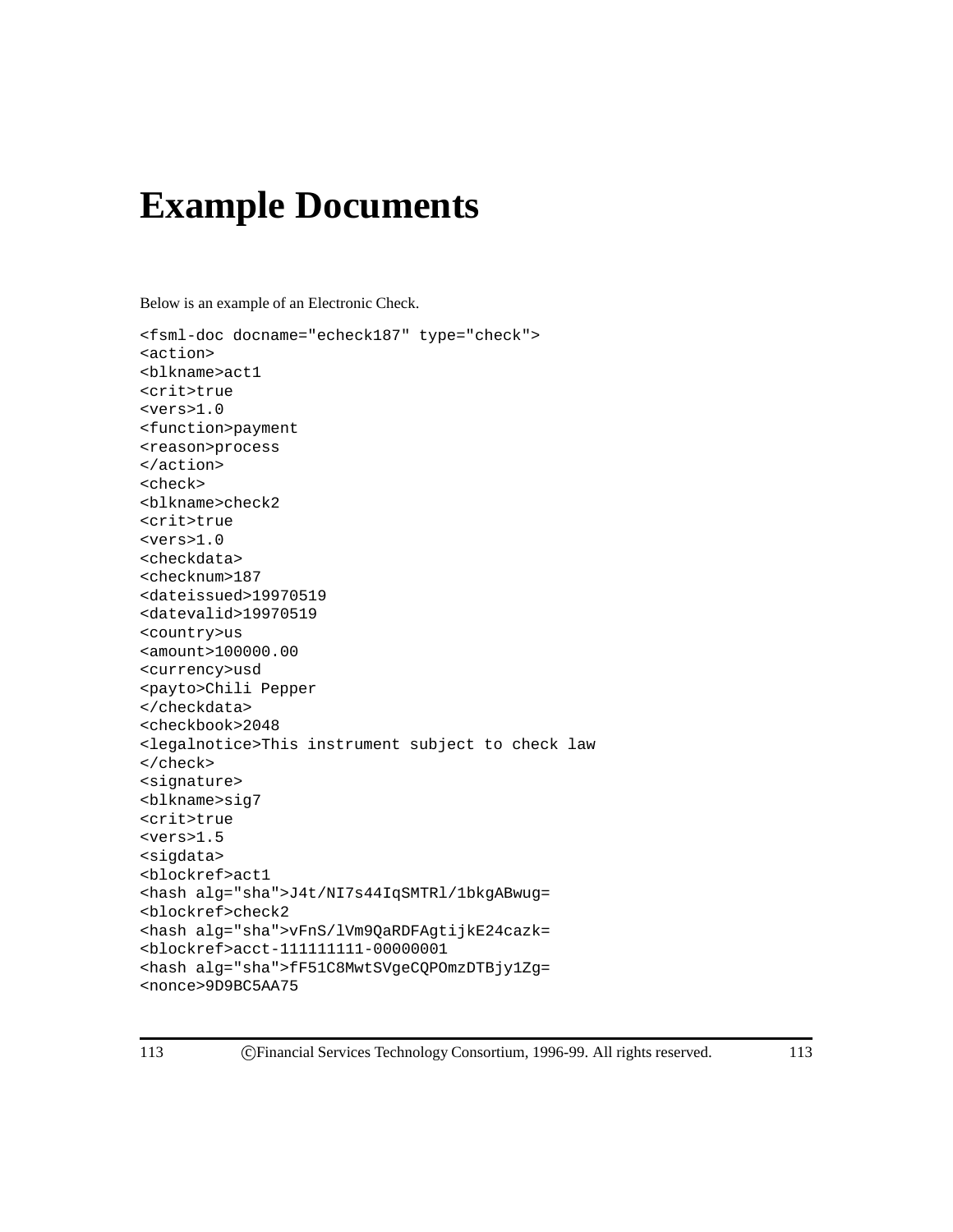# Example Documents

Below is an example of an Electronic Check.

```
<fsml-doc docname="echeck187" type="check">
<action>
<blkname>act1
<crit>true
<vers>1.0
<function>payment
<reason>process
</action>
<check>
<blkname>check2
<crit>true
<vers>1.0
<checkdata>
<checknum>187
<dateissued>19970519
<datevalid>19970519
<country>us
<amount>100000.00
<currency>usd
<payto>Chili Pepper
</checkdata>
<checkbook>2048
<legalnotice>This instrument subject to check law
</check>
<signature>
<blkname>sig7
<crit>true
<vers>1.5
<sigdata>
<blockref>act1
<hash alg="sha">J4t/NI7s44IqSMTRl/1bkgABwug=
<blockref>check2
<hash alg="sha">vFnS/lVm9QaRDFAgtijkE24cazk=
<blockref>acct-111111111-00000001
<hash alg="sha">fF51C8MwtSVgeCQPOmzDTBjy1Zg=
<nonce>9D9BC5AA75
```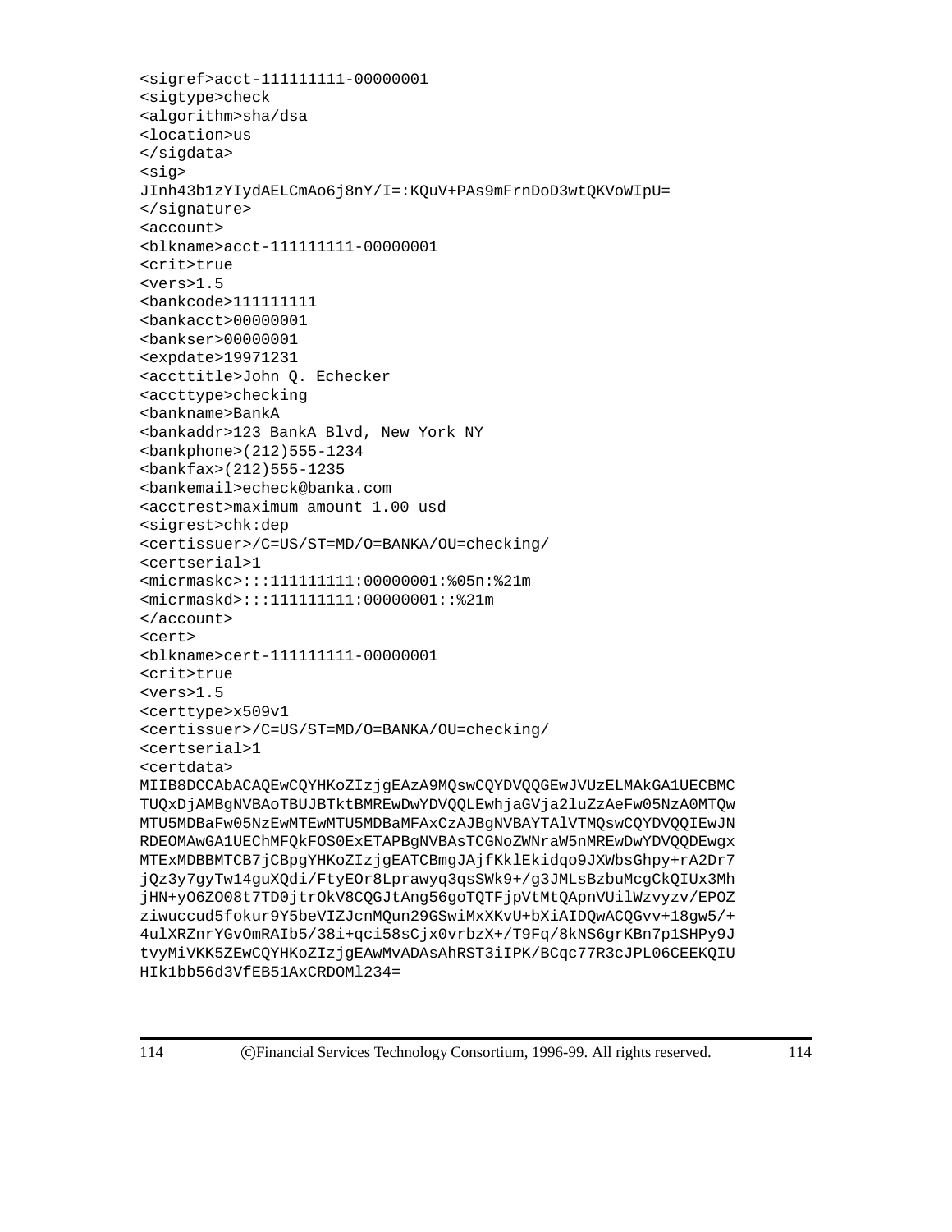```
<sigref>acct-111111111-00000001
<sigtype>check
<algorithm>sha/dsa
<location>us
</sigdata>
<sig>
JInh43b1zYIydAELCmAo6j8nY/I=:KQuV+PAs9mFrnDoD3wtQKVoWIpU=
</signature>
<account>
<blkname>acct-111111111-00000001
<crit>true
<vers>1.5
<bankcode>111111111
<bankacct>00000001
<bankser>00000001
<expdate>19971231
<accttitle>John Q. Echecker
<accttype>checking
<bankname>BankA
<bankaddr>123 BankA Blvd, New York NY
<bankphone>(212)555-1234
<bankfax>(212)555-1235
<bankemail>echeck@banka.com
<acctrest>maximum amount 1.00 usd
<sigrest>chk:dep
<certissuer>/C=US/ST=MD/O=BANKA/OU=checking/
<certserial>1
<micrmaskc>:::111111111:00000001:%05n:%21m
<micrmaskd>:::111111111:00000001::%21m
</account>
<cert>
<blkname>cert-111111111-00000001
<crit>true
<vers>1.5
<certtype>x509v1
<certissuer>/C=US/ST=MD/O=BANKA/OU=checking/
<certserial>1
<certdata>
MIIB8DCCAbACAQEwCQYHKoZIzjgEAzA9MQswCQYDVQQGEwJVUzELMAkGA1UECBMC
TUQxDjAMBgNVBAoTBUJBTktBMREwDwYDVQQLEwhjaGVja2luZzAeFw05NzA0MTQw
MTU5MDBaFw05NzEwMTEwMTU5MDBaMFAxCzAJBgNVBAYTAlVTMQswCQYDVQQIEwJN
RDEOMAwGA1UEChMFQkFOS0ExETAPBgNVBAsTCGNoZWNraW5nMREwDwYDVQQDEwgx
MTExMDBBMTCB7jCBpgYHKoZIzjgEATCBmgJAjfKklEkidqo9JXWbsGhpy+rA2Dr7
jQz3y7gyTw14guXQdi/FtyEOr8Lprawyq3qsSWk9+/g3JMLsBzbuMcgCkQIUx3Mh
jHN+yO6ZO08t7TD0jtrOkV8CQGJtAng56goTQTFjpVtMtQApnVUilWzvyzv/EPOZ
ziwuccud5fokur9Y5beVIZJcnMQun29GSwiMxXKvU+bXiAIDQwACQGvv+18gw5/+
4ulXRZnrYGvOmRAIb5/38i+qci58sCjx0vrbzX+/T9Fq/8kNS6grKBn7p1SHPy9J
tvyMiVKK5ZEwCQYHKoZIzjgEAwMvADAsAhRST3iIPK/BCqc77R3cJPL06CEEKQIU
HIk1bb56d3VfEB51AxCRDOMl234=
```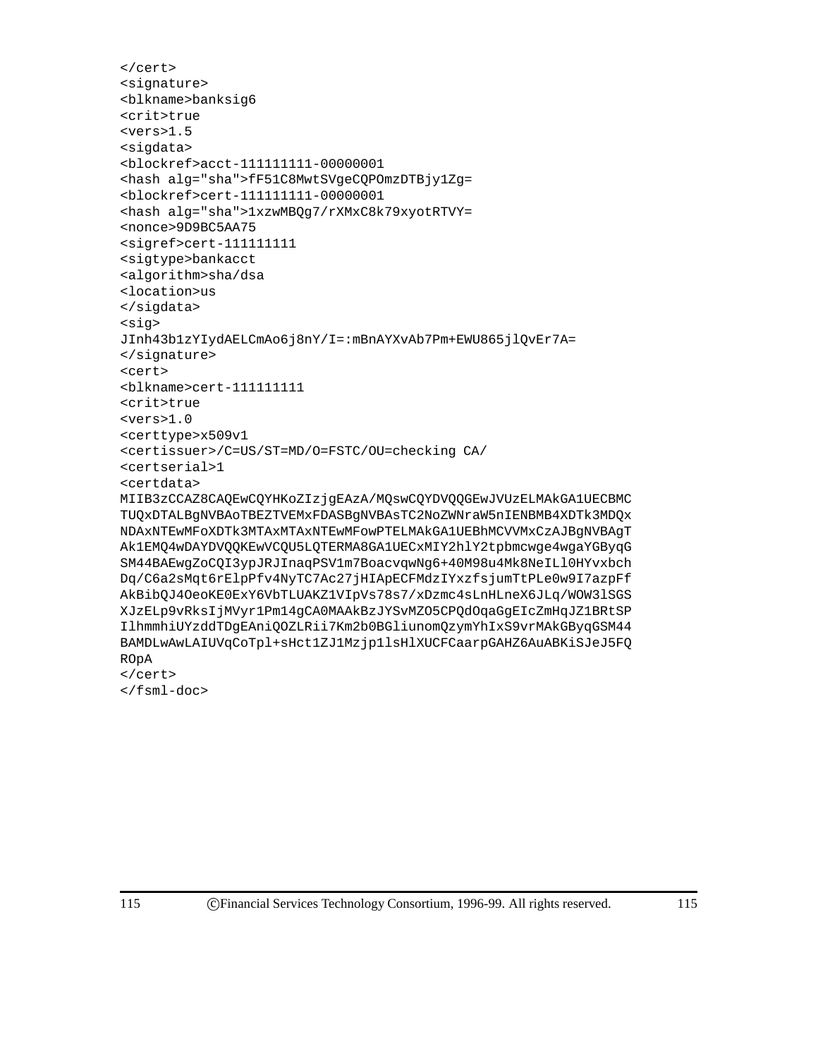```
</cert>
<signature>
<blkname>banksig6
<crit>true
<vers>1.5
<sigdata>
<blockref>acct-111111111-00000001
<hash alg="sha">fF51C8MwtSVgeCQPOmzDTBjy1Zg=
<blockref>cert-111111111-00000001
<hash alg="sha">1xzwMBQg7/rXMxC8k79xyotRTVY=
<nonce>9D9BC5AA75
<sigref>cert-111111111
<sigtype>bankacct
<algorithm>sha/dsa
<location>us
</sigdata>
<sig>
JInh43b1zYIydAELCmAo6j8nY/I=:mBnAYXvAb7Pm+EWU865jlQvEr7A=
</signature>
<cert>
<blkname>cert-111111111
<crit>true
<vers>1.0
<certtype>x509v1
<certissuer>/C=US/ST=MD/O=FSTC/OU=checking CA/
<certserial>1
<certdata>
MIIB3zCCAZ8CAQEwCQYHKoZIzjgEAzA/MQswCQYDVQQGEwJVUzELMAkGA1UECBMC
TUQxDTALBgNVBAoTBEZTVEMxFDASBgNVBAsTC2NoZWNraW5nIENBMB4XDTk3MDQx
NDAxNTEwMFoXDTk3MTAxMTAxNTEwMFowPTELMAkGA1UEBhMCVVMxCzAJBgNVBAgT
Ak1EMQ4wDAYDVQQKEwVCQU5LQTERMA8GA1UECxMIY2hlY2tpbmcwge4wgaYGByqG
SM44BAEwgZoCQI3ypJRJInaqPSV1m7BoacvqwNg6+40M98u4Mk8NeILl0HYvxbch
Dq/C6a2sMqt6rElpPfv4NyTC7Ac27jHIApECFMdzIYxzfsjumTtPLe0w9I7azpFf
AkBibQJ4OeoKE0ExY6VbTLUAKZ1VIpVs78s7/xDzmc4sLnHLneX6JLq/WOW3lSGS
XJzELp9vRksIjMVyr1Pm14gCA0MAAkBzJYSvMZO5CPQdOqaGgEIcZmHqJZ1BRtSP
IlhmmhiUYzddTDgEAniQOZLRii7Km2b0BGliunomQzymYhIxS9vrMAkGByqGSM44
BAMDLwAwLAIUVqCoTpl+sHct1ZJ1Mzjp1lsHlXUCFCaarpGAHZ6AuABKiSJeJ5FQ
ROpA
</cert>
</fsml-doc>
```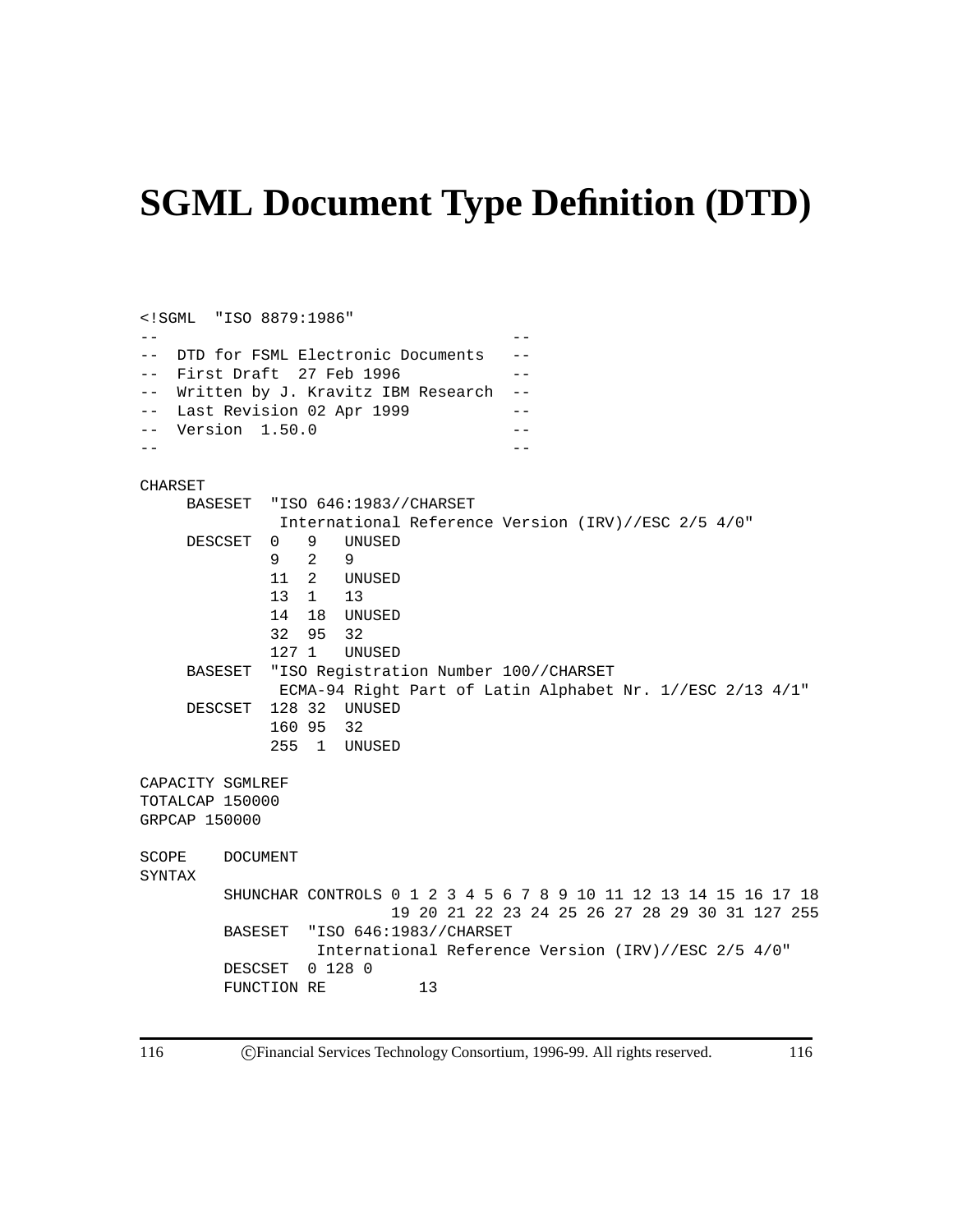# SGML Document Type Definition (DTD)

```
<!SGML  "ISO 8879:1986"
--                                      --
--  DTD for FSML Electronic Documents   --
--  First Draft  27 Feb 1996            --
--  Written by J. Kravitz IBM Research  --
--  Last Revision 02 Apr 1999           --
--  Version  1.50.0                     --
--                                      --

CHARSET
     BASESET  "ISO 646:1983//CHARSET
               International Reference Version (IRV)//ESC 2/5 4/0"
     DESCSET  0   9   UNUSED
              9   2   9
              11  2   UNUSED
              13  1   13
              14  18  UNUSED
              32  95  32
              127 1   UNUSED
     BASESET  "ISO Registration Number 100//CHARSET
               ECMA-94 Right Part of Latin Alphabet Nr. 1//ESC 2/13 4/1"
     DESCSET  128 32  UNUSED
              160 95  32
              255  1  UNUSED

CAPACITY SGMLREF
TOTALCAP 150000
GRPCAP 150000

SCOPE    DOCUMENT
SYNTAX
         SHUNCHAR CONTROLS 0 1 2 3 4 5 6 7 8 9 10 11 12 13 14 15 16 17 18
                           19 20 21 22 23 24 25 26 27 28 29 30 31 127 255
         BASESET  "ISO 646:1983//CHARSET
                   International Reference Version (IRV)//ESC 2/5 4/0"
         DESCSET  0 128 0
         FUNCTION RE          13
```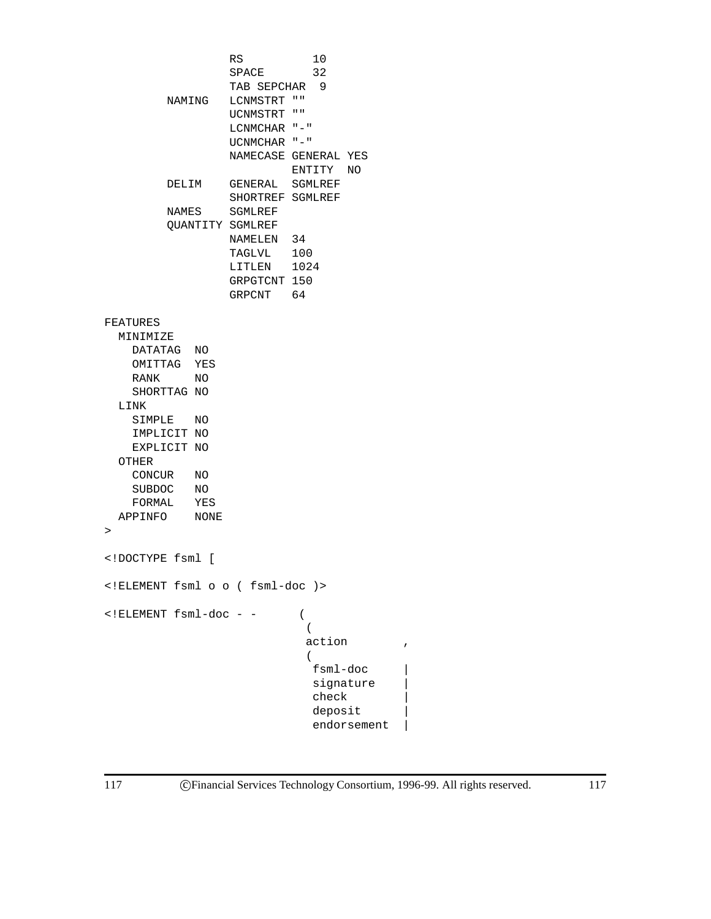```
                RS          10
                SPACE       32
                TAB SEPCHAR  9
        NAMING  LCNMSTRT ""
                UCNMSTRT ""
                LCNMCHAR "-"
                UCNMCHAR "-"
                NAMECASE GENERAL YES
                         ENTITY  NO
        DELIM   GENERAL  SGMLREF
                SHORTREF SGMLREF
        NAMES   SGMLREF
        QUANTITY SGMLREF
                NAMELEN  34
                TAGLVL   100
                LITLEN   1024
                GRPGTCNT 150
                GRPCNT   64

FEATURES
  MINIMIZE
    DATATAG  NO
    OMITTAG  YES
    RANK     NO
    SHORTTAG NO
  LINK
    SIMPLE   NO
    IMPLICIT NO
    EXPLICIT NO
  OTHER
    CONCUR   NO
    SUBDOC   NO
    FORMAL   YES
  APPINFO    NONE
>

<!DOCTYPE fsml [

<!ELEMENT fsml o o ( fsml-doc )>

<!ELEMENT fsml-doc - -      (
                             (
                             action        ,
                             (
                              fsml-doc     |
                              signature    |
                              check        |
                              deposit      |
                              endorsement  |
```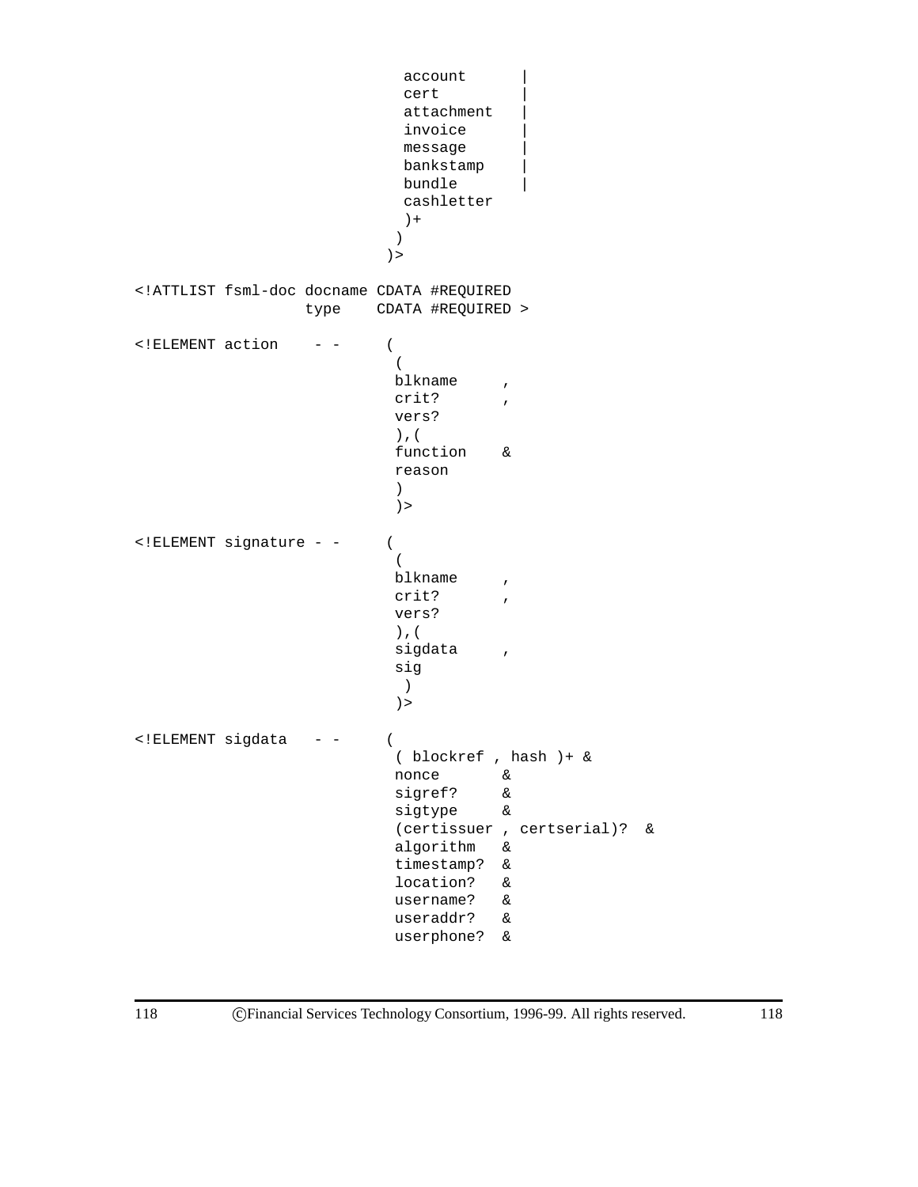```
                              account      |
                              cert         |
                              attachment   |
                              invoice      |
                              message      |
                              bankstamp    |
                              bundle       |
                              cashletter
                              )+
                             )
                            )>

<!ATTLIST fsml-doc docname CDATA #REQUIRED
                   type    CDATA #REQUIRED >

<!ELEMENT action    - -     (
                             (
                             blkname     ,
                             crit?       ,
                             vers?
                             ),(
                             function    &
                             reason
                             )
                             )>

<!ELEMENT signature - -     (
                             (
                             blkname     ,
                             crit?       ,
                             vers?
                             ),(
                             sigdata     ,
                             sig
                              )
                             )>

<!ELEMENT sigdata   - -     (
                             ( blockref , hash )+ &
                             nonce       &
                             sigref?     &
                             sigtype     &
                             (certissuer , certserial)?  &
                             algorithm   &
                             timestamp?  &
                             location?   &
                             username?   &
                             useraddr?   &
                             userphone?  &
```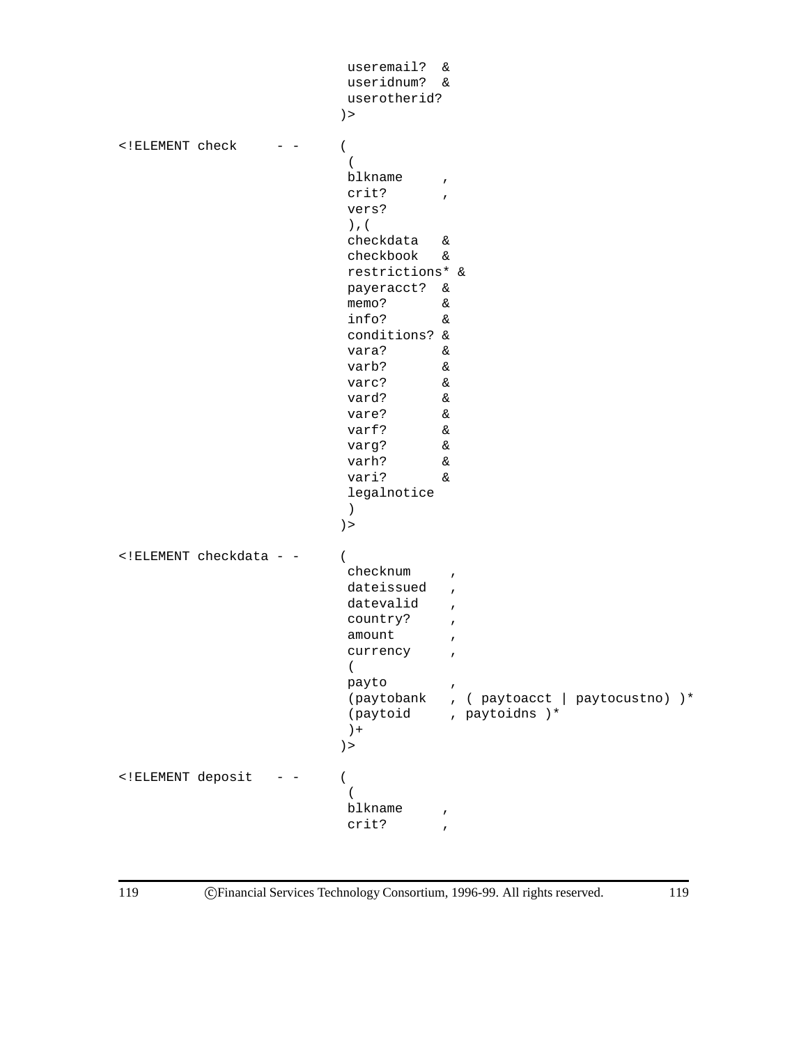```
                          useremail?  &
                          useridnum?  &
                          userotherid?
                         )>

<!ELEMENT check     - -  (
                          (
                          blkname     ,
                          crit?       ,
                          vers?
                          ),(
                          checkdata   &
                          checkbook   &
                          restrictions* &
                          payeracct?  &
                          memo?       &
                          info?       &
                          conditions? &
                          vara?       &
                          varb?       &
                          varc?       &
                          vard?       &
                          vare?       &
                          varf?       &
                          varg?       &
                          varh?       &
                          vari?       &
                          legalnotice
                          )
                         )>

<!ELEMENT checkdata - -  (
                          checknum     ,
                          dateissued   ,
                          datevalid    ,
                          country?     ,
                          amount       ,
                          currency     ,
                          (
                          payto        ,
                          (paytobank   , ( paytoacct | paytocustno) )*
                          (paytoid     , paytoidns )*
                          )+
                         )>

<!ELEMENT deposit   - -  (
                          (
                          blkname     ,
                          crit?       ,
```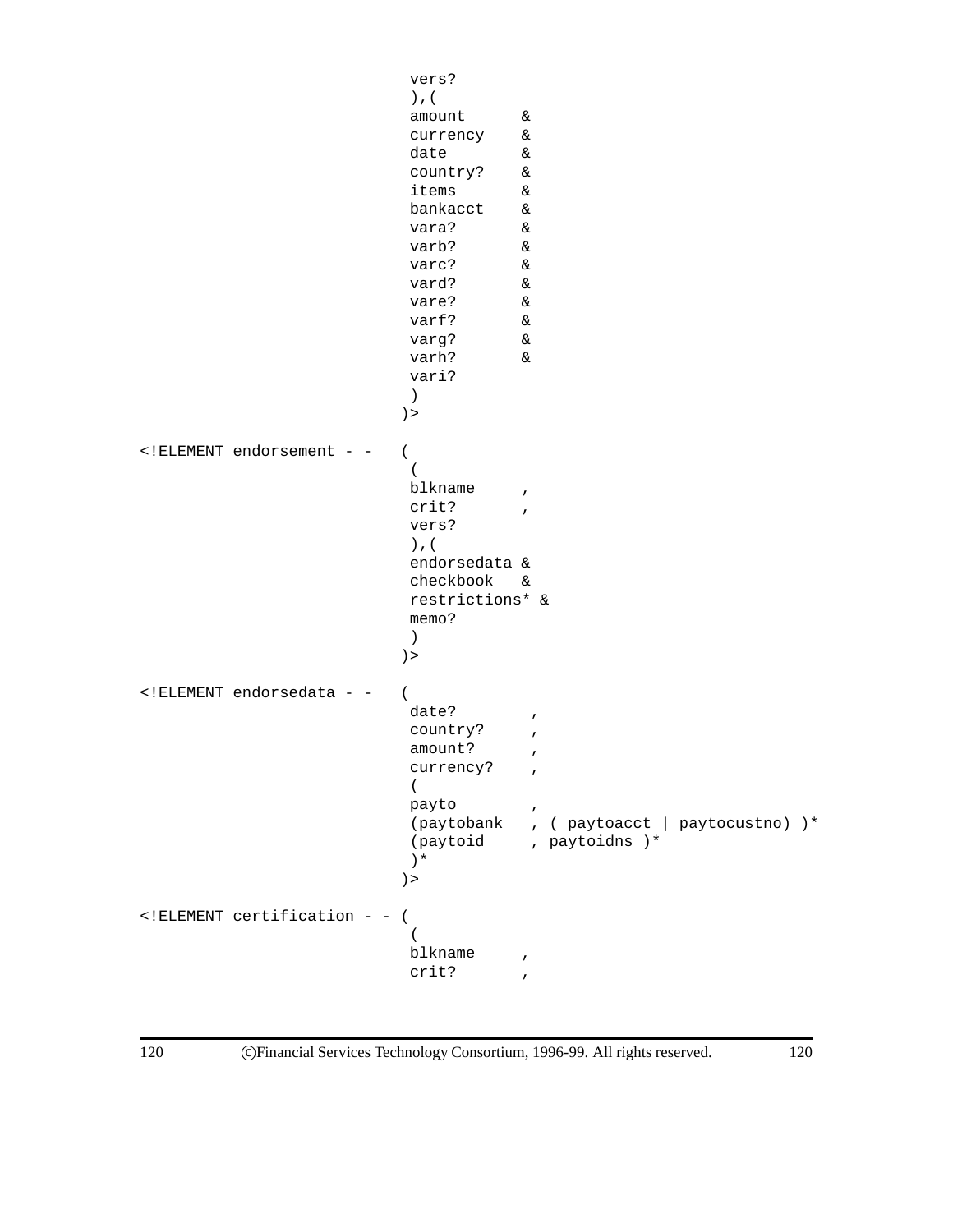```
                             vers?
                             ),(
                             amount      &
                             currency    &
                             date        &
                             country?    &
                             items       &
                             bankacct    &
                             vara?       &
                             varb?       &
                             varc?       &
                             vard?       &
                             vare?       &
                             varf?       &
                             varg?       &
                             varh?       &
                             vari?
                             )
                            )>

<!ELEMENT endorsement - -   (
                             (
                             blkname     ,
                             crit?       ,
                             vers?
                             ),(
                             endorsedata &
                             checkbook   &
                             restrictions* &
                             memo?
                             )
                            )>

<!ELEMENT endorsedata - -   (
                             date?        ,
                             country?     ,
                             amount?      ,
                             currency?    ,
                             (
                             payto        ,
                             (paytobank   , ( paytoacct | paytocustno) )*
                             (paytoid     , paytoidns )*
                             )*
                            )>

<!ELEMENT certification - - (
                             (
                             blkname     ,
                             crit?       ,
```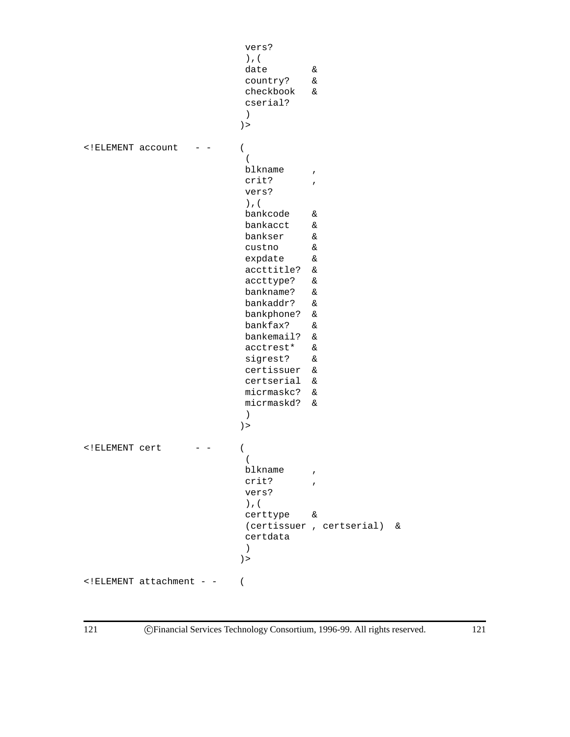```
                           vers?
                           ),(
                           date        &
                           country?    &
                           checkbook   &
                           cserial?
                           )
                          )>

<!ELEMENT account   - -   (
                           (
                           blkname     ,
                           crit?       ,
                           vers?
                           ),(
                           bankcode    &
                           bankacct    &
                           bankser     &
                           custno      &
                           expdate     &
                           accttitle?  &
                           accttype?   &
                           bankname?   &
                           bankaddr?   &
                           bankphone?  &
                           bankfax?    &
                           bankemail?  &
                           acctrest*   &
                           sigrest?    &
                           certissuer  &
                           certserial  &
                           micrmaskc?  &
                           micrmaskd?  &
                           )
                          )>

<!ELEMENT cert      - -   (
                           (
                           blkname     ,
                           crit?       ,
                           vers?
                           ),(
                           certtype    &
                           (certissuer , certserial)  &
                           certdata
                           )
                          )>

<!ELEMENT attachment - -  (
```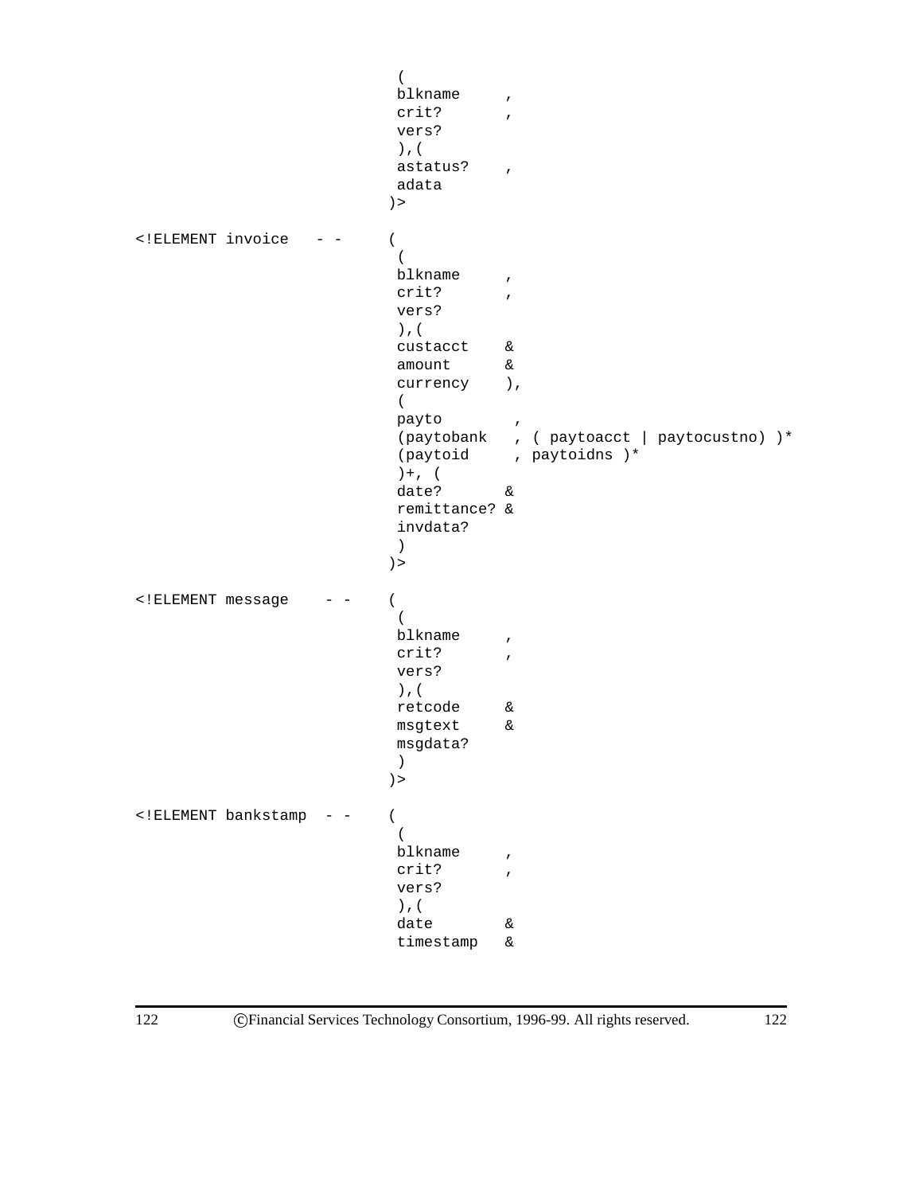```
                                        (
                                        blkname     ,
                                        crit?       ,
                                        vers?
                                        ),(
                                        astatus?    ,
                                        adata
                                       )>

<!ELEMENT invoice   - -                (
                                        (
                                        blkname     ,
                                        crit?       ,
                                        vers?
                                        ),(
                                        custacct    &
                                        amount      &
                                        currency    ),
                                        (
                                        payto        ,
                                        (paytobank   , ( paytoacct | paytocustno) )*
                                        (paytoid     , paytoidns )*
                                        )+, (
                                        date?       &
                                        remittance? &
                                        invdata?
                                        )
                                       )>

<!ELEMENT message    - -               (
                                        (
                                        blkname     ,
                                        crit?       ,
                                        vers?
                                        ),(
                                        retcode     &
                                        msgtext     &
                                        msgdata?
                                        )
                                       )>

<!ELEMENT bankstamp  - -               (
                                        (
                                        blkname     ,
                                        crit?       ,
                                        vers?
                                        ),(
                                        date        &
                                        timestamp   &
```

ⓒFinancial Services Technology Consortium, 1996-99. All rights reserved.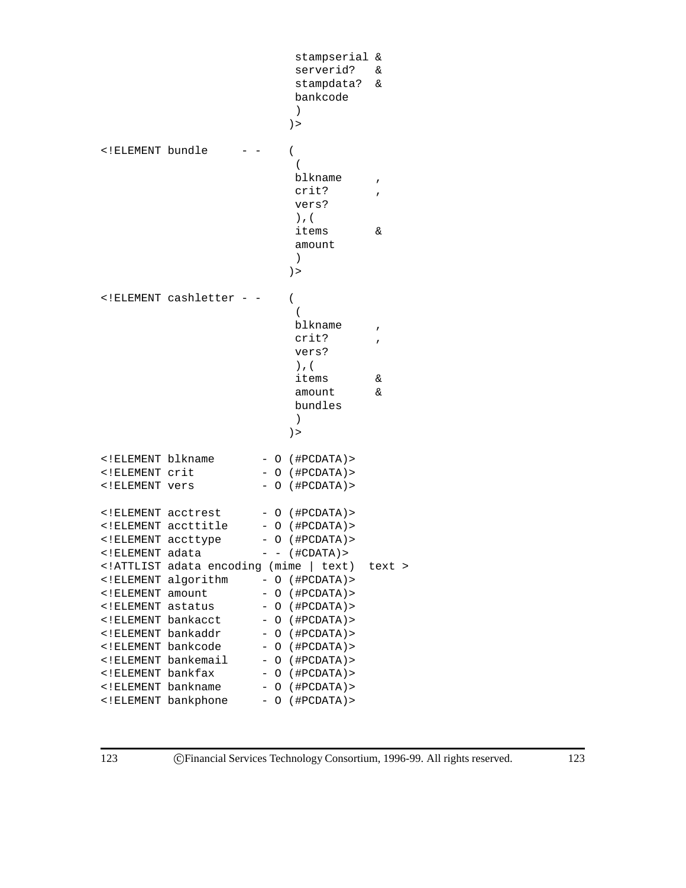```
                              stampserial &
                              serverid?   &
                              stampdata?  &
                              bankcode
                              )
                             )>

<!ELEMENT bundle     - -     (
                              (
                              blkname     ,
                              crit?       ,
                              vers?
                              ),(
                              items       &
                              amount
                              )
                             )>

<!ELEMENT cashletter - -     (
                              (
                              blkname     ,
                              crit?       ,
                              vers?
                              ),(
                              items       &
                              amount      &
                              bundles
                              )
                             )>

<!ELEMENT blkname       - O (#PCDATA)>
<!ELEMENT crit          - O (#PCDATA)>
<!ELEMENT vers          - O (#PCDATA)>

<!ELEMENT acctrest      - O (#PCDATA)>
<!ELEMENT accttitle     - O (#PCDATA)>
<!ELEMENT accttype      - O (#PCDATA)>
<!ELEMENT adata         - - (#CDATA)>
<!ATTLIST adata encoding (mime | text)  text >
<!ELEMENT algorithm     - O (#PCDATA)>
<!ELEMENT amount        - O (#PCDATA)>
<!ELEMENT astatus       - O (#PCDATA)>
<!ELEMENT bankacct      - O (#PCDATA)>
<!ELEMENT bankaddr      - O (#PCDATA)>
<!ELEMENT bankcode      - O (#PCDATA)>
<!ELEMENT bankemail     - O (#PCDATA)>
<!ELEMENT bankfax       - O (#PCDATA)>
<!ELEMENT bankname      - O (#PCDATA)>
<!ELEMENT bankphone     - O (#PCDATA)>
```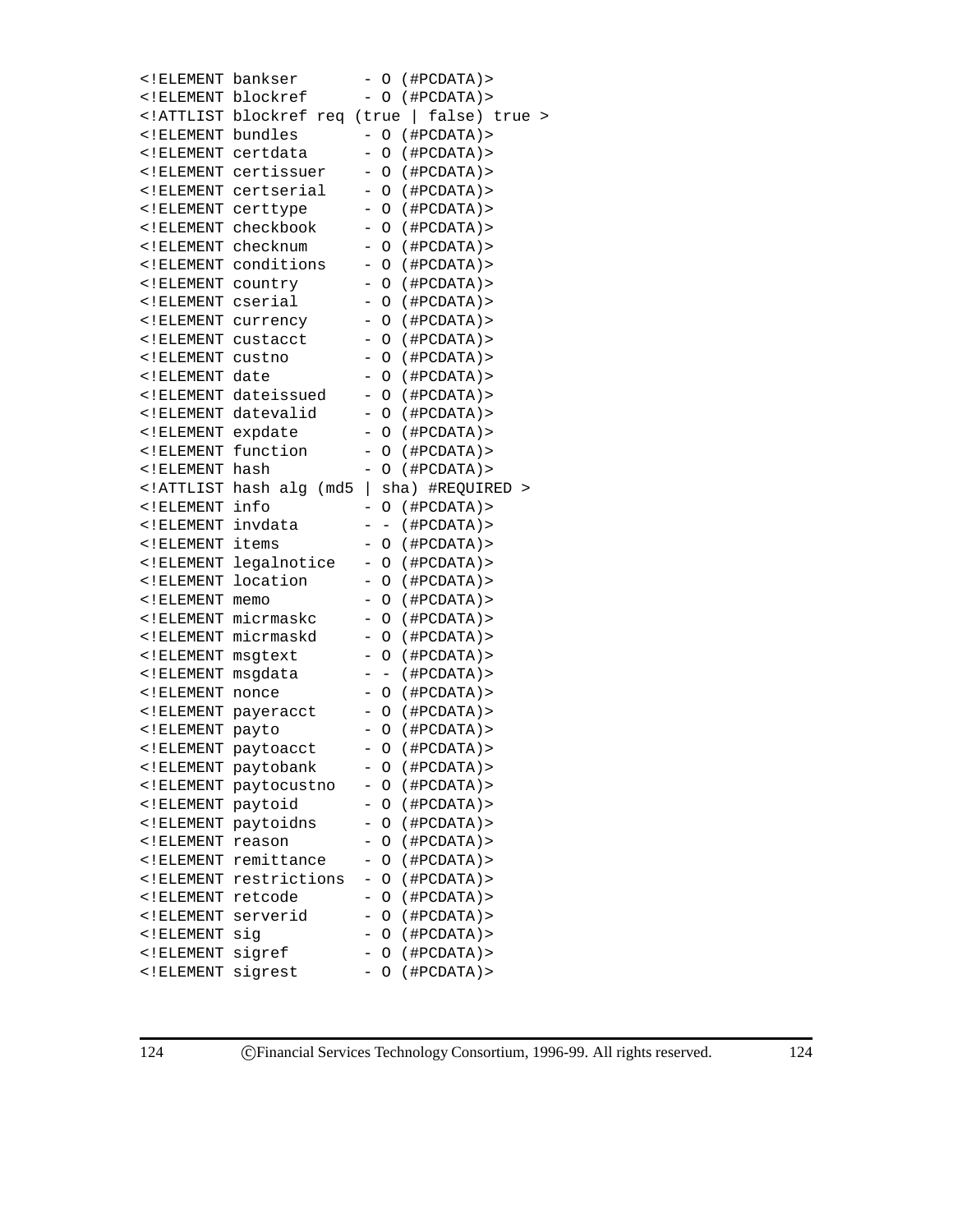```
<!ELEMENT bankser       - O (#PCDATA)>
<!ELEMENT blockref      - O (#PCDATA)>
<!ATTLIST blockref req (true | false) true >
<!ELEMENT bundles       - O (#PCDATA)>
<!ELEMENT certdata      - O (#PCDATA)>
<!ELEMENT certissuer    - O (#PCDATA)>
<!ELEMENT certserial    - O (#PCDATA)>
<!ELEMENT certtype      - O (#PCDATA)>
<!ELEMENT checkbook     - O (#PCDATA)>
<!ELEMENT checknum      - O (#PCDATA)>
<!ELEMENT conditions    - O (#PCDATA)>
<!ELEMENT country       - O (#PCDATA)>
<!ELEMENT cserial       - O (#PCDATA)>
<!ELEMENT currency      - O (#PCDATA)>
<!ELEMENT custacct      - O (#PCDATA)>
<!ELEMENT custno        - O (#PCDATA)>
<!ELEMENT date          - O (#PCDATA)>
<!ELEMENT dateissued    - O (#PCDATA)>
<!ELEMENT datevalid     - O (#PCDATA)>
<!ELEMENT expdate       - O (#PCDATA)>
<!ELEMENT function      - O (#PCDATA)>
<!ELEMENT hash          - O (#PCDATA)>
<!ATTLIST hash alg (md5 | sha) #REQUIRED >
<!ELEMENT info          - O (#PCDATA)>
<!ELEMENT invdata       - - (#PCDATA)>
<!ELEMENT items         - O (#PCDATA)>
<!ELEMENT legalnotice   - O (#PCDATA)>
<!ELEMENT location      - O (#PCDATA)>
<!ELEMENT memo          - O (#PCDATA)>
<!ELEMENT micrmaskc     - O (#PCDATA)>
<!ELEMENT micrmaskd     - O (#PCDATA)>
<!ELEMENT msgtext       - O (#PCDATA)>
<!ELEMENT msgdata       - - (#PCDATA)>
<!ELEMENT nonce         - O (#PCDATA)>
<!ELEMENT payeracct     - O (#PCDATA)>
<!ELEMENT payto         - O (#PCDATA)>
<!ELEMENT paytoacct     - O (#PCDATA)>
<!ELEMENT paytobank     - O (#PCDATA)>
<!ELEMENT paytocustno   - O (#PCDATA)>
<!ELEMENT paytoid       - O (#PCDATA)>
<!ELEMENT paytoidns     - O (#PCDATA)>
<!ELEMENT reason        - O (#PCDATA)>
<!ELEMENT remittance    - O (#PCDATA)>
<!ELEMENT restrictions  - O (#PCDATA)>
<!ELEMENT retcode       - O (#PCDATA)>
<!ELEMENT serverid      - O (#PCDATA)>
<!ELEMENT sig           - O (#PCDATA)>
<!ELEMENT sigref        - O (#PCDATA)>
<!ELEMENT sigrest       - O (#PCDATA)>
```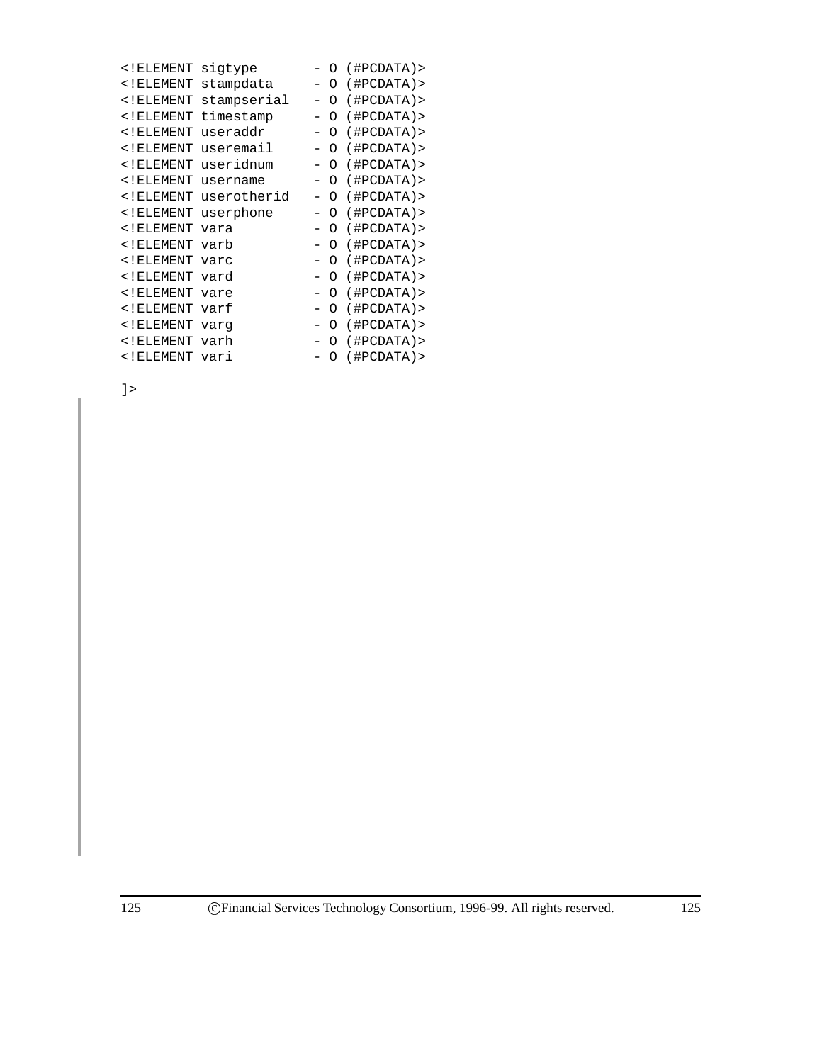```
<!ELEMENT sigtype       - O (#PCDATA)>
<!ELEMENT stampdata     - O (#PCDATA)>
<!ELEMENT stampserial   - O (#PCDATA)>
<!ELEMENT timestamp     - O (#PCDATA)>
<!ELEMENT useraddr      - O (#PCDATA)>
<!ELEMENT useremail     - O (#PCDATA)>
<!ELEMENT useridnum     - O (#PCDATA)>
<!ELEMENT username      - O (#PCDATA)>
<!ELEMENT userotherid   - O (#PCDATA)>
<!ELEMENT userphone     - O (#PCDATA)>
<!ELEMENT vara          - O (#PCDATA)>
<!ELEMENT varb          - O (#PCDATA)>
<!ELEMENT varc          - O (#PCDATA)>
<!ELEMENT vard          - O (#PCDATA)>
<!ELEMENT vare          - O (#PCDATA)>
<!ELEMENT varf          - O (#PCDATA)>
<!ELEMENT varg          - O (#PCDATA)>
<!ELEMENT varh          - O (#PCDATA)>
<!ELEMENT vari          - O (#PCDATA)>

]>
```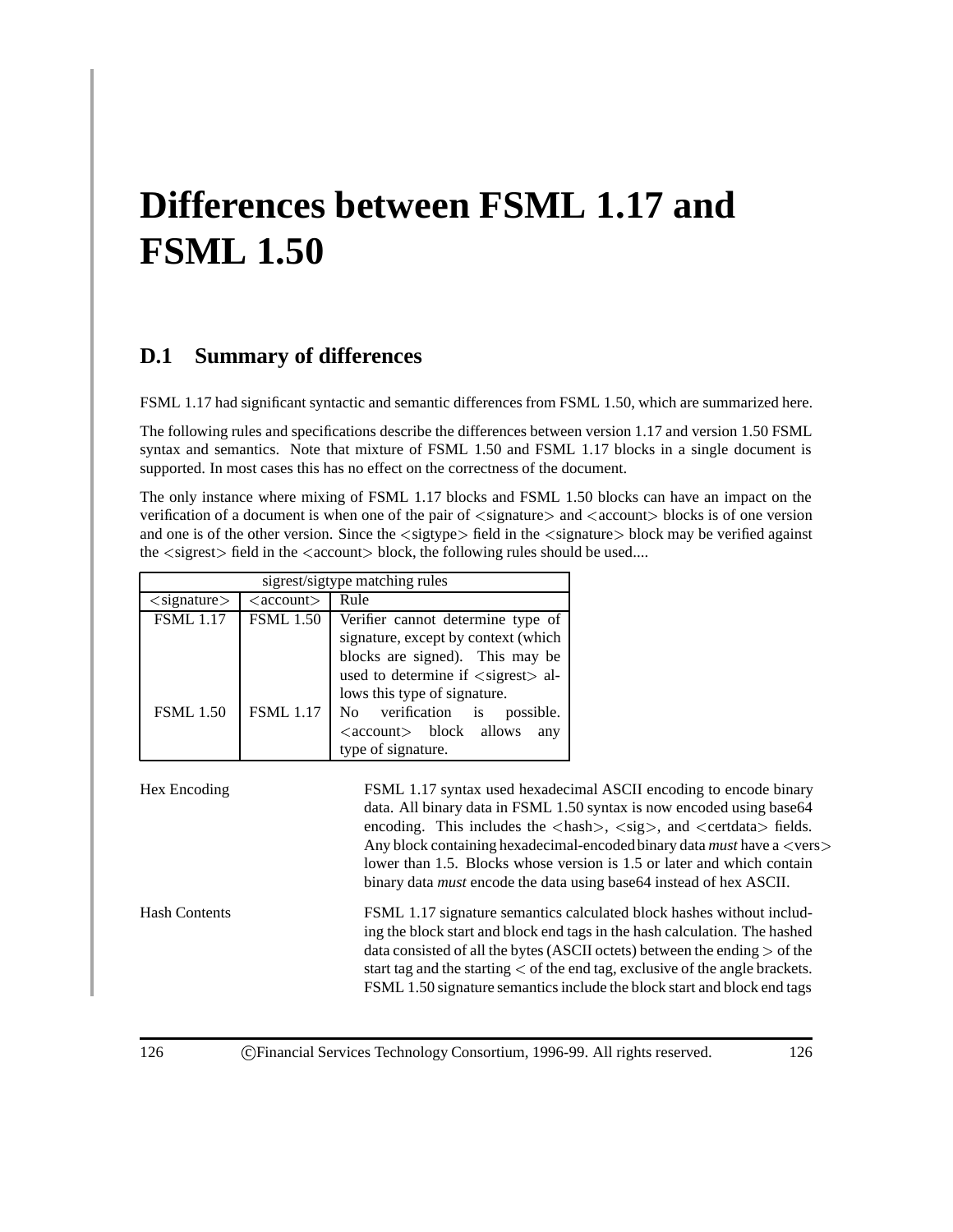# Differences between FSML 1.17 and FSML 1.50

## D.1 Summary of differences

FSML 1.17 had significant syntactic and semantic differences from FSML 1.50, which are summarized here.

The following rules and specifications describe the differences between version 1.17 and version 1.50 FSML syntax and semantics. Note that mixture of FSML 1.50 and FSML 1.17 blocks in a single document is supported. In most cases this has no effect on the correctness of the document.

The only instance where mixing of FSML 1.17 blocks and FSML 1.50 blocks can have an impact on the verification of a document is when one of the pair of <signature> and <account> blocks is of one version and one is of the other version. Since the <sigtype> field in the <signature> block may be verified against the <sigrest> field in the <account> block, the following rules should be used....

| sigrest/sigtype matching rules | | |
|---|---|---|
| <signature> | <account> | Rule |
| FSML 1.17 | FSML 1.50 | Verifier cannot determine type of signature, except by context (which blocks are signed). This may be used to determine if <sigrest> allows this type of signature. |
| FSML 1.50 | FSML 1.17 | No verification is possible. <account> block allows any type of signature. |

Hex Encoding
: FSML 1.17 syntax used hexadecimal ASCII encoding to encode binary data. All binary data in FSML 1.50 syntax is now encoded using base64 encoding. This includes the <hash>, <sig>, and <certdata> fields. Any block containing hexadecimal-encoded binary data *must* have a <vers> lower than 1.5. Blocks whose version is 1.5 or later and which contain binary data *must* encode the data using base64 instead of hex ASCII.

Hash Contents
: FSML 1.17 signature semantics calculated block hashes without including the block start and block end tags in the hash calculation. The hashed data consisted of all the bytes (ASCII octets) between the ending > of the start tag and the starting < of the end tag, exclusive of the angle brackets. FSML 1.50 signature semantics include the block start and block end tags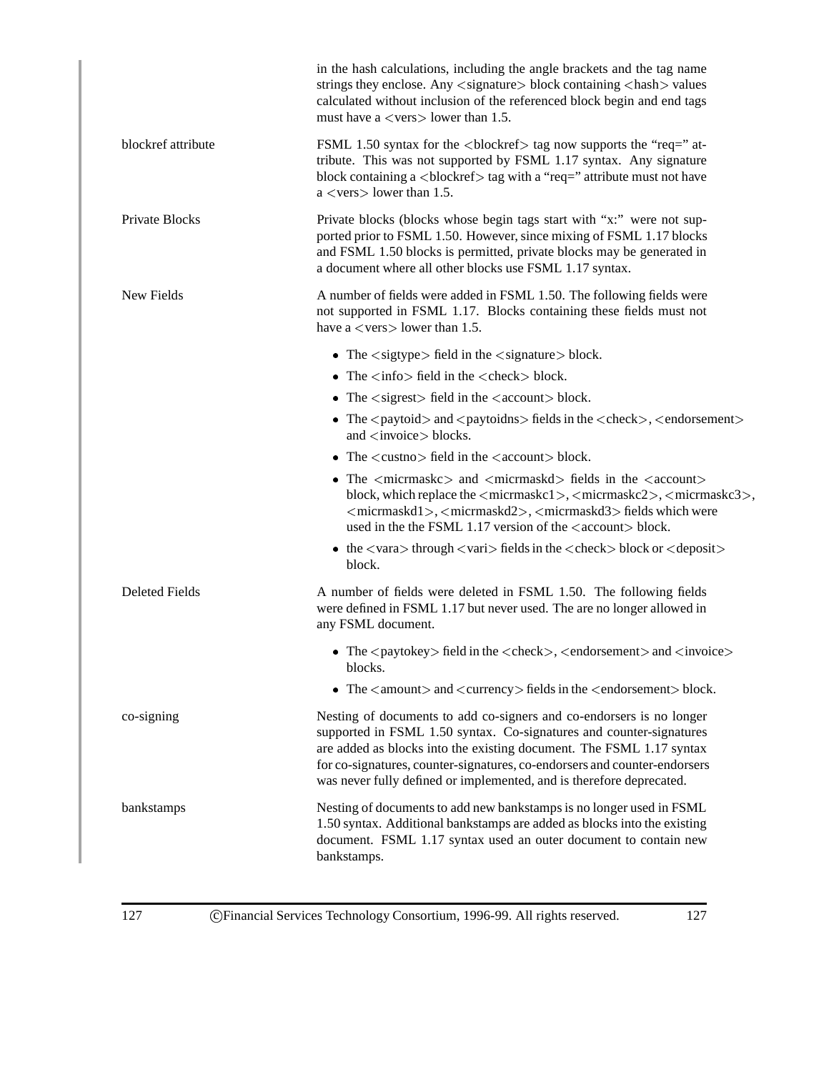in the hash calculations, including the angle brackets and the tag name strings they enclose. Any <signature> block containing <hash> values calculated without inclusion of the referenced block begin and end tags must have a <vers> lower than 1.5.

**blockref attribute**

FSML 1.50 syntax for the <blockref> tag now supports the "req=" attribute. This was not supported by FSML 1.17 syntax. Any signature block containing a <blockref> tag with a "req=" attribute must not have a <vers> lower than 1.5.

**Private Blocks**

Private blocks (blocks whose begin tags start with "x:" were not supported prior to FSML 1.50. However, since mixing of FSML 1.17 blocks and FSML 1.50 blocks is permitted, private blocks may be generated in a document where all other blocks use FSML 1.17 syntax.

**New Fields**

A number of fields were added in FSML 1.50. The following fields were not supported in FSML 1.17. Blocks containing these fields must not have a <vers> lower than 1.5.

- The <sigtype> field in the <signature> block.
- The <info> field in the <check> block.
- The <sigrest> field in the <account> block.
- The <paytoid> and <paytoidns> fields in the <check>, <endorsement> and <invoice> blocks.
- The <custno> field in the <account> block.
- The <micrmaskc> and <micrmaskd> fields in the <account> block, which replace the <micrmaskc1>, <micrmaskc2>, <micrmaskc3>, <micrmaskd1>, <micrmaskd2>, <micrmaskd3> fields which were used in the the FSML 1.17 version of the <account> block.
- the <vara> through <vari> fields in the <check> block or <deposit> block.

**Deleted Fields**

A number of fields were deleted in FSML 1.50. The following fields were defined in FSML 1.17 but never used. The are no longer allowed in any FSML document.

- The <paytokey> field in the <check>, <endorsement> and <invoice> blocks.
- The <amount> and <currency> fields in the <endorsement> block.

**co-signing**

Nesting of documents to add co-signers and co-endorsers is no longer supported in FSML 1.50 syntax. Co-signatures and counter-signatures are added as blocks into the existing document. The FSML 1.17 syntax for co-signatures, counter-signatures, co-endorsers and counter-endorsers was never fully defined or implemented, and is therefore deprecated.

**bankstamps**

Nesting of documents to add new bankstamps is no longer used in FSML 1.50 syntax. Additional bankstamps are added as blocks into the existing document. FSML 1.17 syntax used an outer document to contain new bankstamps.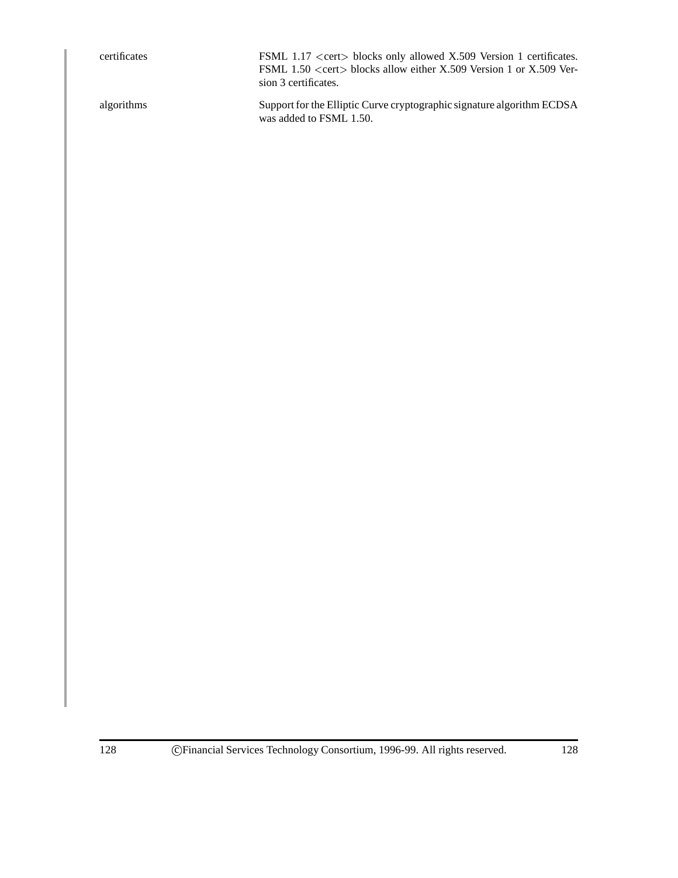| | |
|---|---|
| certificates | FSML 1.17 <cert> blocks only allowed X.509 Version 1 certificates. FSML 1.50 <cert> blocks allow either X.509 Version 1 or X.509 Version 3 certificates. |
| algorithms | Support for the Elliptic Curve cryptographic signature algorithm ECDSA was added to FSML 1.50. |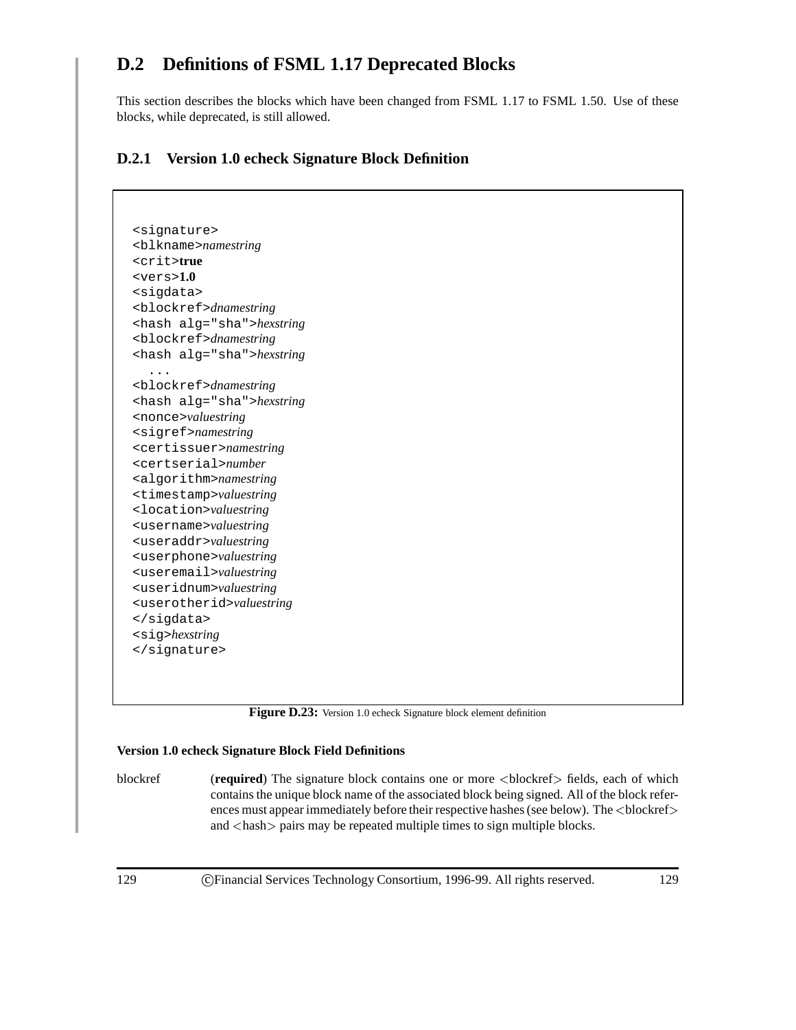## D.2 Definitions of FSML 1.17 Deprecated Blocks

This section describes the blocks which have been changed from FSML 1.17 to FSML 1.50. Use of these blocks, while deprecated, is still allowed.

### D.2.1 Version 1.0 echeck Signature Block Definition

```
<signature>
<blkname>namestring
<crit>true
<vers>1.0
<sigdata>
<blockref>dnamestring
<hash alg="sha">hexstring
<blockref>dnamestring
<hash alg="sha">hexstring
  ...
<blockref>dnamestring
<hash alg="sha">hexstring
<nonce>valuestring
<sigref>namestring
<certissuer>namestring
<certserial>number
<algorithm>namestring
<timestamp>valuestring
<location>valuestring
<username>valuestring
<useraddr>valuestring
<userphone>valuestring
<useremail>valuestring
<useridnum>valuestring
<userotherid>valuestring
</sigdata>
<sig>hexstring
</signature>
```

**Figure D.23:** Version 1.0 echeck Signature block element definition

**Version 1.0 echeck Signature Block Field Definitions**

blockref (**required**) The signature block contains one or more <blockref> fields, each of which contains the unique block name of the associated block being signed. All of the block references must appear immediately before their respective hashes (see below). The <blockref> and <hash> pairs may be repeated multiple times to sign multiple blocks.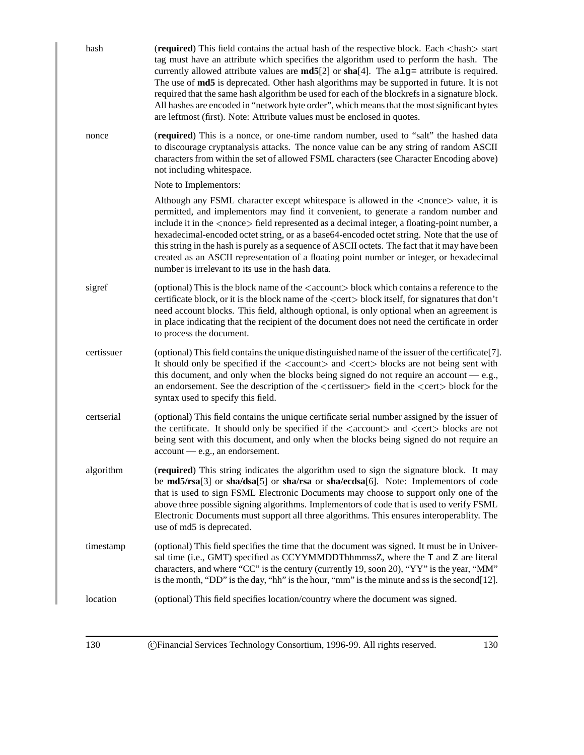**hash** (**required**) This field contains the actual hash of the respective block. Each <hash> start tag must have an attribute which specifies the algorithm used to perform the hash. The currently allowed attribute values are **md5**[2] or **sha**[4]. The `alg=` attribute is required. The use of **md5** is deprecated. Other hash algorithms may be supported in future. It is not required that the same hash algorithm be used for each of the blockrefs in a signature block. All hashes are encoded in "network byte order", which means that the most significant bytes are leftmost (first). Note: Attribute values must be enclosed in quotes.

**nonce** (**required**) This is a nonce, or one-time random number, used to "salt" the hashed data to discourage cryptanalysis attacks. The nonce value can be any string of random ASCII characters from within the set of allowed FSML characters (see Character Encoding above) not including whitespace.

Note to Implementors:

Although any FSML character except whitespace is allowed in the <nonce> value, it is permitted, and implementors may find it convenient, to generate a random number and include it in the <nonce> field represented as a decimal integer, a floating-point number, a hexadecimal-encoded octet string, or as a base64-encoded octet string. Note that the use of this string in the hash is purely as a sequence of ASCII octets. The fact that it may have been created as an ASCII representation of a floating point number or integer, or hexadecimal number is irrelevant to its use in the hash data.

**sigref** (optional) This is the block name of the <account> block which contains a reference to the certificate block, or it is the block name of the <cert> block itself, for signatures that don't need account blocks. This field, although optional, is only optional when an agreement is in place indicating that the recipient of the document does not need the certificate in order to process the document.

**certissuer** (optional) This field contains the unique distinguished name of the issuer of the certificate[7]. It should only be specified if the <account> and <cert> blocks are not being sent with this document, and only when the blocks being signed do not require an account — e.g., an endorsement. See the description of the <certissuer> field in the <cert> block for the syntax used to specify this field.

**certserial** (optional) This field contains the unique certificate serial number assigned by the issuer of the certificate. It should only be specified if the <account> and <cert> blocks are not being sent with this document, and only when the blocks being signed do not require an account — e.g., an endorsement.

**algorithm** (**required**) This string indicates the algorithm used to sign the signature block. It may be **md5/rsa**[3] or **sha/dsa**[5] or **sha/rsa** or **sha/ecdsa**[6]. Note: Implementors of code that is used to sign FSML Electronic Documents may choose to support only one of the above three possible signing algorithms. Implementors of code that is used to verify FSML Electronic Documents must support all three algorithms. This ensures interoperablity. The use of md5 is deprecated.

**timestamp** (optional) This field specifies the time that the document was signed. It must be in Universal time (i.e., GMT) specified as CCYYMMDDThhmmssZ, where the `T` and `Z` are literal characters, and where "CC" is the century (currently 19, soon 20), "YY" is the year, "MM" is the month, "DD" is the day, "hh" is the hour, "mm" is the minute and ss is the second[12].

**location** (optional) This field specifies location/country where the document was signed.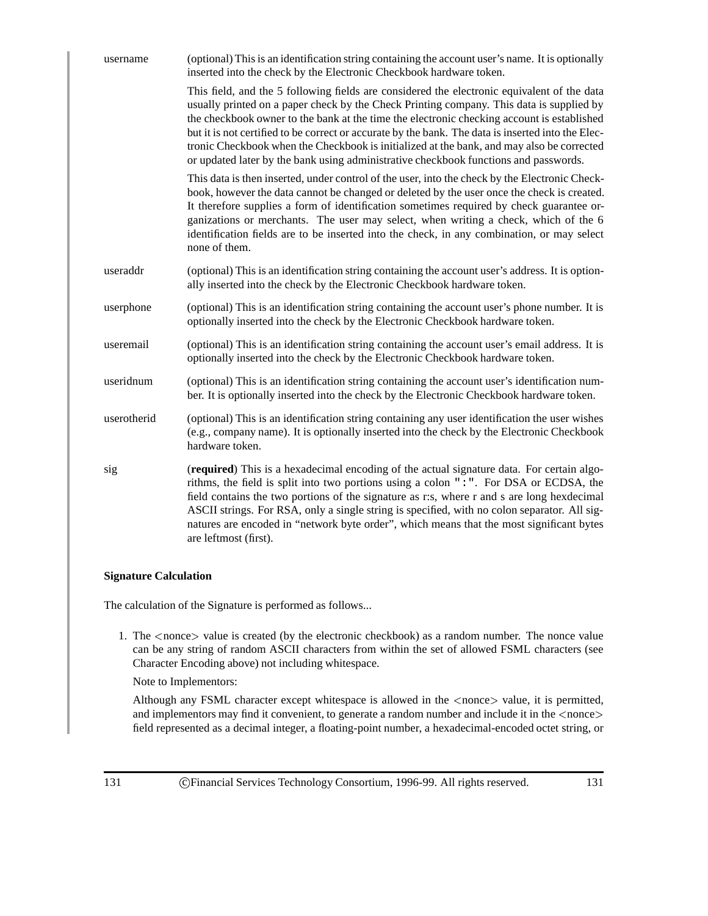| | |
|---|---|
| username | (optional) This is an identification string containing the account user's name. It is optionally inserted into the check by the Electronic Checkbook hardware token.<br><br>This field, and the 5 following fields are considered the electronic equivalent of the data usually printed on a paper check by the Check Printing company. This data is supplied by the checkbook owner to the bank at the time the electronic checking account is established but it is not certified to be correct or accurate by the bank. The data is inserted into the Electronic Checkbook when the Checkbook is initialized at the bank, and may also be corrected or updated later by the bank using administrative checkbook functions and passwords.<br><br>This data is then inserted, under control of the user, into the check by the Electronic Checkbook, however the data cannot be changed or deleted by the user once the check is created. It therefore supplies a form of identification sometimes required by check guarantee organizations or merchants. The user may select, when writing a check, which of the 6 identification fields are to be inserted into the check, in any combination, or may select none of them. |
| useraddr | (optional) This is an identification string containing the account user's address. It is optionally inserted into the check by the Electronic Checkbook hardware token. |
| userphone | (optional) This is an identification string containing the account user's phone number. It is optionally inserted into the check by the Electronic Checkbook hardware token. |
| useremail | (optional) This is an identification string containing the account user's email address. It is optionally inserted into the check by the Electronic Checkbook hardware token. |
| useridnum | (optional) This is an identification string containing the account user's identification number. It is optionally inserted into the check by the Electronic Checkbook hardware token. |
| userotherid | (optional) This is an identification string containing any user identification the user wishes (e.g., company name). It is optionally inserted into the check by the Electronic Checkbook hardware token. |
| sig | (**required**) This is a hexadecimal encoding of the actual signature data. For certain algorithms, the field is split into two portions using a colon `":"`. For DSA or ECDSA, the field contains the two portions of the signature as r:s, where r and s are long hexdecimal ASCII strings. For RSA, only a single string is specified, with no colon separator. All signatures are encoded in "network byte order", which means that the most significant bytes are leftmost (first). |

**Signature Calculation**

The calculation of the Signature is performed as follows...

1. The <nonce> value is created (by the electronic checkbook) as a random number. The nonce value can be any string of random ASCII characters from within the set of allowed FSML characters (see Character Encoding above) not including whitespace.

   Note to Implementors:

   Although any FSML character except whitespace is allowed in the <nonce> value, it is permitted, and implementors may find it convenient, to generate a random number and include it in the <nonce> field represented as a decimal integer, a floating-point number, a hexadecimal-encoded octet string, or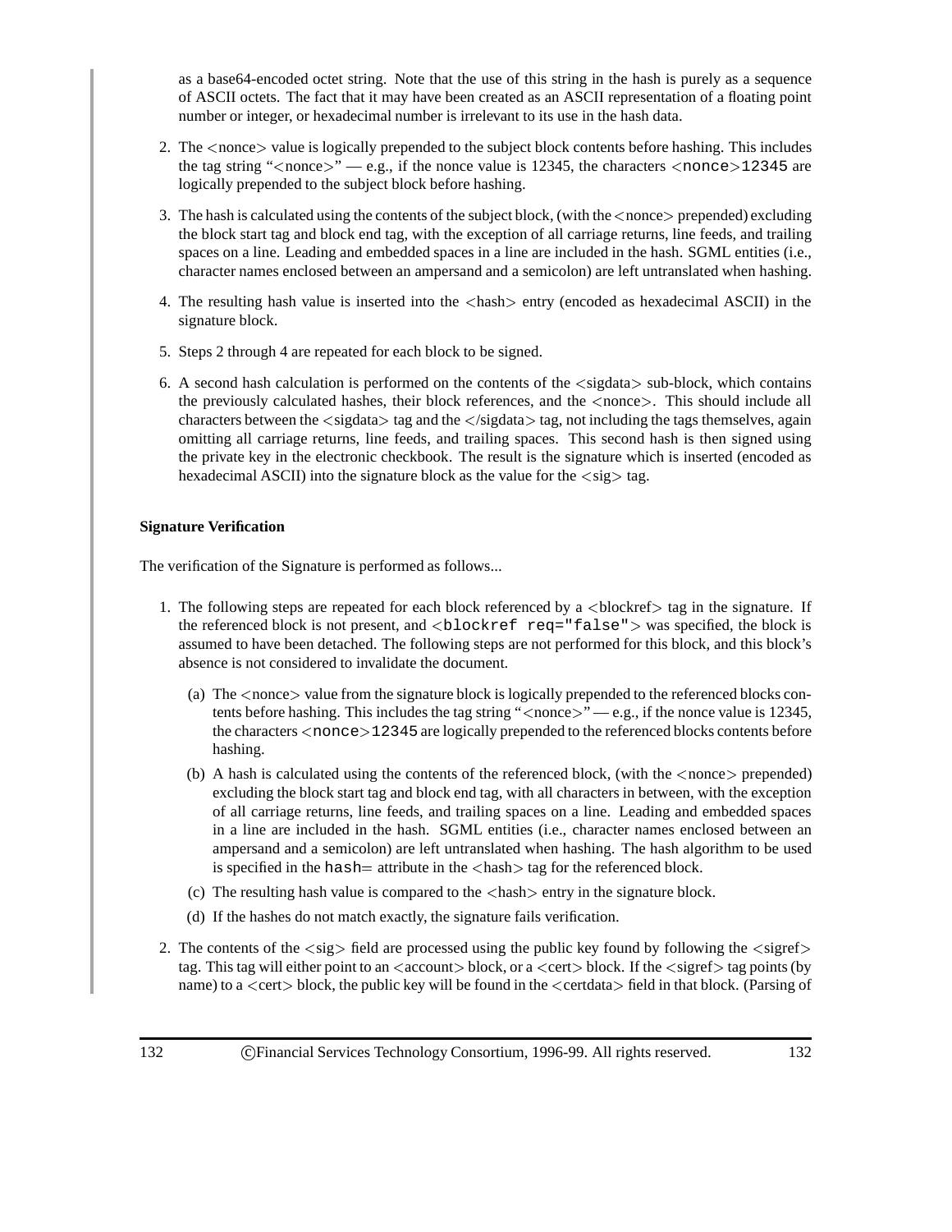as a base64-encoded octet string. Note that the use of this string in the hash is purely as a sequence of ASCII octets. The fact that it may have been created as an ASCII representation of a floating point number or integer, or hexadecimal number is irrelevant to its use in the hash data.

2. The <nonce> value is logically prepended to the subject block contents before hashing. This includes the tag string "<nonce>" — e.g., if the nonce value is 12345, the characters `<nonce>12345` are logically prepended to the subject block before hashing.

3. The hash is calculated using the contents of the subject block, (with the <nonce> prepended) excluding the block start tag and block end tag, with the exception of all carriage returns, line feeds, and trailing spaces on a line. Leading and embedded spaces in a line are included in the hash. SGML entities (i.e., character names enclosed between an ampersand and a semicolon) are left untranslated when hashing.

4. The resulting hash value is inserted into the <hash> entry (encoded as hexadecimal ASCII) in the signature block.

5. Steps 2 through 4 are repeated for each block to be signed.

6. A second hash calculation is performed on the contents of the <sigdata> sub-block, which contains the previously calculated hashes, their block references, and the <nonce>. This should include all characters between the <sigdata> tag and the </sigdata> tag, not including the tags themselves, again omitting all carriage returns, line feeds, and trailing spaces. This second hash is then signed using the private key in the electronic checkbook. The result is the signature which is inserted (encoded as hexadecimal ASCII) into the signature block as the value for the <sig> tag.

**Signature Verification**

The verification of the Signature is performed as follows...

1. The following steps are repeated for each block referenced by a <blockref> tag in the signature. If the referenced block is not present, and `<blockref req="false">` was specified, the block is assumed to have been detached. The following steps are not performed for this block, and this block's absence is not considered to invalidate the document.

   (a) The <nonce> value from the signature block is logically prepended to the referenced blocks contents before hashing. This includes the tag string "<nonce>" — e.g., if the nonce value is 12345, the characters `<nonce>12345` are logically prepended to the referenced blocks contents before hashing.

   (b) A hash is calculated using the contents of the referenced block, (with the <nonce> prepended) excluding the block start tag and block end tag, with all characters in between, with the exception of all carriage returns, line feeds, and trailing spaces on a line. Leading and embedded spaces in a line are included in the hash. SGML entities (i.e., character names enclosed between an ampersand and a semicolon) are left untranslated when hashing. The hash algorithm to be used is specified in the `hash=` attribute in the <hash> tag for the referenced block.

   (c) The resulting hash value is compared to the <hash> entry in the signature block.

   (d) If the hashes do not match exactly, the signature fails verification.

2. The contents of the <sig> field are processed using the public key found by following the <sigref> tag. This tag will either point to an <account> block, or a <cert> block. If the <sigref> tag points (by name) to a <cert> block, the public key will be found in the <certdata> field in that block. (Parsing of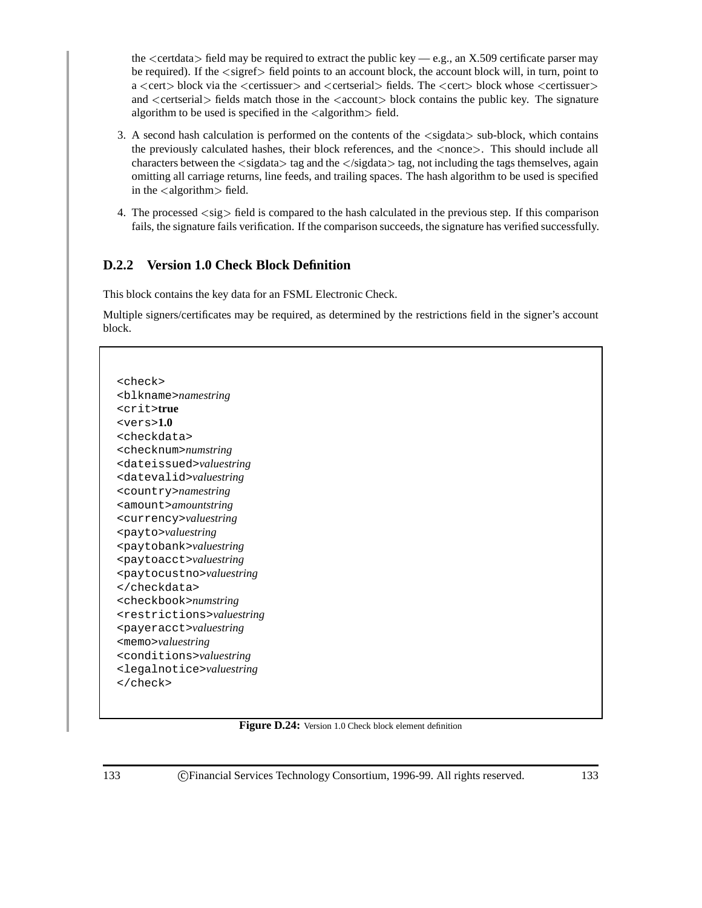the <certdata> field may be required to extract the public key — e.g., an X.509 certificate parser may be required). If the <sigref> field points to an account block, the account block will, in turn, point to a <cert> block via the <certissuer> and <certserial> fields. The <cert> block whose <certissuer> and <certserial> fields match those in the <account> block contains the public key. The signature algorithm to be used is specified in the <algorithm> field.

3. A second hash calculation is performed on the contents of the <sigdata> sub-block, which contains the previously calculated hashes, their block references, and the <nonce>. This should include all characters between the <sigdata> tag and the </sigdata> tag, not including the tags themselves, again omitting all carriage returns, line feeds, and trailing spaces. The hash algorithm to be used is specified in the <algorithm> field.

4. The processed <sig> field is compared to the hash calculated in the previous step. If this comparison fails, the signature fails verification. If the comparison succeeds, the signature has verified successfully.

### D.2.2 Version 1.0 Check Block Definition

This block contains the key data for an FSML Electronic Check.

Multiple signers/certificates may be required, as determined by the restrictions field in the signer's account block.

```
<check>
<blkname>namestring
<crit>true
<vers>1.0
<checkdata>
<checknum>numstring
<dateissued>valuestring
<datevalid>valuestring
<country>namestring
<amount>amountstring
<currency>valuestring
<payto>valuestring
<paytobank>valuestring
<paytoacct>valuestring
<paytocustno>valuestring
</checkdata>
<checkbook>numstring
<restrictions>valuestring
<payeracct>valuestring
<memo>valuestring
<conditions>valuestring
<legalnotice>valuestring
</check>
```

**Figure D.24:** Version 1.0 Check block element definition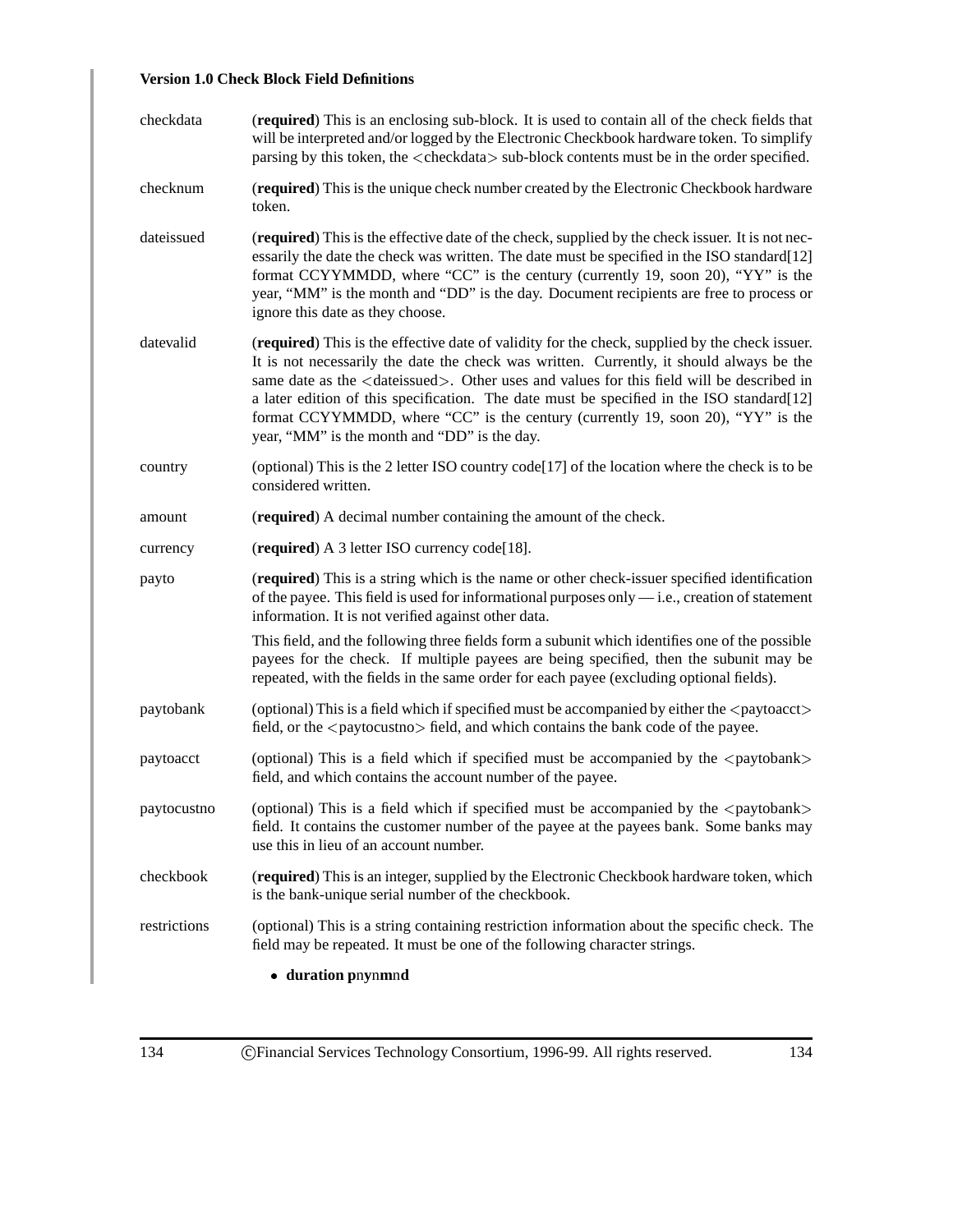**Version 1.0 Check Block Field Definitions**

checkdata
: (**required**) This is an enclosing sub-block. It is used to contain all of the check fields that will be interpreted and/or logged by the Electronic Checkbook hardware token. To simplify parsing by this token, the <checkdata> sub-block contents must be in the order specified.

checknum
: (**required**) This is the unique check number created by the Electronic Checkbook hardware token.

dateissued
: (**required**) This is the effective date of the check, supplied by the check issuer. It is not necessarily the date the check was written. The date must be specified in the ISO standard[12] format CCYYMMDD, where "CC" is the century (currently 19, soon 20), "YY" is the year, "MM" is the month and "DD" is the day. Document recipients are free to process or ignore this date as they choose.

datevalid
: (**required**) This is the effective date of validity for the check, supplied by the check issuer. It is not necessarily the date the check was written. Currently, it should always be the same date as the <dateissued>. Other uses and values for this field will be described in a later edition of this specification. The date must be specified in the ISO standard[12] format CCYYMMDD, where "CC" is the century (currently 19, soon 20), "YY" is the year, "MM" is the month and "DD" is the day.

country
: (optional) This is the 2 letter ISO country code[17] of the location where the check is to be considered written.

amount
: (**required**) A decimal number containing the amount of the check.

currency
: (**required**) A 3 letter ISO currency code[18].

payto
: (**required**) This is a string which is the name or other check-issuer specified identification of the payee. This field is used for informational purposes only — i.e., creation of statement information. It is not verified against other data.

  This field, and the following three fields form a subunit which identifies one of the possible payees for the check. If multiple payees are being specified, then the subunit may be repeated, with the fields in the same order for each payee (excluding optional fields).

paytobank
: (optional) This is a field which if specified must be accompanied by either the <paytoacct> field, or the <paytocustno> field, and which contains the bank code of the payee.

paytoacct
: (optional) This is a field which if specified must be accompanied by the <paytobank> field, and which contains the account number of the payee.

paytocustno
: (optional) This is a field which if specified must be accompanied by the <paytobank> field. It contains the customer number of the payee at the payees bank. Some banks may use this in lieu of an account number.

checkbook
: (**required**) This is an integer, supplied by the Electronic Checkbook hardware token, which is the bank-unique serial number of the checkbook.

restrictions
: (optional) This is a string containing restriction information about the specific check. The field may be repeated. It must be one of the following character strings.

  - **duration p**n**y**n**m**n**d**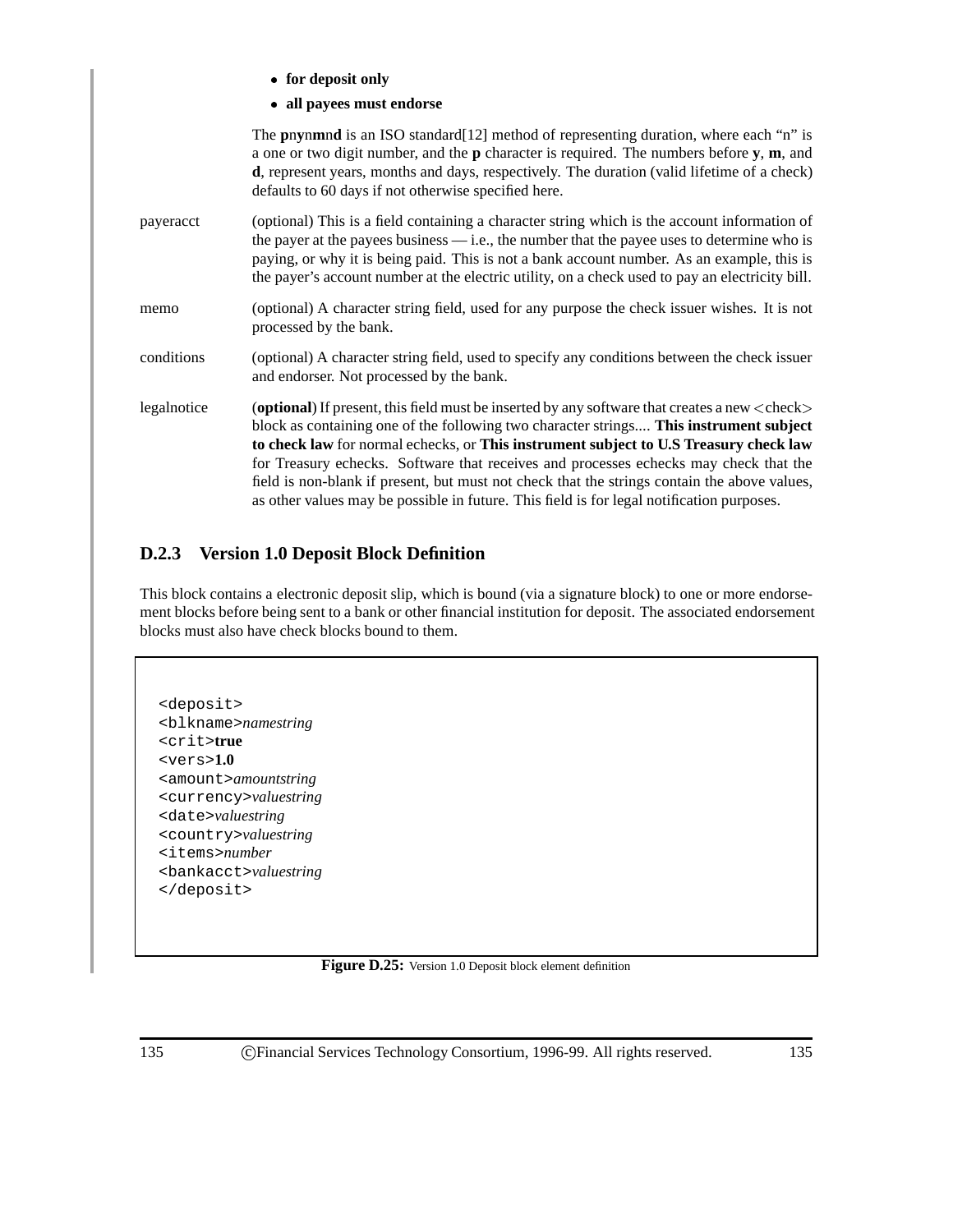- **for deposit only**
- **all payees must endorse**

The **p**n**y**n**m**n**d** is an ISO standard[12] method of representing duration, where each "n" is a one or two digit number, and the **p** character is required. The numbers before **y**, **m**, and **d**, represent years, months and days, respectively. The duration (valid lifetime of a check) defaults to 60 days if not otherwise specified here.

payeracct
: (optional) This is a field containing a character string which is the account information of the payer at the payees business — i.e., the number that the payee uses to determine who is paying, or why it is being paid. This is not a bank account number. As an example, this is the payer's account number at the electric utility, on a check used to pay an electricity bill.

memo
: (optional) A character string field, used for any purpose the check issuer wishes. It is not processed by the bank.

conditions
: (optional) A character string field, used to specify any conditions between the check issuer and endorser. Not processed by the bank.

legalnotice
: (**optional**) If present, this field must be inserted by any software that creates a new <check> block as containing one of the following two character strings.... **This instrument subject to check law** for normal echecks, or **This instrument subject to U.S Treasury check law** for Treasury echecks. Software that receives and processes echecks may check that the field is non-blank if present, but must not check that the strings contain the above values, as other values may be possible in future. This field is for legal notification purposes.

### D.2.3 Version 1.0 Deposit Block Definition

This block contains a electronic deposit slip, which is bound (via a signature block) to one or more endorsement blocks before being sent to a bank or other financial institution for deposit. The associated endorsement blocks must also have check blocks bound to them.

```
<deposit>
<blkname>namestring
<crit>true
<vers>1.0
<amount>amountstring
<currency>valuestring
<date>valuestring
<country>valuestring
<items>number
<bankacct>valuestring
</deposit>
```

**Figure D.25:** Version 1.0 Deposit block element definition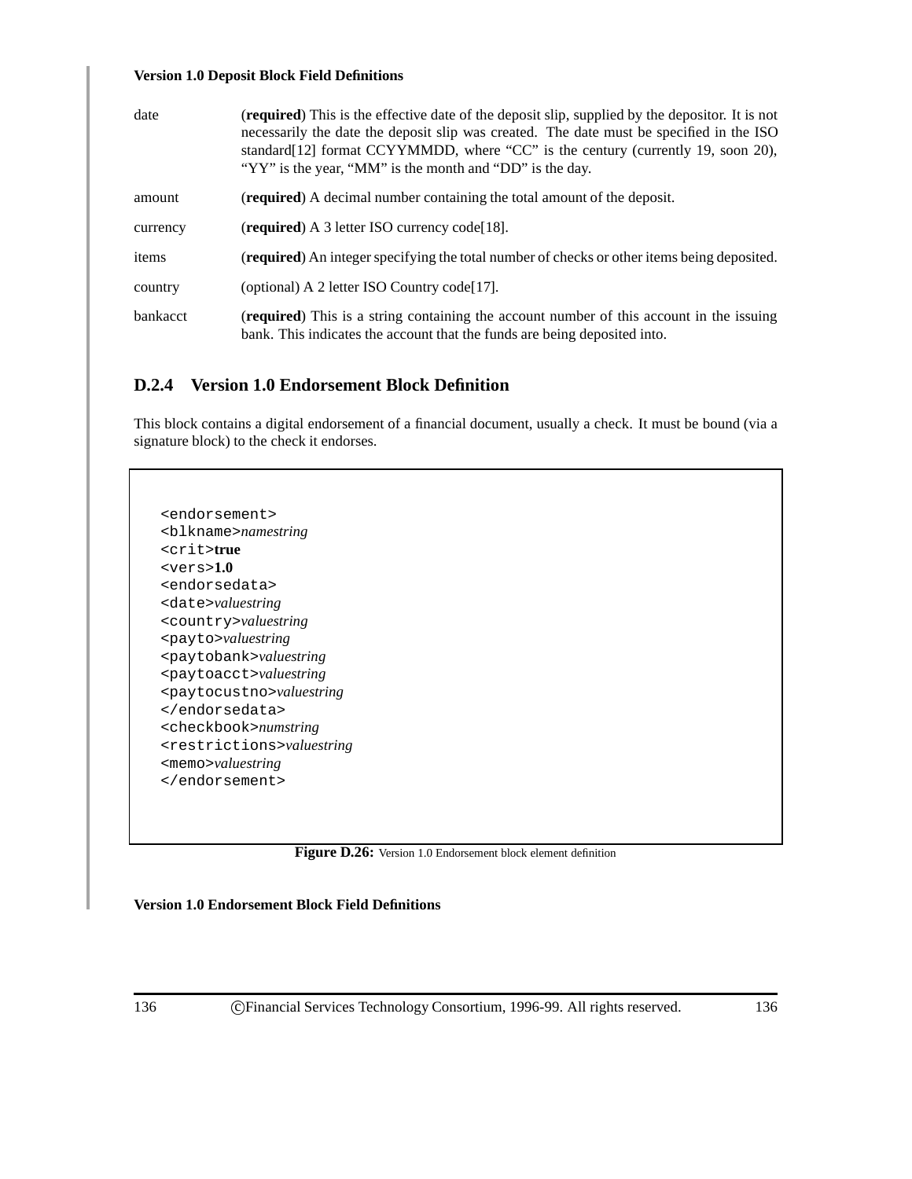**Version 1.0 Deposit Block Field Definitions**

| | |
|---|---|
| date | (**required**) This is the effective date of the deposit slip, supplied by the depositor. It is not necessarily the date the deposit slip was created. The date must be specified in the ISO standard[12] format CCYYMMDD, where "CC" is the century (currently 19, soon 20), "YY" is the year, "MM" is the month and "DD" is the day. |
| amount | (**required**) A decimal number containing the total amount of the deposit. |
| currency | (**required**) A 3 letter ISO currency code[18]. |
| items | (**required**) An integer specifying the total number of checks or other items being deposited. |
| country | (optional) A 2 letter ISO Country code[17]. |
| bankacct | (**required**) This is a string containing the account number of this account in the issuing bank. This indicates the account that the funds are being deposited into. |

### D.2.4 Version 1.0 Endorsement Block Definition

This block contains a digital endorsement of a financial document, usually a check. It must be bound (via a signature block) to the check it endorses.

```
<endorsement>
<blkname>namestring
<crit>true
<vers>1.0
<endorsedata>
<date>valuestring
<country>valuestring
<payto>valuestring
<paytobank>valuestring
<paytoacct>valuestring
<paytocustno>valuestring
</endorsedata>
<checkbook>numstring
<restrictions>valuestring
<memo>valuestring
</endorsement>
```

**Figure D.26:** Version 1.0 Endorsement block element definition

**Version 1.0 Endorsement Block Field Definitions**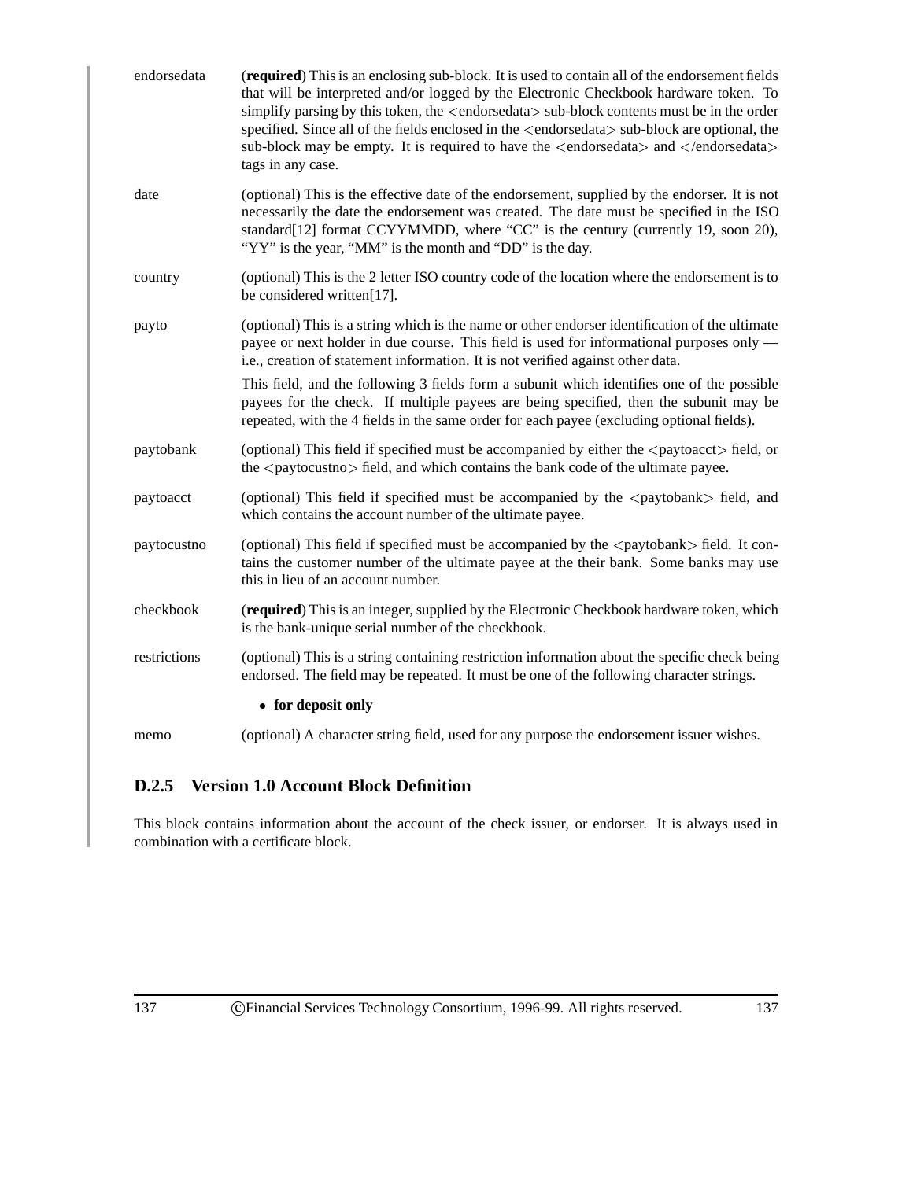| | |
|---|---|
| endorsedata | (**required**) This is an enclosing sub-block. It is used to contain all of the endorsement fields that will be interpreted and/or logged by the Electronic Checkbook hardware token. To simplify parsing by this token, the <endorsedata> sub-block contents must be in the order specified. Since all of the fields enclosed in the <endorsedata> sub-block are optional, the sub-block may be empty. It is required to have the <endorsedata> and </endorsedata> tags in any case. |
| date | (optional) This is the effective date of the endorsement, supplied by the endorser. It is not necessarily the date the endorsement was created. The date must be specified in the ISO standard[12] format CCYYMMDD, where "CC" is the century (currently 19, soon 20), "YY" is the year, "MM" is the month and "DD" is the day. |
| country | (optional) This is the 2 letter ISO country code of the location where the endorsement is to be considered written[17]. |
| payto | (optional) This is a string which is the name or other endorser identification of the ultimate payee or next holder in due course. This field is used for informational purposes only — i.e., creation of statement information. It is not verified against other data. |
| | This field, and the following 3 fields form a subunit which identifies one of the possible payees for the check. If multiple payees are being specified, then the subunit may be repeated, with the 4 fields in the same order for each payee (excluding optional fields). |
| paytobank | (optional) This field if specified must be accompanied by either the <paytoacct> field, or the <paytocustno> field, and which contains the bank code of the ultimate payee. |
| paytoacct | (optional) This field if specified must be accompanied by the <paytobank> field, and which contains the account number of the ultimate payee. |
| paytocustno | (optional) This field if specified must be accompanied by the <paytobank> field. It contains the customer number of the ultimate payee at the their bank. Some banks may use this in lieu of an account number. |
| checkbook | (**required**) This is an integer, supplied by the Electronic Checkbook hardware token, which is the bank-unique serial number of the checkbook. |
| restrictions | (optional) This is a string containing restriction information about the specific check being endorsed. The field may be repeated. It must be one of the following character strings. |
| | • **for deposit only** |
| memo | (optional) A character string field, used for any purpose the endorsement issuer wishes. |

### D.2.5 Version 1.0 Account Block Definition

This block contains information about the account of the check issuer, or endorser. It is always used in combination with a certificate block.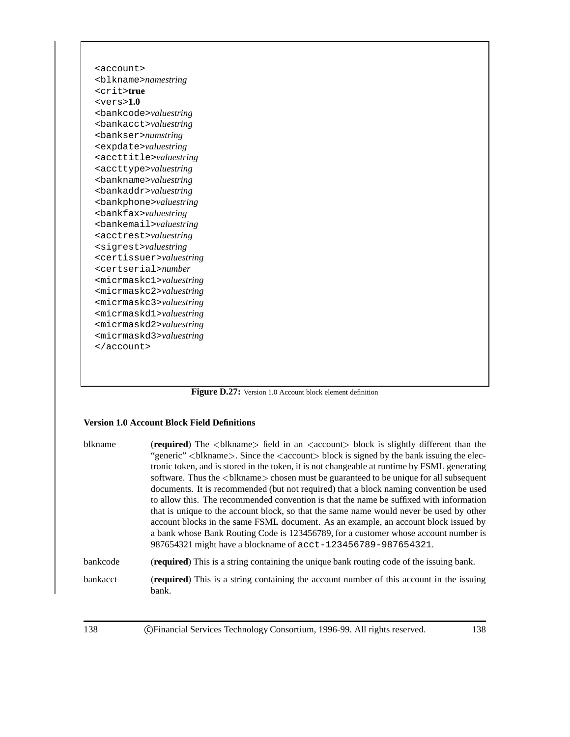```
<account>
<blkname>namestring
<crit>true
<vers>1.0
<bankcode>valuestring
<bankacct>valuestring
<bankser>numstring
<expdate>valuestring
<accttitle>valuestring
<accttype>valuestring
<bankname>valuestring
<bankaddr>valuestring
<bankphone>valuestring
<bankfax>valuestring
<bankemail>valuestring
<acctrest>valuestring
<sigrest>valuestring
<certissuer>valuestring
<certserial>number
<micrmaskc1>valuestring
<micrmaskc2>valuestring
<micrmaskc3>valuestring
<micrmaskd1>valuestring
<micrmaskd2>valuestring
<micrmaskd3>valuestring
</account>
```

**Figure D.27:** Version 1.0 Account block element definition

**Version 1.0 Account Block Field Definitions**

blkname
: (**required**) The <blkname> field in an <account> block is slightly different than the "generic" <blkname>. Since the <account> block is signed by the bank issuing the electronic token, and is stored in the token, it is not changeable at runtime by FSML generating software. Thus the <blkname> chosen must be guaranteed to be unique for all subsequent documents. It is recommended (but not required) that a block naming convention be used to allow this. The recommended convention is that the name be suffixed with information that is unique to the account block, so that the same name would never be used by other account blocks in the same FSML document. As an example, an account block issued by a bank whose Bank Routing Code is 123456789, for a customer whose account number is 987654321 might have a blockname of `acct-123456789-987654321`.

bankcode
: (**required**) This is a string containing the unique bank routing code of the issuing bank.

bankacct
: (**required**) This is a string containing the account number of this account in the issuing bank.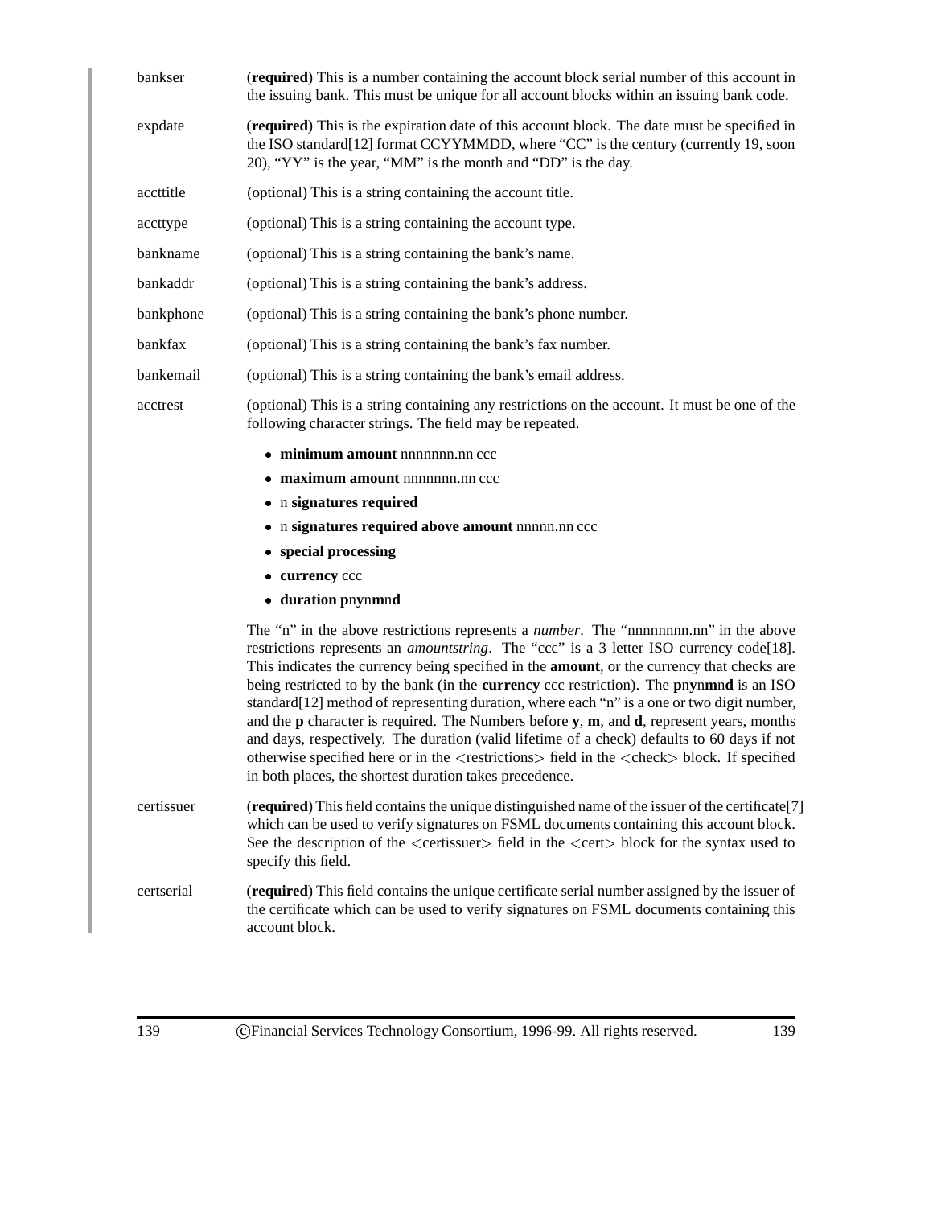bankser
: (**required**) This is a number containing the account block serial number of this account in the issuing bank. This must be unique for all account blocks within an issuing bank code.

expdate
: (**required**) This is the expiration date of this account block. The date must be specified in the ISO standard[12] format CCYYMMDD, where "CC" is the century (currently 19, soon 20), "YY" is the year, "MM" is the month and "DD" is the day.

accttitle
: (optional) This is a string containing the account title.

accttype
: (optional) This is a string containing the account type.

bankname
: (optional) This is a string containing the bank's name.

bankaddr
: (optional) This is a string containing the bank's address.

bankphone
: (optional) This is a string containing the bank's phone number.

bankfax
: (optional) This is a string containing the bank's fax number.

bankemail
: (optional) This is a string containing the bank's email address.

acctrest
: (optional) This is a string containing any restrictions on the account. It must be one of the following character strings. The field may be repeated.

- **minimum amount** nnnnnnn.nn ccc
- **maximum amount** nnnnnnn.nn ccc
- n **signatures required**
- n **signatures required above amount** nnnnn.nn ccc
- **special processing**
- **currency** ccc
- **duration p**n**y**n**m**n**d**

The "n" in the above restrictions represents a *number*. The "nnnnnnnn.nn" in the above restrictions represents an *amountstring*. The "ccc" is a 3 letter ISO currency code[18]. This indicates the currency being specified in the **amount**, or the currency that checks are being restricted to by the bank (in the **currency** ccc restriction). The **p**n**y**n**m**n**d** is an ISO standard[12] method of representing duration, where each "n" is a one or two digit number, and the **p** character is required. The Numbers before **y**, **m**, and **d**, represent years, months and days, respectively. The duration (valid lifetime of a check) defaults to 60 days if not otherwise specified here or in the <restrictions> field in the <check> block. If specified in both places, the shortest duration takes precedence.

certissuer
: (**required**) This field contains the unique distinguished name of the issuer of the certificate[7] which can be used to verify signatures on FSML documents containing this account block. See the description of the <certissuer> field in the <cert> block for the syntax used to specify this field.

certserial
: (**required**) This field contains the unique certificate serial number assigned by the issuer of the certificate which can be used to verify signatures on FSML documents containing this account block.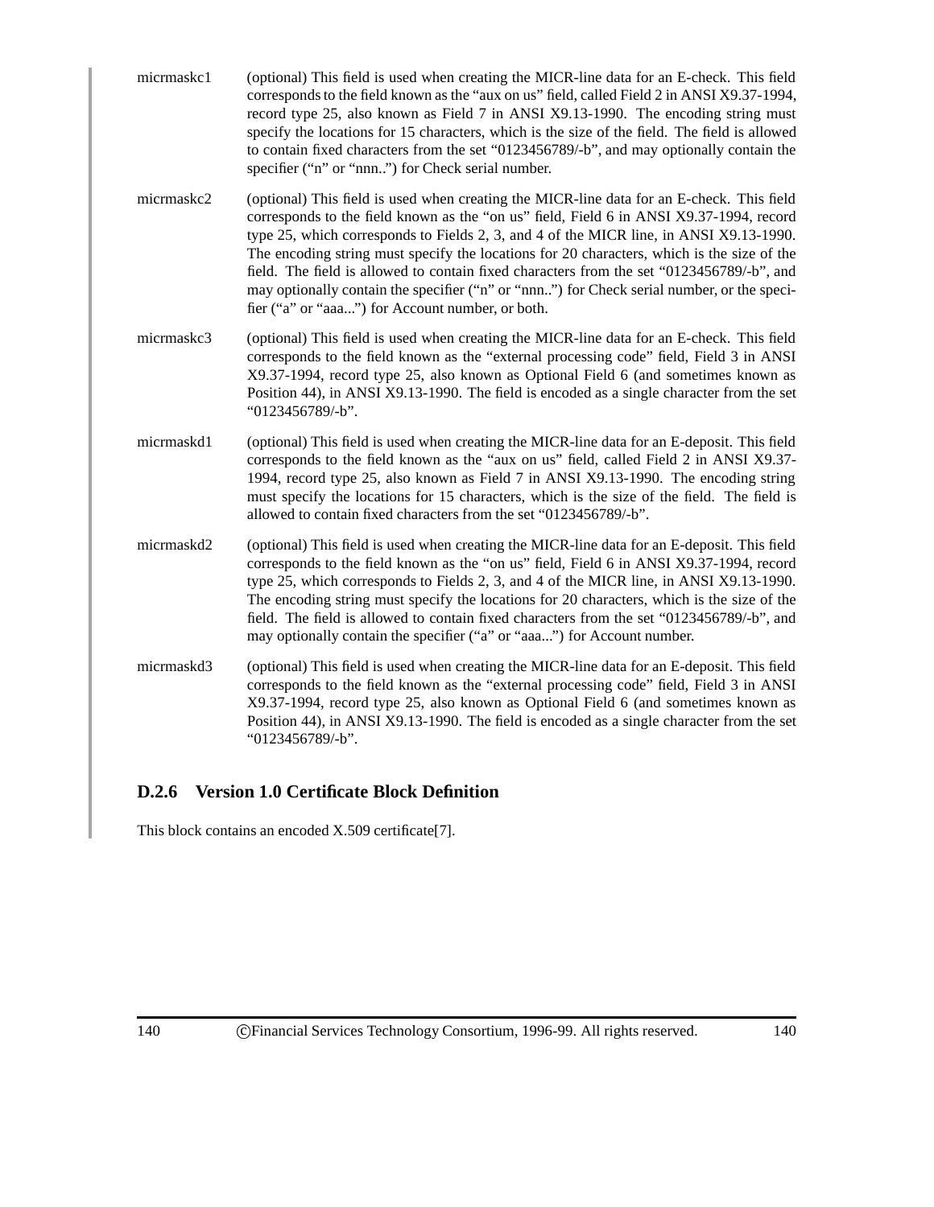micrmaskc1 (optional) This field is used when creating the MICR-line data for an E-check. This field corresponds to the field known as the "aux on us" field, called Field 2 in ANSI X9.37-1994, record type 25, also known as Field 7 in ANSI X9.13-1990. The encoding string must specify the locations for 15 characters, which is the size of the field. The field is allowed to contain fixed characters from the set "0123456789/-b", and may optionally contain the specifier ("n" or "nnn..") for Check serial number.

micrmaskc2 (optional) This field is used when creating the MICR-line data for an E-check. This field corresponds to the field known as the "on us" field, Field 6 in ANSI X9.37-1994, record type 25, which corresponds to Fields 2, 3, and 4 of the MICR line, in ANSI X9.13-1990. The encoding string must specify the locations for 20 characters, which is the size of the field. The field is allowed to contain fixed characters from the set "0123456789/-b", and may optionally contain the specifier ("n" or "nnn..") for Check serial number, or the specifier ("a" or "aaa...") for Account number, or both.

micrmaskc3 (optional) This field is used when creating the MICR-line data for an E-check. This field corresponds to the field known as the "external processing code" field, Field 3 in ANSI X9.37-1994, record type 25, also known as Optional Field 6 (and sometimes known as Position 44), in ANSI X9.13-1990. The field is encoded as a single character from the set "0123456789/-b".

micrmaskd1 (optional) This field is used when creating the MICR-line data for an E-deposit. This field corresponds to the field known as the "aux on us" field, called Field 2 in ANSI X9.37-1994, record type 25, also known as Field 7 in ANSI X9.13-1990. The encoding string must specify the locations for 15 characters, which is the size of the field. The field is allowed to contain fixed characters from the set "0123456789/-b".

micrmaskd2 (optional) This field is used when creating the MICR-line data for an E-deposit. This field corresponds to the field known as the "on us" field, Field 6 in ANSI X9.37-1994, record type 25, which corresponds to Fields 2, 3, and 4 of the MICR line, in ANSI X9.13-1990. The encoding string must specify the locations for 20 characters, which is the size of the field. The field is allowed to contain fixed characters from the set "0123456789/-b", and may optionally contain the specifier ("a" or "aaa...") for Account number.

micrmaskd3 (optional) This field is used when creating the MICR-line data for an E-deposit. This field corresponds to the field known as the "external processing code" field, Field 3 in ANSI X9.37-1994, record type 25, also known as Optional Field 6 (and sometimes known as Position 44), in ANSI X9.13-1990. The field is encoded as a single character from the set "0123456789/-b".

### D.2.6 Version 1.0 Certificate Block Definition

This block contains an encoded X.509 certificate[7].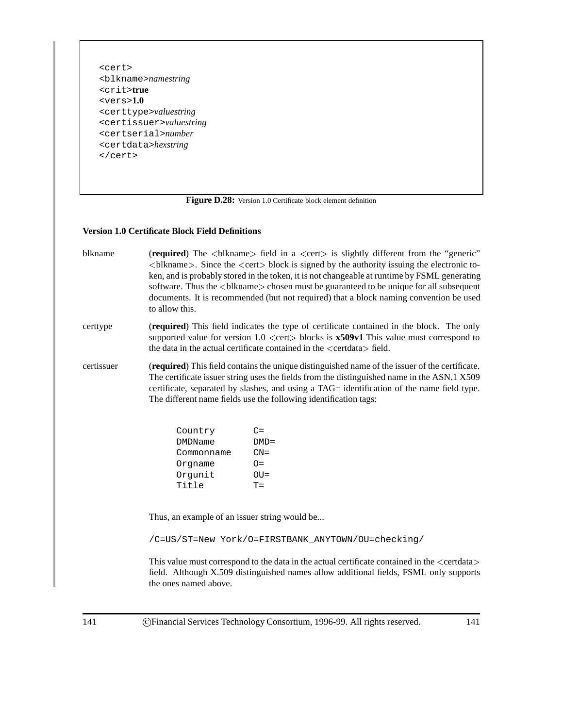```
<cert>
<blkname>namestring
<crit>true
<vers>1.0
<certtype>valuestring
<certissuer>valuestring
<certserial>number
<certdata>hexstring
</cert>
```

**Figure D.28:** Version 1.0 Certificate block element definition

#### Version 1.0 Certificate Block Field Definitions

blkname (**required**) The <blkname> field in a <cert> is slightly different from the "generic" <blkname>. Since the <cert> block is signed by the authority issuing the electronic token, and is probably stored in the token, it is not changeable at runtime by FSML generating software. Thus the <blkname> chosen must be guaranteed to be unique for all subsequent documents. It is recommended (but not required) that a block naming convention be used to allow this.

certtype (**required**) This field indicates the type of certificate contained in the block. The only supported value for version 1.0 <cert> blocks is **x509v1** This value must correspond to the data in the actual certificate contained in the <certdata> field.

certissuer (**required**) This field contains the unique distinguished name of the issuer of the certificate. The certificate issuer string uses the fields from the distinguished name in the ASN.1 X509 certificate, separated by slashes, and using a TAG= identification of the name field type. The different name fields use the following identification tags:

```
Country      C=
DMDName      DMD=
Commonname   CN=
Orgname      O=
Orgunit      OU=
Title        T=
```

Thus, an example of an issuer string would be...

```
/C=US/ST=New York/O=FIRSTBANK_ANYTOWN/OU=checking/
```

This value must correspond to the data in the actual certificate contained in the <certdata> field. Although X.509 distinguished names allow additional fields, FSML only supports the ones named above.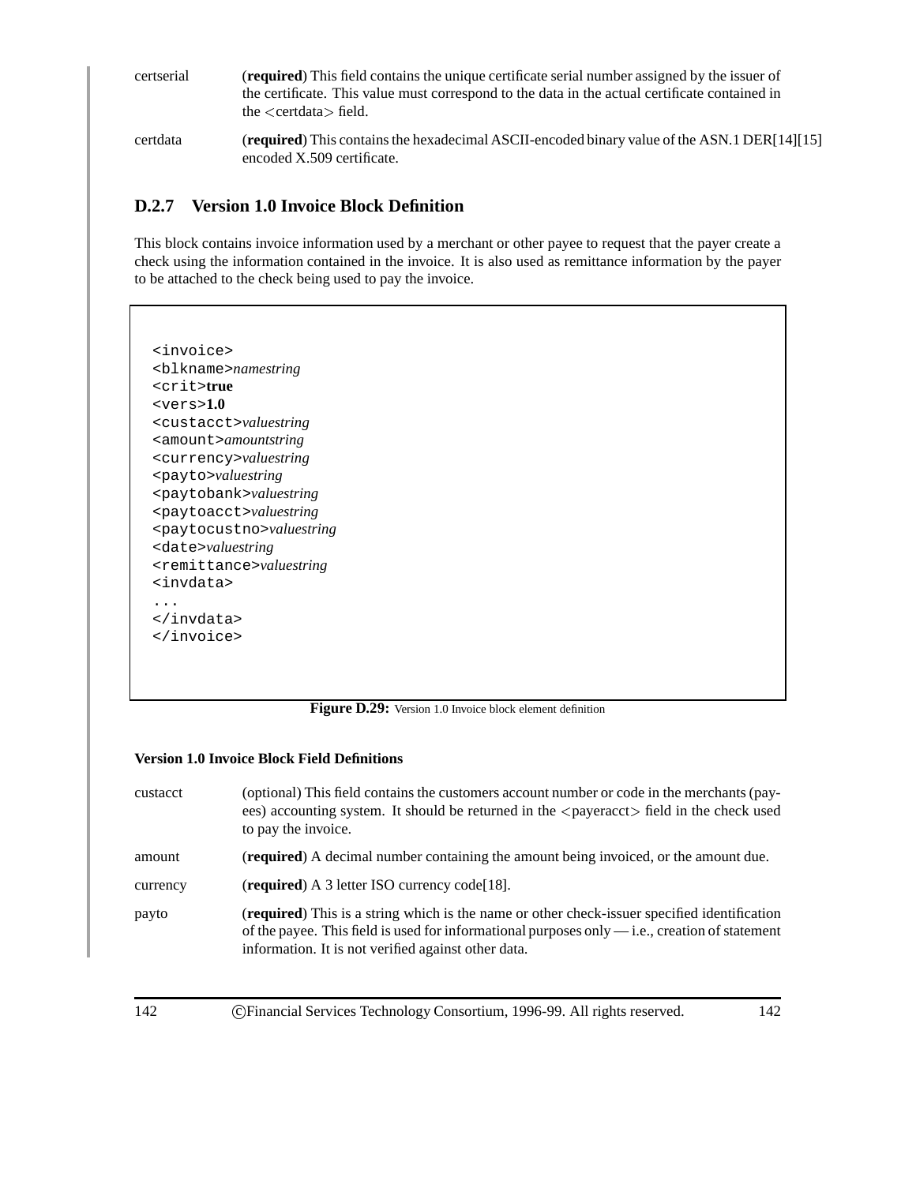certserial (**required**) This field contains the unique certificate serial number assigned by the issuer of the certificate. This value must correspond to the data in the actual certificate contained in the <certdata> field.

certdata (**required**) This contains the hexadecimal ASCII-encoded binary value of the ASN.1 DER[14][15] encoded X.509 certificate.

### D.2.7 Version 1.0 Invoice Block Definition

This block contains invoice information used by a merchant or other payee to request that the payer create a check using the information contained in the invoice. It is also used as remittance information by the payer to be attached to the check being used to pay the invoice.

```
<invoice>
<blkname>namestring
<crit>true
<vers>1.0
<custacct>valuestring
<amount>amountstring
<currency>valuestring
<payto>valuestring
<paytobank>valuestring
<paytoacct>valuestring
<paytocustno>valuestring
<date>valuestring
<remittance>valuestring
<invdata>
...
</invdata>
</invoice>
```

**Figure D.29:** Version 1.0 Invoice block element definition

**Version 1.0 Invoice Block Field Definitions**

custacct (optional) This field contains the customers account number or code in the merchants (payees) accounting system. It should be returned in the <payeracct> field in the check used to pay the invoice.

amount (**required**) A decimal number containing the amount being invoiced, or the amount due.

currency (**required**) A 3 letter ISO currency code[18].

payto (**required**) This is a string which is the name or other check-issuer specified identification of the payee. This field is used for informational purposes only — i.e., creation of statement information. It is not verified against other data.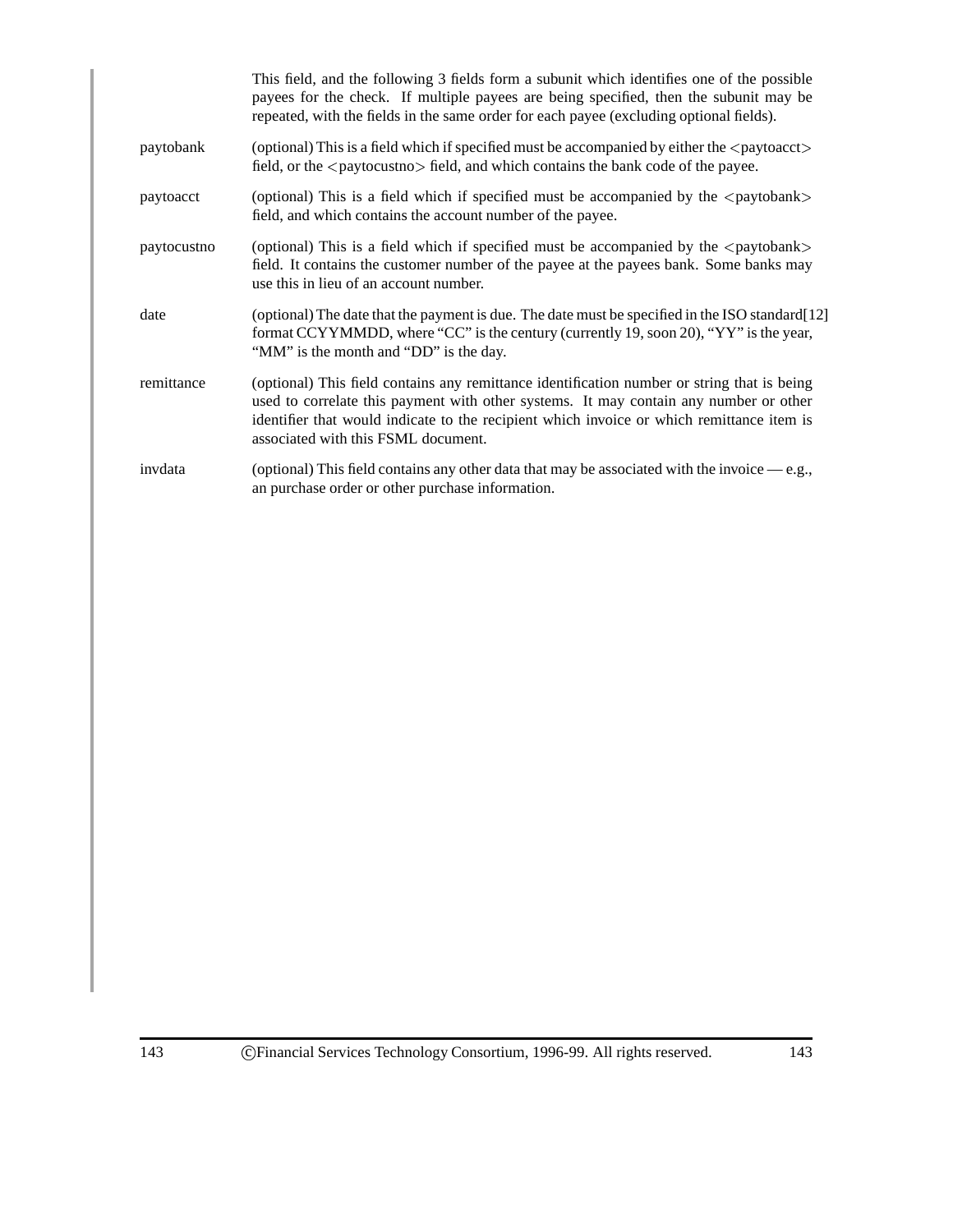This field, and the following 3 fields form a subunit which identifies one of the possible payees for the check. If multiple payees are being specified, then the subunit may be repeated, with the fields in the same order for each payee (excluding optional fields).

**paytobank** (optional) This is a field which if specified must be accompanied by either the <paytoacct> field, or the <paytocustno> field, and which contains the bank code of the payee.

**paytoacct** (optional) This is a field which if specified must be accompanied by the <paytobank> field, and which contains the account number of the payee.

**paytocustno** (optional) This is a field which if specified must be accompanied by the <paytobank> field. It contains the customer number of the payee at the payees bank. Some banks may use this in lieu of an account number.

**date** (optional) The date that the payment is due. The date must be specified in the ISO standard[12] format CCYYMMDD, where "CC" is the century (currently 19, soon 20), "YY" is the year, "MM" is the month and "DD" is the day.

**remittance** (optional) This field contains any remittance identification number or string that is being used to correlate this payment with other systems. It may contain any number or other identifier that would indicate to the recipient which invoice or which remittance item is associated with this FSML document.

**invdata** (optional) This field contains any other data that may be associated with the invoice — e.g., an purchase order or other purchase information.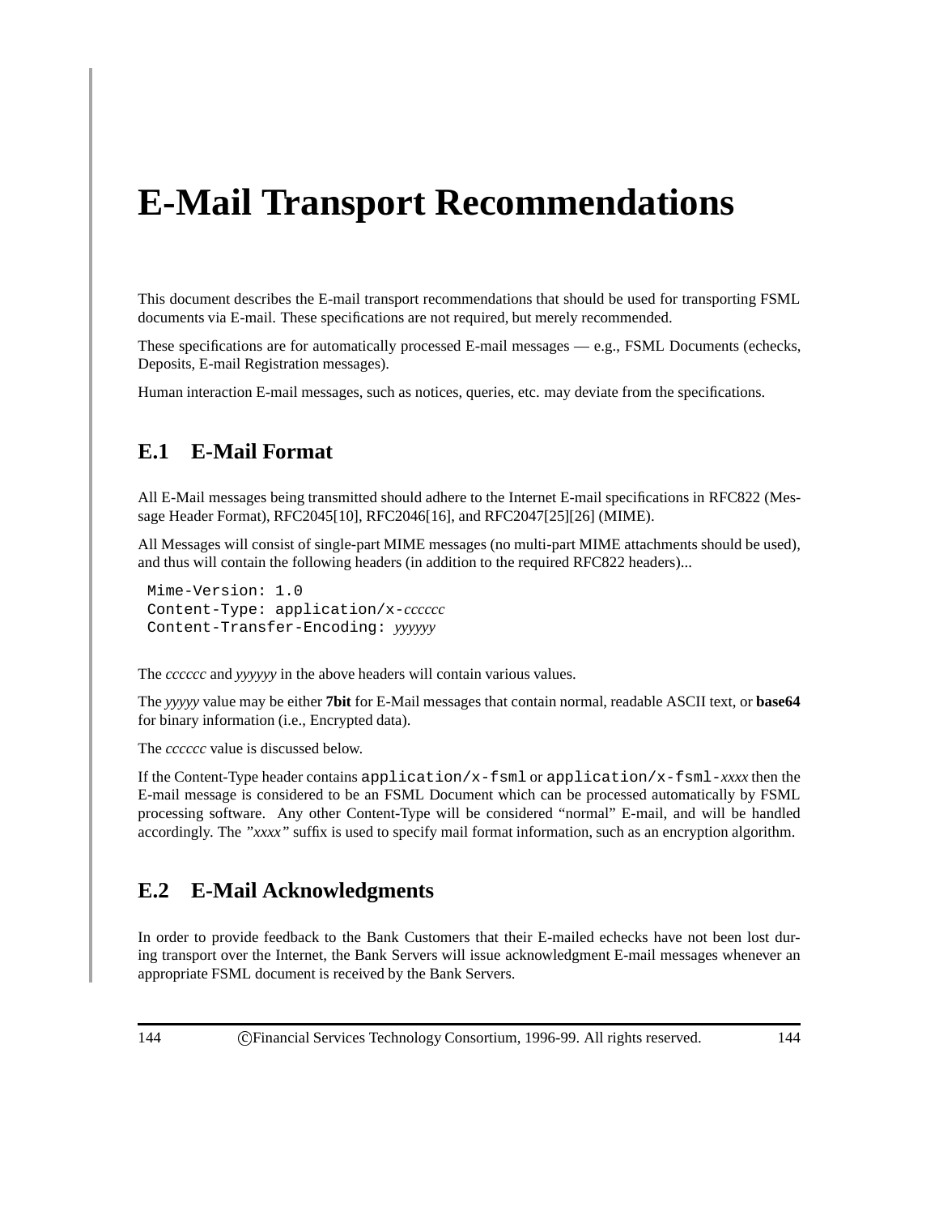# E-Mail Transport Recommendations

This document describes the E-mail transport recommendations that should be used for transporting FSML documents via E-mail. These specifications are not required, but merely recommended.

These specifications are for automatically processed E-mail messages — e.g., FSML Documents (echecks, Deposits, E-mail Registration messages).

Human interaction E-mail messages, such as notices, queries, etc. may deviate from the specifications.

## E.1 E-Mail Format

All E-Mail messages being transmitted should adhere to the Internet E-mail specifications in RFC822 (Message Header Format), RFC2045[10], RFC2046[16], and RFC2047[25][26] (MIME).

All Messages will consist of single-part MIME messages (no multi-part MIME attachments should be used), and thus will contain the following headers (in addition to the required RFC822 headers)...

```
Mime-Version: 1.0
Content-Type: application/x-cccccc
Content-Transfer-Encoding: yyyyyy
```

The *cccccc* and *yyyyyy* in the above headers will contain various values.

The *yyyyy* value may be either **7bit** for E-Mail messages that contain normal, readable ASCII text, or **base64** for binary information (i.e., Encrypted data).

The *cccccc* value is discussed below.

If the Content-Type header contains `application/x-fsml` or `application/x-fsml-`*xxxx* then the E-mail message is considered to be an FSML Document which can be processed automatically by FSML processing software. Any other Content-Type will be considered "normal" E-mail, and will be handled accordingly. The *"xxxx"* suffix is used to specify mail format information, such as an encryption algorithm.

## E.2 E-Mail Acknowledgments

In order to provide feedback to the Bank Customers that their E-mailed echecks have not been lost during transport over the Internet, the Bank Servers will issue acknowledgment E-mail messages whenever an appropriate FSML document is received by the Bank Servers.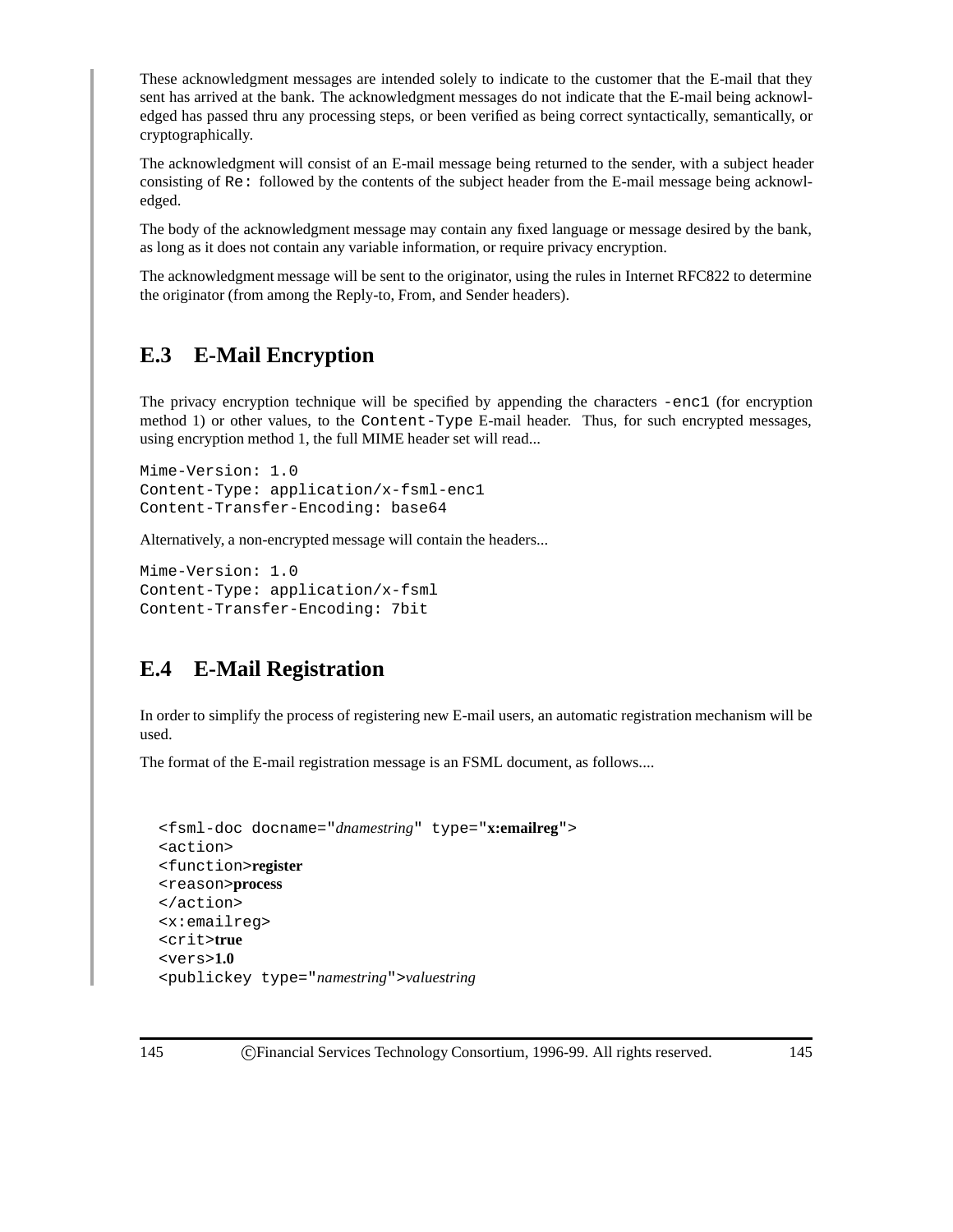These acknowledgment messages are intended solely to indicate to the customer that the E-mail that they sent has arrived at the bank. The acknowledgment messages do not indicate that the E-mail being acknowledged has passed thru any processing steps, or been verified as being correct syntactically, semantically, or cryptographically.

The acknowledgment will consist of an E-mail message being returned to the sender, with a subject header consisting of `Re:` followed by the contents of the subject header from the E-mail message being acknowledged.

The body of the acknowledgment message may contain any fixed language or message desired by the bank, as long as it does not contain any variable information, or require privacy encryption.

The acknowledgment message will be sent to the originator, using the rules in Internet RFC822 to determine the originator (from among the Reply-to, From, and Sender headers).

## E.3 E-Mail Encryption

The privacy encryption technique will be specified by appending the characters `-enc1` (for encryption method 1) or other values, to the `Content-Type` E-mail header. Thus, for such encrypted messages, using encryption method 1, the full MIME header set will read...

```
Mime-Version: 1.0
Content-Type: application/x-fsml-enc1
Content-Transfer-Encoding: base64
```

Alternatively, a non-encrypted message will contain the headers...

```
Mime-Version: 1.0
Content-Type: application/x-fsml
Content-Transfer-Encoding: 7bit
```

## E.4 E-Mail Registration

In order to simplify the process of registering new E-mail users, an automatic registration mechanism will be used.

The format of the E-mail registration message is an FSML document, as follows....

```
<fsml-doc docname="dnamestring" type="x:emailreg">
<action>
<function>register
<reason>process
</action>
<x:emailreg>
<crit>true
<vers>1.0
<publickey type="namestring">valuestring
```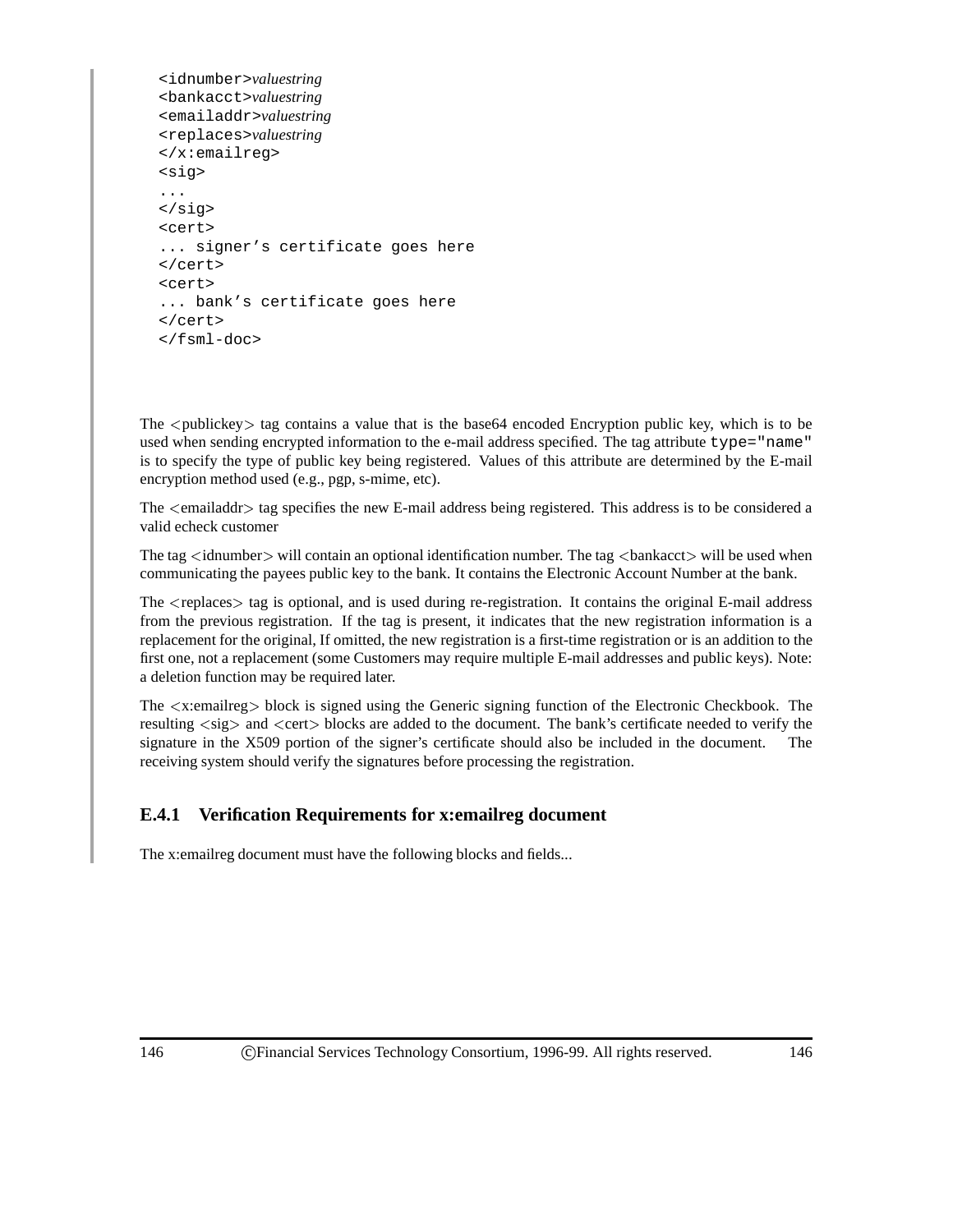```
<idnumber>valuestring
<bankacct>valuestring
<emailaddr>valuestring
<replaces>valuestring
</x:emailreg>
<sig>
...
</sig>
<cert>
... signer's certificate goes here
</cert>
<cert>
... bank's certificate goes here
</cert>
</fsml-doc>
```

The <publickey> tag contains a value that is the base64 encoded Encryption public key, which is to be used when sending encrypted information to the e-mail address specified. The tag attribute `type="name"` is to specify the type of public key being registered. Values of this attribute are determined by the E-mail encryption method used (e.g., pgp, s-mime, etc).

The <emailaddr> tag specifies the new E-mail address being registered. This address is to be considered a valid echeck customer

The tag <idnumber> will contain an optional identification number. The tag <bankacct> will be used when communicating the payees public key to the bank. It contains the Electronic Account Number at the bank.

The <replaces> tag is optional, and is used during re-registration. It contains the original E-mail address from the previous registration. If the tag is present, it indicates that the new registration information is a replacement for the original, If omitted, the new registration is a first-time registration or is an addition to the first one, not a replacement (some Customers may require multiple E-mail addresses and public keys). Note: a deletion function may be required later.

The <x:emailreg> block is signed using the Generic signing function of the Electronic Checkbook. The resulting <sig> and <cert> blocks are added to the document. The bank's certificate needed to verify the signature in the X509 portion of the signer's certificate should also be included in the document. The receiving system should verify the signatures before processing the registration.

### E.4.1 Verification Requirements for x:emailreg document

The x:emailreg document must have the following blocks and fields...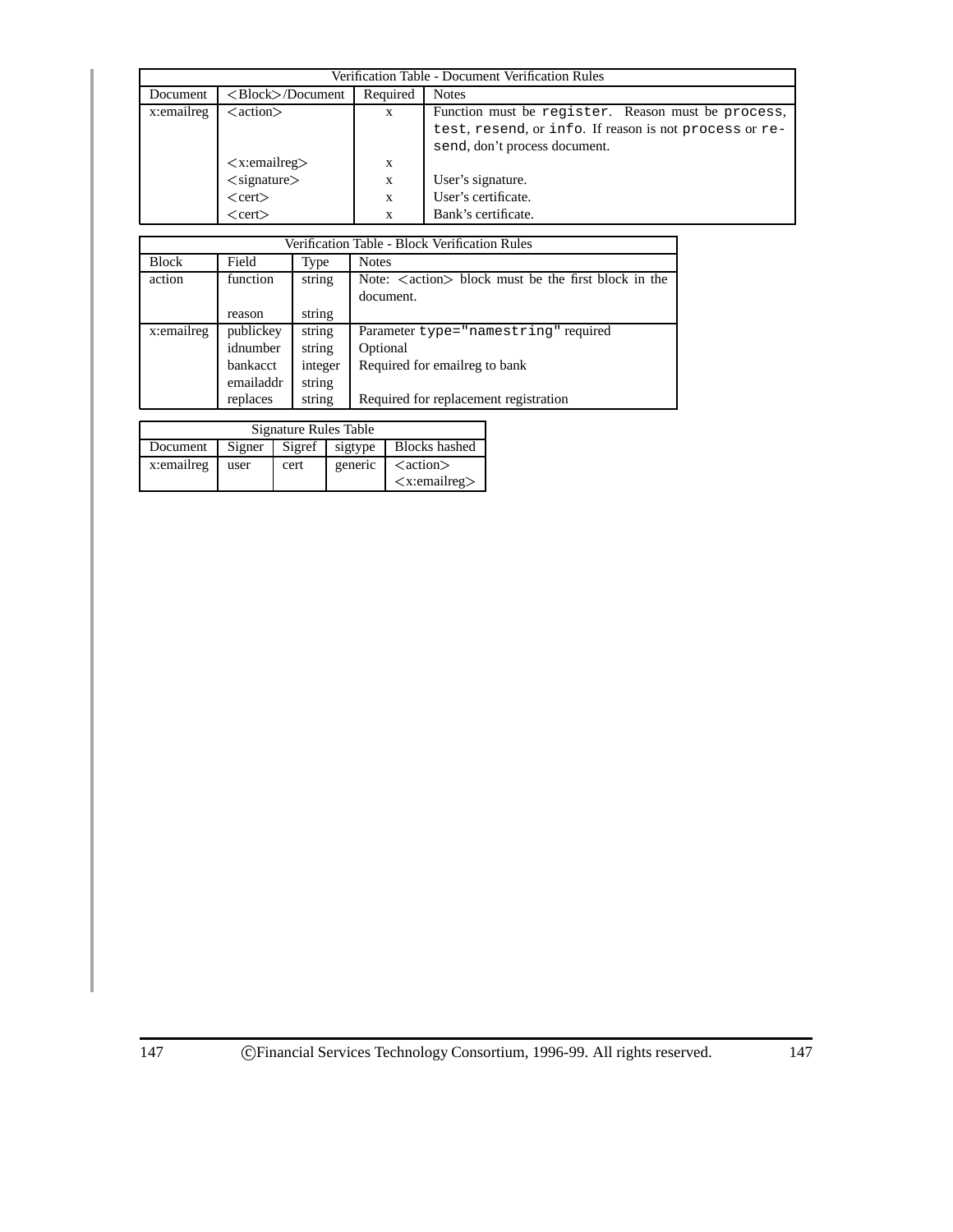| Verification Table - Document Verification Rules | | | |
|---|---|---|---|
| Document | <Block>/Document | Required | Notes |
| x:emailreg | <action> | x | Function must be `register`. Reason must be `process`, `test`, `resend`, or `info`. If reason is not `process` or `resend`, don't process document. |
| | <x:emailreg> | x | |
| | <signature> | x | User's signature. |
| | <cert> | x | User's certificate. |
| | <cert> | x | Bank's certificate. |

| Verification Table - Block Verification Rules | | | |
|---|---|---|---|
| Block | Field | Type | Notes |
| action | function | string | Note: <action> block must be the first block in the document. |
| | reason | string | |
| x:emailreg | publickey | string | Parameter `type="namestring"` required |
| | idnumber | string | Optional |
| | bankacct | integer | Required for emailreg to bank |
| | emailaddr | string | |
| | replaces | string | Required for replacement registration |

| Signature Rules Table | | | | |
|---|---|---|---|---|
| Document | Signer | Sigref | sigtype | Blocks hashed |
| x:emailreg | user | cert | generic | <action> <x:emailreg> |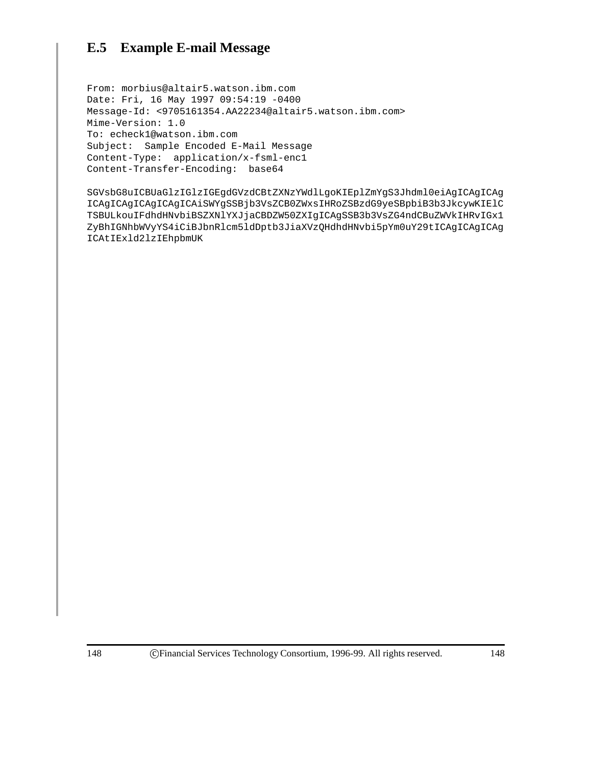## E.5 Example E-mail Message

```
From: morbius@altair5.watson.ibm.com
Date: Fri, 16 May 1997 09:54:19 -0400
Message-Id: <9705161354.AA22234@altair5.watson.ibm.com>
Mime-Version: 1.0
To: echeck1@watson.ibm.com
Subject:  Sample Encoded E-Mail Message
Content-Type:  application/x-fsml-enc1
Content-Transfer-Encoding:  base64

SGVsbG8uICBUaGlzIGlzIGEgdGVzdCBtZXNzYWdlLgoKIEplZmYgS3Jhdml0eiAgICAgICAg
ICAgICAgICAgICAgICAiSWYgSSBjb3VsZCB0ZWxsIHRoZSBzdG9yeSBpbiB3b3JkcywKIElC
TSBULkouIFdhdHNvbiBSZXNlYXJjaCBDZW50ZXIgICAgSSB3b3VsZG4ndCBuZWVkIHRvIGx1
ZyBhIGNhbWVyYS4iCiBJbnRlcm5ldDptb3JiaXVzQHdhdHNvbi5pYm0uY29tICAgICAgICAg
ICAtIExld2lzIEhpbmUK
```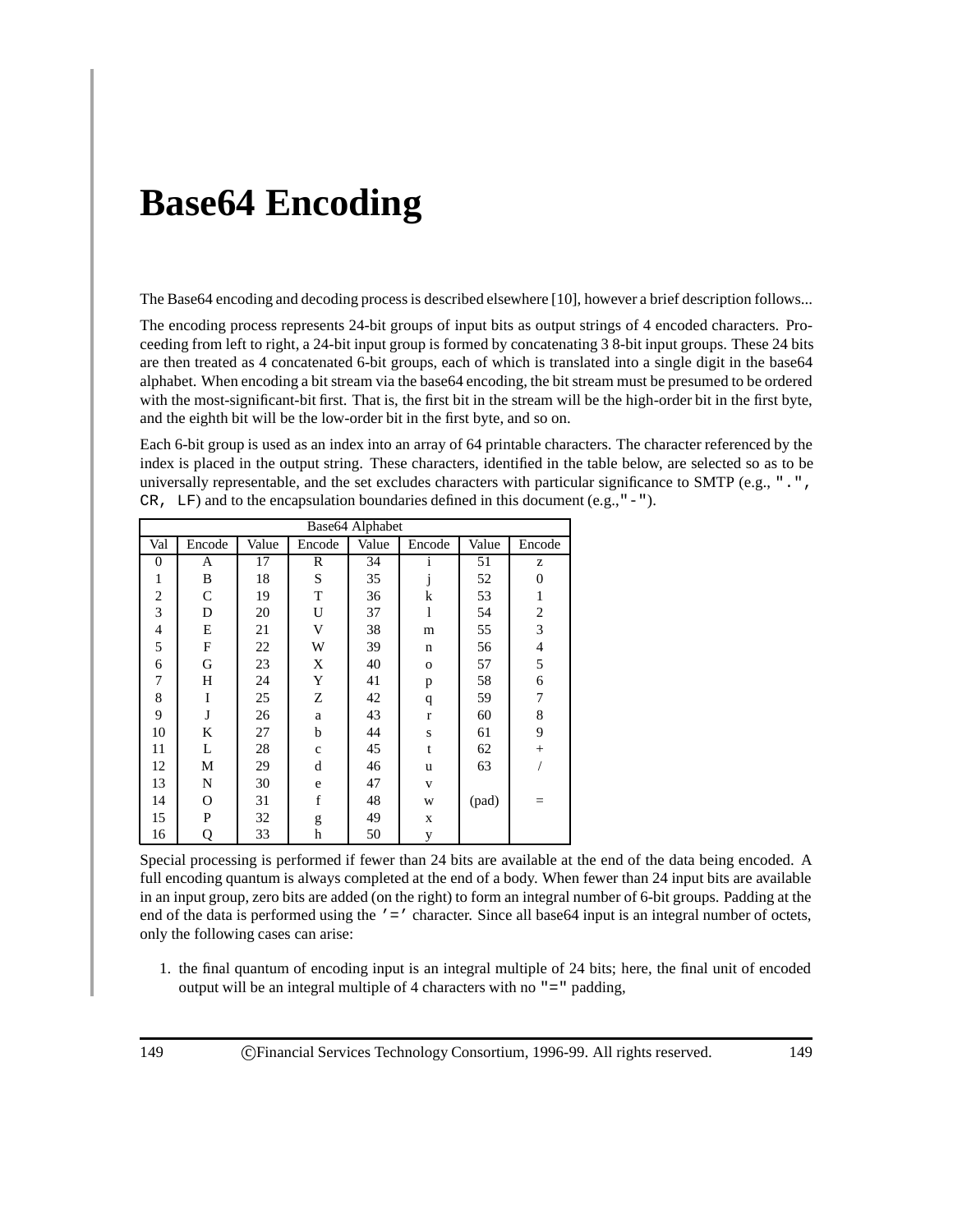# Base64 Encoding

The Base64 encoding and decoding process is described elsewhere [10], however a brief description follows...

The encoding process represents 24-bit groups of input bits as output strings of 4 encoded characters. Proceeding from left to right, a 24-bit input group is formed by concatenating 3 8-bit input groups. These 24 bits are then treated as 4 concatenated 6-bit groups, each of which is translated into a single digit in the base64 alphabet. When encoding a bit stream via the base64 encoding, the bit stream must be presumed to be ordered with the most-significant-bit first. That is, the first bit in the stream will be the high-order bit in the first byte, and the eighth bit will be the low-order bit in the first byte, and so on.

Each 6-bit group is used as an index into an array of 64 printable characters. The character referenced by the index is placed in the output string. These characters, identified in the table below, are selected so as to be universally representable, and the set excludes characters with particular significance to SMTP (e.g., ".", CR, LF) and to the encapsulation boundaries defined in this document (e.g.,"-").

| Base64 Alphabet | | | | | | | |
|---|---|---|---|---|---|---|---|
| Val | Encode | Value | Encode | Value | Encode | Value | Encode |
| 0 | A | 17 | R | 34 | i | 51 | z |
| 1 | B | 18 | S | 35 | j | 52 | 0 |
| 2 | C | 19 | T | 36 | k | 53 | 1 |
| 3 | D | 20 | U | 37 | l | 54 | 2 |
| 4 | E | 21 | V | 38 | m | 55 | 3 |
| 5 | F | 22 | W | 39 | n | 56 | 4 |
| 6 | G | 23 | X | 40 | o | 57 | 5 |
| 7 | H | 24 | Y | 41 | p | 58 | 6 |
| 8 | I | 25 | Z | 42 | q | 59 | 7 |
| 9 | J | 26 | a | 43 | r | 60 | 8 |
| 10 | K | 27 | b | 44 | s | 61 | 9 |
| 11 | L | 28 | c | 45 | t | 62 | + |
| 12 | M | 29 | d | 46 | u | 63 | / |
| 13 | N | 30 | e | 47 | v | | |
| 14 | O | 31 | f | 48 | w | (pad) | = |
| 15 | P | 32 | g | 49 | x | | |
| 16 | Q | 33 | h | 50 | y | | |

Special processing is performed if fewer than 24 bits are available at the end of the data being encoded. A full encoding quantum is always completed at the end of a body. When fewer than 24 input bits are available in an input group, zero bits are added (on the right) to form an integral number of 6-bit groups. Padding at the end of the data is performed using the '=' character. Since all base64 input is an integral number of octets, only the following cases can arise:

1. the final quantum of encoding input is an integral multiple of 24 bits; here, the final unit of encoded output will be an integral multiple of 4 characters with no "=" padding,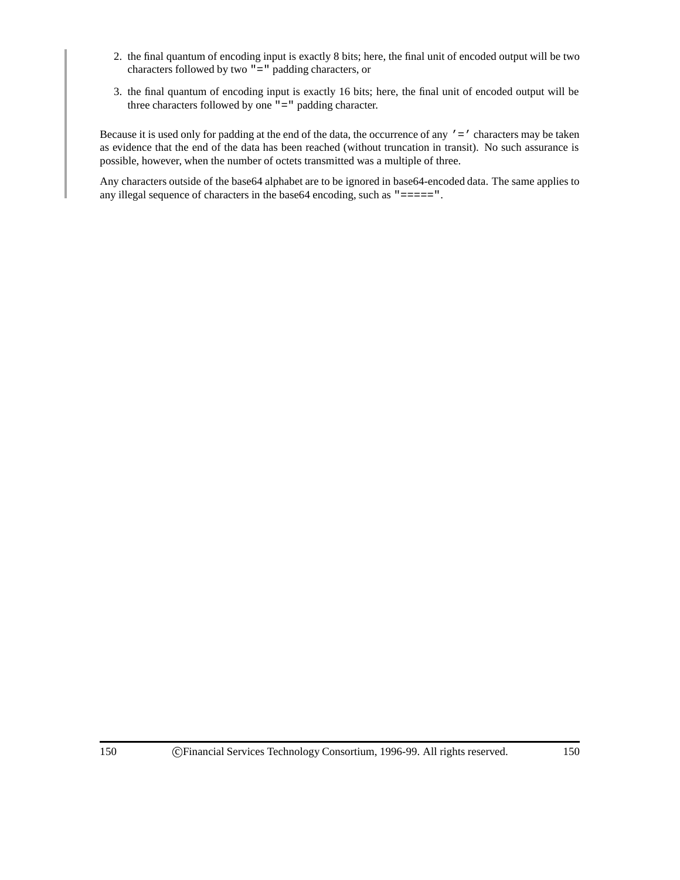2. the final quantum of encoding input is exactly 8 bits; here, the final unit of encoded output will be two characters followed by two "=" padding characters, or

3. the final quantum of encoding input is exactly 16 bits; here, the final unit of encoded output will be three characters followed by one "=" padding character.

Because it is used only for padding at the end of the data, the occurrence of any '=' characters may be taken as evidence that the end of the data has been reached (without truncation in transit). No such assurance is possible, however, when the number of octets transmitted was a multiple of three.

Any characters outside of the base64 alphabet are to be ignored in base64-encoded data. The same applies to any illegal sequence of characters in the base64 encoding, such as "=====".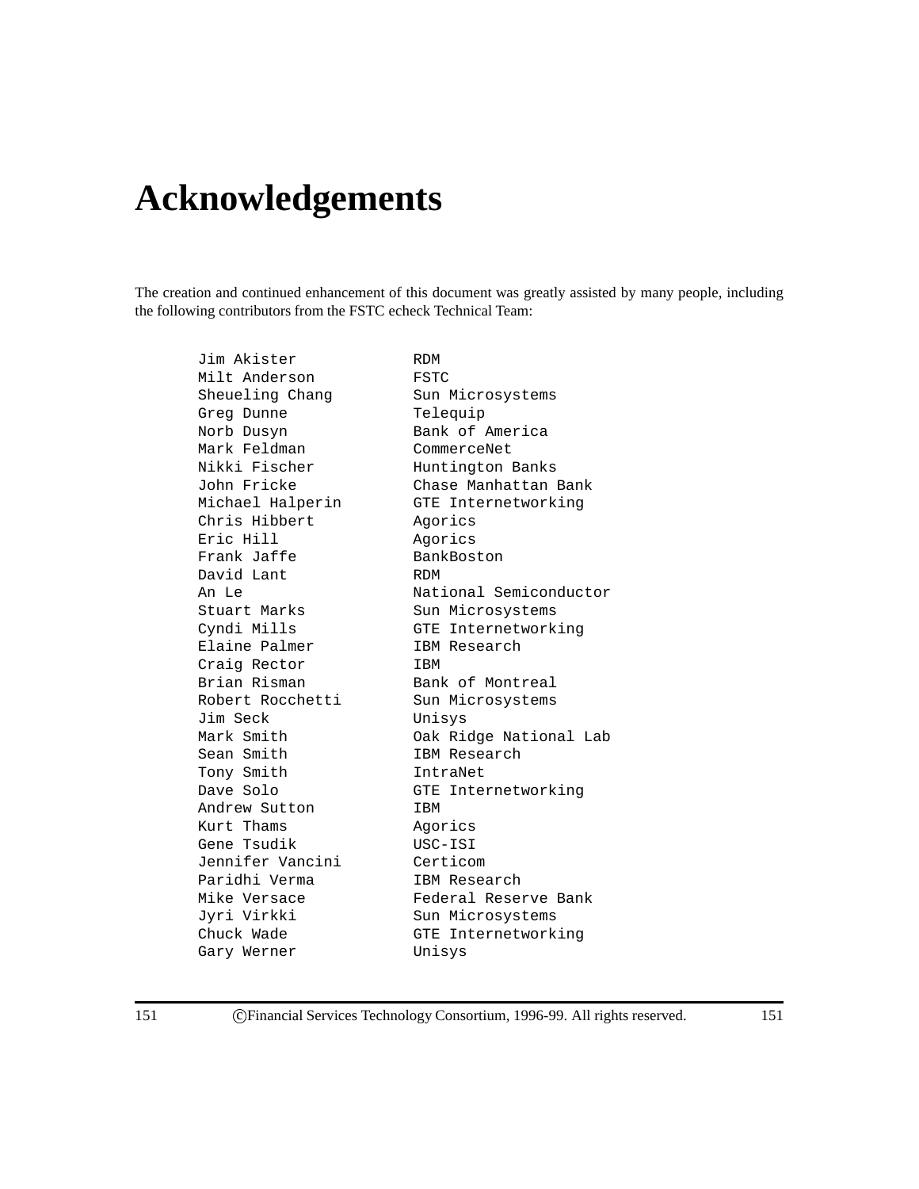# Acknowledgements

The creation and continued enhancement of this document was greatly assisted by many people, including the following contributors from the FSTC echeck Technical Team:

```
Jim Akister            RDM
Milt Anderson          FSTC
Sheueling Chang        Sun Microsystems
Greg Dunne             Telequip
Norb Dusyn             Bank of America
Mark Feldman           CommerceNet
Nikki Fischer          Huntington Banks
John Fricke            Chase Manhattan Bank
Michael Halperin       GTE Internetworking
Chris Hibbert          Agorics
Eric Hill              Agorics
Frank Jaffe            BankBoston
David Lant             RDM
An Le                  National Semiconductor
Stuart Marks           Sun Microsystems
Cyndi Mills            GTE Internetworking
Elaine Palmer          IBM Research
Craig Rector           IBM
Brian Risman           Bank of Montreal
Robert Rocchetti       Sun Microsystems
Jim Seck               Unisys
Mark Smith             Oak Ridge National Lab
Sean Smith             IBM Research
Tony Smith             IntraNet
Dave Solo              GTE Internetworking
Andrew Sutton          IBM
Kurt Thams             Agorics
Gene Tsudik            USC-ISI
Jennifer Vancini       Certicom
Paridhi Verma          IBM Research
Mike Versace           Federal Reserve Bank
Jyri Virkki            Sun Microsystems
Chuck Wade             GTE Internetworking
Gary Werner            Unisys
```